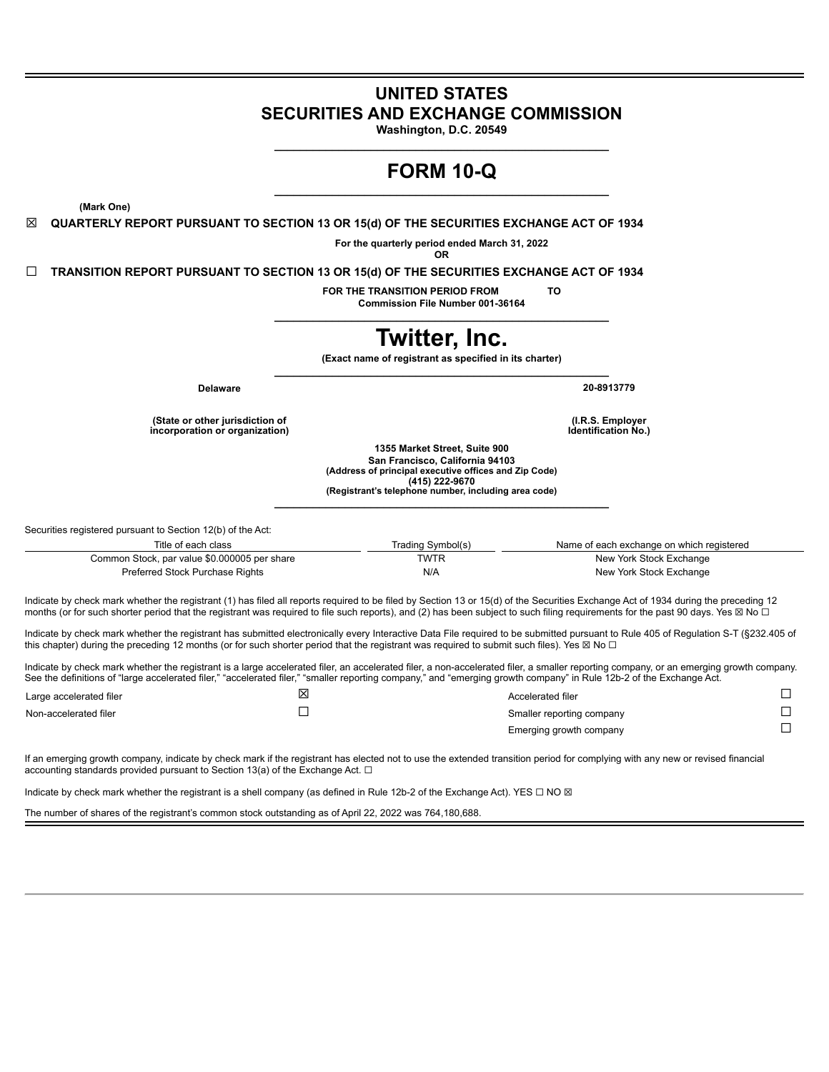# UNITED STATES
# SECURITIES AND EXCHANGE COMMISSION

**Washington, D.C. 20549**

# FORM 10-Q

**(Mark One)**

☒ **QUARTERLY REPORT PURSUANT TO SECTION 13 OR 15(d) OF THE SECURITIES EXCHANGE ACT OF 1934**

**For the quarterly period ended March 31, 2022**

**OR**

☐ **TRANSITION REPORT PURSUANT TO SECTION 13 OR 15(d) OF THE SECURITIES EXCHANGE ACT OF 1934**

**FOR THE TRANSITION PERIOD FROM TO**

**Commission File Number 001-36164**

# Twitter, Inc.

**(Exact name of registrant as specified in its charter)**

| **Delaware** | **20-8913779** |
|---|---|
| **(State or other jurisdiction of incorporation or organization)** | **(I.R.S. Employer Identification No.)** |

**1355 Market Street, Suite 900**
**San Francisco, California 94103**
**(Address of principal executive offices and Zip Code)**
**(415) 222-9670**
**(Registrant's telephone number, including area code)**

Securities registered pursuant to Section 12(b) of the Act:

| Title of each class | Trading Symbol(s) | Name of each exchange on which registered |
|---|---|---|
| Common Stock, par value $0.000005 per share | TWTR | New York Stock Exchange |
| Preferred Stock Purchase Rights | N/A | New York Stock Exchange |

Indicate by check mark whether the registrant (1) has filed all reports required to be filed by Section 13 or 15(d) of the Securities Exchange Act of 1934 during the preceding 12 months (or for such shorter period that the registrant was required to file such reports), and (2) has been subject to such filing requirements for the past 90 days. Yes ☒ No ☐

Indicate by check mark whether the registrant has submitted electronically every Interactive Data File required to be submitted pursuant to Rule 405 of Regulation S-T (§232.405 of this chapter) during the preceding 12 months (or for such shorter period that the registrant was required to submit such files). Yes ☒ No ☐

Indicate by check mark whether the registrant is a large accelerated filer, an accelerated filer, a non-accelerated filer, a smaller reporting company, or an emerging growth company. See the definitions of "large accelerated filer," "accelerated filer," "smaller reporting company," and "emerging growth company" in Rule 12b-2 of the Exchange Act.

| | | | |
|---|---|---|---|
| Large accelerated filer | ☒ | Accelerated filer | ☐ |
| Non-accelerated filer | ☐ | Smaller reporting company | ☐ |
| | | Emerging growth company | ☐ |

If an emerging growth company, indicate by check mark if the registrant has elected not to use the extended transition period for complying with any new or revised financial accounting standards provided pursuant to Section 13(a) of the Exchange Act. ☐

Indicate by check mark whether the registrant is a shell company (as defined in Rule 12b-2 of the Exchange Act). YES ☐ NO ☒

The number of shares of the registrant's common stock outstanding as of April 22, 2022 was 764,180,688.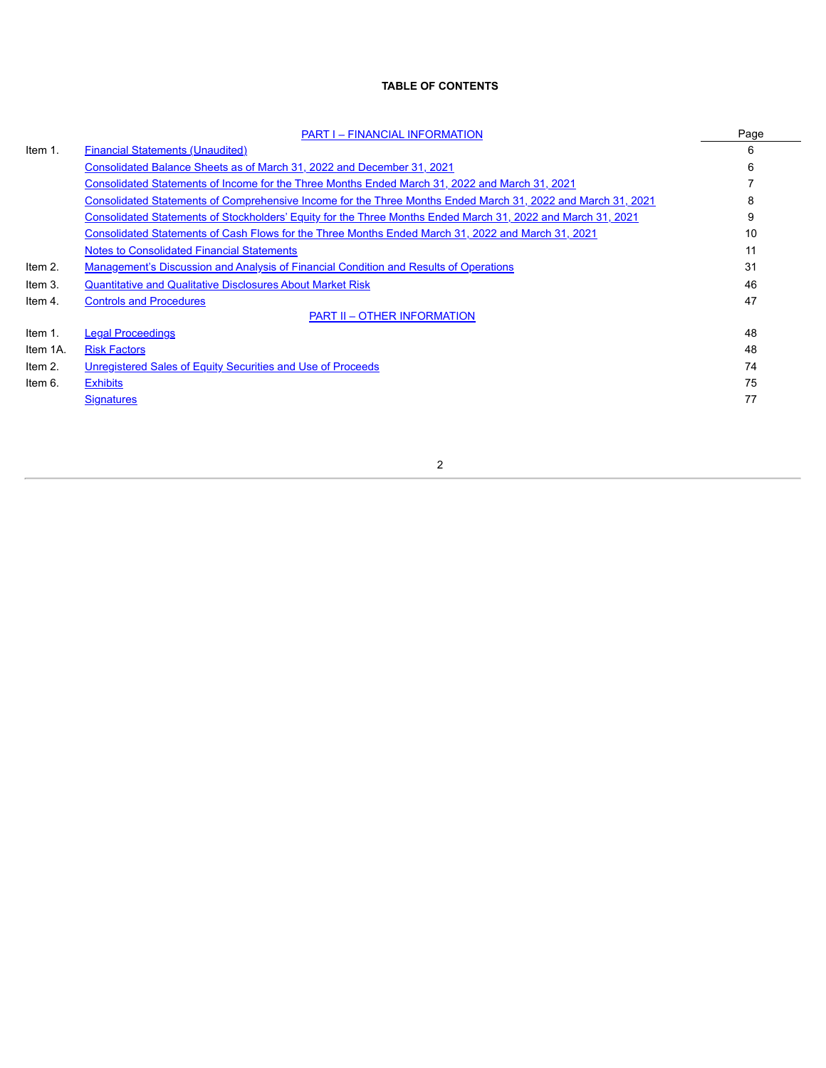**TABLE OF CONTENTS**

| | | Page |
|---|---|---|
| | PART I – FINANCIAL INFORMATION | |
| Item 1. | Financial Statements (Unaudited) | 6 |
| | Consolidated Balance Sheets as of March 31, 2022 and December 31, 2021 | 6 |
| | Consolidated Statements of Income for the Three Months Ended March 31, 2022 and March 31, 2021 | 7 |
| | Consolidated Statements of Comprehensive Income for the Three Months Ended March 31, 2022 and March 31, 2021 | 8 |
| | Consolidated Statements of Stockholders' Equity for the Three Months Ended March 31, 2022 and March 31, 2021 | 9 |
| | Consolidated Statements of Cash Flows for the Three Months Ended March 31, 2022 and March 31, 2021 | 10 |
| | Notes to Consolidated Financial Statements | 11 |
| Item 2. | Management's Discussion and Analysis of Financial Condition and Results of Operations | 31 |
| Item 3. | Quantitative and Qualitative Disclosures About Market Risk | 46 |
| Item 4. | Controls and Procedures | 47 |
| | PART II – OTHER INFORMATION | |
| Item 1. | Legal Proceedings | 48 |
| Item 1A. | Risk Factors | 48 |
| Item 2. | Unregistered Sales of Equity Securities and Use of Proceeds | 74 |
| Item 6. | Exhibits | 75 |
| | Signatures | 77 |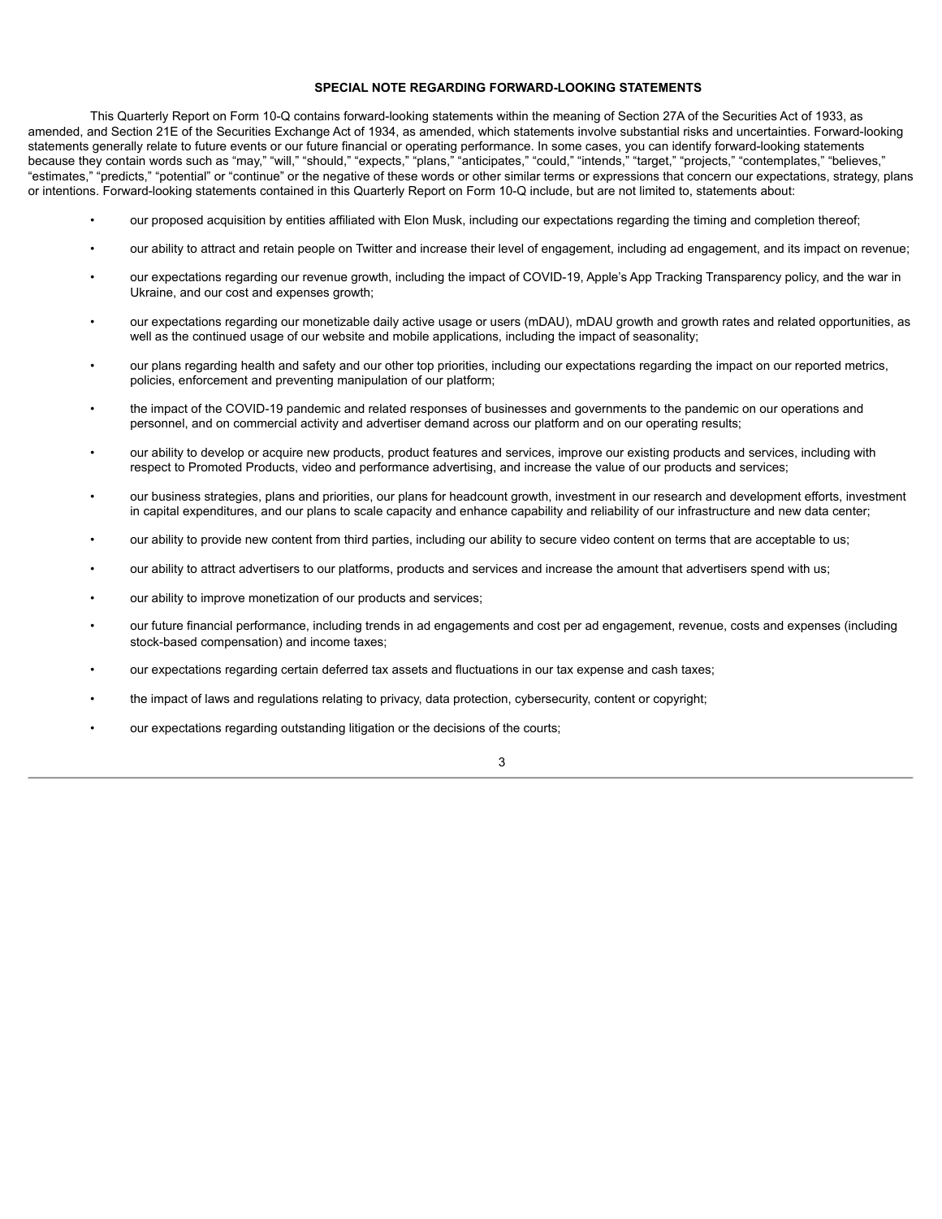## SPECIAL NOTE REGARDING FORWARD-LOOKING STATEMENTS

This Quarterly Report on Form 10-Q contains forward-looking statements within the meaning of Section 27A of the Securities Act of 1933, as amended, and Section 21E of the Securities Exchange Act of 1934, as amended, which statements involve substantial risks and uncertainties. Forward-looking statements generally relate to future events or our future financial or operating performance. In some cases, you can identify forward-looking statements because they contain words such as "may," "will," "should," "expects," "plans," "anticipates," "could," "intends," "target," "projects," "contemplates," "believes," "estimates," "predicts," "potential" or "continue" or the negative of these words or other similar terms or expressions that concern our expectations, strategy, plans or intentions. Forward-looking statements contained in this Quarterly Report on Form 10-Q include, but are not limited to, statements about:

- our proposed acquisition by entities affiliated with Elon Musk, including our expectations regarding the timing and completion thereof;
- our ability to attract and retain people on Twitter and increase their level of engagement, including ad engagement, and its impact on revenue;
- our expectations regarding our revenue growth, including the impact of COVID-19, Apple's App Tracking Transparency policy, and the war in Ukraine, and our cost and expenses growth;
- our expectations regarding our monetizable daily active usage or users (mDAU), mDAU growth and growth rates and related opportunities, as well as the continued usage of our website and mobile applications, including the impact of seasonality;
- our plans regarding health and safety and our other top priorities, including our expectations regarding the impact on our reported metrics, policies, enforcement and preventing manipulation of our platform;
- the impact of the COVID-19 pandemic and related responses of businesses and governments to the pandemic on our operations and personnel, and on commercial activity and advertiser demand across our platform and on our operating results;
- our ability to develop or acquire new products, product features and services, improve our existing products and services, including with respect to Promoted Products, video and performance advertising, and increase the value of our products and services;
- our business strategies, plans and priorities, our plans for headcount growth, investment in our research and development efforts, investment in capital expenditures, and our plans to scale capacity and enhance capability and reliability of our infrastructure and new data center;
- our ability to provide new content from third parties, including our ability to secure video content on terms that are acceptable to us;
- our ability to attract advertisers to our platforms, products and services and increase the amount that advertisers spend with us;
- our ability to improve monetization of our products and services;
- our future financial performance, including trends in ad engagements and cost per ad engagement, revenue, costs and expenses (including stock-based compensation) and income taxes;
- our expectations regarding certain deferred tax assets and fluctuations in our tax expense and cash taxes;
- the impact of laws and regulations relating to privacy, data protection, cybersecurity, content or copyright;
- our expectations regarding outstanding litigation or the decisions of the courts;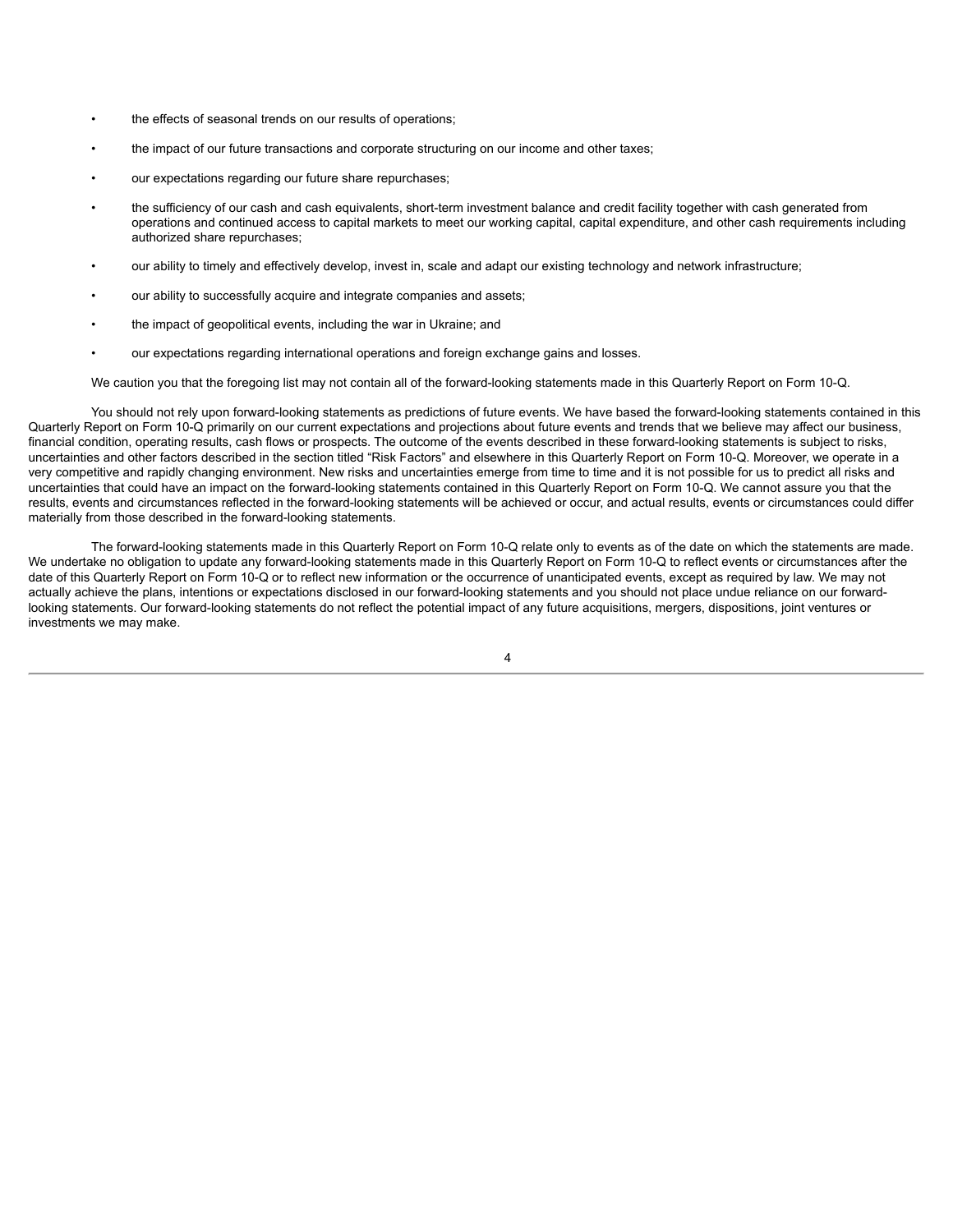- the effects of seasonal trends on our results of operations;
- the impact of our future transactions and corporate structuring on our income and other taxes;
- our expectations regarding our future share repurchases;
- the sufficiency of our cash and cash equivalents, short-term investment balance and credit facility together with cash generated from operations and continued access to capital markets to meet our working capital, capital expenditure, and other cash requirements including authorized share repurchases;
- our ability to timely and effectively develop, invest in, scale and adapt our existing technology and network infrastructure;
- our ability to successfully acquire and integrate companies and assets;
- the impact of geopolitical events, including the war in Ukraine; and
- our expectations regarding international operations and foreign exchange gains and losses.

We caution you that the foregoing list may not contain all of the forward-looking statements made in this Quarterly Report on Form 10-Q.

You should not rely upon forward-looking statements as predictions of future events. We have based the forward-looking statements contained in this Quarterly Report on Form 10-Q primarily on our current expectations and projections about future events and trends that we believe may affect our business, financial condition, operating results, cash flows or prospects. The outcome of the events described in these forward-looking statements is subject to risks, uncertainties and other factors described in the section titled "Risk Factors" and elsewhere in this Quarterly Report on Form 10-Q. Moreover, we operate in a very competitive and rapidly changing environment. New risks and uncertainties emerge from time to time and it is not possible for us to predict all risks and uncertainties that could have an impact on the forward-looking statements contained in this Quarterly Report on Form 10-Q. We cannot assure you that the results, events and circumstances reflected in the forward-looking statements will be achieved or occur, and actual results, events or circumstances could differ materially from those described in the forward-looking statements.

The forward-looking statements made in this Quarterly Report on Form 10-Q relate only to events as of the date on which the statements are made. We undertake no obligation to update any forward-looking statements made in this Quarterly Report on Form 10-Q to reflect events or circumstances after the date of this Quarterly Report on Form 10-Q or to reflect new information or the occurrence of unanticipated events, except as required by law. We may not actually achieve the plans, intentions or expectations disclosed in our forward-looking statements and you should not place undue reliance on our forward-looking statements. Our forward-looking statements do not reflect the potential impact of any future acquisitions, mergers, dispositions, joint ventures or investments we may make.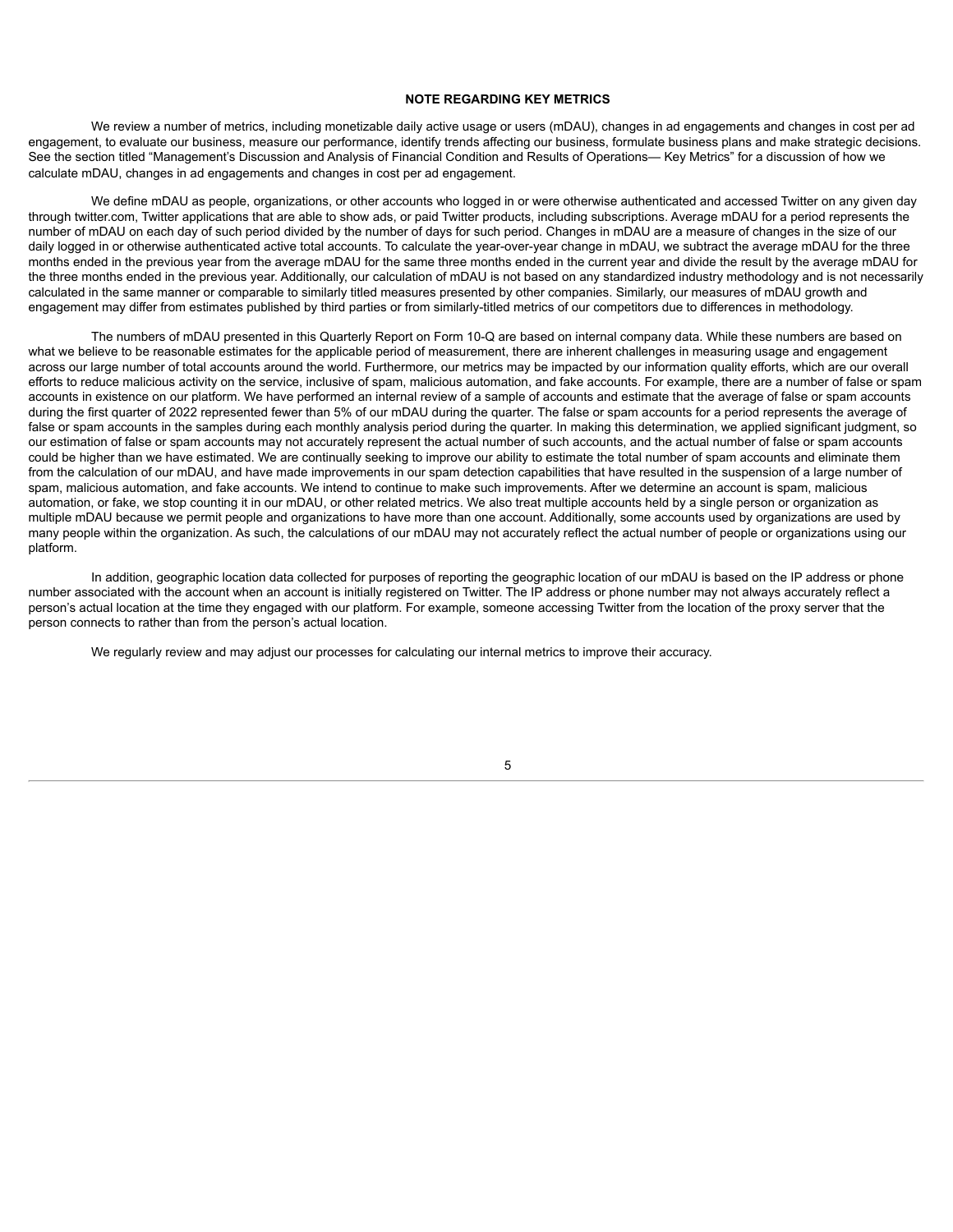**NOTE REGARDING KEY METRICS**

We review a number of metrics, including monetizable daily active usage or users (mDAU), changes in ad engagements and changes in cost per ad engagement, to evaluate our business, measure our performance, identify trends affecting our business, formulate business plans and make strategic decisions. See the section titled "Management's Discussion and Analysis of Financial Condition and Results of Operations— Key Metrics" for a discussion of how we calculate mDAU, changes in ad engagements and changes in cost per ad engagement.

We define mDAU as people, organizations, or other accounts who logged in or were otherwise authenticated and accessed Twitter on any given day through twitter.com, Twitter applications that are able to show ads, or paid Twitter products, including subscriptions. Average mDAU for a period represents the number of mDAU on each day of such period divided by the number of days for such period. Changes in mDAU are a measure of changes in the size of our daily logged in or otherwise authenticated active total accounts. To calculate the year-over-year change in mDAU, we subtract the average mDAU for the three months ended in the previous year from the average mDAU for the same three months ended in the current year and divide the result by the average mDAU for the three months ended in the previous year. Additionally, our calculation of mDAU is not based on any standardized industry methodology and is not necessarily calculated in the same manner or comparable to similarly titled measures presented by other companies. Similarly, our measures of mDAU growth and engagement may differ from estimates published by third parties or from similarly-titled metrics of our competitors due to differences in methodology.

The numbers of mDAU presented in this Quarterly Report on Form 10-Q are based on internal company data. While these numbers are based on what we believe to be reasonable estimates for the applicable period of measurement, there are inherent challenges in measuring usage and engagement across our large number of total accounts around the world. Furthermore, our metrics may be impacted by our information quality efforts, which are our overall efforts to reduce malicious activity on the service, inclusive of spam, malicious automation, and fake accounts. For example, there are a number of false or spam accounts in existence on our platform. We have performed an internal review of a sample of accounts and estimate that the average of false or spam accounts during the first quarter of 2022 represented fewer than 5% of our mDAU during the quarter. The false or spam accounts for a period represents the average of false or spam accounts in the samples during each monthly analysis period during the quarter. In making this determination, we applied significant judgment, so our estimation of false or spam accounts may not accurately represent the actual number of such accounts, and the actual number of false or spam accounts could be higher than we have estimated. We are continually seeking to improve our ability to estimate the total number of spam accounts and eliminate them from the calculation of our mDAU, and have made improvements in our spam detection capabilities that have resulted in the suspension of a large number of spam, malicious automation, and fake accounts. We intend to continue to make such improvements. After we determine an account is spam, malicious automation, or fake, we stop counting it in our mDAU, or other related metrics. We also treat multiple accounts held by a single person or organization as multiple mDAU because we permit people and organizations to have more than one account. Additionally, some accounts used by organizations are used by many people within the organization. As such, the calculations of our mDAU may not accurately reflect the actual number of people or organizations using our platform.

In addition, geographic location data collected for purposes of reporting the geographic location of our mDAU is based on the IP address or phone number associated with the account when an account is initially registered on Twitter. The IP address or phone number may not always accurately reflect a person's actual location at the time they engaged with our platform. For example, someone accessing Twitter from the location of the proxy server that the person connects to rather than from the person's actual location.

We regularly review and may adjust our processes for calculating our internal metrics to improve their accuracy.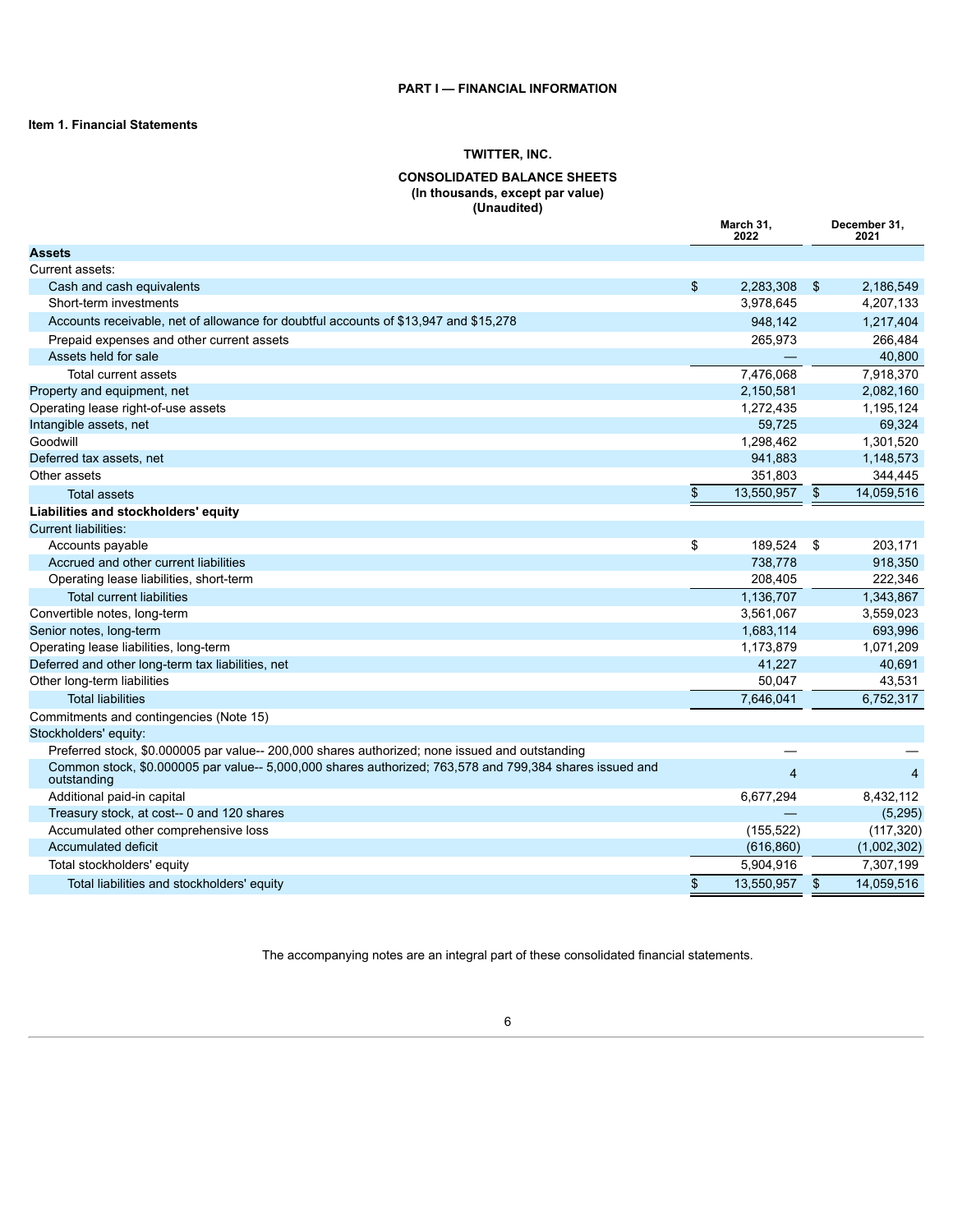**PART I — FINANCIAL INFORMATION**

**Item 1. Financial Statements**

**TWITTER, INC.**

**CONSOLIDATED BALANCE SHEETS**
**(In thousands, except par value)**
**(Unaudited)**

| | March 31, 2022 | December 31, 2021 |
|---|---|---|
| **Assets** | | |
| Current assets: | | |
| Cash and cash equivalents | $ 2,283,308 | $ 2,186,549 |
| Short-term investments | 3,978,645 | 4,207,133 |
| Accounts receivable, net of allowance for doubtful accounts of $13,947 and $15,278 | 948,142 | 1,217,404 |
| Prepaid expenses and other current assets | 265,973 | 266,484 |
| Assets held for sale | — | 40,800 |
| Total current assets | 7,476,068 | 7,918,370 |
| Property and equipment, net | 2,150,581 | 2,082,160 |
| Operating lease right-of-use assets | 1,272,435 | 1,195,124 |
| Intangible assets, net | 59,725 | 69,324 |
| Goodwill | 1,298,462 | 1,301,520 |
| Deferred tax assets, net | 941,883 | 1,148,573 |
| Other assets | 351,803 | 344,445 |
| Total assets | $ 13,550,957 | $ 14,059,516 |
| **Liabilities and stockholders' equity** | | |
| Current liabilities: | | |
| Accounts payable | $ 189,524 | $ 203,171 |
| Accrued and other current liabilities | 738,778 | 918,350 |
| Operating lease liabilities, short-term | 208,405 | 222,346 |
| Total current liabilities | 1,136,707 | 1,343,867 |
| Convertible notes, long-term | 3,561,067 | 3,559,023 |
| Senior notes, long-term | 1,683,114 | 693,996 |
| Operating lease liabilities, long-term | 1,173,879 | 1,071,209 |
| Deferred and other long-term tax liabilities, net | 41,227 | 40,691 |
| Other long-term liabilities | 50,047 | 43,531 |
| Total liabilities | 7,646,041 | 6,752,317 |
| Commitments and contingencies (Note 15) | | |
| Stockholders' equity: | | |
| Preferred stock, $0.000005 par value-- 200,000 shares authorized; none issued and outstanding | — | — |
| Common stock, $0.000005 par value-- 5,000,000 shares authorized; 763,578 and 799,384 shares issued and outstanding | 4 | 4 |
| Additional paid-in capital | 6,677,294 | 8,432,112 |
| Treasury stock, at cost-- 0 and 120 shares | — | (5,295) |
| Accumulated other comprehensive loss | (155,522) | (117,320) |
| Accumulated deficit | (616,860) | (1,002,302) |
| Total stockholders' equity | 5,904,916 | 7,307,199 |
| Total liabilities and stockholders' equity | $ 13,550,957 | $ 14,059,516 |

The accompanying notes are an integral part of these consolidated financial statements.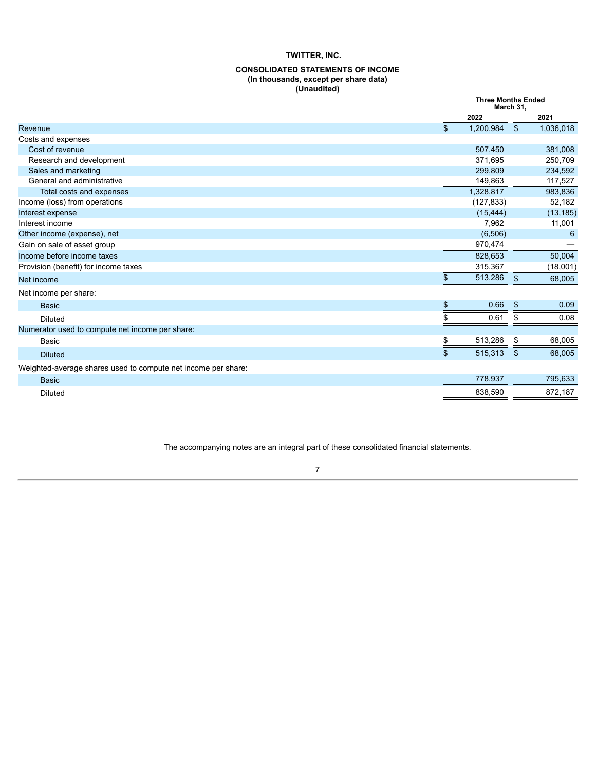**TWITTER, INC.**

**CONSOLIDATED STATEMENTS OF INCOME**
**(In thousands, except per share data)**
**(Unaudited)**

| | Three Months Ended March 31, | |
|---|---|---|
| | 2022 | 2021 |
| Revenue | $ 1,200,984 | $ 1,036,018 |
| Costs and expenses | | |
| Cost of revenue | 507,450 | 381,008 |
| Research and development | 371,695 | 250,709 |
| Sales and marketing | 299,809 | 234,592 |
| General and administrative | 149,863 | 117,527 |
| Total costs and expenses | 1,328,817 | 983,836 |
| Income (loss) from operations | (127,833) | 52,182 |
| Interest expense | (15,444) | (13,185) |
| Interest income | 7,962 | 11,001 |
| Other income (expense), net | (6,506) | 6 |
| Gain on sale of asset group | 970,474 | — |
| Income before income taxes | 828,653 | 50,004 |
| Provision (benefit) for income taxes | 315,367 | (18,001) |
| Net income | $ 513,286 | $ 68,005 |
| Net income per share: | | |
| Basic | $ 0.66 | $ 0.09 |
| Diluted | $ 0.61 | $ 0.08 |
| Numerator used to compute net income per share: | | |
| Basic | $ 513,286 | $ 68,005 |
| Diluted | $ 515,313 | $ 68,005 |
| Weighted-average shares used to compute net income per share: | | |
| Basic | 778,937 | 795,633 |
| Diluted | 838,590 | 872,187 |

The accompanying notes are an integral part of these consolidated financial statements.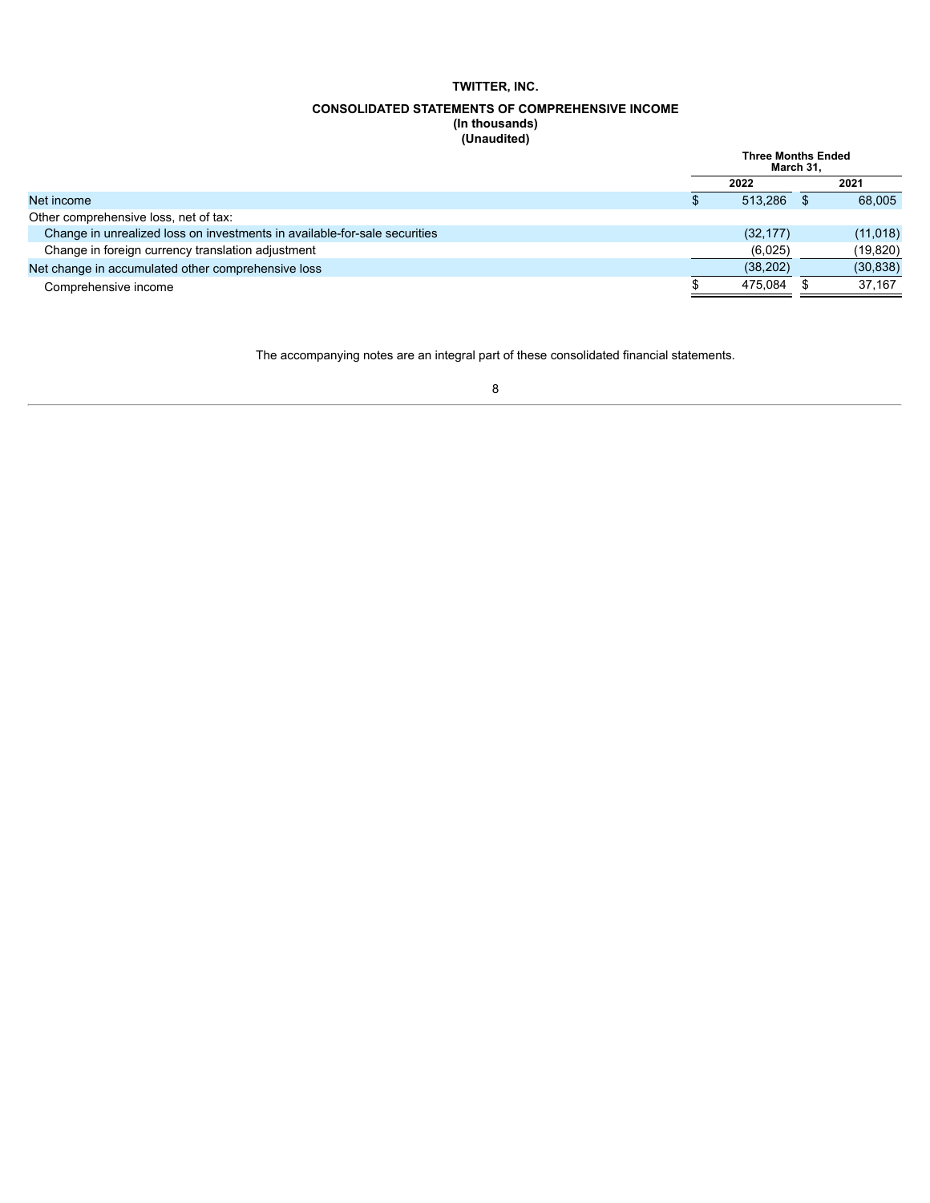**TWITTER, INC.**

**CONSOLIDATED STATEMENTS OF COMPREHENSIVE INCOME**
**(In thousands)**
**(Unaudited)**

| | Three Months Ended March 31, | |
|---|---|---|
| | 2022 | 2021 |
| Net income | $ 513,286 | $ 68,005 |
| Other comprehensive loss, net of tax: | | |
| Change in unrealized loss on investments in available-for-sale securities | (32,177) | (11,018) |
| Change in foreign currency translation adjustment | (6,025) | (19,820) |
| Net change in accumulated other comprehensive loss | (38,202) | (30,838) |
| Comprehensive income | $ 475,084 | $ 37,167 |

The accompanying notes are an integral part of these consolidated financial statements.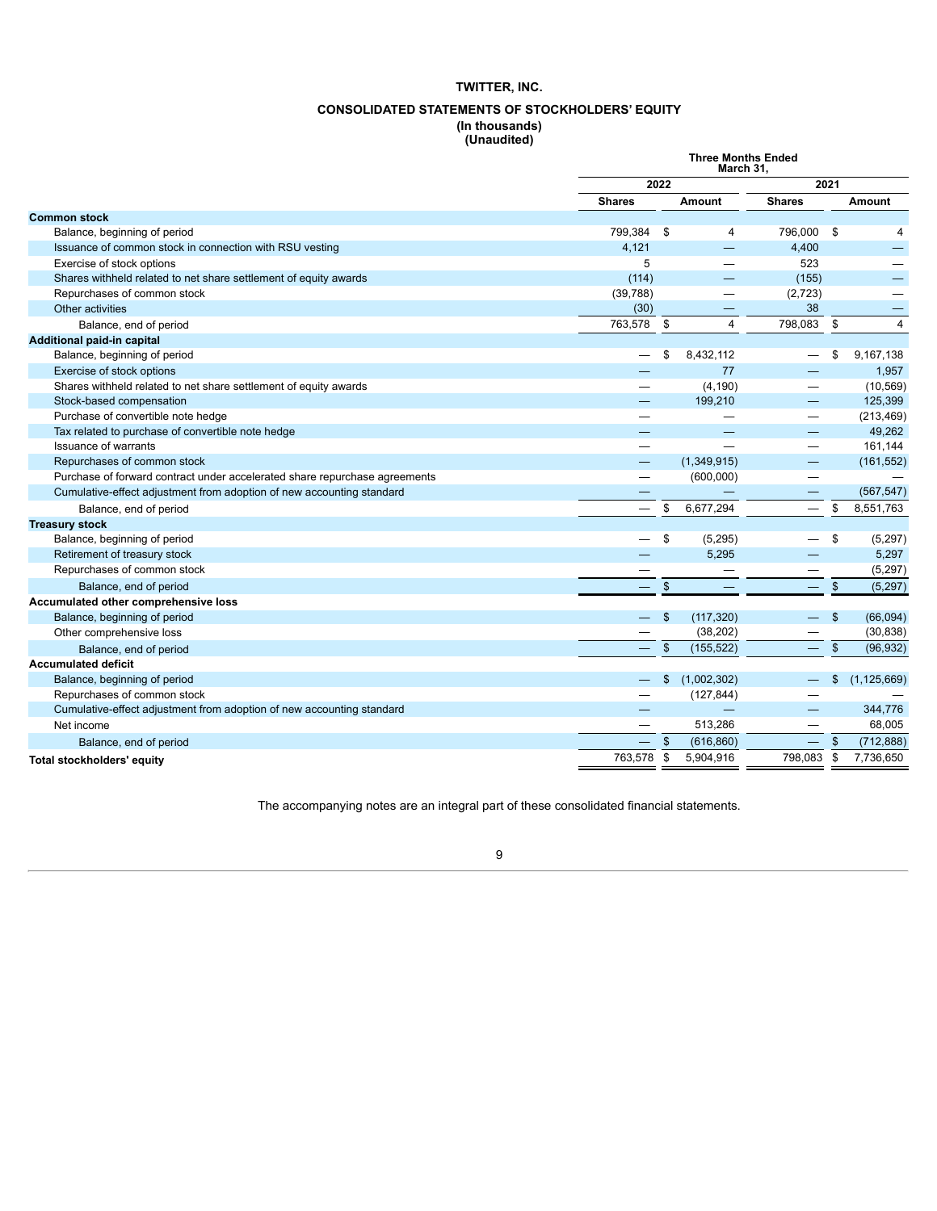# TWITTER, INC.

## CONSOLIDATED STATEMENTS OF STOCKHOLDERS' EQUITY

**(In thousands)**
**(Unaudited)**

| | Three Months Ended March 31, | | | |
|---|---|---|---|---|
| | 2022 | | 2021 | |
| | Shares | Amount | Shares | Amount |
| **Common stock** | | | | |
| Balance, beginning of period | 799,384 | $ 4 | 796,000 | $ 4 |
| Issuance of common stock in connection with RSU vesting | 4,121 | — | 4,400 | — |
| Exercise of stock options | 5 | — | 523 | — |
| Shares withheld related to net share settlement of equity awards | (114) | — | (155) | — |
| Repurchases of common stock | (39,788) | — | (2,723) | — |
| Other activities | (30) | — | 38 | — |
| Balance, end of period | 763,578 | $ 4 | 798,083 | $ 4 |
| **Additional paid-in capital** | | | | |
| Balance, beginning of period | — | $ 8,432,112 | — | $ 9,167,138 |
| Exercise of stock options | — | 77 | — | 1,957 |
| Shares withheld related to net share settlement of equity awards | — | (4,190) | — | (10,569) |
| Stock-based compensation | — | 199,210 | — | 125,399 |
| Purchase of convertible note hedge | — | — | — | (213,469) |
| Tax related to purchase of convertible note hedge | — | — | — | 49,262 |
| Issuance of warrants | — | — | — | 161,144 |
| Repurchases of common stock | — | (1,349,915) | — | (161,552) |
| Purchase of forward contract under accelerated share repurchase agreements | — | (600,000) | — | — |
| Cumulative-effect adjustment from adoption of new accounting standard | — | — | — | (567,547) |
| Balance, end of period | — | $ 6,677,294 | — | $ 8,551,763 |
| **Treasury stock** | | | | |
| Balance, beginning of period | — | $ (5,295) | — | $ (5,297) |
| Retirement of treasury stock | — | 5,295 | — | 5,297 |
| Repurchases of common stock | — | — | — | (5,297) |
| Balance, end of period | — | $ — | — | $ (5,297) |
| **Accumulated other comprehensive loss** | | | | |
| Balance, beginning of period | — | $ (117,320) | — | $ (66,094) |
| Other comprehensive loss | — | (38,202) | — | (30,838) |
| Balance, end of period | — | $ (155,522) | — | $ (96,932) |
| **Accumulated deficit** | | | | |
| Balance, beginning of period | — | $ (1,002,302) | — | $ (1,125,669) |
| Repurchases of common stock | — | (127,844) | — | — |
| Cumulative-effect adjustment from adoption of new accounting standard | — | — | — | 344,776 |
| Net income | — | 513,286 | — | 68,005 |
| Balance, end of period | — | $ (616,860) | — | $ (712,888) |
| **Total stockholders' equity** | 763,578 | $ 5,904,916 | 798,083 | $ 7,736,650 |

The accompanying notes are an integral part of these consolidated financial statements.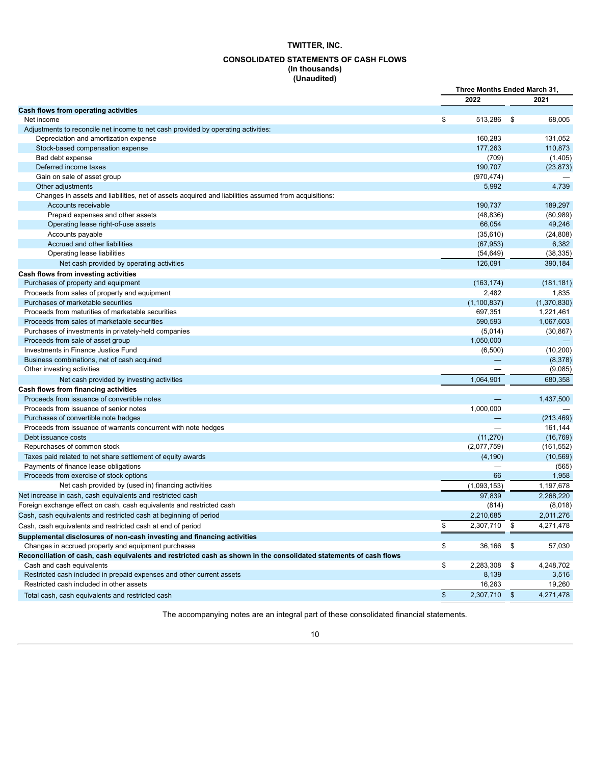# TWITTER, INC.

## CONSOLIDATED STATEMENTS OF CASH FLOWS
**(In thousands)**
**(Unaudited)**

| | Three Months Ended March 31, | |
|---|---|---|
| | 2022 | 2021 |
| **Cash flows from operating activities** | | |
| Net income | $ 513,286 | $ 68,005 |
| Adjustments to reconcile net income to net cash provided by operating activities: | | |
| Depreciation and amortization expense | 160,283 | 131,052 |
| Stock-based compensation expense | 177,263 | 110,873 |
| Bad debt expense | (709) | (1,405) |
| Deferred income taxes | 190,707 | (23,873) |
| Gain on sale of asset group | (970,474) | — |
| Other adjustments | 5,992 | 4,739 |
| Changes in assets and liabilities, net of assets acquired and liabilities assumed from acquisitions: | | |
| Accounts receivable | 190,737 | 189,297 |
| Prepaid expenses and other assets | (48,836) | (80,989) |
| Operating lease right-of-use assets | 66,054 | 49,246 |
| Accounts payable | (35,610) | (24,808) |
| Accrued and other liabilities | (67,953) | 6,382 |
| Operating lease liabilities | (54,649) | (38,335) |
| Net cash provided by operating activities | 126,091 | 390,184 |
| **Cash flows from investing activities** | | |
| Purchases of property and equipment | (163,174) | (181,181) |
| Proceeds from sales of property and equipment | 2,482 | 1,835 |
| Purchases of marketable securities | (1,100,837) | (1,370,830) |
| Proceeds from maturities of marketable securities | 697,351 | 1,221,461 |
| Proceeds from sales of marketable securities | 590,593 | 1,067,603 |
| Purchases of investments in privately-held companies | (5,014) | (30,867) |
| Proceeds from sale of asset group | 1,050,000 | — |
| Investments in Finance Justice Fund | (6,500) | (10,200) |
| Business combinations, net of cash acquired | — | (8,378) |
| Other investing activities | — | (9,085) |
| Net cash provided by investing activities | 1,064,901 | 680,358 |
| **Cash flows from financing activities** | | |
| Proceeds from issuance of convertible notes | — | 1,437,500 |
| Proceeds from issuance of senior notes | 1,000,000 | — |
| Purchases of convertible note hedges | — | (213,469) |
| Proceeds from issuance of warrants concurrent with note hedges | — | 161,144 |
| Debt issuance costs | (11,270) | (16,769) |
| Repurchases of common stock | (2,077,759) | (161,552) |
| Taxes paid related to net share settlement of equity awards | (4,190) | (10,569) |
| Payments of finance lease obligations | — | (565) |
| Proceeds from exercise of stock options | 66 | 1,958 |
| Net cash provided by (used in) financing activities | (1,093,153) | 1,197,678 |
| Net increase in cash, cash equivalents and restricted cash | 97,839 | 2,268,220 |
| Foreign exchange effect on cash, cash equivalents and restricted cash | (814) | (8,018) |
| Cash, cash equivalents and restricted cash at beginning of period | 2,210,685 | 2,011,276 |
| Cash, cash equivalents and restricted cash at end of period | $ 2,307,710 | $ 4,271,478 |
| **Supplemental disclosures of non-cash investing and financing activities** | | |
| Changes in accrued property and equipment purchases | $ 36,166 | $ 57,030 |
| **Reconciliation of cash, cash equivalents and restricted cash as shown in the consolidated statements of cash flows** | | |
| Cash and cash equivalents | $ 2,283,308 | $ 4,248,702 |
| Restricted cash included in prepaid expenses and other current assets | 8,139 | 3,516 |
| Restricted cash included in other assets | 16,263 | 19,260 |
| Total cash, cash equivalents and restricted cash | $ 2,307,710 | $ 4,271,478 |

The accompanying notes are an integral part of these consolidated financial statements.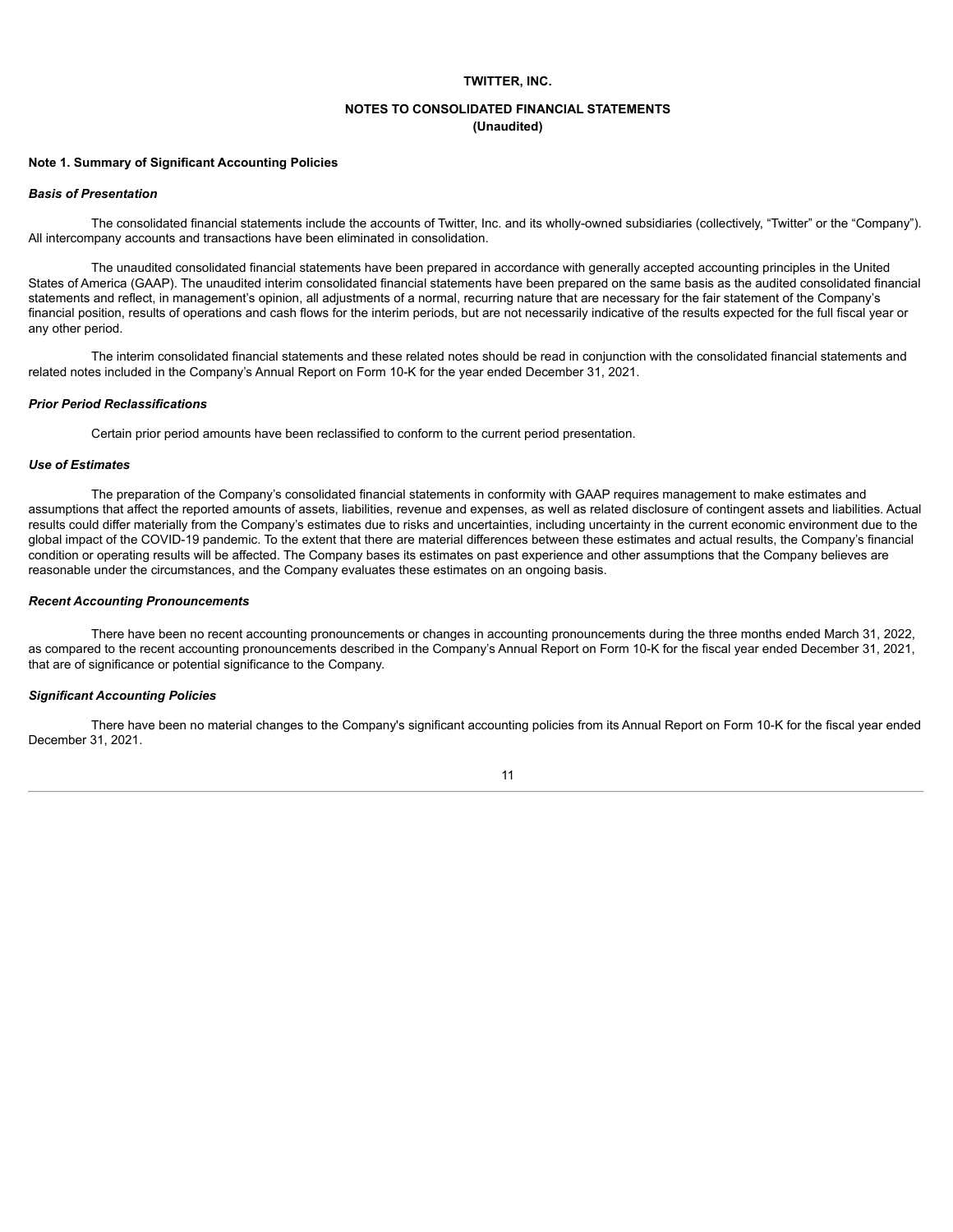**TWITTER, INC.**

**NOTES TO CONSOLIDATED FINANCIAL STATEMENTS**
**(Unaudited)**

## Note 1. Summary of Significant Accounting Policies

### *Basis of Presentation*

The consolidated financial statements include the accounts of Twitter, Inc. and its wholly-owned subsidiaries (collectively, "Twitter" or the "Company"). All intercompany accounts and transactions have been eliminated in consolidation.

The unaudited consolidated financial statements have been prepared in accordance with generally accepted accounting principles in the United States of America (GAAP). The unaudited interim consolidated financial statements have been prepared on the same basis as the audited consolidated financial statements and reflect, in management's opinion, all adjustments of a normal, recurring nature that are necessary for the fair statement of the Company's financial position, results of operations and cash flows for the interim periods, but are not necessarily indicative of the results expected for the full fiscal year or any other period.

The interim consolidated financial statements and these related notes should be read in conjunction with the consolidated financial statements and related notes included in the Company's Annual Report on Form 10-K for the year ended December 31, 2021.

### *Prior Period Reclassifications*

Certain prior period amounts have been reclassified to conform to the current period presentation.

### *Use of Estimates*

The preparation of the Company's consolidated financial statements in conformity with GAAP requires management to make estimates and assumptions that affect the reported amounts of assets, liabilities, revenue and expenses, as well as related disclosure of contingent assets and liabilities. Actual results could differ materially from the Company's estimates due to risks and uncertainties, including uncertainty in the current economic environment due to the global impact of the COVID-19 pandemic. To the extent that there are material differences between these estimates and actual results, the Company's financial condition or operating results will be affected. The Company bases its estimates on past experience and other assumptions that the Company believes are reasonable under the circumstances, and the Company evaluates these estimates on an ongoing basis.

### *Recent Accounting Pronouncements*

There have been no recent accounting pronouncements or changes in accounting pronouncements during the three months ended March 31, 2022, as compared to the recent accounting pronouncements described in the Company's Annual Report on Form 10-K for the fiscal year ended December 31, 2021, that are of significance or potential significance to the Company.

### *Significant Accounting Policies*

There have been no material changes to the Company's significant accounting policies from its Annual Report on Form 10-K for the fiscal year ended December 31, 2021.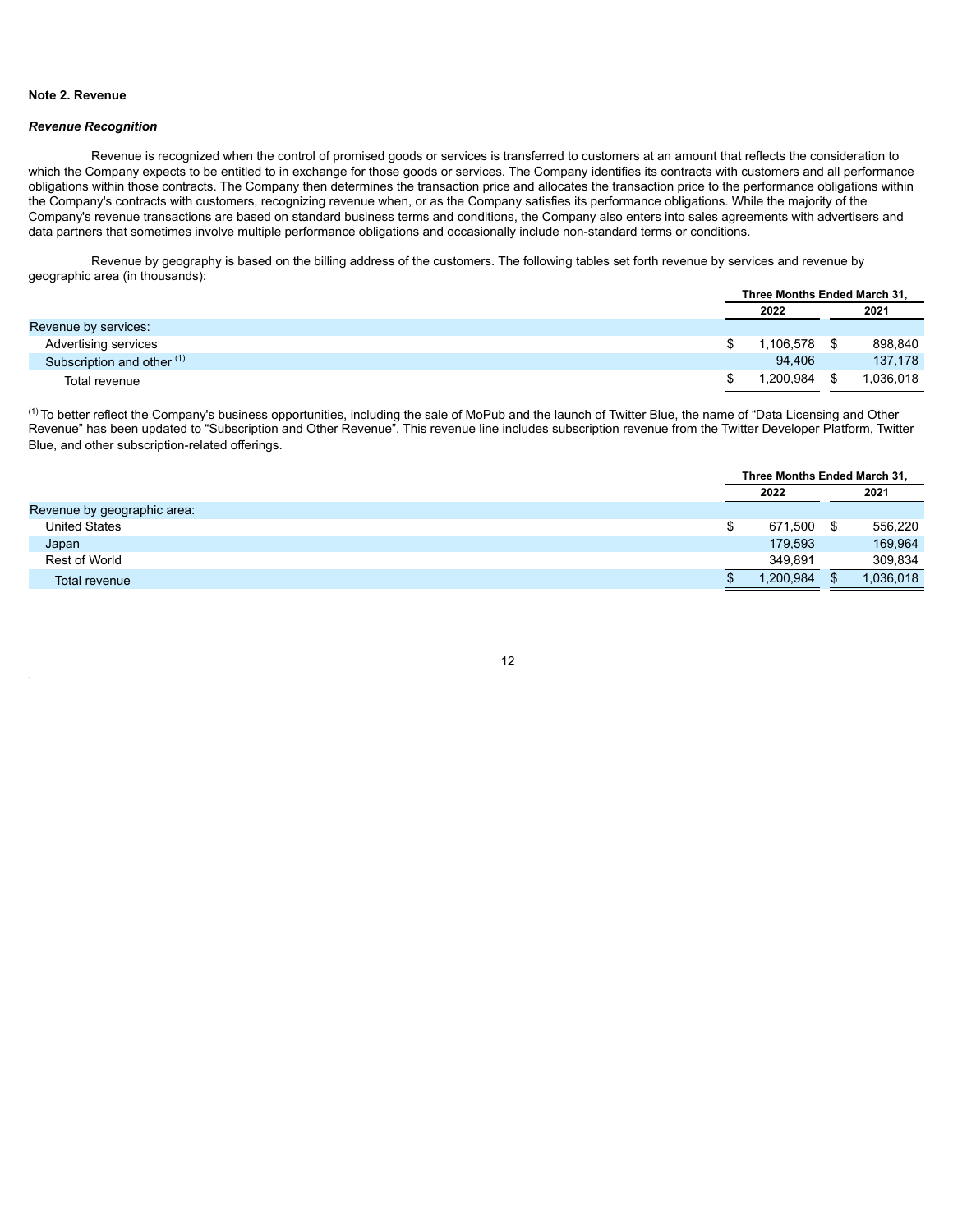**Note 2. Revenue**

***Revenue Recognition***

Revenue is recognized when the control of promised goods or services is transferred to customers at an amount that reflects the consideration to which the Company expects to be entitled to in exchange for those goods or services. The Company identifies its contracts with customers and all performance obligations within those contracts. The Company then determines the transaction price and allocates the transaction price to the performance obligations within the Company's contracts with customers, recognizing revenue when, or as the Company satisfies its performance obligations. While the majority of the Company's revenue transactions are based on standard business terms and conditions, the Company also enters into sales agreements with advertisers and data partners that sometimes involve multiple performance obligations and occasionally include non-standard terms or conditions.

Revenue by geography is based on the billing address of the customers. The following tables set forth revenue by services and revenue by geographic area (in thousands):

| | Three Months Ended March 31, | |
|---|---|---|
| | 2022 | 2021 |
| Revenue by services: | | |
| Advertising services | $ 1,106,578 | $ 898,840 |
| Subscription and other [(1)] | 94,406 | 137,178 |
| Total revenue | $ 1,200,984 | $ 1,036,018 |

[(1)] To better reflect the Company's business opportunities, including the sale of MoPub and the launch of Twitter Blue, the name of "Data Licensing and Other Revenue" has been updated to "Subscription and Other Revenue". This revenue line includes subscription revenue from the Twitter Developer Platform, Twitter Blue, and other subscription-related offerings.

| | Three Months Ended March 31, | |
|---|---|---|
| | 2022 | 2021 |
| Revenue by geographic area: | | |
| United States | $ 671,500 | $ 556,220 |
| Japan | 179,593 | 169,964 |
| Rest of World | 349,891 | 309,834 |
| Total revenue | $ 1,200,984 | $ 1,036,018 |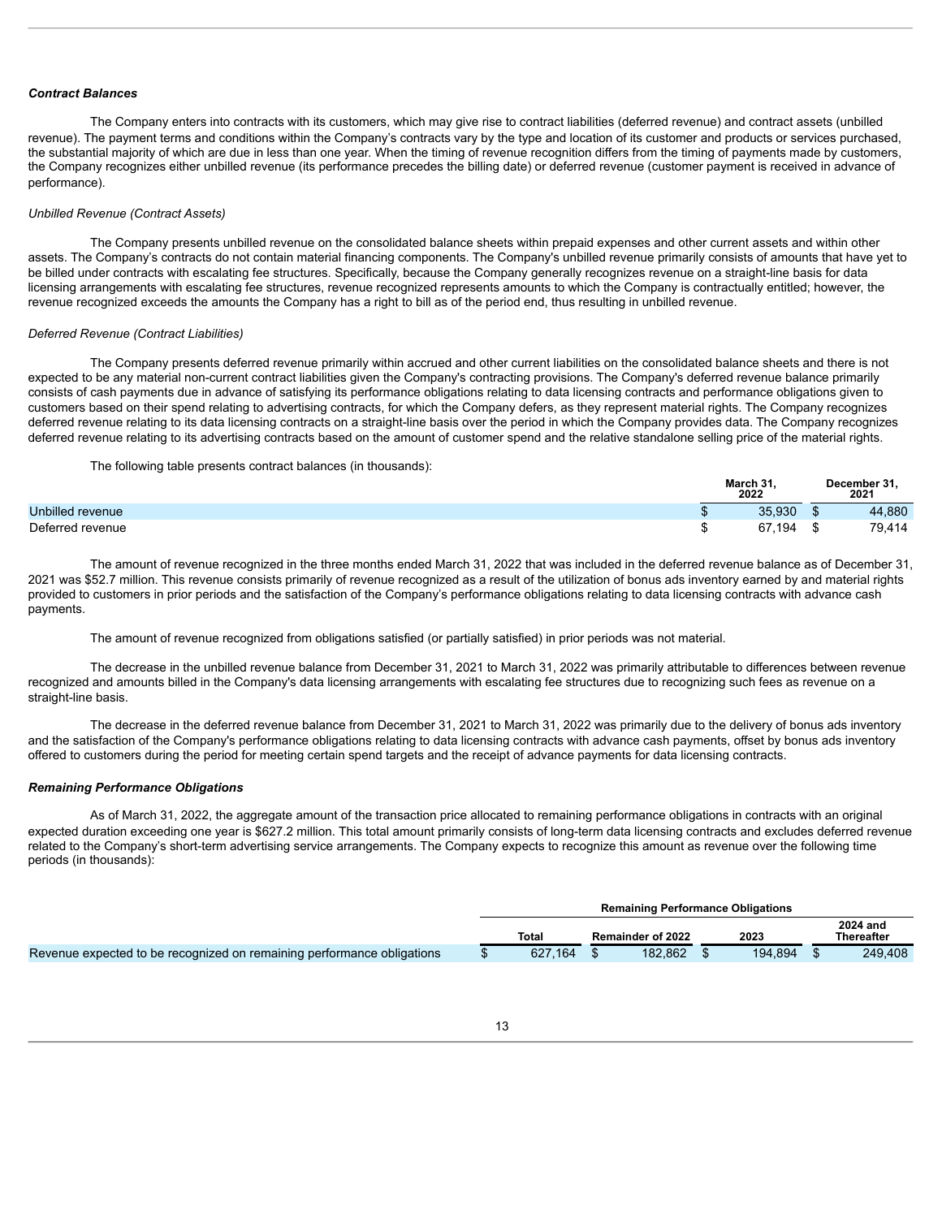***Contract Balances***

The Company enters into contracts with its customers, which may give rise to contract liabilities (deferred revenue) and contract assets (unbilled revenue). The payment terms and conditions within the Company's contracts vary by the type and location of its customer and products or services purchased, the substantial majority of which are due in less than one year. When the timing of revenue recognition differs from the timing of payments made by customers, the Company recognizes either unbilled revenue (its performance precedes the billing date) or deferred revenue (customer payment is received in advance of performance).

*Unbilled Revenue (Contract Assets)*

The Company presents unbilled revenue on the consolidated balance sheets within prepaid expenses and other current assets and within other assets. The Company's contracts do not contain material financing components. The Company's unbilled revenue primarily consists of amounts that have yet to be billed under contracts with escalating fee structures. Specifically, because the Company generally recognizes revenue on a straight-line basis for data licensing arrangements with escalating fee structures, revenue recognized represents amounts to which the Company is contractually entitled; however, the revenue recognized exceeds the amounts the Company has a right to bill as of the period end, thus resulting in unbilled revenue.

*Deferred Revenue (Contract Liabilities)*

The Company presents deferred revenue primarily within accrued and other current liabilities on the consolidated balance sheets and there is not expected to be any material non-current contract liabilities given the Company's contracting provisions. The Company's deferred revenue balance primarily consists of cash payments due in advance of satisfying its performance obligations relating to data licensing contracts and performance obligations given to customers based on their spend relating to advertising contracts, for which the Company defers, as they represent material rights. The Company recognizes deferred revenue relating to its data licensing contracts on a straight-line basis over the period in which the Company provides data. The Company recognizes deferred revenue relating to its advertising contracts based on the amount of customer spend and the relative standalone selling price of the material rights.

The following table presents contract balances (in thousands):

| | March 31, 2022 | December 31, 2021 |
|---|---|---|
| Unbilled revenue | $ 35,930 | $ 44,880 |
| Deferred revenue | $ 67,194 | $ 79,414 |

The amount of revenue recognized in the three months ended March 31, 2022 that was included in the deferred revenue balance as of December 31, 2021 was $52.7 million. This revenue consists primarily of revenue recognized as a result of the utilization of bonus ads inventory earned by and material rights provided to customers in prior periods and the satisfaction of the Company's performance obligations relating to data licensing contracts with advance cash payments.

The amount of revenue recognized from obligations satisfied (or partially satisfied) in prior periods was not material.

The decrease in the unbilled revenue balance from December 31, 2021 to March 31, 2022 was primarily attributable to differences between revenue recognized and amounts billed in the Company's data licensing arrangements with escalating fee structures due to recognizing such fees as revenue on a straight-line basis.

The decrease in the deferred revenue balance from December 31, 2021 to March 31, 2022 was primarily due to the delivery of bonus ads inventory and the satisfaction of the Company's performance obligations relating to data licensing contracts with advance cash payments, offset by bonus ads inventory offered to customers during the period for meeting certain spend targets and the receipt of advance payments for data licensing contracts.

***Remaining Performance Obligations***

As of March 31, 2022, the aggregate amount of the transaction price allocated to remaining performance obligations in contracts with an original expected duration exceeding one year is $627.2 million. This total amount primarily consists of long-term data licensing contracts and excludes deferred revenue related to the Company's short-term advertising service arrangements. The Company expects to recognize this amount as revenue over the following time periods (in thousands):

| | Remaining Performance Obligations | | | |
|---|---|---|---|---|
| | Total | Remainder of 2022 | 2023 | 2024 and Thereafter |
| Revenue expected to be recognized on remaining performance obligations | $ 627,164 | $ 182,862 | $ 194,894 | $ 249,408 |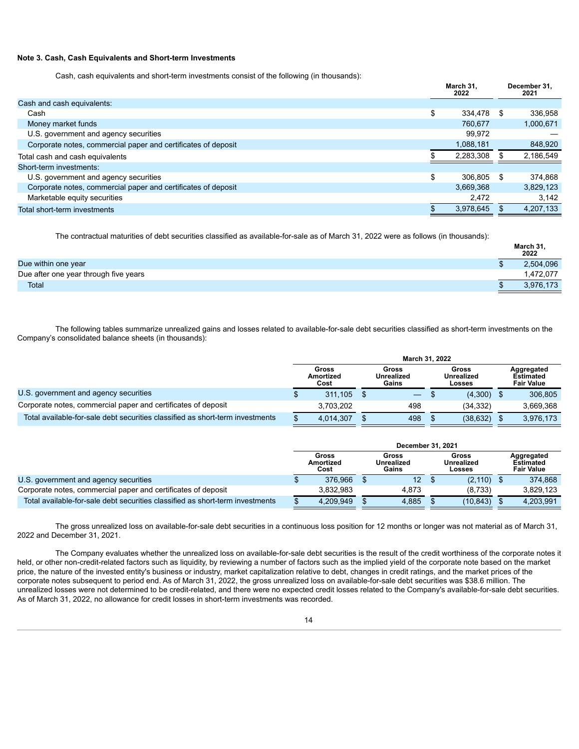**Note 3. Cash, Cash Equivalents and Short-term Investments**

Cash, cash equivalents and short-term investments consist of the following (in thousands):

| | March 31, 2022 | December 31, 2021 |
|---|---|---|
| Cash and cash equivalents: | | |
| Cash | $ 334,478 | $ 336,958 |
| Money market funds | 760,677 | 1,000,671 |
| U.S. government and agency securities | 99,972 | — |
| Corporate notes, commercial paper and certificates of deposit | 1,088,181 | 848,920 |
| Total cash and cash equivalents | $ 2,283,308 | $ 2,186,549 |
| Short-term investments: | | |
| U.S. government and agency securities | $ 306,805 | $ 374,868 |
| Corporate notes, commercial paper and certificates of deposit | 3,669,368 | 3,829,123 |
| Marketable equity securities | 2,472 | 3,142 |
| Total short-term investments | $ 3,978,645 | $ 4,207,133 |

The contractual maturities of debt securities classified as available-for-sale as of March 31, 2022 were as follows (in thousands):

| | March 31, 2022 |
|---|---|
| Due within one year | $ 2,504,096 |
| Due after one year through five years | 1,472,077 |
| Total | $ 3,976,173 |

The following tables summarize unrealized gains and losses related to available-for-sale debt securities classified as short-term investments on the Company's consolidated balance sheets (in thousands):

| | March 31, 2022 | | | |
|---|---|---|---|---|
| | Gross Amortized Cost | Gross Unrealized Gains | Gross Unrealized Losses | Aggregated Estimated Fair Value |
| U.S. government and agency securities | $ 311,105 | $ — | $ (4,300) | $ 306,805 |
| Corporate notes, commercial paper and certificates of deposit | 3,703,202 | 498 | (34,332) | 3,669,368 |
| Total available-for-sale debt securities classified as short-term investments | $ 4,014,307 | $ 498 | $ (38,632) | $ 3,976,173 |

| | December 31, 2021 | | | |
|---|---|---|---|---|
| | Gross Amortized Cost | Gross Unrealized Gains | Gross Unrealized Losses | Aggregated Estimated Fair Value |
| U.S. government and agency securities | $ 376,966 | $ 12 | $ (2,110) | $ 374,868 |
| Corporate notes, commercial paper and certificates of deposit | 3,832,983 | 4,873 | (8,733) | 3,829,123 |
| Total available-for-sale debt securities classified as short-term investments | $ 4,209,949 | $ 4,885 | $ (10,843) | $ 4,203,991 |

The gross unrealized loss on available-for-sale debt securities in a continuous loss position for 12 months or longer was not material as of March 31, 2022 and December 31, 2021.

The Company evaluates whether the unrealized loss on available-for-sale debt securities is the result of the credit worthiness of the corporate notes it held, or other non-credit-related factors such as liquidity, by reviewing a number of factors such as the implied yield of the corporate note based on the market price, the nature of the invested entity's business or industry, market capitalization relative to debt, changes in credit ratings, and the market prices of the corporate notes subsequent to period end. As of March 31, 2022, the gross unrealized loss on available-for-sale debt securities was $38.6 million. The unrealized losses were not determined to be credit-related, and there were no expected credit losses related to the Company's available-for-sale debt securities. As of March 31, 2022, no allowance for credit losses in short-term investments was recorded.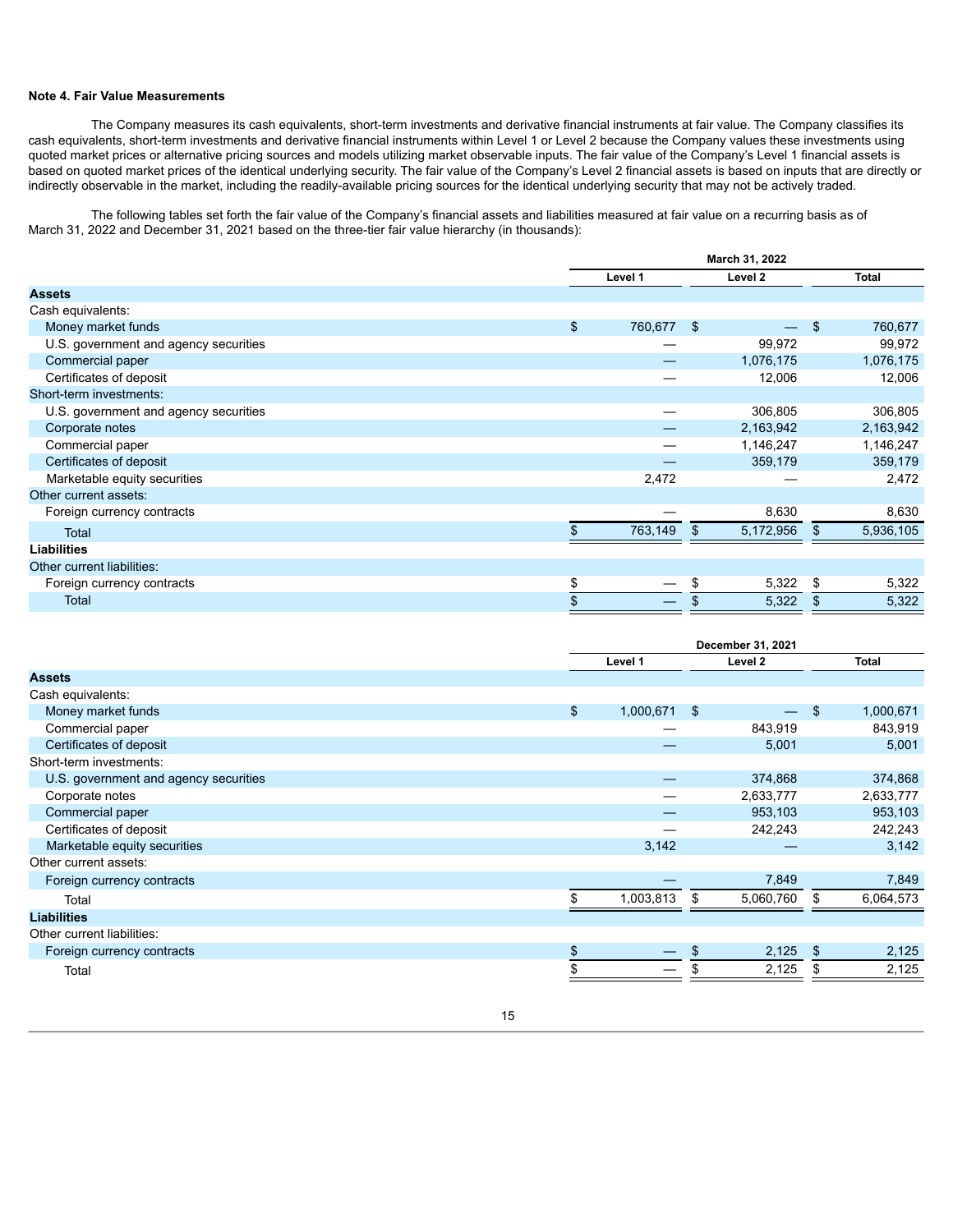**Note 4. Fair Value Measurements**

The Company measures its cash equivalents, short-term investments and derivative financial instruments at fair value. The Company classifies its cash equivalents, short-term investments and derivative financial instruments within Level 1 or Level 2 because the Company values these investments using quoted market prices or alternative pricing sources and models utilizing market observable inputs. The fair value of the Company's Level 1 financial assets is based on quoted market prices of the identical underlying security. The fair value of the Company's Level 2 financial assets is based on inputs that are directly or indirectly observable in the market, including the readily-available pricing sources for the identical underlying security that may not be actively traded.

The following tables set forth the fair value of the Company's financial assets and liabilities measured at fair value on a recurring basis as of March 31, 2022 and December 31, 2021 based on the three-tier fair value hierarchy (in thousands):

| | March 31, 2022 | | |
|---|---|---|---|
| | Level 1 | Level 2 | Total |
| **Assets** | | | |
| Cash equivalents: | | | |
| Money market funds | $ 760,677 | $ — | $ 760,677 |
| U.S. government and agency securities | — | 99,972 | 99,972 |
| Commercial paper | — | 1,076,175 | 1,076,175 |
| Certificates of deposit | — | 12,006 | 12,006 |
| Short-term investments: | | | |
| U.S. government and agency securities | — | 306,805 | 306,805 |
| Corporate notes | — | 2,163,942 | 2,163,942 |
| Commercial paper | — | 1,146,247 | 1,146,247 |
| Certificates of deposit | — | 359,179 | 359,179 |
| Marketable equity securities | 2,472 | — | 2,472 |
| Other current assets: | | | |
| Foreign currency contracts | — | 8,630 | 8,630 |
| Total | $ 763,149 | $ 5,172,956 | $ 5,936,105 |
| **Liabilities** | | | |
| Other current liabilities: | | | |
| Foreign currency contracts | $ — | $ 5,322 | $ 5,322 |
| Total | $ — | $ 5,322 | $ 5,322 |

| | December 31, 2021 | | |
|---|---|---|---|
| | Level 1 | Level 2 | Total |
| **Assets** | | | |
| Cash equivalents: | | | |
| Money market funds | $ 1,000,671 | $ — | $ 1,000,671 |
| Commercial paper | — | 843,919 | 843,919 |
| Certificates of deposit | — | 5,001 | 5,001 |
| Short-term investments: | | | |
| U.S. government and agency securities | — | 374,868 | 374,868 |
| Corporate notes | — | 2,633,777 | 2,633,777 |
| Commercial paper | — | 953,103 | 953,103 |
| Certificates of deposit | — | 242,243 | 242,243 |
| Marketable equity securities | 3,142 | — | 3,142 |
| Other current assets: | | | |
| Foreign currency contracts | — | 7,849 | 7,849 |
| Total | $ 1,003,813 | $ 5,060,760 | $ 6,064,573 |
| **Liabilities** | | | |
| Other current liabilities: | | | |
| Foreign currency contracts | $ — | $ 2,125 | $ 2,125 |
| Total | $ — | $ 2,125 | $ 2,125 |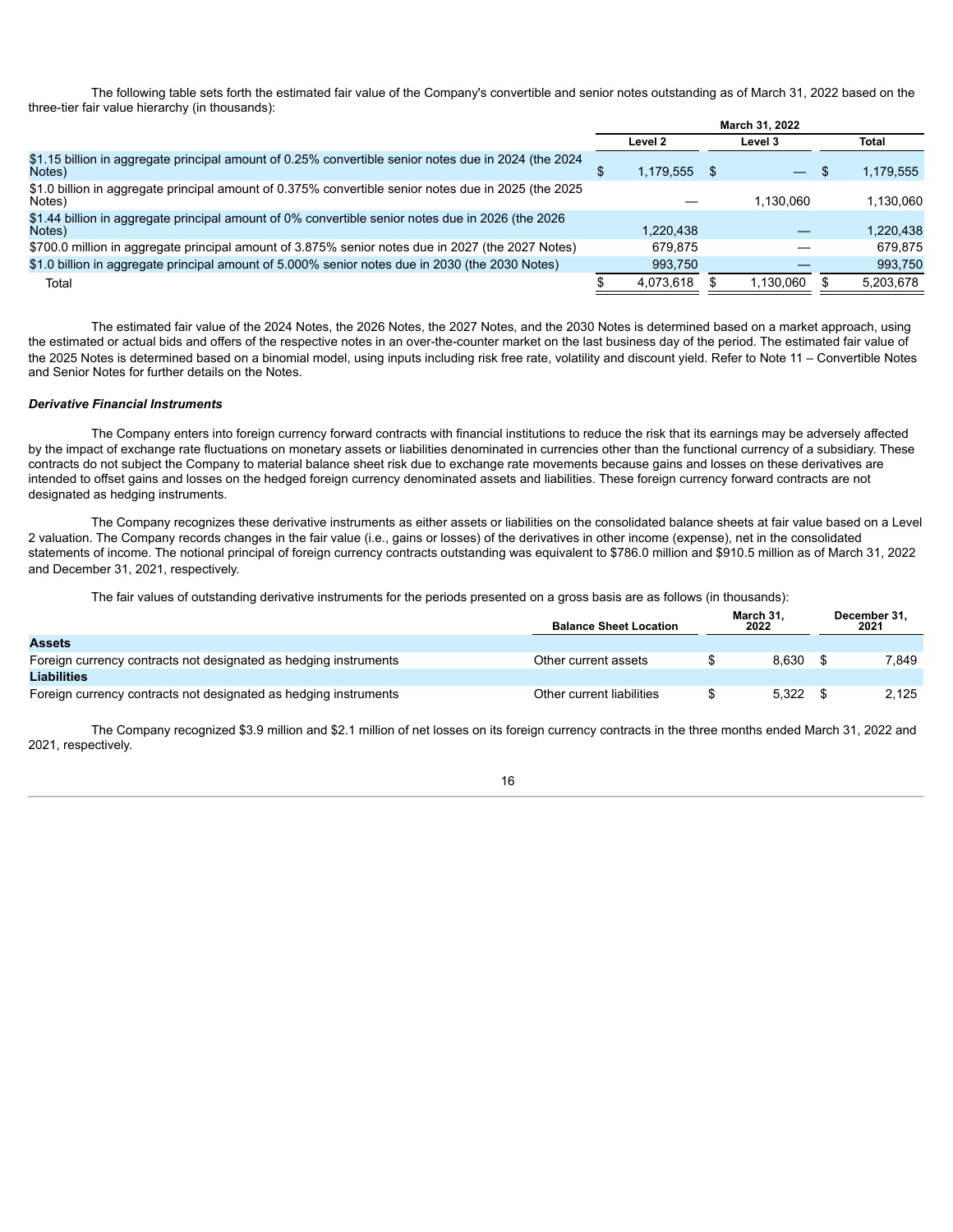The following table sets forth the estimated fair value of the Company's convertible and senior notes outstanding as of March 31, 2022 based on the three-tier fair value hierarchy (in thousands):

| | March 31, 2022 | | |
|---|---|---|---|
| | Level 2 | Level 3 | Total |
| $1.15 billion in aggregate principal amount of 0.25% convertible senior notes due in 2024 (the 2024 Notes) | $ 1,179,555 | $ — | $ 1,179,555 |
| $1.0 billion in aggregate principal amount of 0.375% convertible senior notes due in 2025 (the 2025 Notes) | — | 1,130,060 | 1,130,060 |
| $1.44 billion in aggregate principal amount of 0% convertible senior notes due in 2026 (the 2026 Notes) | 1,220,438 | — | 1,220,438 |
| $700.0 million in aggregate principal amount of 3.875% senior notes due in 2027 (the 2027 Notes) | 679,875 | — | 679,875 |
| $1.0 billion in aggregate principal amount of 5.000% senior notes due in 2030 (the 2030 Notes) | 993,750 | — | 993,750 |
| Total | $ 4,073,618 | $ 1,130,060 | $ 5,203,678 |

The estimated fair value of the 2024 Notes, the 2026 Notes, the 2027 Notes, and the 2030 Notes is determined based on a market approach, using the estimated or actual bids and offers of the respective notes in an over-the-counter market on the last business day of the period. The estimated fair value of the 2025 Notes is determined based on a binomial model, using inputs including risk free rate, volatility and discount yield. Refer to Note 11 – Convertible Notes and Senior Notes for further details on the Notes.

***Derivative Financial Instruments***

The Company enters into foreign currency forward contracts with financial institutions to reduce the risk that its earnings may be adversely affected by the impact of exchange rate fluctuations on monetary assets or liabilities denominated in currencies other than the functional currency of a subsidiary. These contracts do not subject the Company to material balance sheet risk due to exchange rate movements because gains and losses on these derivatives are intended to offset gains and losses on the hedged foreign currency denominated assets and liabilities. These foreign currency forward contracts are not designated as hedging instruments.

The Company recognizes these derivative instruments as either assets or liabilities on the consolidated balance sheets at fair value based on a Level 2 valuation. The Company records changes in the fair value (i.e., gains or losses) of the derivatives in other income (expense), net in the consolidated statements of income. The notional principal of foreign currency contracts outstanding was equivalent to $786.0 million and $910.5 million as of March 31, 2022 and December 31, 2021, respectively.

The fair values of outstanding derivative instruments for the periods presented on a gross basis are as follows (in thousands):

| | Balance Sheet Location | March 31, 2022 | December 31, 2021 |
|---|---|---|---|
| **Assets** | | | |
| Foreign currency contracts not designated as hedging instruments | Other current assets | $ 8,630 | $ 7,849 |
| **Liabilities** | | | |
| Foreign currency contracts not designated as hedging instruments | Other current liabilities | $ 5,322 | $ 2,125 |

The Company recognized $3.9 million and $2.1 million of net losses on its foreign currency contracts in the three months ended March 31, 2022 and 2021, respectively.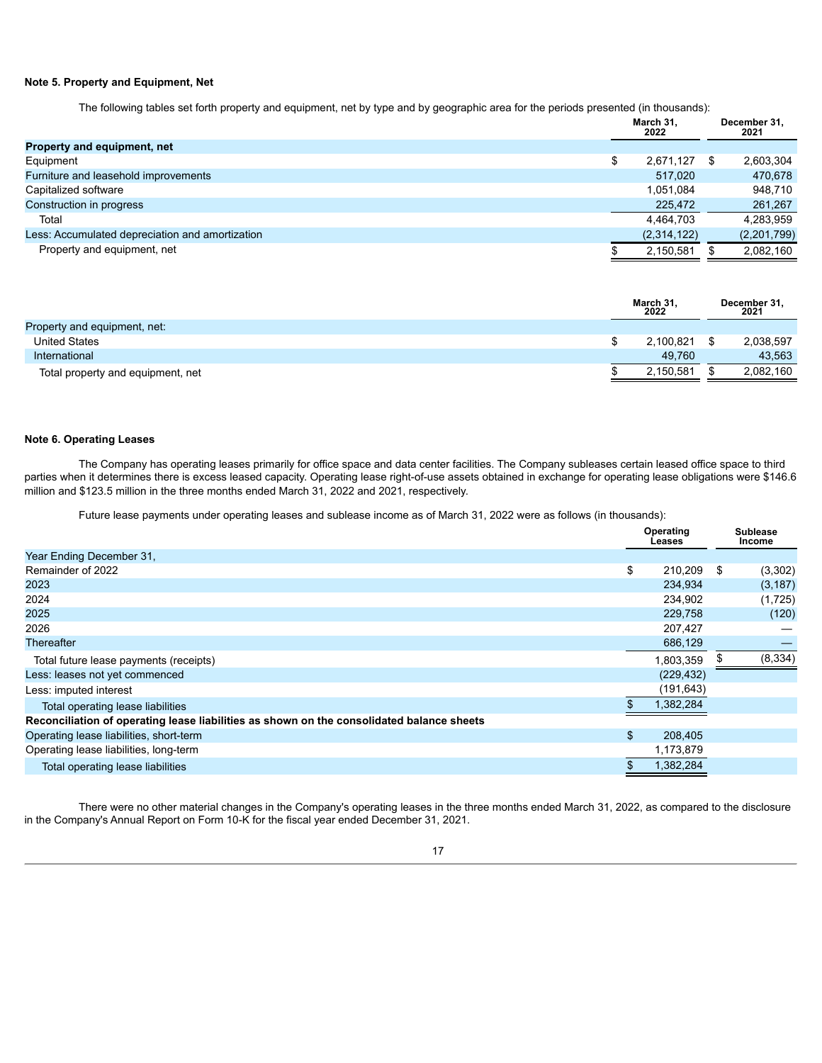**Note 5. Property and Equipment, Net**

The following tables set forth property and equipment, net by type and by geographic area for the periods presented (in thousands):

| | March 31, 2022 | December 31, 2021 |
|---|---|---|
| **Property and equipment, net** | | |
| Equipment | $ 2,671,127 | $ 2,603,304 |
| Furniture and leasehold improvements | 517,020 | 470,678 |
| Capitalized software | 1,051,084 | 948,710 |
| Construction in progress | 225,472 | 261,267 |
| Total | 4,464,703 | 4,283,959 |
| Less: Accumulated depreciation and amortization | (2,314,122) | (2,201,799) |
| Property and equipment, net | $ 2,150,581 | $ 2,082,160 |

| | March 31, 2022 | December 31, 2021 |
|---|---|---|
| Property and equipment, net: | | |
| United States | $ 2,100,821 | $ 2,038,597 |
| International | 49,760 | 43,563 |
| Total property and equipment, net | $ 2,150,581 | $ 2,082,160 |

**Note 6. Operating Leases**

The Company has operating leases primarily for office space and data center facilities. The Company subleases certain leased office space to third parties when it determines there is excess leased capacity. Operating lease right-of-use assets obtained in exchange for operating lease obligations were $146.6 million and $123.5 million in the three months ended March 31, 2022 and 2021, respectively.

Future lease payments under operating leases and sublease income as of March 31, 2022 were as follows (in thousands):

| | Operating Leases | Sublease Income |
|---|---|---|
| Year Ending December 31, | | |
| Remainder of 2022 | $ 210,209 | $ (3,302) |
| 2023 | 234,934 | (3,187) |
| 2024 | 234,902 | (1,725) |
| 2025 | 229,758 | (120) |
| 2026 | 207,427 | — |
| Thereafter | 686,129 | — |
| Total future lease payments (receipts) | 1,803,359 | $ (8,334) |
| Less: leases not yet commenced | (229,432) | |
| Less: imputed interest | (191,643) | |
| Total operating lease liabilities | $ 1,382,284 | |
| **Reconciliation of operating lease liabilities as shown on the consolidated balance sheets** | | |
| Operating lease liabilities, short-term | $ 208,405 | |
| Operating lease liabilities, long-term | 1,173,879 | |
| Total operating lease liabilities | $ 1,382,284 | |

There were no other material changes in the Company's operating leases in the three months ended March 31, 2022, as compared to the disclosure in the Company's Annual Report on Form 10-K for the fiscal year ended December 31, 2021.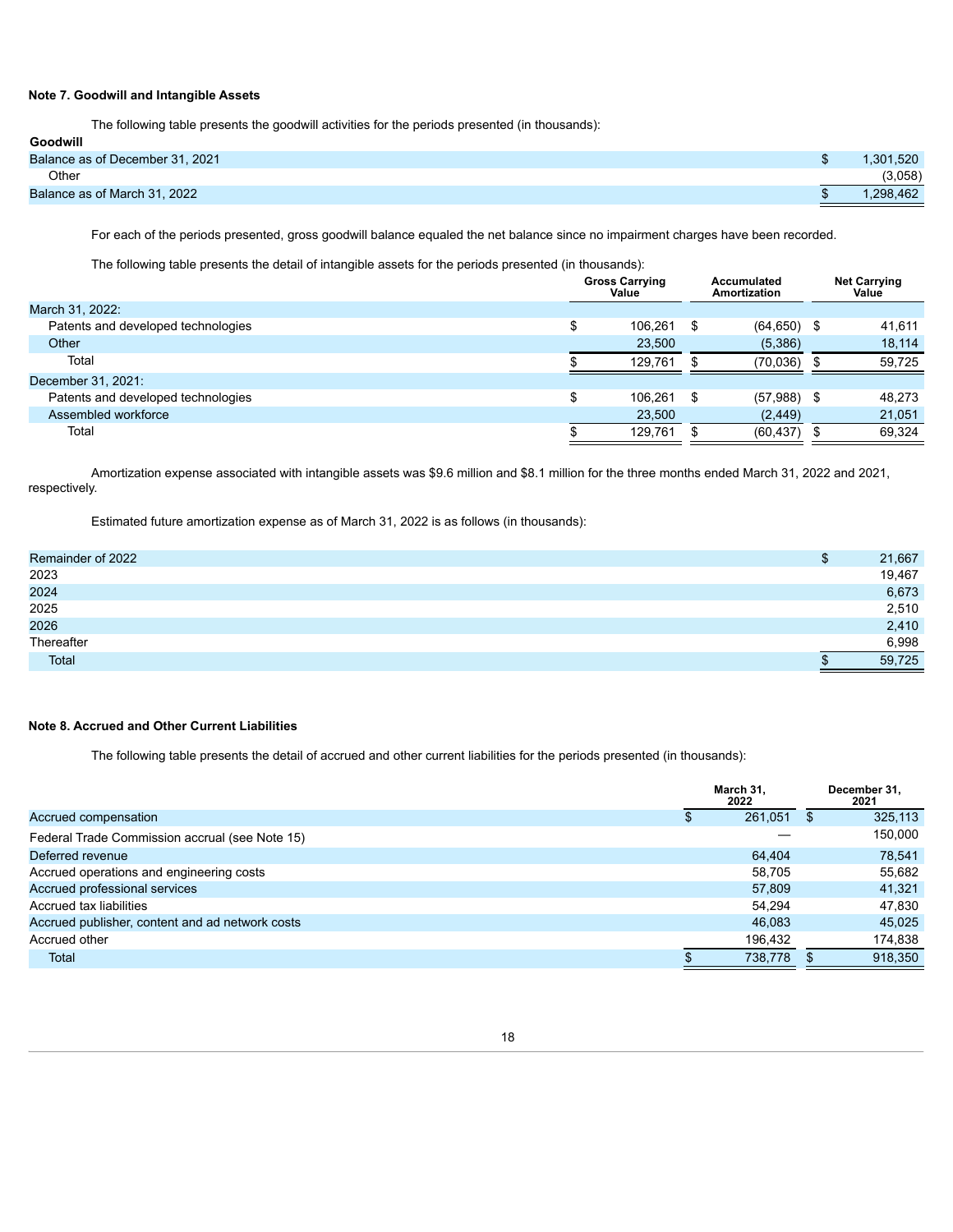### Note 7. Goodwill and Intangible Assets

The following table presents the goodwill activities for the periods presented (in thousands):

| **Goodwill** | |
|---|---|
| Balance as of December 31, 2021 | $ 1,301,520 |
| Other | (3,058) |
| Balance as of March 31, 2022 | $ 1,298,462 |

For each of the periods presented, gross goodwill balance equaled the net balance since no impairment charges have been recorded.

The following table presents the detail of intangible assets for the periods presented (in thousands):

| | Gross Carrying Value | Accumulated Amortization | Net Carrying Value |
|---|---|---|---|
| March 31, 2022: | | | |
| Patents and developed technologies | $ 106,261 | $ (64,650) | $ 41,611 |
| Other | 23,500 | (5,386) | 18,114 |
| Total | $ 129,761 | $ (70,036) | $ 59,725 |
| December 31, 2021: | | | |
| Patents and developed technologies | $ 106,261 | $ (57,988) | $ 48,273 |
| Assembled workforce | 23,500 | (2,449) | 21,051 |
| Total | $ 129,761 | $ (60,437) | $ 69,324 |

Amortization expense associated with intangible assets was $9.6 million and $8.1 million for the three months ended March 31, 2022 and 2021, respectively.

Estimated future amortization expense as of March 31, 2022 is as follows (in thousands):

| | |
|---|---|
| Remainder of 2022 | $ 21,667 |
| 2023 | 19,467 |
| 2024 | 6,673 |
| 2025 | 2,510 |
| 2026 | 2,410 |
| Thereafter | 6,998 |
| Total | $ 59,725 |

### Note 8. Accrued and Other Current Liabilities

The following table presents the detail of accrued and other current liabilities for the periods presented (in thousands):

| | March 31, 2022 | December 31, 2021 |
|---|---|---|
| Accrued compensation | $ 261,051 | $ 325,113 |
| Federal Trade Commission accrual (see Note 15) | — | 150,000 |
| Deferred revenue | 64,404 | 78,541 |
| Accrued operations and engineering costs | 58,705 | 55,682 |
| Accrued professional services | 57,809 | 41,321 |
| Accrued tax liabilities | 54,294 | 47,830 |
| Accrued publisher, content and ad network costs | 46,083 | 45,025 |
| Accrued other | 196,432 | 174,838 |
| Total | $ 738,778 | $ 918,350 |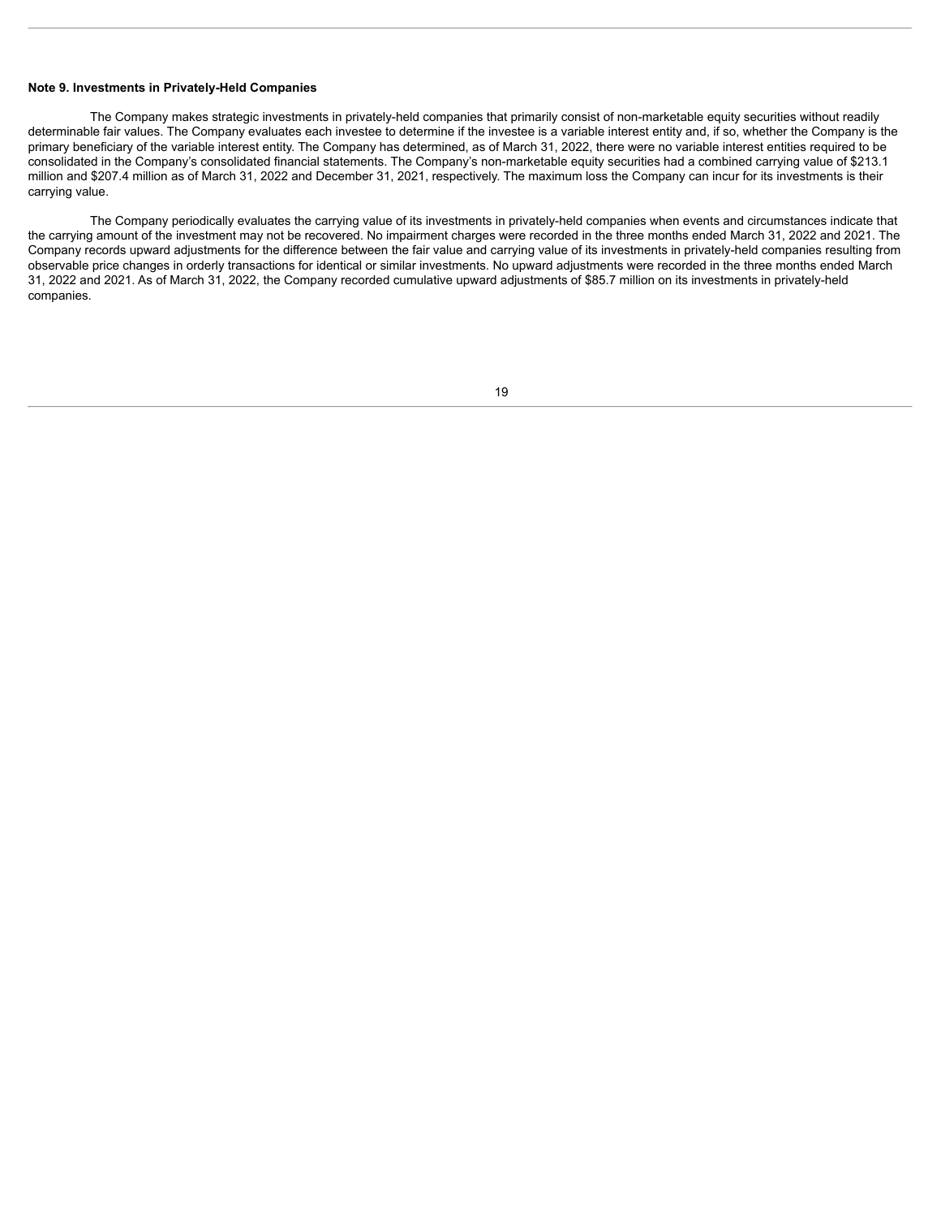**Note 9. Investments in Privately-Held Companies**

The Company makes strategic investments in privately-held companies that primarily consist of non-marketable equity securities without readily determinable fair values. The Company evaluates each investee to determine if the investee is a variable interest entity and, if so, whether the Company is the primary beneficiary of the variable interest entity. The Company has determined, as of March 31, 2022, there were no variable interest entities required to be consolidated in the Company's consolidated financial statements. The Company's non-marketable equity securities had a combined carrying value of $213.1 million and $207.4 million as of March 31, 2022 and December 31, 2021, respectively. The maximum loss the Company can incur for its investments is their carrying value.

The Company periodically evaluates the carrying value of its investments in privately-held companies when events and circumstances indicate that the carrying amount of the investment may not be recovered. No impairment charges were recorded in the three months ended March 31, 2022 and 2021. The Company records upward adjustments for the difference between the fair value and carrying value of its investments in privately-held companies resulting from observable price changes in orderly transactions for identical or similar investments. No upward adjustments were recorded in the three months ended March 31, 2022 and 2021. As of March 31, 2022, the Company recorded cumulative upward adjustments of $85.7 million on its investments in privately-held companies.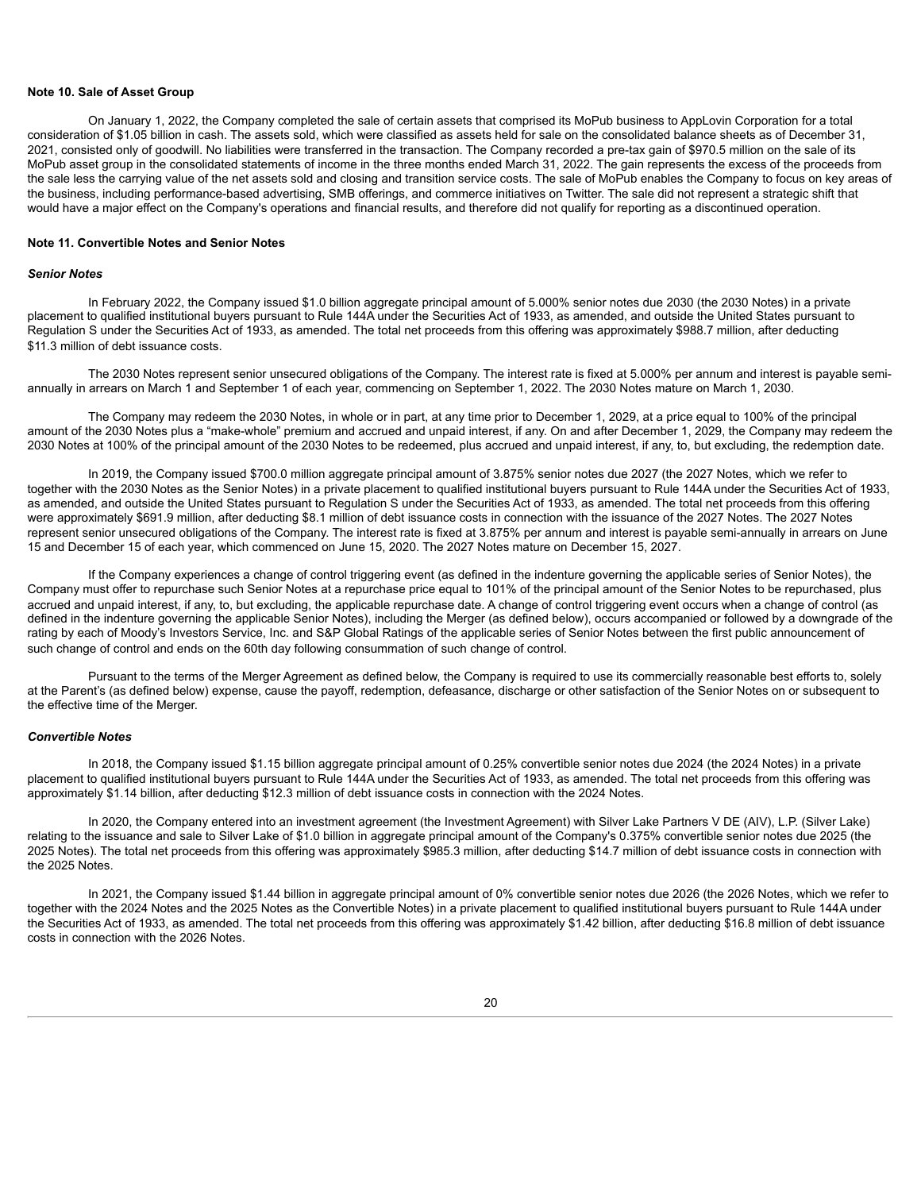### Note 10. Sale of Asset Group

On January 1, 2022, the Company completed the sale of certain assets that comprised its MoPub business to AppLovin Corporation for a total consideration of $1.05 billion in cash. The assets sold, which were classified as assets held for sale on the consolidated balance sheets as of December 31, 2021, consisted only of goodwill. No liabilities were transferred in the transaction. The Company recorded a pre-tax gain of $970.5 million on the sale of its MoPub asset group in the consolidated statements of income in the three months ended March 31, 2022. The gain represents the excess of the proceeds from the sale less the carrying value of the net assets sold and closing and transition service costs. The sale of MoPub enables the Company to focus on key areas of the business, including performance-based advertising, SMB offerings, and commerce initiatives on Twitter. The sale did not represent a strategic shift that would have a major effect on the Company's operations and financial results, and therefore did not qualify for reporting as a discontinued operation.

### Note 11. Convertible Notes and Senior Notes

#### *Senior Notes*

In February 2022, the Company issued $1.0 billion aggregate principal amount of 5.000% senior notes due 2030 (the 2030 Notes) in a private placement to qualified institutional buyers pursuant to Rule 144A under the Securities Act of 1933, as amended, and outside the United States pursuant to Regulation S under the Securities Act of 1933, as amended. The total net proceeds from this offering was approximately $988.7 million, after deducting $11.3 million of debt issuance costs.

The 2030 Notes represent senior unsecured obligations of the Company. The interest rate is fixed at 5.000% per annum and interest is payable semi-annually in arrears on March 1 and September 1 of each year, commencing on September 1, 2022. The 2030 Notes mature on March 1, 2030.

The Company may redeem the 2030 Notes, in whole or in part, at any time prior to December 1, 2029, at a price equal to 100% of the principal amount of the 2030 Notes plus a "make-whole" premium and accrued and unpaid interest, if any. On and after December 1, 2029, the Company may redeem the 2030 Notes at 100% of the principal amount of the 2030 Notes to be redeemed, plus accrued and unpaid interest, if any, to, but excluding, the redemption date.

In 2019, the Company issued $700.0 million aggregate principal amount of 3.875% senior notes due 2027 (the 2027 Notes, which we refer to together with the 2030 Notes as the Senior Notes) in a private placement to qualified institutional buyers pursuant to Rule 144A under the Securities Act of 1933, as amended, and outside the United States pursuant to Regulation S under the Securities Act of 1933, as amended. The total net proceeds from this offering were approximately $691.9 million, after deducting $8.1 million of debt issuance costs in connection with the issuance of the 2027 Notes. The 2027 Notes represent senior unsecured obligations of the Company. The interest rate is fixed at 3.875% per annum and interest is payable semi-annually in arrears on June 15 and December 15 of each year, which commenced on June 15, 2020. The 2027 Notes mature on December 15, 2027.

If the Company experiences a change of control triggering event (as defined in the indenture governing the applicable series of Senior Notes), the Company must offer to repurchase such Senior Notes at a repurchase price equal to 101% of the principal amount of the Senior Notes to be repurchased, plus accrued and unpaid interest, if any, to, but excluding, the applicable repurchase date. A change of control triggering event occurs when a change of control (as defined in the indenture governing the applicable Senior Notes), including the Merger (as defined below), occurs accompanied or followed by a downgrade of the rating by each of Moody's Investors Service, Inc. and S&P Global Ratings of the applicable series of Senior Notes between the first public announcement of such change of control and ends on the 60th day following consummation of such change of control.

Pursuant to the terms of the Merger Agreement as defined below, the Company is required to use its commercially reasonable best efforts to, solely at the Parent's (as defined below) expense, cause the payoff, redemption, defeasance, discharge or other satisfaction of the Senior Notes on or subsequent to the effective time of the Merger.

#### *Convertible Notes*

In 2018, the Company issued $1.15 billion aggregate principal amount of 0.25% convertible senior notes due 2024 (the 2024 Notes) in a private placement to qualified institutional buyers pursuant to Rule 144A under the Securities Act of 1933, as amended. The total net proceeds from this offering was approximately $1.14 billion, after deducting $12.3 million of debt issuance costs in connection with the 2024 Notes.

In 2020, the Company entered into an investment agreement (the Investment Agreement) with Silver Lake Partners V DE (AIV), L.P. (Silver Lake) relating to the issuance and sale to Silver Lake of $1.0 billion in aggregate principal amount of the Company's 0.375% convertible senior notes due 2025 (the 2025 Notes). The total net proceeds from this offering was approximately $985.3 million, after deducting $14.7 million of debt issuance costs in connection with the 2025 Notes.

In 2021, the Company issued $1.44 billion in aggregate principal amount of 0% convertible senior notes due 2026 (the 2026 Notes, which we refer to together with the 2024 Notes and the 2025 Notes as the Convertible Notes) in a private placement to qualified institutional buyers pursuant to Rule 144A under the Securities Act of 1933, as amended. The total net proceeds from this offering was approximately $1.42 billion, after deducting $16.8 million of debt issuance costs in connection with the 2026 Notes.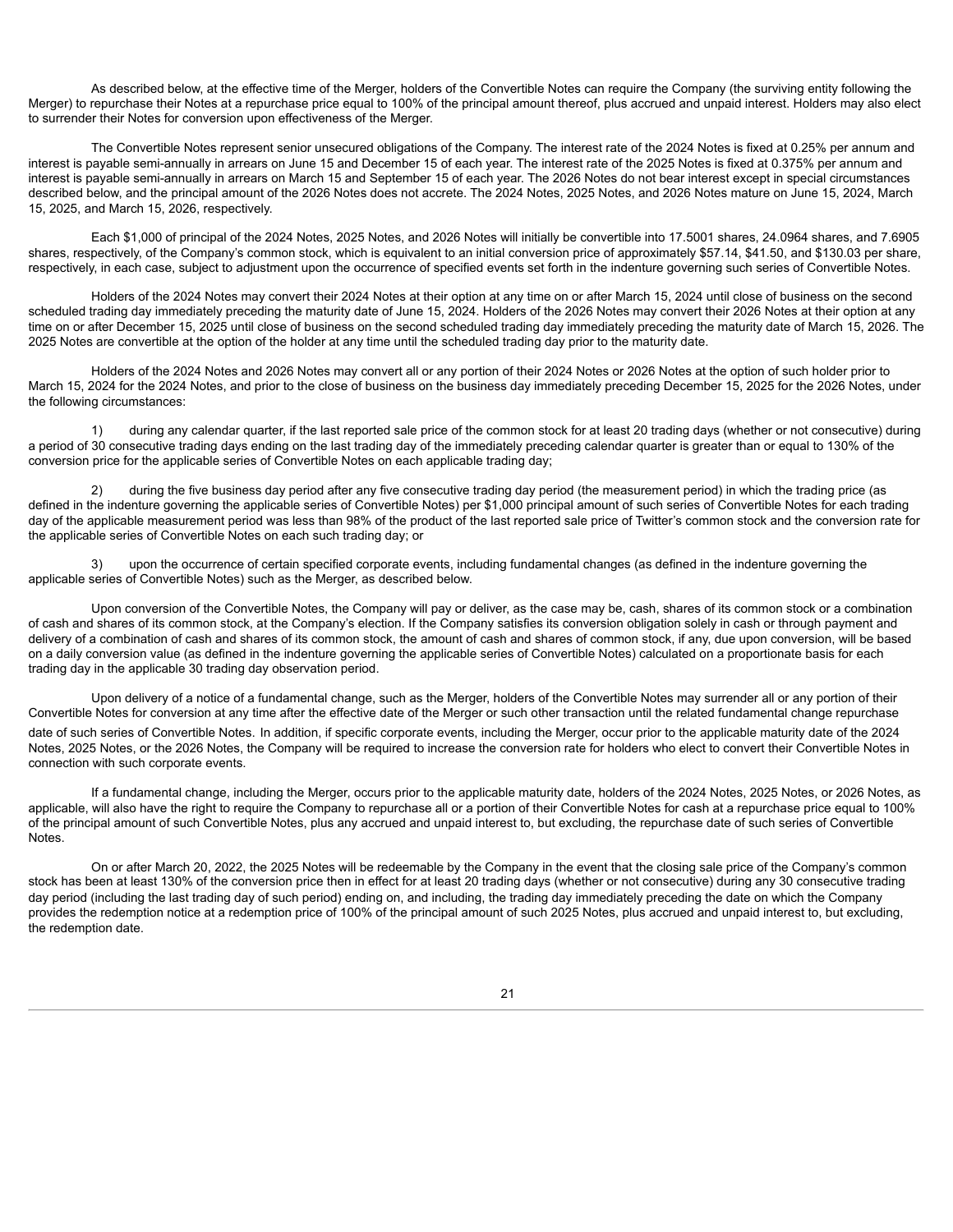As described below, at the effective time of the Merger, holders of the Convertible Notes can require the Company (the surviving entity following the Merger) to repurchase their Notes at a repurchase price equal to 100% of the principal amount thereof, plus accrued and unpaid interest. Holders may also elect to surrender their Notes for conversion upon effectiveness of the Merger.

The Convertible Notes represent senior unsecured obligations of the Company. The interest rate of the 2024 Notes is fixed at 0.25% per annum and interest is payable semi-annually in arrears on June 15 and December 15 of each year. The interest rate of the 2025 Notes is fixed at 0.375% per annum and interest is payable semi-annually in arrears on March 15 and September 15 of each year. The 2026 Notes do not bear interest except in special circumstances described below, and the principal amount of the 2026 Notes does not accrete. The 2024 Notes, 2025 Notes, and 2026 Notes mature on June 15, 2024, March 15, 2025, and March 15, 2026, respectively.

Each $1,000 of principal of the 2024 Notes, 2025 Notes, and 2026 Notes will initially be convertible into 17.5001 shares, 24.0964 shares, and 7.6905 shares, respectively, of the Company's common stock, which is equivalent to an initial conversion price of approximately $57.14, $41.50, and $130.03 per share, respectively, in each case, subject to adjustment upon the occurrence of specified events set forth in the indenture governing such series of Convertible Notes.

Holders of the 2024 Notes may convert their 2024 Notes at their option at any time on or after March 15, 2024 until close of business on the second scheduled trading day immediately preceding the maturity date of June 15, 2024. Holders of the 2026 Notes may convert their 2026 Notes at their option at any time on or after December 15, 2025 until close of business on the second scheduled trading day immediately preceding the maturity date of March 15, 2026. The 2025 Notes are convertible at the option of the holder at any time until the scheduled trading day prior to the maturity date.

Holders of the 2024 Notes and 2026 Notes may convert all or any portion of their 2024 Notes or 2026 Notes at the option of such holder prior to March 15, 2024 for the 2024 Notes, and prior to the close of business on the business day immediately preceding December 15, 2025 for the 2026 Notes, under the following circumstances:

1) during any calendar quarter, if the last reported sale price of the common stock for at least 20 trading days (whether or not consecutive) during a period of 30 consecutive trading days ending on the last trading day of the immediately preceding calendar quarter is greater than or equal to 130% of the conversion price for the applicable series of Convertible Notes on each applicable trading day;

2) during the five business day period after any five consecutive trading day period (the measurement period) in which the trading price (as defined in the indenture governing the applicable series of Convertible Notes) per $1,000 principal amount of such series of Convertible Notes for each trading day of the applicable measurement period was less than 98% of the product of the last reported sale price of Twitter's common stock and the conversion rate for the applicable series of Convertible Notes on each such trading day; or

3) upon the occurrence of certain specified corporate events, including fundamental changes (as defined in the indenture governing the applicable series of Convertible Notes) such as the Merger, as described below.

Upon conversion of the Convertible Notes, the Company will pay or deliver, as the case may be, cash, shares of its common stock or a combination of cash and shares of its common stock, at the Company's election. If the Company satisfies its conversion obligation solely in cash or through payment and delivery of a combination of cash and shares of its common stock, the amount of cash and shares of common stock, if any, due upon conversion, will be based on a daily conversion value (as defined in the indenture governing the applicable series of Convertible Notes) calculated on a proportionate basis for each trading day in the applicable 30 trading day observation period.

Upon delivery of a notice of a fundamental change, such as the Merger, holders of the Convertible Notes may surrender all or any portion of their Convertible Notes for conversion at any time after the effective date of the Merger or such other transaction until the related fundamental change repurchase date of such series of Convertible Notes. In addition, if specific corporate events, including the Merger, occur prior to the applicable maturity date of the 2024 Notes, 2025 Notes, or the 2026 Notes, the Company will be required to increase the conversion rate for holders who elect to convert their Convertible Notes in connection with such corporate events.

If a fundamental change, including the Merger, occurs prior to the applicable maturity date, holders of the 2024 Notes, 2025 Notes, or 2026 Notes, as applicable, will also have the right to require the Company to repurchase all or a portion of their Convertible Notes for cash at a repurchase price equal to 100% of the principal amount of such Convertible Notes, plus any accrued and unpaid interest to, but excluding, the repurchase date of such series of Convertible Notes.

On or after March 20, 2022, the 2025 Notes will be redeemable by the Company in the event that the closing sale price of the Company's common stock has been at least 130% of the conversion price then in effect for at least 20 trading days (whether or not consecutive) during any 30 consecutive trading day period (including the last trading day of such period) ending on, and including, the trading day immediately preceding the date on which the Company provides the redemption notice at a redemption price of 100% of the principal amount of such 2025 Notes, plus accrued and unpaid interest to, but excluding, the redemption date.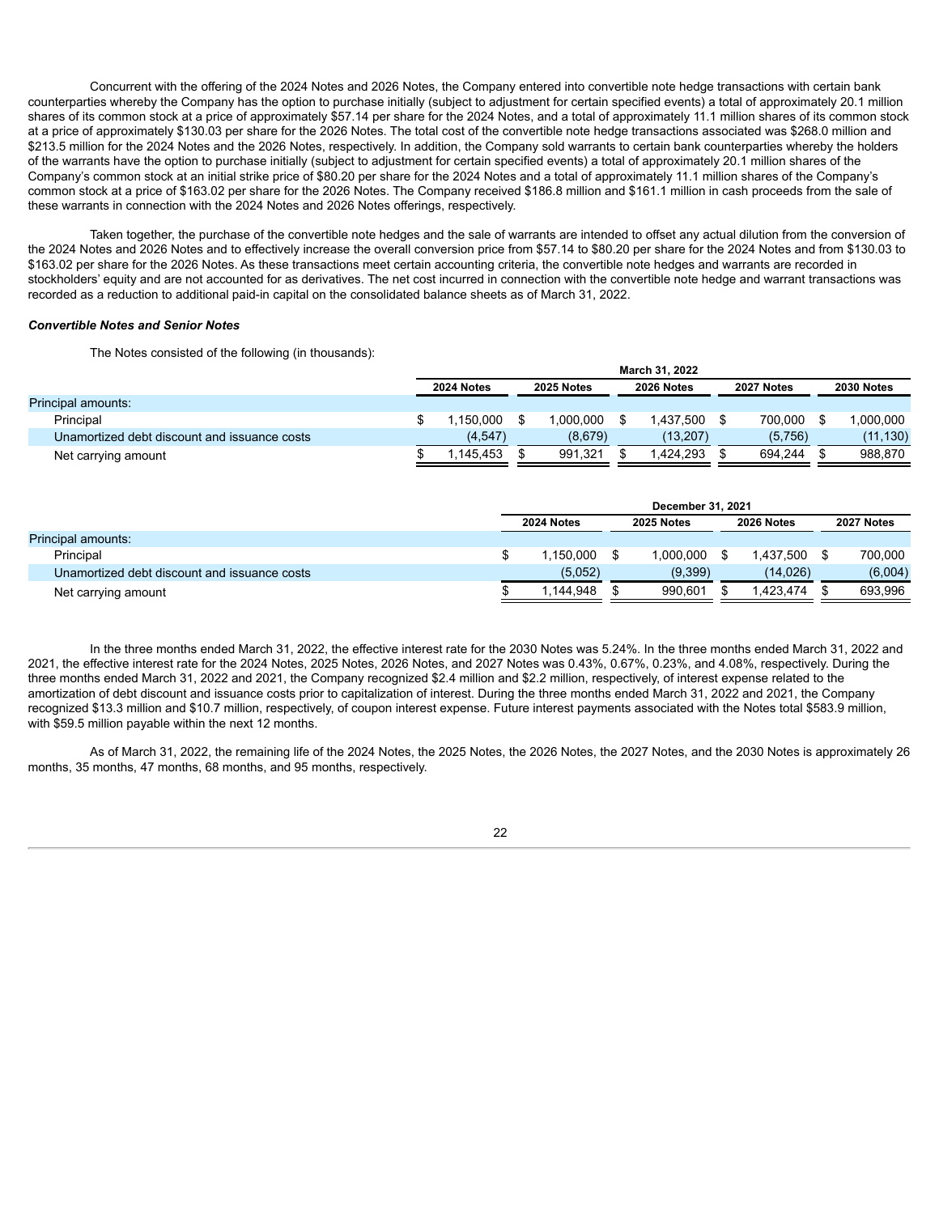Concurrent with the offering of the 2024 Notes and 2026 Notes, the Company entered into convertible note hedge transactions with certain bank counterparties whereby the Company has the option to purchase initially (subject to adjustment for certain specified events) a total of approximately 20.1 million shares of its common stock at a price of approximately $57.14 per share for the 2024 Notes, and a total of approximately 11.1 million shares of its common stock at a price of approximately $130.03 per share for the 2026 Notes. The total cost of the convertible note hedge transactions associated was $268.0 million and $213.5 million for the 2024 Notes and the 2026 Notes, respectively. In addition, the Company sold warrants to certain bank counterparties whereby the holders of the warrants have the option to purchase initially (subject to adjustment for certain specified events) a total of approximately 20.1 million shares of the Company's common stock at an initial strike price of $80.20 per share for the 2024 Notes and a total of approximately 11.1 million shares of the Company's common stock at a price of $163.02 per share for the 2026 Notes. The Company received $186.8 million and $161.1 million in cash proceeds from the sale of these warrants in connection with the 2024 Notes and 2026 Notes offerings, respectively.

Taken together, the purchase of the convertible note hedges and the sale of warrants are intended to offset any actual dilution from the conversion of the 2024 Notes and 2026 Notes and to effectively increase the overall conversion price from $57.14 to $80.20 per share for the 2024 Notes and from $130.03 to $163.02 per share for the 2026 Notes. As these transactions meet certain accounting criteria, the convertible note hedges and warrants are recorded in stockholders' equity and are not accounted for as derivatives. The net cost incurred in connection with the convertible note hedge and warrant transactions was recorded as a reduction to additional paid-in capital on the consolidated balance sheets as of March 31, 2022.

***Convertible Notes and Senior Notes***

The Notes consisted of the following (in thousands):

| | March 31, 2022 | | | | |
|---|---|---|---|---|---|
| | 2024 Notes | 2025 Notes | 2026 Notes | 2027 Notes | 2030 Notes |
| Principal amounts: | | | | | |
| Principal | $ 1,150,000 | $ 1,000,000 | $ 1,437,500 | $ 700,000 | $ 1,000,000 |
| Unamortized debt discount and issuance costs | (4,547) | (8,679) | (13,207) | (5,756) | (11,130) |
| Net carrying amount | $ 1,145,453 | $ 991,321 | $ 1,424,293 | $ 694,244 | $ 988,870 |

| | December 31, 2021 | | | |
|---|---|---|---|---|
| | 2024 Notes | 2025 Notes | 2026 Notes | 2027 Notes |
| Principal amounts: | | | | |
| Principal | $ 1,150,000 | $ 1,000,000 | $ 1,437,500 | $ 700,000 |
| Unamortized debt discount and issuance costs | (5,052) | (9,399) | (14,026) | (6,004) |
| Net carrying amount | $ 1,144,948 | $ 990,601 | $ 1,423,474 | $ 693,996 |

In the three months ended March 31, 2022, the effective interest rate for the 2030 Notes was 5.24%. In the three months ended March 31, 2022 and 2021, the effective interest rate for the 2024 Notes, 2025 Notes, 2026 Notes, and 2027 Notes was 0.43%, 0.67%, 0.23%, and 4.08%, respectively. During the three months ended March 31, 2022 and 2021, the Company recognized $2.4 million and $2.2 million, respectively, of interest expense related to the amortization of debt discount and issuance costs prior to capitalization of interest. During the three months ended March 31, 2022 and 2021, the Company recognized $13.3 million and $10.7 million, respectively, of coupon interest expense. Future interest payments associated with the Notes total $583.9 million, with $59.5 million payable within the next 12 months.

As of March 31, 2022, the remaining life of the 2024 Notes, the 2025 Notes, the 2026 Notes, the 2027 Notes, and the 2030 Notes is approximately 26 months, 35 months, 47 months, 68 months, and 95 months, respectively.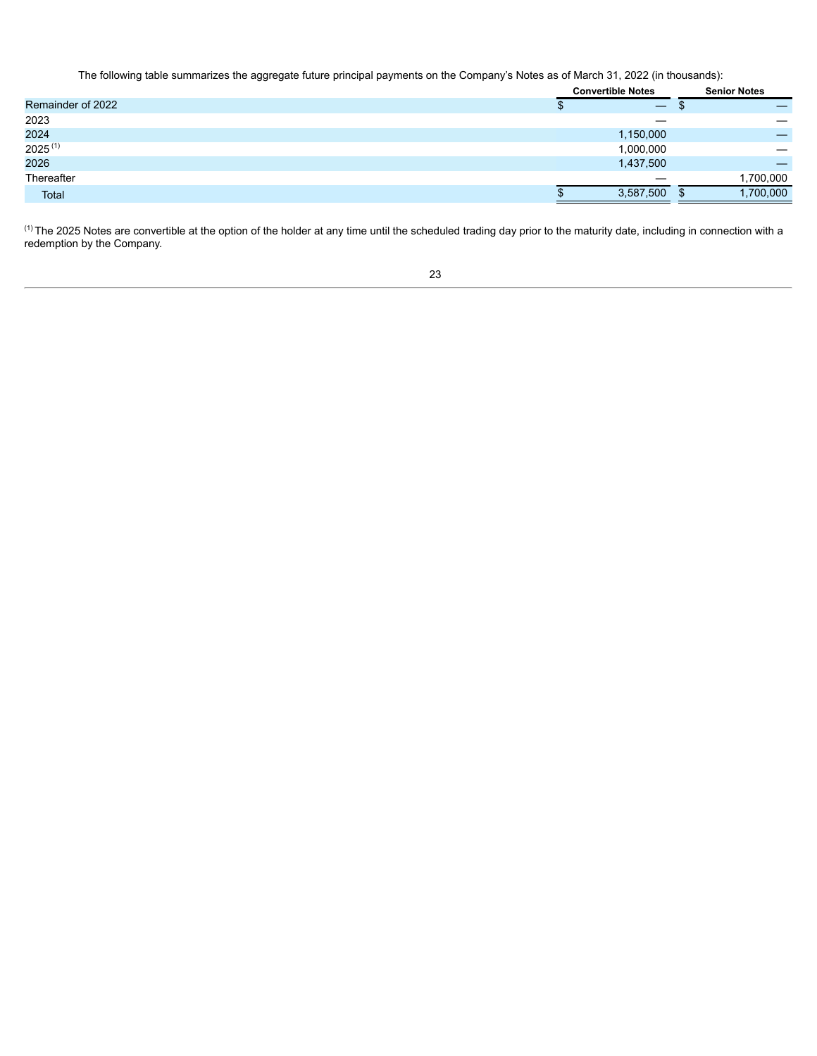The following table summarizes the aggregate future principal payments on the Company's Notes as of March 31, 2022 (in thousands):

| | Convertible Notes | Senior Notes |
|---|---|---|
| Remainder of 2022 | $ — | $ — |
| 2023 | — | — |
| 2024 | 1,150,000 | — |
| 2025 [(1)] | 1,000,000 | — |
| 2026 | 1,437,500 | — |
| Thereafter | — | 1,700,000 |
| Total | $ 3,587,500 | $ 1,700,000 |

[(1)] The 2025 Notes are convertible at the option of the holder at any time until the scheduled trading day prior to the maturity date, including in connection with a redemption by the Company.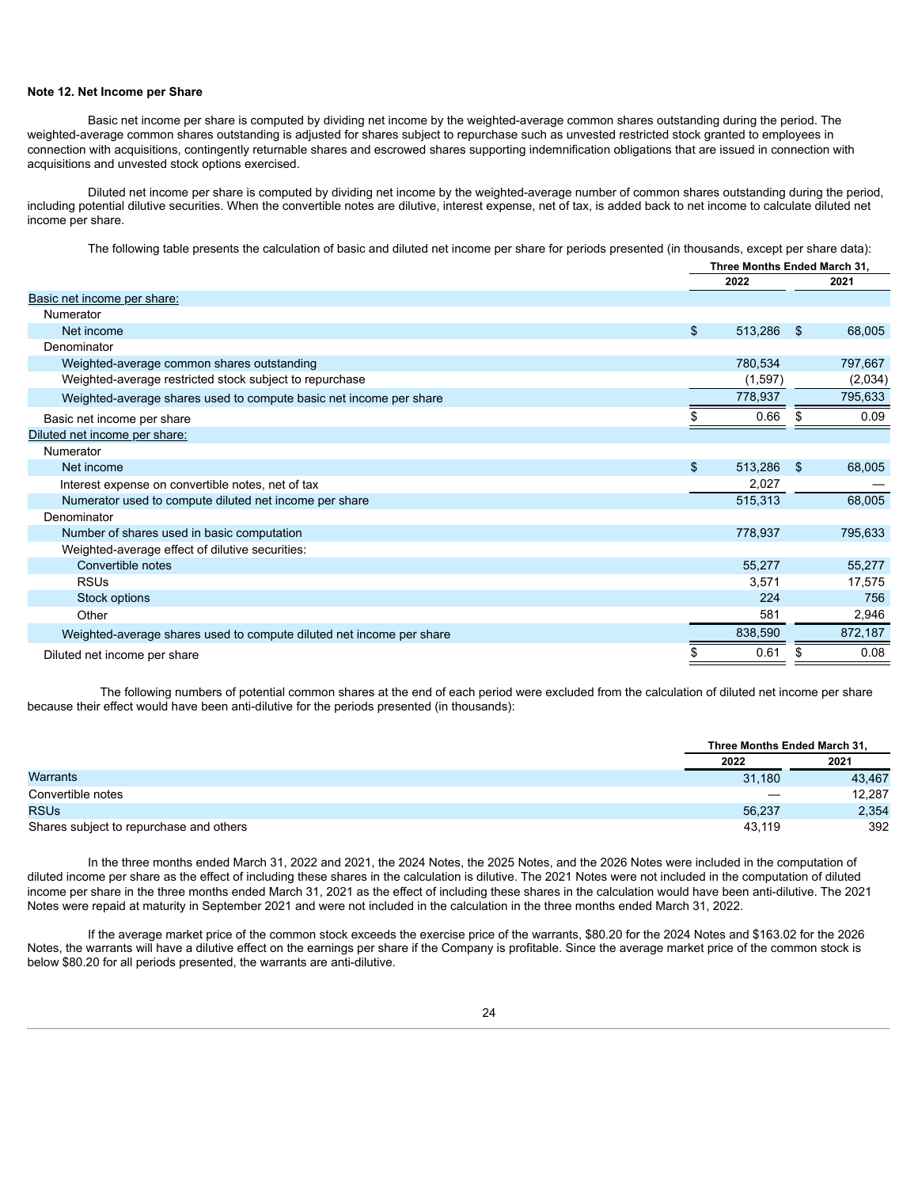### Note 12. Net Income per Share

Basic net income per share is computed by dividing net income by the weighted-average common shares outstanding during the period. The weighted-average common shares outstanding is adjusted for shares subject to repurchase such as unvested restricted stock granted to employees in connection with acquisitions, contingently returnable shares and escrowed shares supporting indemnification obligations that are issued in connection with acquisitions and unvested stock options exercised.

Diluted net income per share is computed by dividing net income by the weighted-average number of common shares outstanding during the period, including potential dilutive securities. When the convertible notes are dilutive, interest expense, net of tax, is added back to net income to calculate diluted net income per share.

The following table presents the calculation of basic and diluted net income per share for periods presented (in thousands, except per share data):

| | Three Months Ended March 31, | |
|---|---|---|
| | 2022 | 2021 |
| Basic net income per share: | | |
| Numerator | | |
| Net income | $ 513,286 | $ 68,005 |
| Denominator | | |
| Weighted-average common shares outstanding | 780,534 | 797,667 |
| Weighted-average restricted stock subject to repurchase | (1,597) | (2,034) |
| Weighted-average shares used to compute basic net income per share | 778,937 | 795,633 |
| Basic net income per share | $ 0.66 | $ 0.09 |
| Diluted net income per share: | | |
| Numerator | | |
| Net income | $ 513,286 | $ 68,005 |
| Interest expense on convertible notes, net of tax | 2,027 | — |
| Numerator used to compute diluted net income per share | 515,313 | 68,005 |
| Denominator | | |
| Number of shares used in basic computation | 778,937 | 795,633 |
| Weighted-average effect of dilutive securities: | | |
| Convertible notes | 55,277 | 55,277 |
| RSUs | 3,571 | 17,575 |
| Stock options | 224 | 756 |
| Other | 581 | 2,946 |
| Weighted-average shares used to compute diluted net income per share | 838,590 | 872,187 |
| Diluted net income per share | $ 0.61 | $ 0.08 |

The following numbers of potential common shares at the end of each period were excluded from the calculation of diluted net income per share because their effect would have been anti-dilutive for the periods presented (in thousands):

| | Three Months Ended March 31, | |
|---|---|---|
| | 2022 | 2021 |
| Warrants | 31,180 | 43,467 |
| Convertible notes | — | 12,287 |
| RSUs | 56,237 | 2,354 |
| Shares subject to repurchase and others | 43,119 | 392 |

In the three months ended March 31, 2022 and 2021, the 2024 Notes, the 2025 Notes, and the 2026 Notes were included in the computation of diluted income per share as the effect of including these shares in the calculation is dilutive. The 2021 Notes were not included in the computation of diluted income per share in the three months ended March 31, 2021 as the effect of including these shares in the calculation would have been anti-dilutive. The 2021 Notes were repaid at maturity in September 2021 and were not included in the calculation in the three months ended March 31, 2022.

If the average market price of the common stock exceeds the exercise price of the warrants, $80.20 for the 2024 Notes and $163.02 for the 2026 Notes, the warrants will have a dilutive effect on the earnings per share if the Company is profitable. Since the average market price of the common stock is below $80.20 for all periods presented, the warrants are anti-dilutive.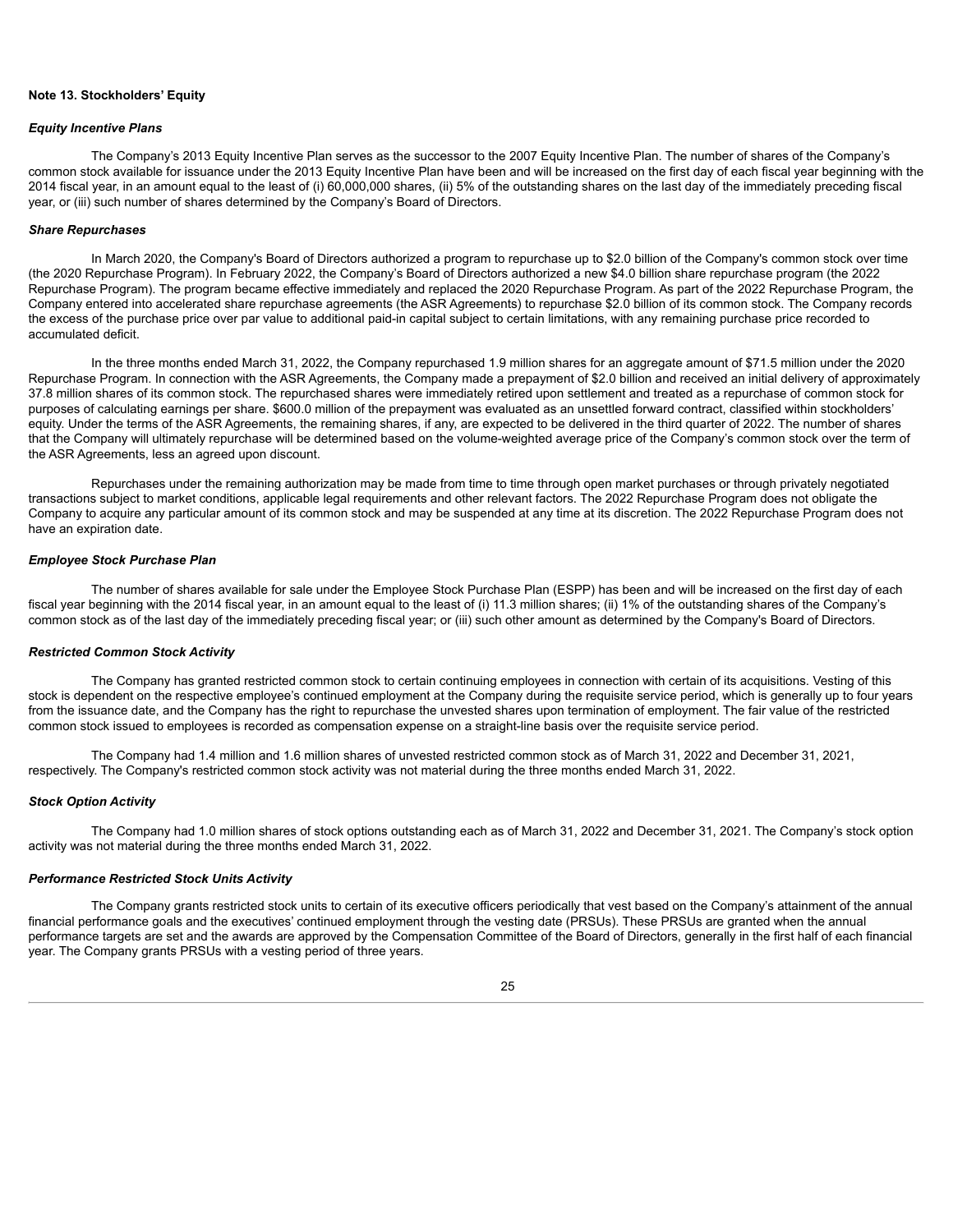**Note 13. Stockholders' Equity**

***Equity Incentive Plans***

The Company's 2013 Equity Incentive Plan serves as the successor to the 2007 Equity Incentive Plan. The number of shares of the Company's common stock available for issuance under the 2013 Equity Incentive Plan have been and will be increased on the first day of each fiscal year beginning with the 2014 fiscal year, in an amount equal to the least of (i) 60,000,000 shares, (ii) 5% of the outstanding shares on the last day of the immediately preceding fiscal year, or (iii) such number of shares determined by the Company's Board of Directors.

***Share Repurchases***

In March 2020, the Company's Board of Directors authorized a program to repurchase up to $2.0 billion of the Company's common stock over time (the 2020 Repurchase Program). In February 2022, the Company's Board of Directors authorized a new $4.0 billion share repurchase program (the 2022 Repurchase Program). The program became effective immediately and replaced the 2020 Repurchase Program. As part of the 2022 Repurchase Program, the Company entered into accelerated share repurchase agreements (the ASR Agreements) to repurchase $2.0 billion of its common stock. The Company records the excess of the purchase price over par value to additional paid-in capital subject to certain limitations, with any remaining purchase price recorded to accumulated deficit.

In the three months ended March 31, 2022, the Company repurchased 1.9 million shares for an aggregate amount of $71.5 million under the 2020 Repurchase Program. In connection with the ASR Agreements, the Company made a prepayment of $2.0 billion and received an initial delivery of approximately 37.8 million shares of its common stock. The repurchased shares were immediately retired upon settlement and treated as a repurchase of common stock for purposes of calculating earnings per share. $600.0 million of the prepayment was evaluated as an unsettled forward contract, classified within stockholders' equity. Under the terms of the ASR Agreements, the remaining shares, if any, are expected to be delivered in the third quarter of 2022. The number of shares that the Company will ultimately repurchase will be determined based on the volume-weighted average price of the Company's common stock over the term of the ASR Agreements, less an agreed upon discount.

Repurchases under the remaining authorization may be made from time to time through open market purchases or through privately negotiated transactions subject to market conditions, applicable legal requirements and other relevant factors. The 2022 Repurchase Program does not obligate the Company to acquire any particular amount of its common stock and may be suspended at any time at its discretion. The 2022 Repurchase Program does not have an expiration date.

***Employee Stock Purchase Plan***

The number of shares available for sale under the Employee Stock Purchase Plan (ESPP) has been and will be increased on the first day of each fiscal year beginning with the 2014 fiscal year, in an amount equal to the least of (i) 11.3 million shares; (ii) 1% of the outstanding shares of the Company's common stock as of the last day of the immediately preceding fiscal year; or (iii) such other amount as determined by the Company's Board of Directors.

***Restricted Common Stock Activity***

The Company has granted restricted common stock to certain continuing employees in connection with certain of its acquisitions. Vesting of this stock is dependent on the respective employee's continued employment at the Company during the requisite service period, which is generally up to four years from the issuance date, and the Company has the right to repurchase the unvested shares upon termination of employment. The fair value of the restricted common stock issued to employees is recorded as compensation expense on a straight-line basis over the requisite service period.

The Company had 1.4 million and 1.6 million shares of unvested restricted common stock as of March 31, 2022 and December 31, 2021, respectively. The Company's restricted common stock activity was not material during the three months ended March 31, 2022.

***Stock Option Activity***

The Company had 1.0 million shares of stock options outstanding each as of March 31, 2022 and December 31, 2021. The Company's stock option activity was not material during the three months ended March 31, 2022.

***Performance Restricted Stock Units Activity***

The Company grants restricted stock units to certain of its executive officers periodically that vest based on the Company's attainment of the annual financial performance goals and the executives' continued employment through the vesting date (PRSUs). These PRSUs are granted when the annual performance targets are set and the awards are approved by the Compensation Committee of the Board of Directors, generally in the first half of each financial year. The Company grants PRSUs with a vesting period of three years.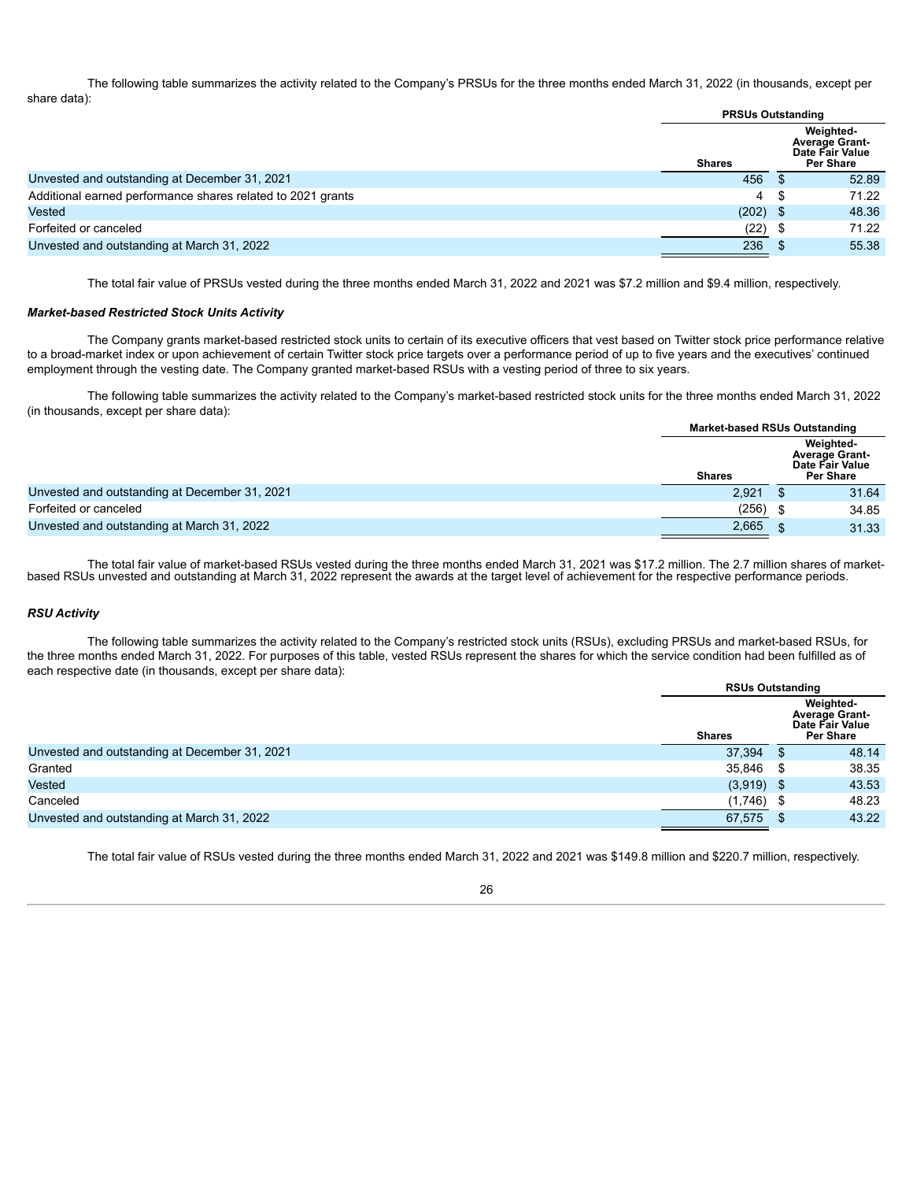The following table summarizes the activity related to the Company's PRSUs for the three months ended March 31, 2022 (in thousands, except per share data):

| | PRSUs Outstanding | |
|---|---|---|
| | Shares | Weighted-Average Grant-Date Fair Value Per Share |
| Unvested and outstanding at December 31, 2021 | 456 | $ 52.89 |
| Additional earned performance shares related to 2021 grants | 4 | $ 71.22 |
| Vested | (202) | $ 48.36 |
| Forfeited or canceled | (22) | $ 71.22 |
| Unvested and outstanding at March 31, 2022 | 236 | $ 55.38 |

The total fair value of PRSUs vested during the three months ended March 31, 2022 and 2021 was $7.2 million and $9.4 million, respectively.

***Market-based Restricted Stock Units Activity***

The Company grants market-based restricted stock units to certain of its executive officers that vest based on Twitter stock price performance relative to a broad-market index or upon achievement of certain Twitter stock price targets over a performance period of up to five years and the executives' continued employment through the vesting date. The Company granted market-based RSUs with a vesting period of three to six years.

The following table summarizes the activity related to the Company's market-based restricted stock units for the three months ended March 31, 2022 (in thousands, except per share data):

| | Market-based RSUs Outstanding | |
|---|---|---|
| | Shares | Weighted-Average Grant-Date Fair Value Per Share |
| Unvested and outstanding at December 31, 2021 | 2,921 | $ 31.64 |
| Forfeited or canceled | (256) | $ 34.85 |
| Unvested and outstanding at March 31, 2022 | 2,665 | $ 31.33 |

The total fair value of market-based RSUs vested during the three months ended March 31, 2021 was $17.2 million. The 2.7 million shares of market-based RSUs unvested and outstanding at March 31, 2022 represent the awards at the target level of achievement for the respective performance periods.

***RSU Activity***

The following table summarizes the activity related to the Company's restricted stock units (RSUs), excluding PRSUs and market-based RSUs, for the three months ended March 31, 2022. For purposes of this table, vested RSUs represent the shares for which the service condition had been fulfilled as of each respective date (in thousands, except per share data):

| | RSUs Outstanding | |
|---|---|---|
| | Shares | Weighted-Average Grant-Date Fair Value Per Share |
| Unvested and outstanding at December 31, 2021 | 37,394 | $ 48.14 |
| Granted | 35,846 | $ 38.35 |
| Vested | (3,919) | $ 43.53 |
| Canceled | (1,746) | $ 48.23 |
| Unvested and outstanding at March 31, 2022 | 67,575 | $ 43.22 |

The total fair value of RSUs vested during the three months ended March 31, 2022 and 2021 was $149.8 million and $220.7 million, respectively.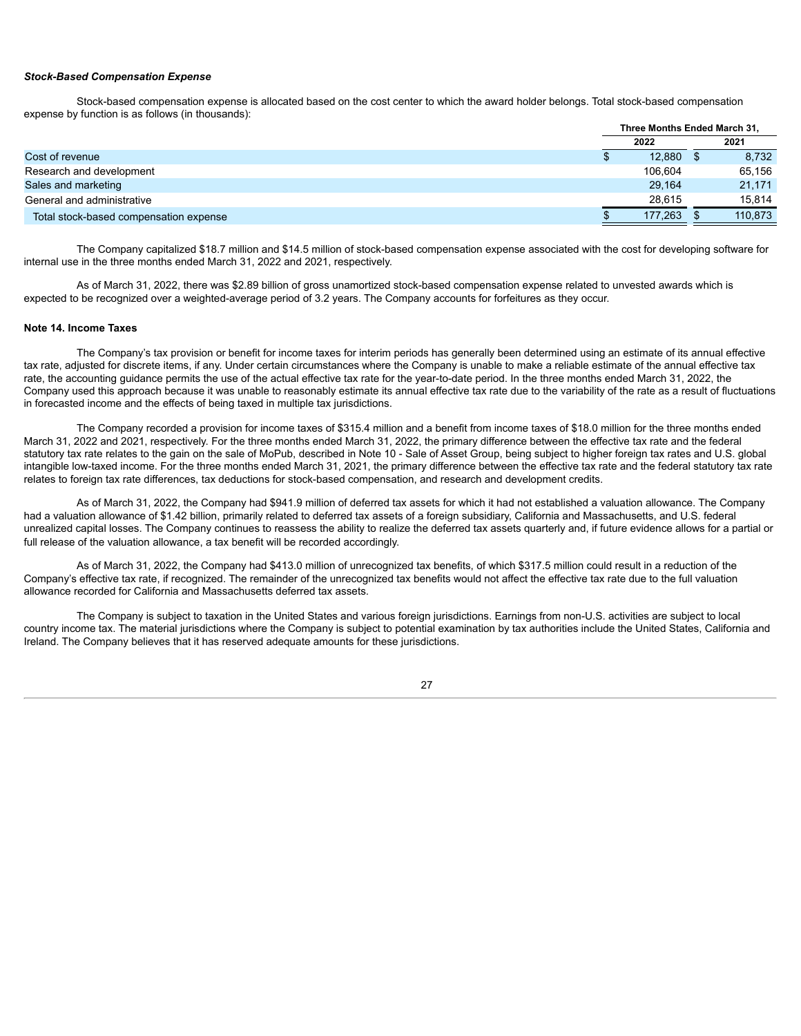***Stock-Based Compensation Expense***

Stock-based compensation expense is allocated based on the cost center to which the award holder belongs. Total stock-based compensation expense by function is as follows (in thousands):

| | Three Months Ended March 31, | |
|---|---|---|
| | 2022 | 2021 |
| Cost of revenue | $ 12,880 | $ 8,732 |
| Research and development | 106,604 | 65,156 |
| Sales and marketing | 29,164 | 21,171 |
| General and administrative | 28,615 | 15,814 |
| Total stock-based compensation expense | $ 177,263 | $ 110,873 |

The Company capitalized $18.7 million and $14.5 million of stock-based compensation expense associated with the cost for developing software for internal use in the three months ended March 31, 2022 and 2021, respectively.

As of March 31, 2022, there was $2.89 billion of gross unamortized stock-based compensation expense related to unvested awards which is expected to be recognized over a weighted-average period of 3.2 years. The Company accounts for forfeitures as they occur.

**Note 14. Income Taxes**

The Company's tax provision or benefit for income taxes for interim periods has generally been determined using an estimate of its annual effective tax rate, adjusted for discrete items, if any. Under certain circumstances where the Company is unable to make a reliable estimate of the annual effective tax rate, the accounting guidance permits the use of the actual effective tax rate for the year-to-date period. In the three months ended March 31, 2022, the Company used this approach because it was unable to reasonably estimate its annual effective tax rate due to the variability of the rate as a result of fluctuations in forecasted income and the effects of being taxed in multiple tax jurisdictions.

The Company recorded a provision for income taxes of $315.4 million and a benefit from income taxes of $18.0 million for the three months ended March 31, 2022 and 2021, respectively. For the three months ended March 31, 2022, the primary difference between the effective tax rate and the federal statutory tax rate relates to the gain on the sale of MoPub, described in Note 10 - Sale of Asset Group, being subject to higher foreign tax rates and U.S. global intangible low-taxed income. For the three months ended March 31, 2021, the primary difference between the effective tax rate and the federal statutory tax rate relates to foreign tax rate differences, tax deductions for stock-based compensation, and research and development credits.

As of March 31, 2022, the Company had $941.9 million of deferred tax assets for which it had not established a valuation allowance. The Company had a valuation allowance of $1.42 billion, primarily related to deferred tax assets of a foreign subsidiary, California and Massachusetts, and U.S. federal unrealized capital losses. The Company continues to reassess the ability to realize the deferred tax assets quarterly and, if future evidence allows for a partial or full release of the valuation allowance, a tax benefit will be recorded accordingly.

As of March 31, 2022, the Company had $413.0 million of unrecognized tax benefits, of which $317.5 million could result in a reduction of the Company's effective tax rate, if recognized. The remainder of the unrecognized tax benefits would not affect the effective tax rate due to the full valuation allowance recorded for California and Massachusetts deferred tax assets.

The Company is subject to taxation in the United States and various foreign jurisdictions. Earnings from non-U.S. activities are subject to local country income tax. The material jurisdictions where the Company is subject to potential examination by tax authorities include the United States, California and Ireland. The Company believes that it has reserved adequate amounts for these jurisdictions.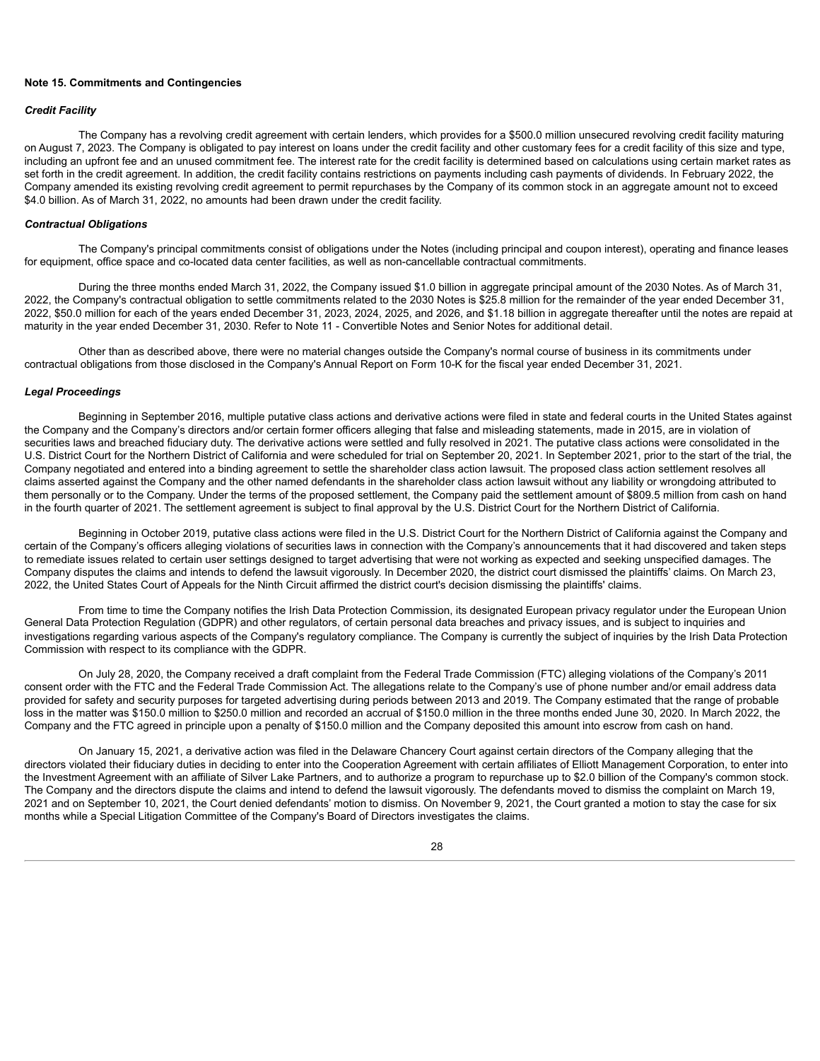## Note 15. Commitments and Contingencies

### *Credit Facility*

The Company has a revolving credit agreement with certain lenders, which provides for a $500.0 million unsecured revolving credit facility maturing on August 7, 2023. The Company is obligated to pay interest on loans under the credit facility and other customary fees for a credit facility of this size and type, including an upfront fee and an unused commitment fee. The interest rate for the credit facility is determined based on calculations using certain market rates as set forth in the credit agreement. In addition, the credit facility contains restrictions on payments including cash payments of dividends. In February 2022, the Company amended its existing revolving credit agreement to permit repurchases by the Company of its common stock in an aggregate amount not to exceed $4.0 billion. As of March 31, 2022, no amounts had been drawn under the credit facility.

### *Contractual Obligations*

The Company's principal commitments consist of obligations under the Notes (including principal and coupon interest), operating and finance leases for equipment, office space and co-located data center facilities, as well as non-cancellable contractual commitments.

During the three months ended March 31, 2022, the Company issued $1.0 billion in aggregate principal amount of the 2030 Notes. As of March 31, 2022, the Company's contractual obligation to settle commitments related to the 2030 Notes is $25.8 million for the remainder of the year ended December 31, 2022, $50.0 million for each of the years ended December 31, 2023, 2024, 2025, and 2026, and $1.18 billion in aggregate thereafter until the notes are repaid at maturity in the year ended December 31, 2030. Refer to Note 11 - Convertible Notes and Senior Notes for additional detail.

Other than as described above, there were no material changes outside the Company's normal course of business in its commitments under contractual obligations from those disclosed in the Company's Annual Report on Form 10-K for the fiscal year ended December 31, 2021.

### *Legal Proceedings*

Beginning in September 2016, multiple putative class actions and derivative actions were filed in state and federal courts in the United States against the Company and the Company's directors and/or certain former officers alleging that false and misleading statements, made in 2015, are in violation of securities laws and breached fiduciary duty. The derivative actions were settled and fully resolved in 2021. The putative class actions were consolidated in the U.S. District Court for the Northern District of California and were scheduled for trial on September 20, 2021. In September 2021, prior to the start of the trial, the Company negotiated and entered into a binding agreement to settle the shareholder class action lawsuit. The proposed class action settlement resolves all claims asserted against the Company and the other named defendants in the shareholder class action lawsuit without any liability or wrongdoing attributed to them personally or to the Company. Under the terms of the proposed settlement, the Company paid the settlement amount of $809.5 million from cash on hand in the fourth quarter of 2021. The settlement agreement is subject to final approval by the U.S. District Court for the Northern District of California.

Beginning in October 2019, putative class actions were filed in the U.S. District Court for the Northern District of California against the Company and certain of the Company's officers alleging violations of securities laws in connection with the Company's announcements that it had discovered and taken steps to remediate issues related to certain user settings designed to target advertising that were not working as expected and seeking unspecified damages. The Company disputes the claims and intends to defend the lawsuit vigorously. In December 2020, the district court dismissed the plaintiffs' claims. On March 23, 2022, the United States Court of Appeals for the Ninth Circuit affirmed the district court's decision dismissing the plaintiffs' claims.

From time to time the Company notifies the Irish Data Protection Commission, its designated European privacy regulator under the European Union General Data Protection Regulation (GDPR) and other regulators, of certain personal data breaches and privacy issues, and is subject to inquiries and investigations regarding various aspects of the Company's regulatory compliance. The Company is currently the subject of inquiries by the Irish Data Protection Commission with respect to its compliance with the GDPR.

On July 28, 2020, the Company received a draft complaint from the Federal Trade Commission (FTC) alleging violations of the Company's 2011 consent order with the FTC and the Federal Trade Commission Act. The allegations relate to the Company's use of phone number and/or email address data provided for safety and security purposes for targeted advertising during periods between 2013 and 2019. The Company estimated that the range of probable loss in the matter was $150.0 million to $250.0 million and recorded an accrual of $150.0 million in the three months ended June 30, 2020. In March 2022, the Company and the FTC agreed in principle upon a penalty of $150.0 million and the Company deposited this amount into escrow from cash on hand.

On January 15, 2021, a derivative action was filed in the Delaware Chancery Court against certain directors of the Company alleging that the directors violated their fiduciary duties in deciding to enter into the Cooperation Agreement with certain affiliates of Elliott Management Corporation, to enter into the Investment Agreement with an affiliate of Silver Lake Partners, and to authorize a program to repurchase up to $2.0 billion of the Company's common stock. The Company and the directors dispute the claims and intend to defend the lawsuit vigorously. The defendants moved to dismiss the complaint on March 19, 2021 and on September 10, 2021, the Court denied defendants' motion to dismiss. On November 9, 2021, the Court granted a motion to stay the case for six months while a Special Litigation Committee of the Company's Board of Directors investigates the claims.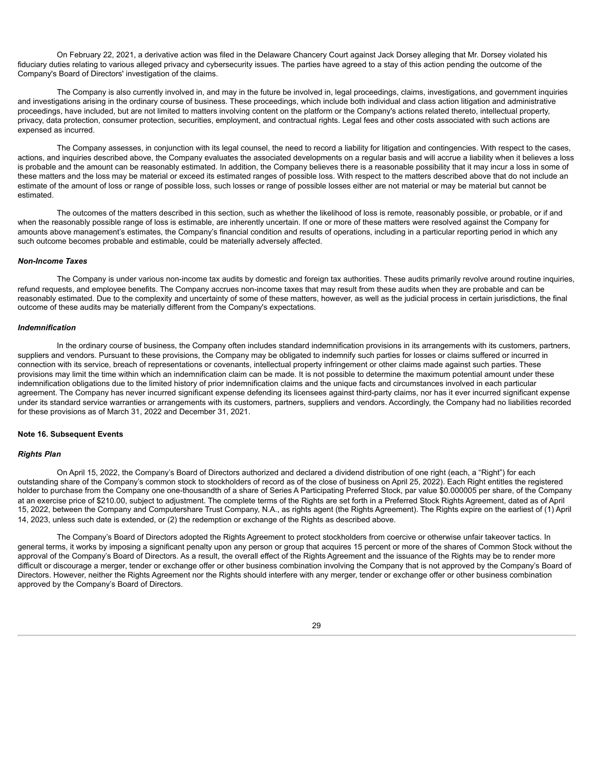On February 22, 2021, a derivative action was filed in the Delaware Chancery Court against Jack Dorsey alleging that Mr. Dorsey violated his fiduciary duties relating to various alleged privacy and cybersecurity issues. The parties have agreed to a stay of this action pending the outcome of the Company's Board of Directors' investigation of the claims.

The Company is also currently involved in, and may in the future be involved in, legal proceedings, claims, investigations, and government inquiries and investigations arising in the ordinary course of business. These proceedings, which include both individual and class action litigation and administrative proceedings, have included, but are not limited to matters involving content on the platform or the Company's actions related thereto, intellectual property, privacy, data protection, consumer protection, securities, employment, and contractual rights. Legal fees and other costs associated with such actions are expensed as incurred.

The Company assesses, in conjunction with its legal counsel, the need to record a liability for litigation and contingencies. With respect to the cases, actions, and inquiries described above, the Company evaluates the associated developments on a regular basis and will accrue a liability when it believes a loss is probable and the amount can be reasonably estimated. In addition, the Company believes there is a reasonable possibility that it may incur a loss in some of these matters and the loss may be material or exceed its estimated ranges of possible loss. With respect to the matters described above that do not include an estimate of the amount of loss or range of possible loss, such losses or range of possible losses either are not material or may be material but cannot be estimated.

The outcomes of the matters described in this section, such as whether the likelihood of loss is remote, reasonably possible, or probable, or if and when the reasonably possible range of loss is estimable, are inherently uncertain. If one or more of these matters were resolved against the Company for amounts above management's estimates, the Company's financial condition and results of operations, including in a particular reporting period in which any such outcome becomes probable and estimable, could be materially adversely affected.

### *Non-Income Taxes*

The Company is under various non-income tax audits by domestic and foreign tax authorities. These audits primarily revolve around routine inquiries, refund requests, and employee benefits. The Company accrues non-income taxes that may result from these audits when they are probable and can be reasonably estimated. Due to the complexity and uncertainty of some of these matters, however, as well as the judicial process in certain jurisdictions, the final outcome of these audits may be materially different from the Company's expectations.

### *Indemnification*

In the ordinary course of business, the Company often includes standard indemnification provisions in its arrangements with its customers, partners, suppliers and vendors. Pursuant to these provisions, the Company may be obligated to indemnify such parties for losses or claims suffered or incurred in connection with its service, breach of representations or covenants, intellectual property infringement or other claims made against such parties. These provisions may limit the time within which an indemnification claim can be made. It is not possible to determine the maximum potential amount under these indemnification obligations due to the limited history of prior indemnification claims and the unique facts and circumstances involved in each particular agreement. The Company has never incurred significant expense defending its licensees against third-party claims, nor has it ever incurred significant expense under its standard service warranties or arrangements with its customers, partners, suppliers and vendors. Accordingly, the Company had no liabilities recorded for these provisions as of March 31, 2022 and December 31, 2021.

## Note 16. Subsequent Events

### *Rights Plan*

On April 15, 2022, the Company's Board of Directors authorized and declared a dividend distribution of one right (each, a "Right") for each outstanding share of the Company's common stock to stockholders of record as of the close of business on April 25, 2022). Each Right entitles the registered holder to purchase from the Company one one-thousandth of a share of Series A Participating Preferred Stock, par value $0.000005 per share, of the Company at an exercise price of $210.00, subject to adjustment. The complete terms of the Rights are set forth in a Preferred Stock Rights Agreement, dated as of April 15, 2022, between the Company and Computershare Trust Company, N.A., as rights agent (the Rights Agreement). The Rights expire on the earliest of (1) April 14, 2023, unless such date is extended, or (2) the redemption or exchange of the Rights as described above.

The Company's Board of Directors adopted the Rights Agreement to protect stockholders from coercive or otherwise unfair takeover tactics. In general terms, it works by imposing a significant penalty upon any person or group that acquires 15 percent or more of the shares of Common Stock without the approval of the Company's Board of Directors. As a result, the overall effect of the Rights Agreement and the issuance of the Rights may be to render more difficult or discourage a merger, tender or exchange offer or other business combination involving the Company that is not approved by the Company's Board of Directors. However, neither the Rights Agreement nor the Rights should interfere with any merger, tender or exchange offer or other business combination approved by the Company's Board of Directors.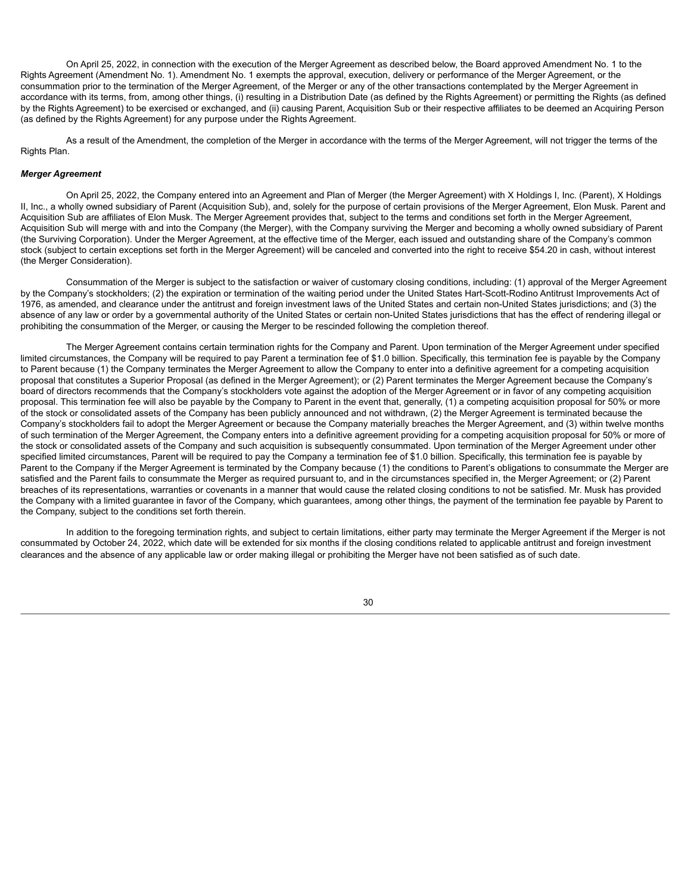On April 25, 2022, in connection with the execution of the Merger Agreement as described below, the Board approved Amendment No. 1 to the Rights Agreement (Amendment No. 1). Amendment No. 1 exempts the approval, execution, delivery or performance of the Merger Agreement, or the consummation prior to the termination of the Merger Agreement, of the Merger or any of the other transactions contemplated by the Merger Agreement in accordance with its terms, from, among other things, (i) resulting in a Distribution Date (as defined by the Rights Agreement) or permitting the Rights (as defined by the Rights Agreement) to be exercised or exchanged, and (ii) causing Parent, Acquisition Sub or their respective affiliates to be deemed an Acquiring Person (as defined by the Rights Agreement) for any purpose under the Rights Agreement.

As a result of the Amendment, the completion of the Merger in accordance with the terms of the Merger Agreement, will not trigger the terms of the Rights Plan.

***Merger Agreement***

On April 25, 2022, the Company entered into an Agreement and Plan of Merger (the Merger Agreement) with X Holdings I, Inc. (Parent), X Holdings II, Inc., a wholly owned subsidiary of Parent (Acquisition Sub), and, solely for the purpose of certain provisions of the Merger Agreement, Elon Musk. Parent and Acquisition Sub are affiliates of Elon Musk. The Merger Agreement provides that, subject to the terms and conditions set forth in the Merger Agreement, Acquisition Sub will merge with and into the Company (the Merger), with the Company surviving the Merger and becoming a wholly owned subsidiary of Parent (the Surviving Corporation). Under the Merger Agreement, at the effective time of the Merger, each issued and outstanding share of the Company's common stock (subject to certain exceptions set forth in the Merger Agreement) will be canceled and converted into the right to receive $54.20 in cash, without interest (the Merger Consideration).

Consummation of the Merger is subject to the satisfaction or waiver of customary closing conditions, including: (1) approval of the Merger Agreement by the Company's stockholders; (2) the expiration or termination of the waiting period under the United States Hart-Scott-Rodino Antitrust Improvements Act of 1976, as amended, and clearance under the antitrust and foreign investment laws of the United States and certain non-United States jurisdictions; and (3) the absence of any law or order by a governmental authority of the United States or certain non-United States jurisdictions that has the effect of rendering illegal or prohibiting the consummation of the Merger, or causing the Merger to be rescinded following the completion thereof.

The Merger Agreement contains certain termination rights for the Company and Parent. Upon termination of the Merger Agreement under specified limited circumstances, the Company will be required to pay Parent a termination fee of $1.0 billion. Specifically, this termination fee is payable by the Company to Parent because (1) the Company terminates the Merger Agreement to allow the Company to enter into a definitive agreement for a competing acquisition proposal that constitutes a Superior Proposal (as defined in the Merger Agreement); or (2) Parent terminates the Merger Agreement because the Company's board of directors recommends that the Company's stockholders vote against the adoption of the Merger Agreement or in favor of any competing acquisition proposal. This termination fee will also be payable by the Company to Parent in the event that, generally, (1) a competing acquisition proposal for 50% or more of the stock or consolidated assets of the Company has been publicly announced and not withdrawn, (2) the Merger Agreement is terminated because the Company's stockholders fail to adopt the Merger Agreement or because the Company materially breaches the Merger Agreement, and (3) within twelve months of such termination of the Merger Agreement, the Company enters into a definitive agreement providing for a competing acquisition proposal for 50% or more of the stock or consolidated assets of the Company and such acquisition is subsequently consummated. Upon termination of the Merger Agreement under other specified limited circumstances, Parent will be required to pay the Company a termination fee of $1.0 billion. Specifically, this termination fee is payable by Parent to the Company if the Merger Agreement is terminated by the Company because (1) the conditions to Parent's obligations to consummate the Merger are satisfied and the Parent fails to consummate the Merger as required pursuant to, and in the circumstances specified in, the Merger Agreement; or (2) Parent breaches of its representations, warranties or covenants in a manner that would cause the related closing conditions to not be satisfied. Mr. Musk has provided the Company with a limited guarantee in favor of the Company, which guarantees, among other things, the payment of the termination fee payable by Parent to the Company, subject to the conditions set forth therein.

In addition to the foregoing termination rights, and subject to certain limitations, either party may terminate the Merger Agreement if the Merger is not consummated by October 24, 2022, which date will be extended for six months if the closing conditions related to applicable antitrust and foreign investment clearances and the absence of any applicable law or order making illegal or prohibiting the Merger have not been satisfied as of such date.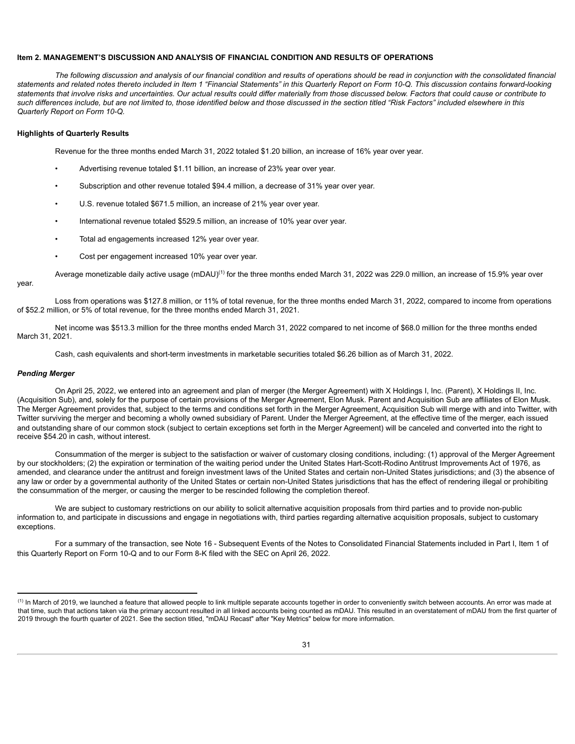### Item 2. MANAGEMENT'S DISCUSSION AND ANALYSIS OF FINANCIAL CONDITION AND RESULTS OF OPERATIONS

*The following discussion and analysis of our financial condition and results of operations should be read in conjunction with the consolidated financial statements and related notes thereto included in Item 1 "Financial Statements" in this Quarterly Report on Form 10-Q. This discussion contains forward-looking statements that involve risks and uncertainties. Our actual results could differ materially from those discussed below. Factors that could cause or contribute to such differences include, but are not limited to, those identified below and those discussed in the section titled "Risk Factors" included elsewhere in this Quarterly Report on Form 10-Q.*

#### Highlights of Quarterly Results

Revenue for the three months ended March 31, 2022 totaled $1.20 billion, an increase of 16% year over year.

- Advertising revenue totaled $1.11 billion, an increase of 23% year over year.
- Subscription and other revenue totaled $94.4 million, a decrease of 31% year over year.
- U.S. revenue totaled $671.5 million, an increase of 21% year over year.
- International revenue totaled $529.5 million, an increase of 10% year over year.
- Total ad engagements increased 12% year over year.
- Cost per engagement increased 10% year over year.

Average monetizable daily active usage (mDAU)[1] for the three months ended March 31, 2022 was 229.0 million, an increase of 15.9% year over year.

Loss from operations was $127.8 million, or 11% of total revenue, for the three months ended March 31, 2022, compared to income from operations of $52.2 million, or 5% of total revenue, for the three months ended March 31, 2021.

Net income was $513.3 million for the three months ended March 31, 2022 compared to net income of $68.0 million for the three months ended March 31, 2021.

Cash, cash equivalents and short-term investments in marketable securities totaled $6.26 billion as of March 31, 2022.

#### *Pending Merger*

On April 25, 2022, we entered into an agreement and plan of merger (the Merger Agreement) with X Holdings I, Inc. (Parent), X Holdings II, Inc. (Acquisition Sub), and, solely for the purpose of certain provisions of the Merger Agreement, Elon Musk. Parent and Acquisition Sub are affiliates of Elon Musk. The Merger Agreement provides that, subject to the terms and conditions set forth in the Merger Agreement, Acquisition Sub will merge with and into Twitter, with Twitter surviving the merger and becoming a wholly owned subsidiary of Parent. Under the Merger Agreement, at the effective time of the merger, each issued and outstanding share of our common stock (subject to certain exceptions set forth in the Merger Agreement) will be canceled and converted into the right to receive $54.20 in cash, without interest.

Consummation of the merger is subject to the satisfaction or waiver of customary closing conditions, including: (1) approval of the Merger Agreement by our stockholders; (2) the expiration or termination of the waiting period under the United States Hart-Scott-Rodino Antitrust Improvements Act of 1976, as amended, and clearance under the antitrust and foreign investment laws of the United States and certain non-United States jurisdictions; and (3) the absence of any law or order by a governmental authority of the United States or certain non-United States jurisdictions that has the effect of rendering illegal or prohibiting the consummation of the merger, or causing the merger to be rescinded following the completion thereof.

We are subject to customary restrictions on our ability to solicit alternative acquisition proposals from third parties and to provide non-public information to, and participate in discussions and engage in negotiations with, third parties regarding alternative acquisition proposals, subject to customary exceptions.

For a summary of the transaction, see Note 16 - Subsequent Events of the Notes to Consolidated Financial Statements included in Part I, Item 1 of this Quarterly Report on Form 10-Q and to our Form 8-K filed with the SEC on April 26, 2022.

---

[1] In March of 2019, we launched a feature that allowed people to link multiple separate accounts together in order to conveniently switch between accounts. An error was made at that time, such that actions taken via the primary account resulted in all linked accounts being counted as mDAU. This resulted in an overstatement of mDAU from the first quarter of 2019 through the fourth quarter of 2021. See the section titled, "mDAU Recast" after "Key Metrics" below for more information.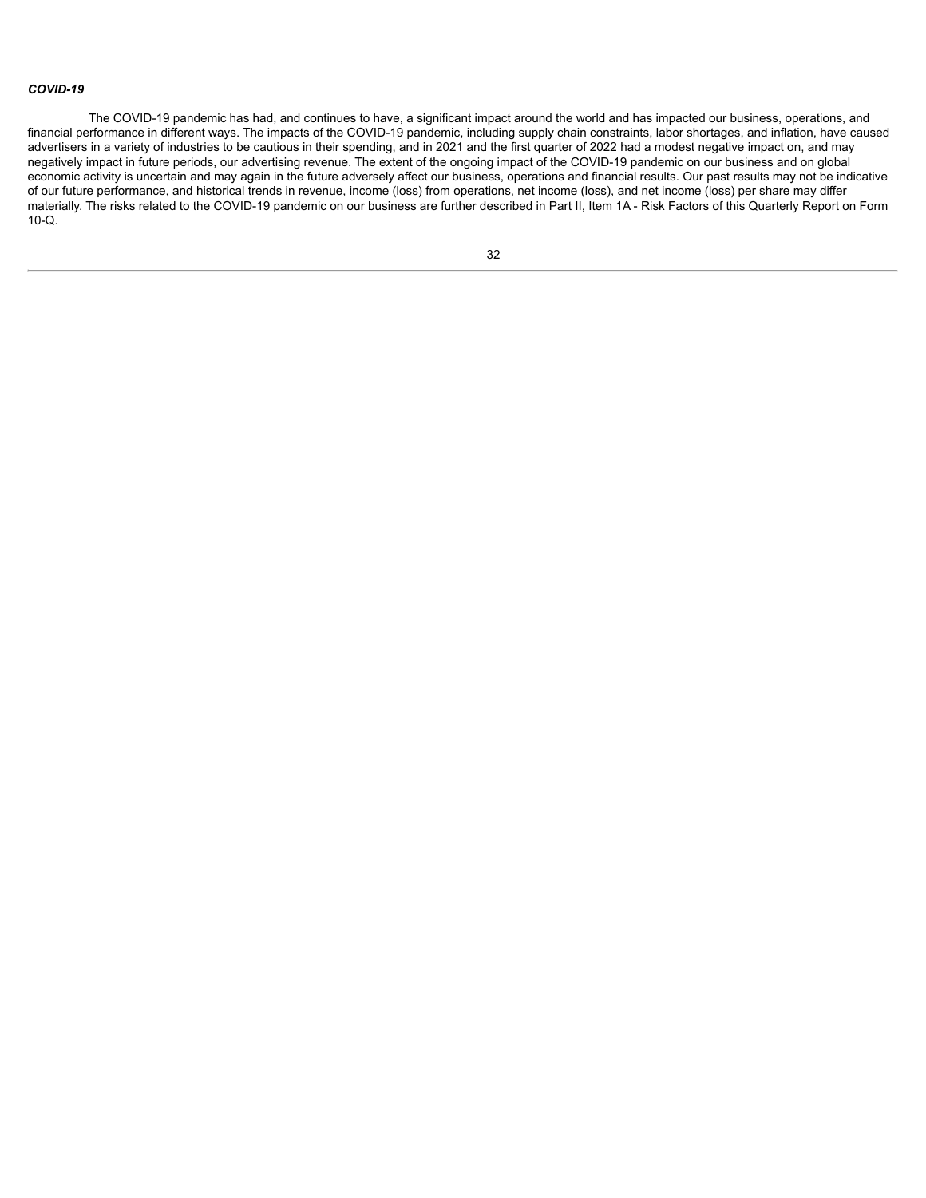***COVID-19***

The COVID-19 pandemic has had, and continues to have, a significant impact around the world and has impacted our business, operations, and financial performance in different ways. The impacts of the COVID-19 pandemic, including supply chain constraints, labor shortages, and inflation, have caused advertisers in a variety of industries to be cautious in their spending, and in 2021 and the first quarter of 2022 had a modest negative impact on, and may negatively impact in future periods, our advertising revenue. The extent of the ongoing impact of the COVID-19 pandemic on our business and on global economic activity is uncertain and may again in the future adversely affect our business, operations and financial results. Our past results may not be indicative of our future performance, and historical trends in revenue, income (loss) from operations, net income (loss), and net income (loss) per share may differ materially. The risks related to the COVID-19 pandemic on our business are further described in Part II, Item 1A - Risk Factors of this Quarterly Report on Form 10-Q.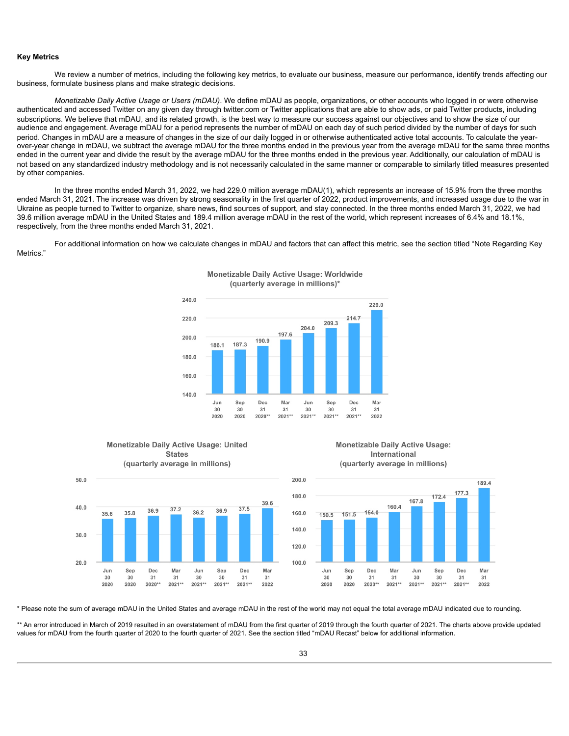**Key Metrics**

We review a number of metrics, including the following key metrics, to evaluate our business, measure our performance, identify trends affecting our business, formulate business plans and make strategic decisions.

*Monetizable Daily Active Usage or Users (mDAU)*. We define mDAU as people, organizations, or other accounts who logged in or were otherwise authenticated and accessed Twitter on any given day through twitter.com or Twitter applications that are able to show ads, or paid Twitter products, including subscriptions. We believe that mDAU, and its related growth, is the best way to measure our success against our objectives and to show the size of our audience and engagement. Average mDAU for a period represents the number of mDAU on each day of such period divided by the number of days for such period. Changes in mDAU are a measure of changes in the size of our daily logged in or otherwise authenticated active total accounts. To calculate the year-over-year change in mDAU, we subtract the average mDAU for the three months ended in the previous year from the average mDAU for the same three months ended in the current year and divide the result by the average mDAU for the three months ended in the previous year. Additionally, our calculation of mDAU is not based on any standardized industry methodology and is not necessarily calculated in the same manner or comparable to similarly titled measures presented by other companies.

In the three months ended March 31, 2022, we had 229.0 million average mDAU(1), which represents an increase of 15.9% from the three months ended March 31, 2021. The increase was driven by strong seasonality in the first quarter of 2022, product improvements, and increased usage due to the war in Ukraine as people turned to Twitter to organize, share news, find sources of support, and stay connected. In the three months ended March 31, 2022, we had 39.6 million average mDAU in the United States and 189.4 million average mDAU in the rest of the world, which represent increases of 6.4% and 18.1%, respectively, from the three months ended March 31, 2021.

For additional information on how we calculate changes in mDAU and factors that can affect this metric, see the section titled "Note Regarding Key Metrics."

**Monetizable Daily Active Usage: Worldwide (quarterly average in millions)***

| Jun 30 2020 | Sep 30 2020 | Dec 31 2020** | Mar 31 2021** | Jun 30 2021** | Sep 30 2021** | Dec 31 2021** | Mar 31 2022 |
|---|---|---|---|---|---|---|---|
| 186.1 | 187.3 | 190.9 | 197.6 | 204.0 | 209.3 | 214.7 | 229.0 |

**Monetizable Daily Active Usage: United States (quarterly average in millions)**

| Jun 30 2020 | Sep 30 2020 | Dec 31 2020** | Mar 31 2021** | Jun 30 2021** | Sep 30 2021** | Dec 31 2021** | Mar 31 2022 |
|---|---|---|---|---|---|---|---|
| 35.6 | 35.8 | 36.9 | 37.2 | 36.2 | 36.9 | 37.5 | 39.6 |

**Monetizable Daily Active Usage: International (quarterly average in millions)**

| Jun 30 2020 | Sep 30 2020 | Dec 31 2020** | Mar 31 2021** | Jun 30 2021** | Sep 30 2021** | Dec 31 2021** | Mar 31 2022 |
|---|---|---|---|---|---|---|---|
| 150.5 | 151.5 | 154.0 | 160.4 | 167.8 | 172.4 | 177.3 | 189.4 |

\* Please note the sum of average mDAU in the United States and average mDAU in the rest of the world may not equal the total average mDAU indicated due to rounding.

** An error introduced in March of 2019 resulted in an overstatement of mDAU from the first quarter of 2019 through the fourth quarter of 2021. The charts above provide updated values for mDAU from the fourth quarter of 2020 to the fourth quarter of 2021. See the section titled "mDAU Recast" below for additional information.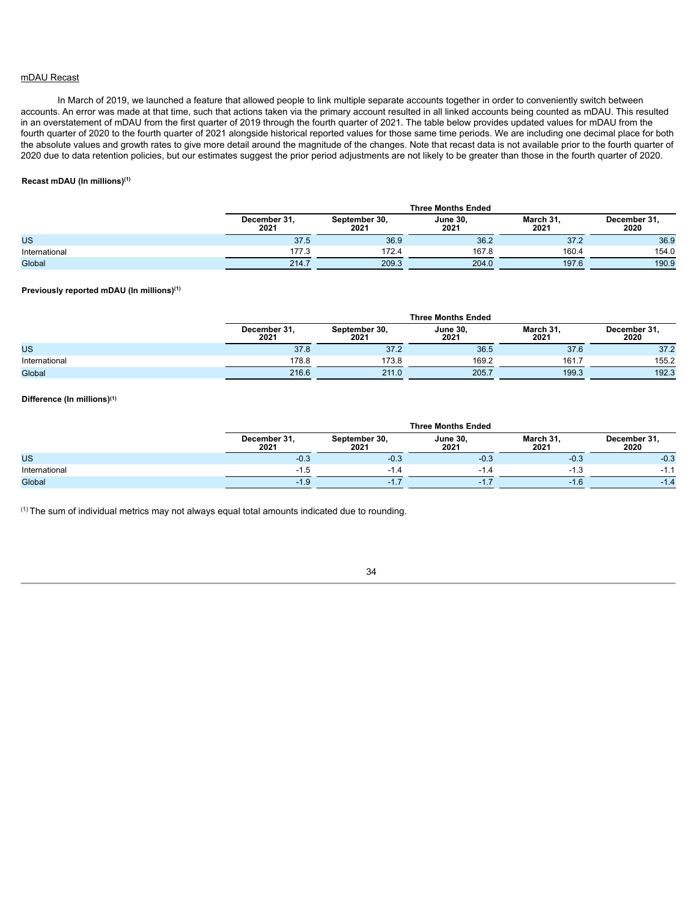mDAU Recast

In March of 2019, we launched a feature that allowed people to link multiple separate accounts together in order to conveniently switch between accounts. An error was made at that time, such that actions taken via the primary account resulted in all linked accounts being counted as mDAU. This resulted in an overstatement of mDAU from the first quarter of 2019 through the fourth quarter of 2021. The table below provides updated values for mDAU from the fourth quarter of 2020 to the fourth quarter of 2021 alongside historical reported values for those same time periods. We are including one decimal place for both the absolute values and growth rates to give more detail around the magnitude of the changes. Note that recast data is not available prior to the fourth quarter of 2020 due to data retention policies, but our estimates suggest the prior period adjustments are not likely to be greater than those in the fourth quarter of 2020.

**Recast mDAU (In millions)[1]**

| | Three Months Ended | | | | |
|---|---|---|---|---|---|
| | December 31, 2021 | September 30, 2021 | June 30, 2021 | March 31, 2021 | December 31, 2020 |
| US | 37.5 | 36.9 | 36.2 | 37.2 | 36.9 |
| International | 177.3 | 172.4 | 167.8 | 160.4 | 154.0 |
| Global | 214.7 | 209.3 | 204.0 | 197.6 | 190.9 |

**Previously reported mDAU (In millions)[1]**

| | Three Months Ended | | | | |
|---|---|---|---|---|---|
| | December 31, 2021 | September 30, 2021 | June 30, 2021 | March 31, 2021 | December 31, 2020 |
| US | 37.8 | 37.2 | 36.5 | 37.6 | 37.2 |
| International | 178.8 | 173.8 | 169.2 | 161.7 | 155.2 |
| Global | 216.6 | 211.0 | 205.7 | 199.3 | 192.3 |

**Difference (In millions)[1]**

| | Three Months Ended | | | | |
|---|---|---|---|---|---|
| | December 31, 2021 | September 30, 2021 | June 30, 2021 | March 31, 2021 | December 31, 2020 |
| US | -0.3 | -0.3 | -0.3 | -0.3 | -0.3 |
| International | -1.5 | -1.4 | -1.4 | -1.3 | -1.1 |
| Global | -1.9 | -1.7 | -1.7 | -1.6 | -1.4 |

[1] The sum of individual metrics may not always equal total amounts indicated due to rounding.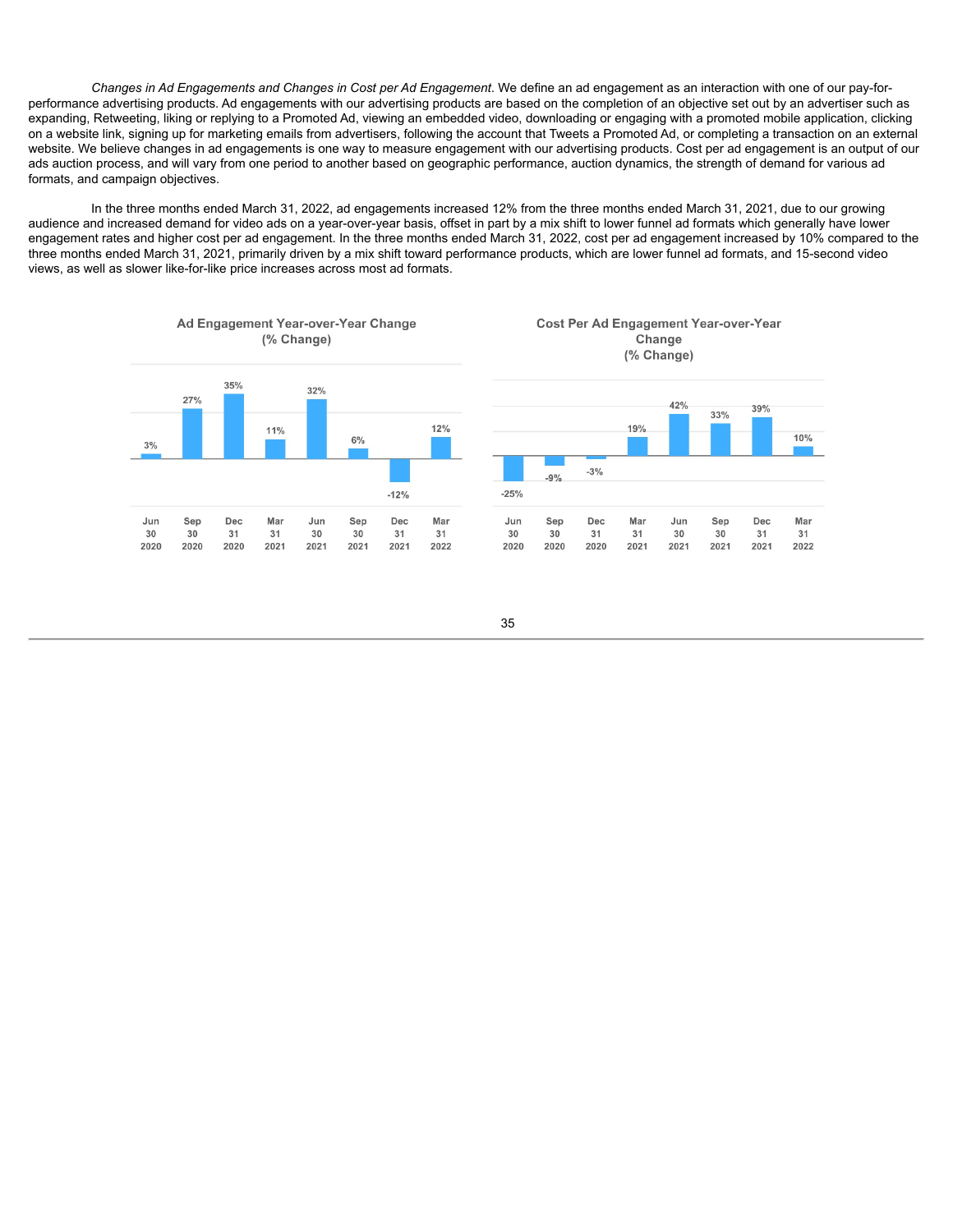*Changes in Ad Engagements and Changes in Cost per Ad Engagement*. We define an ad engagement as an interaction with one of our pay-for-performance advertising products. Ad engagements with our advertising products are based on the completion of an objective set out by an advertiser such as expanding, Retweeting, liking or replying to a Promoted Ad, viewing an embedded video, downloading or engaging with a promoted mobile application, clicking on a website link, signing up for marketing emails from advertisers, following the account that Tweets a Promoted Ad, or completing a transaction on an external website. We believe changes in ad engagements is one way to measure engagement with our advertising products. Cost per ad engagement is an output of our ads auction process, and will vary from one period to another based on geographic performance, auction dynamics, the strength of demand for various ad formats, and campaign objectives.

In the three months ended March 31, 2022, ad engagements increased 12% from the three months ended March 31, 2021, due to our growing audience and increased demand for video ads on a year-over-year basis, offset in part by a mix shift to lower funnel ad formats which generally have lower engagement rates and higher cost per ad engagement. In the three months ended March 31, 2022, cost per ad engagement increased by 10% compared to the three months ended March 31, 2021, primarily driven by a mix shift toward performance products, which are lower funnel ad formats, and 15-second video views, as well as slower like-for-like price increases across most ad formats.

**Ad Engagement Year-over-Year Change (% Change)**

| Jun 30 2020 | Sep 30 2020 | Dec 31 2020 | Mar 31 2021 | Jun 30 2021 | Sep 30 2021 | Dec 31 2021 | Mar 31 2022 |
|---|---|---|---|---|---|---|---|
| 3% | 27% | 35% | 11% | 32% | 6% | -12% | 12% |

**Cost Per Ad Engagement Year-over-Year Change (% Change)**

| Jun 30 2020 | Sep 30 2020 | Dec 31 2020 | Mar 31 2021 | Jun 30 2021 | Sep 30 2021 | Dec 31 2021 | Mar 31 2022 |
|---|---|---|---|---|---|---|---|
| -25% | -9% | -3% | 19% | 42% | 33% | 39% | 10% |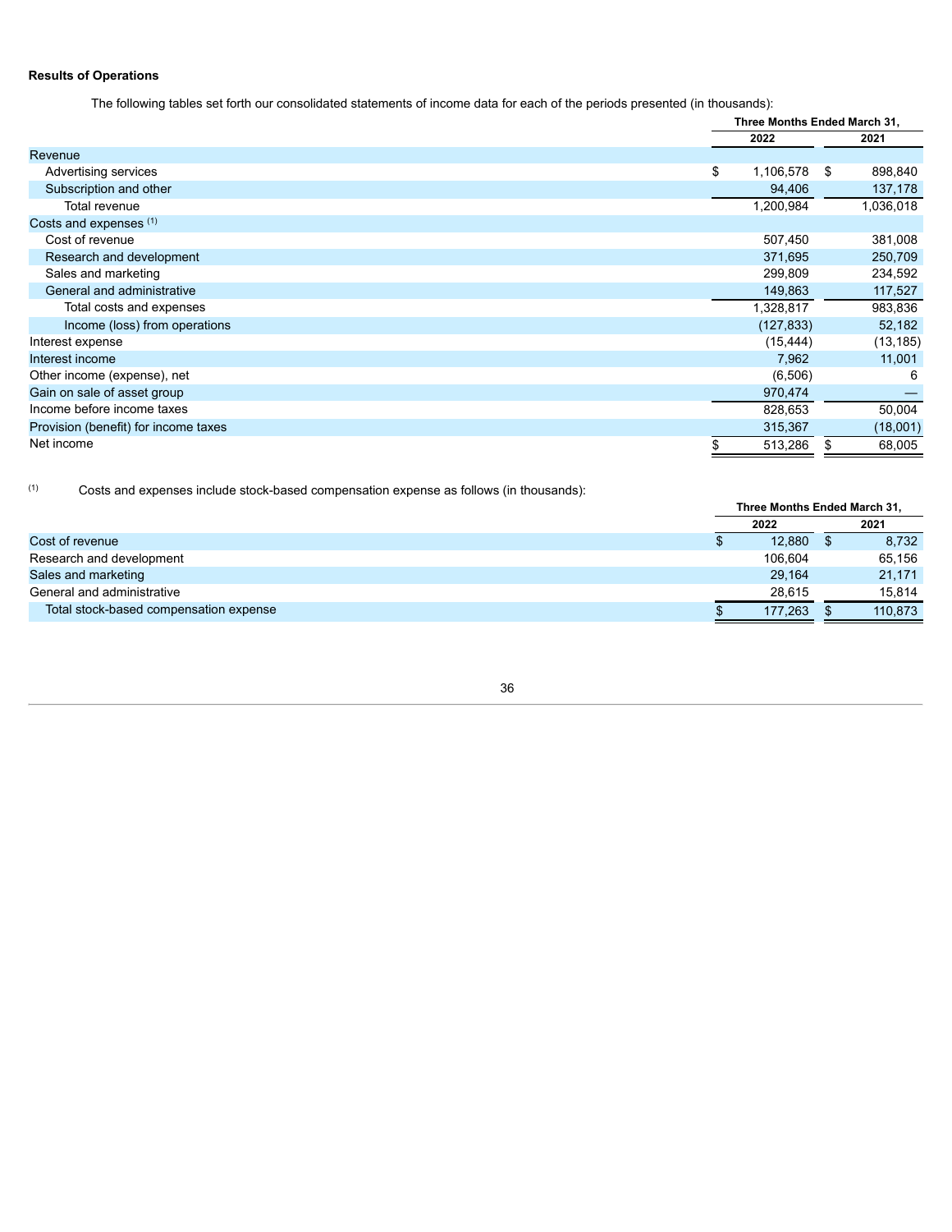**Results of Operations**

The following tables set forth our consolidated statements of income data for each of the periods presented (in thousands):

| | Three Months Ended March 31, | |
|---|---|---|
| | 2022 | 2021 |
| Revenue | | |
| Advertising services | $ 1,106,578 | $ 898,840 |
| Subscription and other | 94,406 | 137,178 |
| Total revenue | 1,200,984 | 1,036,018 |
| Costs and expenses [(1)] | | |
| Cost of revenue | 507,450 | 381,008 |
| Research and development | 371,695 | 250,709 |
| Sales and marketing | 299,809 | 234,592 |
| General and administrative | 149,863 | 117,527 |
| Total costs and expenses | 1,328,817 | 983,836 |
| Income (loss) from operations | (127,833) | 52,182 |
| Interest expense | (15,444) | (13,185) |
| Interest income | 7,962 | 11,001 |
| Other income (expense), net | (6,506) | 6 |
| Gain on sale of asset group | 970,474 | — |
| Income before income taxes | 828,653 | 50,004 |
| Provision (benefit) for income taxes | 315,367 | (18,001) |
| Net income | $ 513,286 | $ 68,005 |

(1) Costs and expenses include stock-based compensation expense as follows (in thousands):

| | Three Months Ended March 31, | |
|---|---|---|
| | 2022 | 2021 |
| Cost of revenue | $ 12,880 | $ 8,732 |
| Research and development | 106,604 | 65,156 |
| Sales and marketing | 29,164 | 21,171 |
| General and administrative | 28,615 | 15,814 |
| Total stock-based compensation expense | $ 177,263 | $ 110,873 |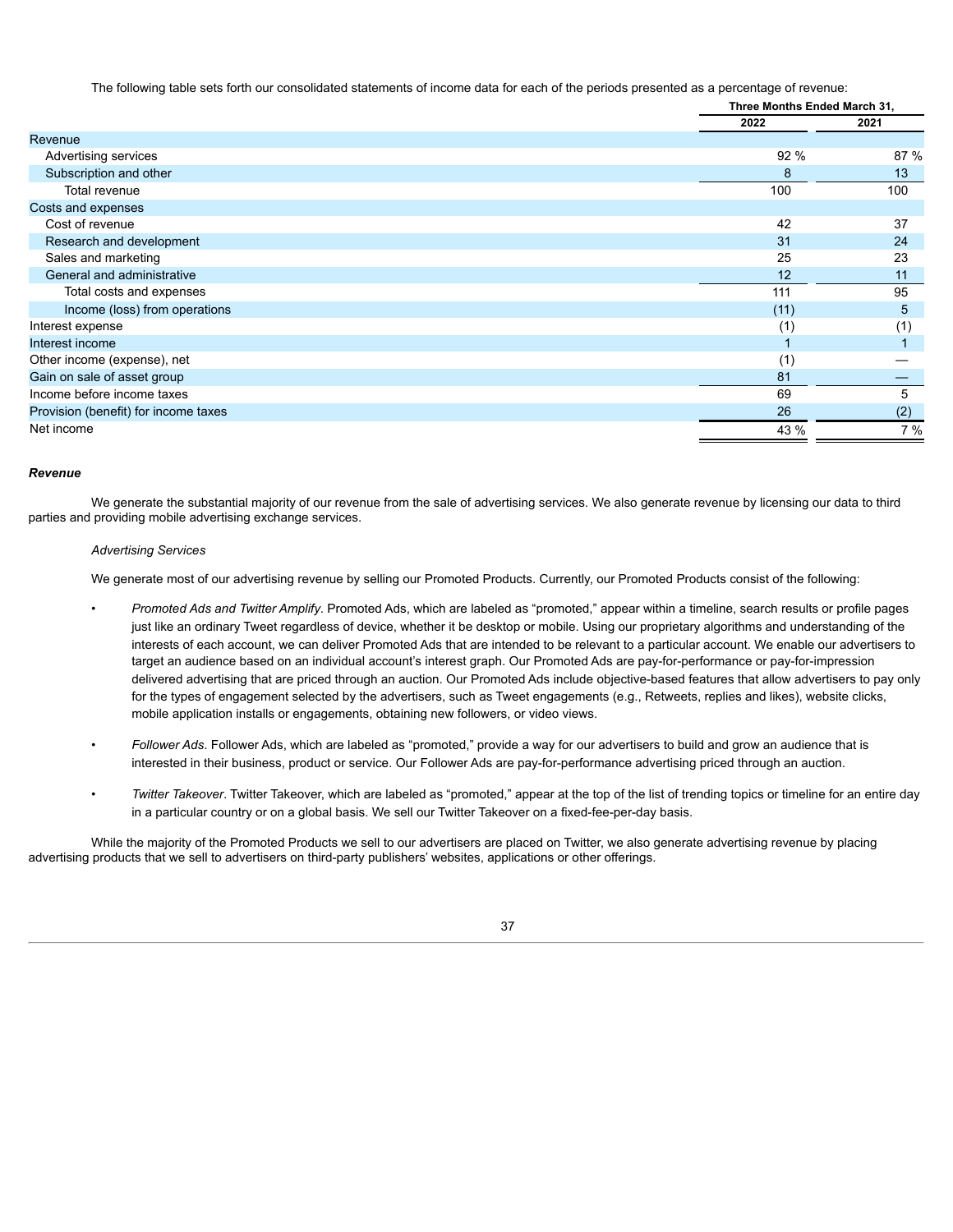The following table sets forth our consolidated statements of income data for each of the periods presented as a percentage of revenue:

| | Three Months Ended March 31, | |
|---|---|---|
| | 2022 | 2021 |
| Revenue | | |
| Advertising services | 92 % | 87 % |
| Subscription and other | 8 | 13 |
| Total revenue | 100 | 100 |
| Costs and expenses | | |
| Cost of revenue | 42 | 37 |
| Research and development | 31 | 24 |
| Sales and marketing | 25 | 23 |
| General and administrative | 12 | 11 |
| Total costs and expenses | 111 | 95 |
| Income (loss) from operations | (11) | 5 |
| Interest expense | (1) | (1) |
| Interest income | 1 | 1 |
| Other income (expense), net | (1) | — |
| Gain on sale of asset group | 81 | — |
| Income before income taxes | 69 | 5 |
| Provision (benefit) for income taxes | 26 | (2) |
| Net income | 43 % | 7 % |

***Revenue***

We generate the substantial majority of our revenue from the sale of advertising services. We also generate revenue by licensing our data to third parties and providing mobile advertising exchange services.

*Advertising Services*

We generate most of our advertising revenue by selling our Promoted Products. Currently, our Promoted Products consist of the following:

- *Promoted Ads and Twitter Amplify*. Promoted Ads, which are labeled as "promoted," appear within a timeline, search results or profile pages just like an ordinary Tweet regardless of device, whether it be desktop or mobile. Using our proprietary algorithms and understanding of the interests of each account, we can deliver Promoted Ads that are intended to be relevant to a particular account. We enable our advertisers to target an audience based on an individual account's interest graph. Our Promoted Ads are pay-for-performance or pay-for-impression delivered advertising that are priced through an auction. Our Promoted Ads include objective-based features that allow advertisers to pay only for the types of engagement selected by the advertisers, such as Tweet engagements (e.g., Retweets, replies and likes), website clicks, mobile application installs or engagements, obtaining new followers, or video views.

- *Follower Ads*. Follower Ads, which are labeled as "promoted," provide a way for our advertisers to build and grow an audience that is interested in their business, product or service. Our Follower Ads are pay-for-performance advertising priced through an auction.

- *Twitter Takeover*. Twitter Takeover, which are labeled as "promoted," appear at the top of the list of trending topics or timeline for an entire day in a particular country or on a global basis. We sell our Twitter Takeover on a fixed-fee-per-day basis.

While the majority of the Promoted Products we sell to our advertisers are placed on Twitter, we also generate advertising revenue by placing advertising products that we sell to advertisers on third-party publishers' websites, applications or other offerings.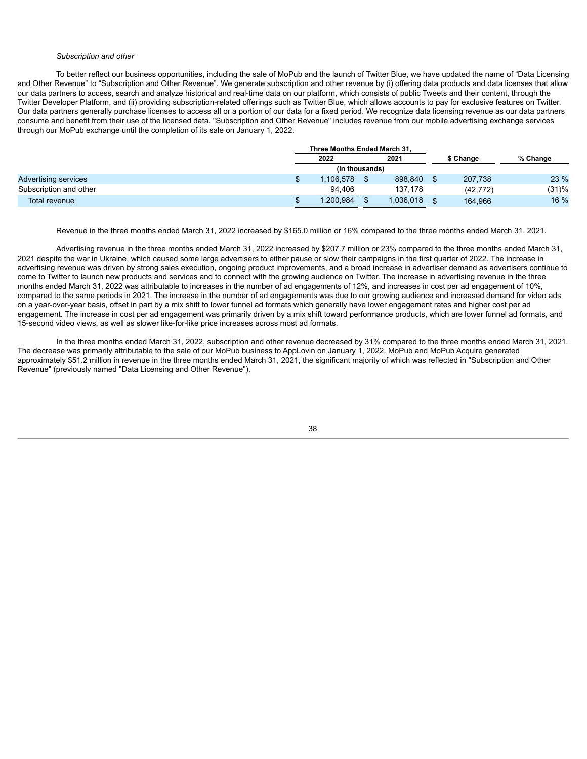*Subscription and other*

To better reflect our business opportunities, including the sale of MoPub and the launch of Twitter Blue, we have updated the name of "Data Licensing and Other Revenue" to "Subscription and Other Revenue". We generate subscription and other revenue by (i) offering data products and data licenses that allow our data partners to access, search and analyze historical and real-time data on our platform, which consists of public Tweets and their content, through the Twitter Developer Platform, and (ii) providing subscription-related offerings such as Twitter Blue, which allows accounts to pay for exclusive features on Twitter. Our data partners generally purchase licenses to access all or a portion of our data for a fixed period. We recognize data licensing revenue as our data partners consume and benefit from their use of the licensed data. "Subscription and Other Revenue" includes revenue from our mobile advertising exchange services through our MoPub exchange until the completion of its sale on January 1, 2022.

| | Three Months Ended March 31, | | | |
|---|---|---|---|---|
| | 2022 | 2021 | $ Change | % Change |
| | (in thousands) | | | |
| Advertising services | $ 1,106,578 | $ 898,840 | $ 207,738 | 23 % |
| Subscription and other | 94,406 | 137,178 | (42,772) | (31)% |
| Total revenue | $ 1,200,984 | $ 1,036,018 | $ 164,966 | 16 % |

Revenue in the three months ended March 31, 2022 increased by $165.0 million or 16% compared to the three months ended March 31, 2021.

Advertising revenue in the three months ended March 31, 2022 increased by $207.7 million or 23% compared to the three months ended March 31, 2021 despite the war in Ukraine, which caused some large advertisers to either pause or slow their campaigns in the first quarter of 2022. The increase in advertising revenue was driven by strong sales execution, ongoing product improvements, and a broad increase in advertiser demand as advertisers continue to come to Twitter to launch new products and services and to connect with the growing audience on Twitter. The increase in advertising revenue in the three months ended March 31, 2022 was attributable to increases in the number of ad engagements of 12%, and increases in cost per ad engagement of 10%, compared to the same periods in 2021. The increase in the number of ad engagements was due to our growing audience and increased demand for video ads on a year-over-year basis, offset in part by a mix shift to lower funnel ad formats which generally have lower engagement rates and higher cost per ad engagement. The increase in cost per ad engagement was primarily driven by a mix shift toward performance products, which are lower funnel ad formats, and 15-second video views, as well as slower like-for-like price increases across most ad formats.

In the three months ended March 31, 2022, subscription and other revenue decreased by 31% compared to the three months ended March 31, 2021. The decrease was primarily attributable to the sale of our MoPub business to AppLovin on January 1, 2022. MoPub and MoPub Acquire generated approximately $51.2 million in revenue in the three months ended March 31, 2021, the significant majority of which was reflected in "Subscription and Other Revenue" (previously named "Data Licensing and Other Revenue").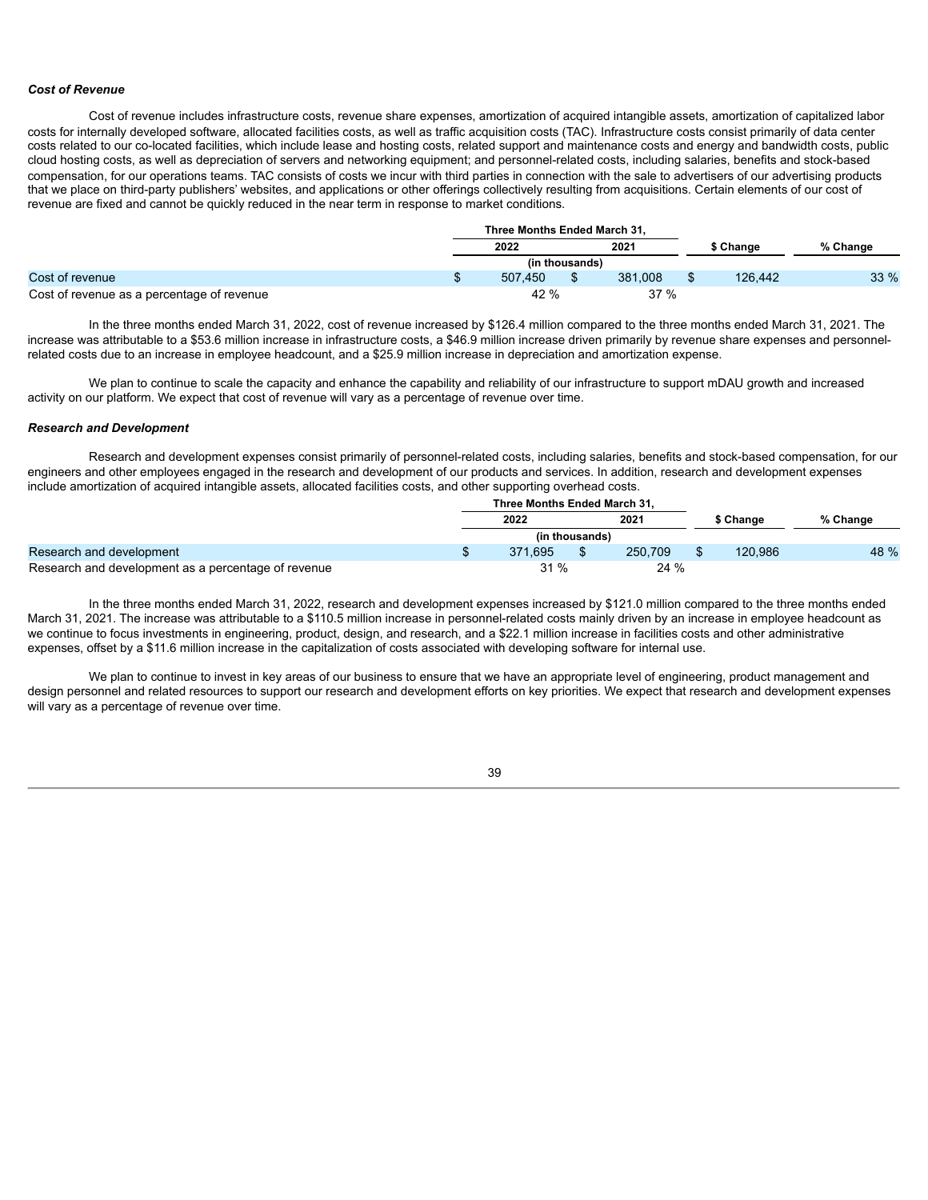### *Cost of Revenue*

Cost of revenue includes infrastructure costs, revenue share expenses, amortization of acquired intangible assets, amortization of capitalized labor costs for internally developed software, allocated facilities costs, as well as traffic acquisition costs (TAC). Infrastructure costs consist primarily of data center costs related to our co-located facilities, which include lease and hosting costs, related support and maintenance costs and energy and bandwidth costs, public cloud hosting costs, as well as depreciation of servers and networking equipment; and personnel-related costs, including salaries, benefits and stock-based compensation, for our operations teams. TAC consists of costs we incur with third parties in connection with the sale to advertisers of our advertising products that we place on third-party publishers' websites, and applications or other offerings collectively resulting from acquisitions. Certain elements of our cost of revenue are fixed and cannot be quickly reduced in the near term in response to market conditions.

| | Three Months Ended March 31, | | | |
|---|---|---|---|---|
| | 2022 | 2021 | $ Change | % Change |
| | (in thousands) | | | |
| Cost of revenue | $ 507,450 | $ 381,008 | $ 126,442 | 33 % |
| Cost of revenue as a percentage of revenue | 42 % | 37 % | | |

In the three months ended March 31, 2022, cost of revenue increased by $126.4 million compared to the three months ended March 31, 2021. The increase was attributable to a $53.6 million increase in infrastructure costs, a $46.9 million increase driven primarily by revenue share expenses and personnel-related costs due to an increase in employee headcount, and a $25.9 million increase in depreciation and amortization expense.

We plan to continue to scale the capacity and enhance the capability and reliability of our infrastructure to support mDAU growth and increased activity on our platform. We expect that cost of revenue will vary as a percentage of revenue over time.

### *Research and Development*

Research and development expenses consist primarily of personnel-related costs, including salaries, benefits and stock-based compensation, for our engineers and other employees engaged in the research and development of our products and services. In addition, research and development expenses include amortization of acquired intangible assets, allocated facilities costs, and other supporting overhead costs.

| | Three Months Ended March 31, | | | |
|---|---|---|---|---|
| | 2022 | 2021 | $ Change | % Change |
| | (in thousands) | | | |
| Research and development | $ 371,695 | $ 250,709 | $ 120,986 | 48 % |
| Research and development as a percentage of revenue | 31 % | 24 % | | |

In the three months ended March 31, 2022, research and development expenses increased by $121.0 million compared to the three months ended March 31, 2021. The increase was attributable to a $110.5 million increase in personnel-related costs mainly driven by an increase in employee headcount as we continue to focus investments in engineering, product, design, and research, and a $22.1 million increase in facilities costs and other administrative expenses, offset by a $11.6 million increase in the capitalization of costs associated with developing software for internal use.

We plan to continue to invest in key areas of our business to ensure that we have an appropriate level of engineering, product management and design personnel and related resources to support our research and development efforts on key priorities. We expect that research and development expenses will vary as a percentage of revenue over time.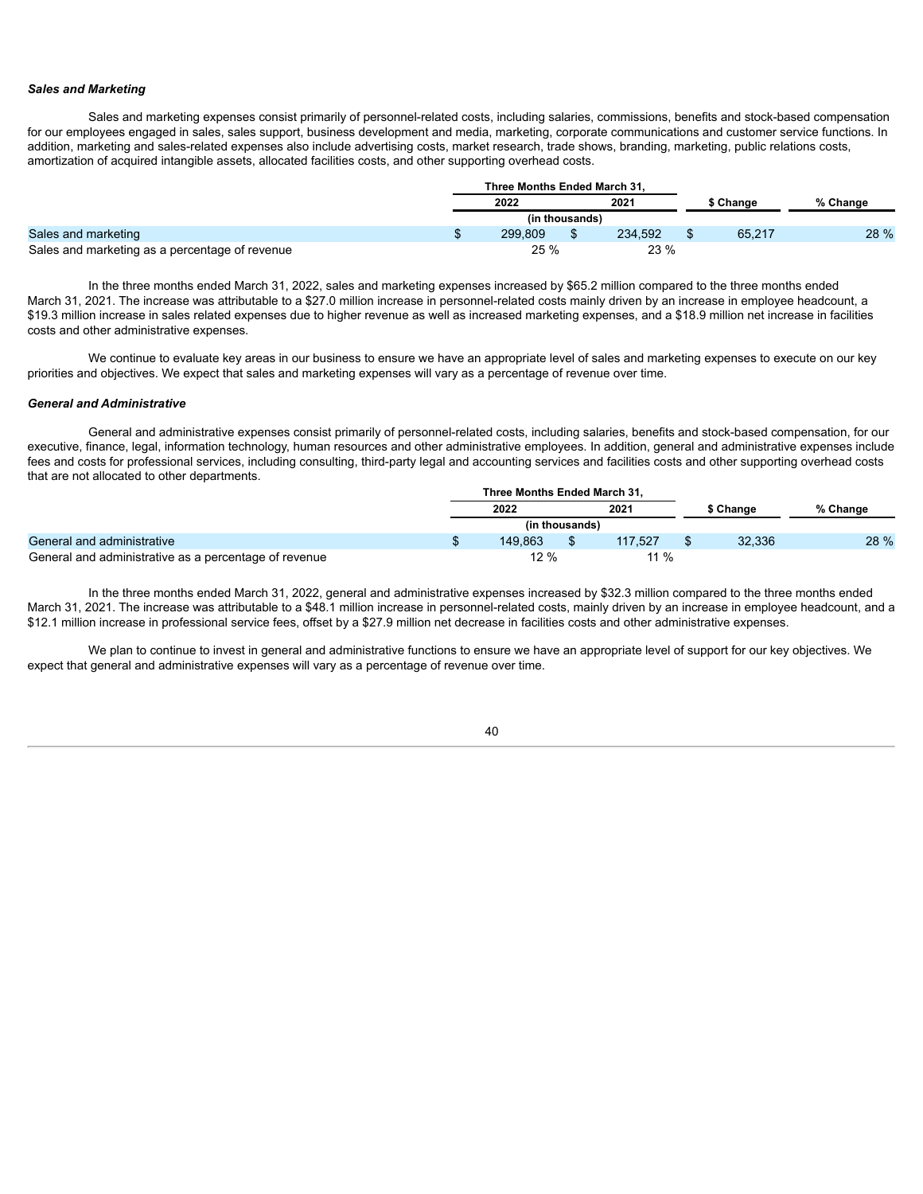***Sales and Marketing***

Sales and marketing expenses consist primarily of personnel-related costs, including salaries, commissions, benefits and stock-based compensation for our employees engaged in sales, sales support, business development and media, marketing, corporate communications and customer service functions. In addition, marketing and sales-related expenses also include advertising costs, market research, trade shows, branding, marketing, public relations costs, amortization of acquired intangible assets, allocated facilities costs, and other supporting overhead costs.

| | Three Months Ended March 31, | | | |
|---|---|---|---|---|
| | 2022 | 2021 | $ Change | % Change |
| | (in thousands) | | | |
| Sales and marketing | $ 299,809 | $ 234,592 | $ 65,217 | 28 % |
| Sales and marketing as a percentage of revenue | 25 % | 23 % | | |

In the three months ended March 31, 2022, sales and marketing expenses increased by $65.2 million compared to the three months ended March 31, 2021. The increase was attributable to a $27.0 million increase in personnel-related costs mainly driven by an increase in employee headcount, a $19.3 million increase in sales related expenses due to higher revenue as well as increased marketing expenses, and a $18.9 million net increase in facilities costs and other administrative expenses.

We continue to evaluate key areas in our business to ensure we have an appropriate level of sales and marketing expenses to execute on our key priorities and objectives. We expect that sales and marketing expenses will vary as a percentage of revenue over time.

***General and Administrative***

General and administrative expenses consist primarily of personnel-related costs, including salaries, benefits and stock-based compensation, for our executive, finance, legal, information technology, human resources and other administrative employees. In addition, general and administrative expenses include fees and costs for professional services, including consulting, third-party legal and accounting services and facilities costs and other supporting overhead costs that are not allocated to other departments.

| | Three Months Ended March 31, | | | |
|---|---|---|---|---|
| | 2022 | 2021 | $ Change | % Change |
| | (in thousands) | | | |
| General and administrative | $ 149,863 | $ 117,527 | $ 32,336 | 28 % |
| General and administrative as a percentage of revenue | 12 % | 11 % | | |

In the three months ended March 31, 2022, general and administrative expenses increased by $32.3 million compared to the three months ended March 31, 2021. The increase was attributable to a $48.1 million increase in personnel-related costs, mainly driven by an increase in employee headcount, and a $12.1 million increase in professional service fees, offset by a $27.9 million net decrease in facilities costs and other administrative expenses.

We plan to continue to invest in general and administrative functions to ensure we have an appropriate level of support for our key objectives. We expect that general and administrative expenses will vary as a percentage of revenue over time.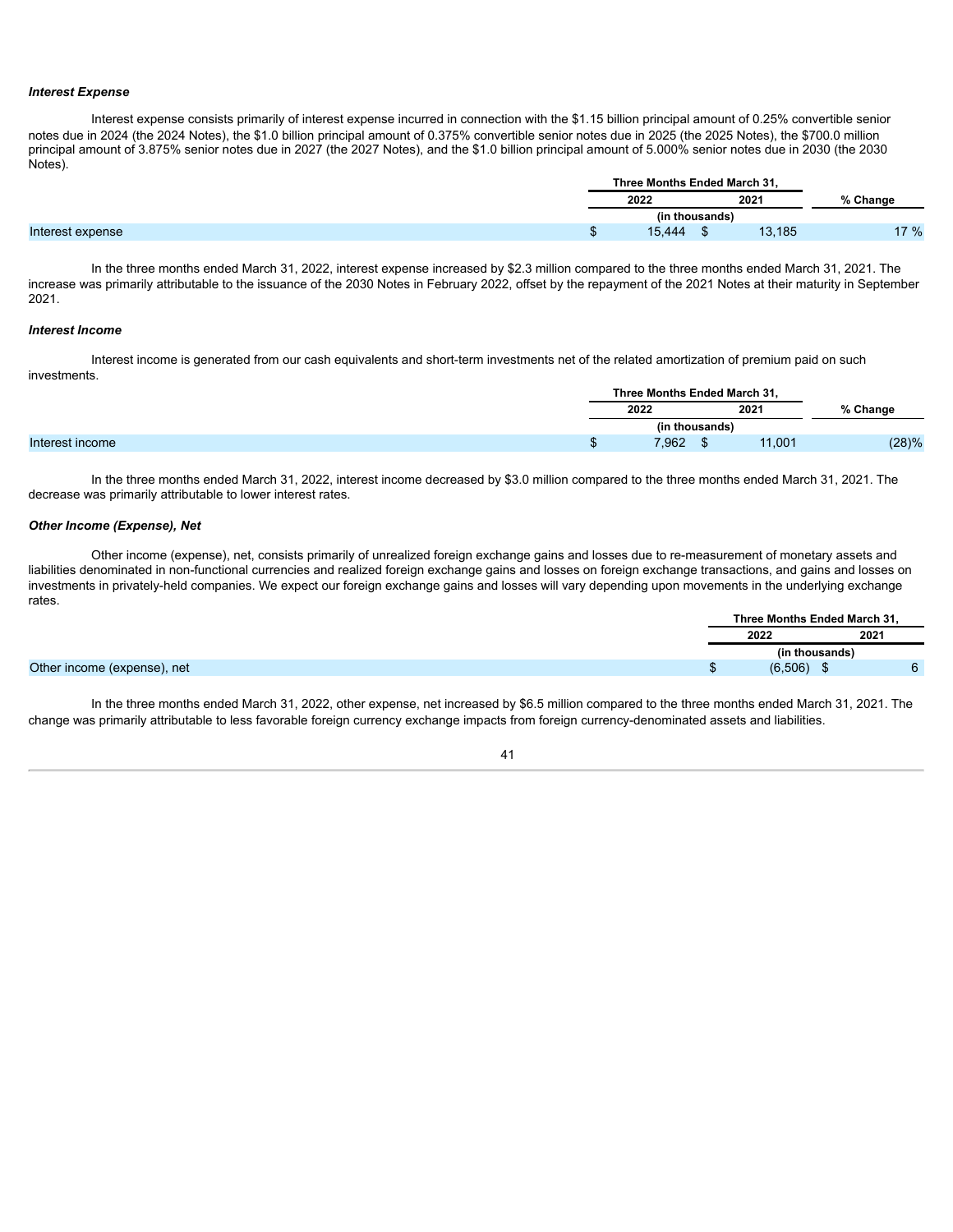### *Interest Expense*

Interest expense consists primarily of interest expense incurred in connection with the $1.15 billion principal amount of 0.25% convertible senior notes due in 2024 (the 2024 Notes), the $1.0 billion principal amount of 0.375% convertible senior notes due in 2025 (the 2025 Notes), the $700.0 million principal amount of 3.875% senior notes due in 2027 (the 2027 Notes), and the $1.0 billion principal amount of 5.000% senior notes due in 2030 (the 2030 Notes).

| | Three Months Ended March 31, | | |
|---|---|---|---|
| | 2022 | 2021 | % Change |
| | (in thousands) | | |
| Interest expense | $ 15,444 | $ 13,185 | 17 % |

In the three months ended March 31, 2022, interest expense increased by $2.3 million compared to the three months ended March 31, 2021. The increase was primarily attributable to the issuance of the 2030 Notes in February 2022, offset by the repayment of the 2021 Notes at their maturity in September 2021.

### *Interest Income*

Interest income is generated from our cash equivalents and short-term investments net of the related amortization of premium paid on such investments.

| | Three Months Ended March 31, | | |
|---|---|---|---|
| | 2022 | 2021 | % Change |
| | (in thousands) | | |
| Interest income | $ 7,962 | $ 11,001 | (28)% |

In the three months ended March 31, 2022, interest income decreased by $3.0 million compared to the three months ended March 31, 2021. The decrease was primarily attributable to lower interest rates.

### *Other Income (Expense), Net*

Other income (expense), net, consists primarily of unrealized foreign exchange gains and losses due to re-measurement of monetary assets and liabilities denominated in non-functional currencies and realized foreign exchange gains and losses on foreign exchange transactions, and gains and losses on investments in privately-held companies. We expect our foreign exchange gains and losses will vary depending upon movements in the underlying exchange rates.

| | Three Months Ended March 31, | |
|---|---|---|
| | 2022 | 2021 |
| | (in thousands) | |
| Other income (expense), net | $ (6,506) | $ 6 |

In the three months ended March 31, 2022, other expense, net increased by $6.5 million compared to the three months ended March 31, 2021. The change was primarily attributable to less favorable foreign currency exchange impacts from foreign currency-denominated assets and liabilities.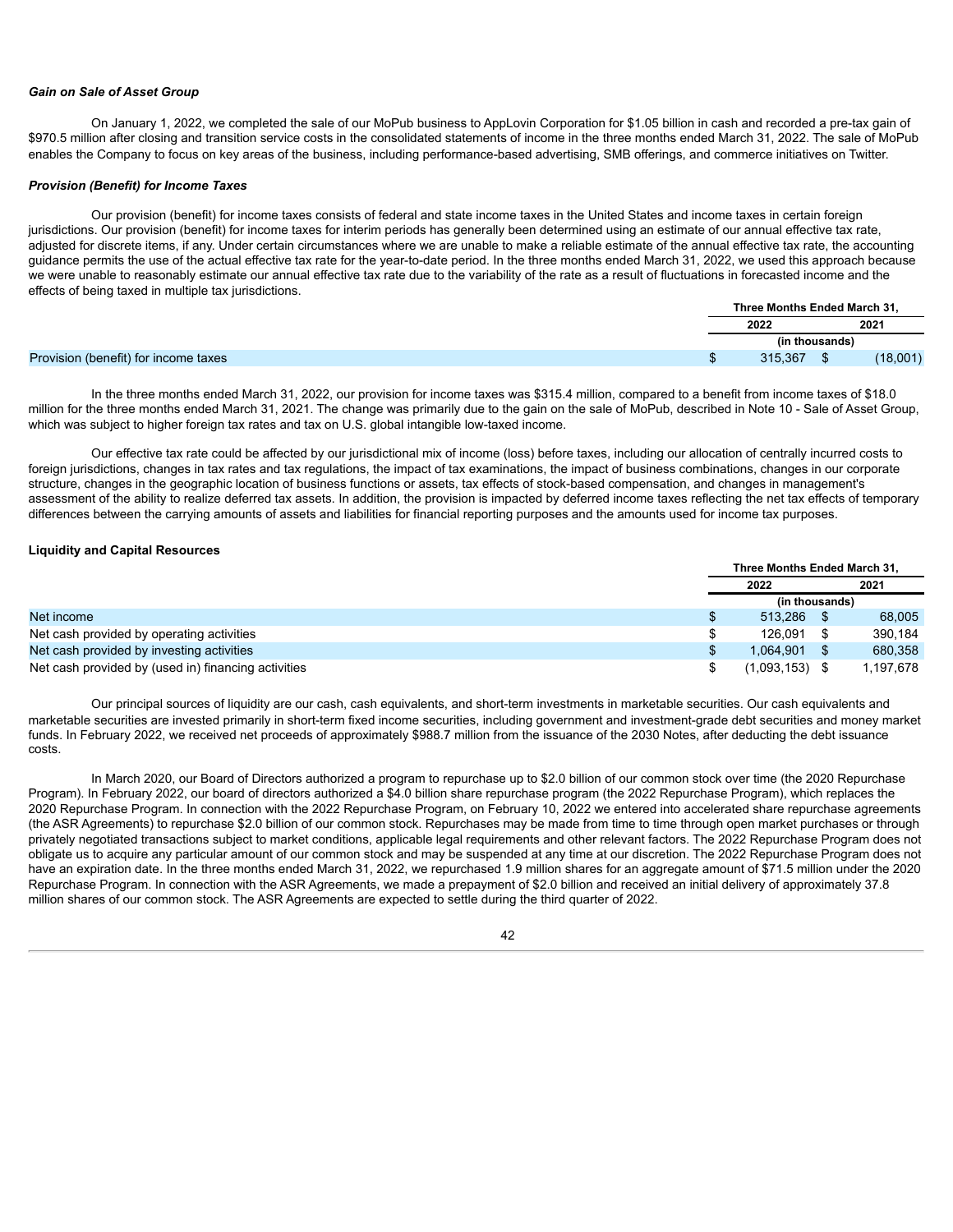***Gain on Sale of Asset Group***

On January 1, 2022, we completed the sale of our MoPub business to AppLovin Corporation for $1.05 billion in cash and recorded a pre-tax gain of $970.5 million after closing and transition service costs in the consolidated statements of income in the three months ended March 31, 2022. The sale of MoPub enables the Company to focus on key areas of the business, including performance-based advertising, SMB offerings, and commerce initiatives on Twitter.

***Provision (Benefit) for Income Taxes***

Our provision (benefit) for income taxes consists of federal and state income taxes in the United States and income taxes in certain foreign jurisdictions. Our provision (benefit) for income taxes for interim periods has generally been determined using an estimate of our annual effective tax rate, adjusted for discrete items, if any. Under certain circumstances where we are unable to make a reliable estimate of the annual effective tax rate, the accounting guidance permits the use of the actual effective tax rate for the year-to-date period. In the three months ended March 31, 2022, we used this approach because we were unable to reasonably estimate our annual effective tax rate due to the variability of the rate as a result of fluctuations in forecasted income and the effects of being taxed in multiple tax jurisdictions.

| | Three Months Ended March 31, | |
|---|---|---|
| | 2022 | 2021 |
| | (in thousands) | |
| Provision (benefit) for income taxes | $ 315,367 | $ (18,001) |

In the three months ended March 31, 2022, our provision for income taxes was $315.4 million, compared to a benefit from income taxes of $18.0 million for the three months ended March 31, 2021. The change was primarily due to the gain on the sale of MoPub, described in Note 10 - Sale of Asset Group, which was subject to higher foreign tax rates and tax on U.S. global intangible low-taxed income.

Our effective tax rate could be affected by our jurisdictional mix of income (loss) before taxes, including our allocation of centrally incurred costs to foreign jurisdictions, changes in tax rates and tax regulations, the impact of tax examinations, the impact of business combinations, changes in our corporate structure, changes in the geographic location of business functions or assets, tax effects of stock-based compensation, and changes in management's assessment of the ability to realize deferred tax assets. In addition, the provision is impacted by deferred income taxes reflecting the net tax effects of temporary differences between the carrying amounts of assets and liabilities for financial reporting purposes and the amounts used for income tax purposes.

**Liquidity and Capital Resources**

| | Three Months Ended March 31, | |
|---|---|---|
| | 2022 | 2021 |
| | (in thousands) | |
| Net income | $ 513,286 | $ 68,005 |
| Net cash provided by operating activities | $ 126,091 | $ 390,184 |
| Net cash provided by investing activities | $ 1,064,901 | $ 680,358 |
| Net cash provided by (used in) financing activities | $ (1,093,153) | $ 1,197,678 |

Our principal sources of liquidity are our cash, cash equivalents, and short-term investments in marketable securities. Our cash equivalents and marketable securities are invested primarily in short-term fixed income securities, including government and investment-grade debt securities and money market funds. In February 2022, we received net proceeds of approximately $988.7 million from the issuance of the 2030 Notes, after deducting the debt issuance costs.

In March 2020, our Board of Directors authorized a program to repurchase up to $2.0 billion of our common stock over time (the 2020 Repurchase Program). In February 2022, our board of directors authorized a $4.0 billion share repurchase program (the 2022 Repurchase Program), which replaces the 2020 Repurchase Program. In connection with the 2022 Repurchase Program, on February 10, 2022 we entered into accelerated share repurchase agreements (the ASR Agreements) to repurchase $2.0 billion of our common stock. Repurchases may be made from time to time through open market purchases or through privately negotiated transactions subject to market conditions, applicable legal requirements and other relevant factors. The 2022 Repurchase Program does not obligate us to acquire any particular amount of our common stock and may be suspended at any time at our discretion. The 2022 Repurchase Program does not have an expiration date. In the three months ended March 31, 2022, we repurchased 1.9 million shares for an aggregate amount of $71.5 million under the 2020 Repurchase Program. In connection with the ASR Agreements, we made a prepayment of $2.0 billion and received an initial delivery of approximately 37.8 million shares of our common stock. The ASR Agreements are expected to settle during the third quarter of 2022.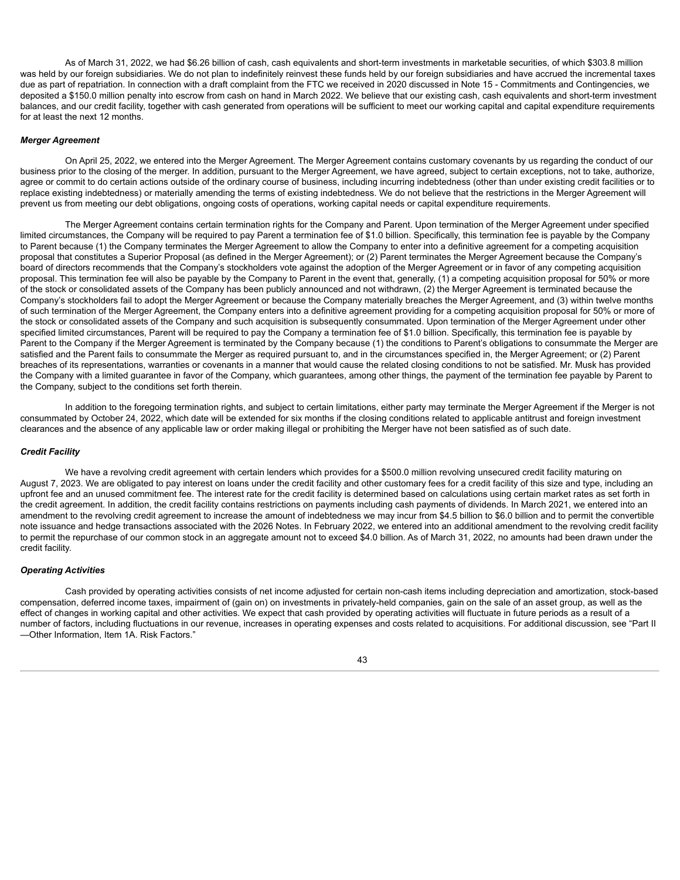As of March 31, 2022, we had $6.26 billion of cash, cash equivalents and short-term investments in marketable securities, of which $303.8 million was held by our foreign subsidiaries. We do not plan to indefinitely reinvest these funds held by our foreign subsidiaries and have accrued the incremental taxes due as part of repatriation. In connection with a draft complaint from the FTC we received in 2020 discussed in Note 15 - Commitments and Contingencies, we deposited a $150.0 million penalty into escrow from cash on hand in March 2022. We believe that our existing cash, cash equivalents and short-term investment balances, and our credit facility, together with cash generated from operations will be sufficient to meet our working capital and capital expenditure requirements for at least the next 12 months.

***Merger Agreement***

On April 25, 2022, we entered into the Merger Agreement. The Merger Agreement contains customary covenants by us regarding the conduct of our business prior to the closing of the merger. In addition, pursuant to the Merger Agreement, we have agreed, subject to certain exceptions, not to take, authorize, agree or commit to do certain actions outside of the ordinary course of business, including incurring indebtedness (other than under existing credit facilities or to replace existing indebtedness) or materially amending the terms of existing indebtedness. We do not believe that the restrictions in the Merger Agreement will prevent us from meeting our debt obligations, ongoing costs of operations, working capital needs or capital expenditure requirements.

The Merger Agreement contains certain termination rights for the Company and Parent. Upon termination of the Merger Agreement under specified limited circumstances, the Company will be required to pay Parent a termination fee of $1.0 billion. Specifically, this termination fee is payable by the Company to Parent because (1) the Company terminates the Merger Agreement to allow the Company to enter into a definitive agreement for a competing acquisition proposal that constitutes a Superior Proposal (as defined in the Merger Agreement); or (2) Parent terminates the Merger Agreement because the Company's board of directors recommends that the Company's stockholders vote against the adoption of the Merger Agreement or in favor of any competing acquisition proposal. This termination fee will also be payable by the Company to Parent in the event that, generally, (1) a competing acquisition proposal for 50% or more of the stock or consolidated assets of the Company has been publicly announced and not withdrawn, (2) the Merger Agreement is terminated because the Company's stockholders fail to adopt the Merger Agreement or because the Company materially breaches the Merger Agreement, and (3) within twelve months of such termination of the Merger Agreement, the Company enters into a definitive agreement providing for a competing acquisition proposal for 50% or more of the stock or consolidated assets of the Company and such acquisition is subsequently consummated. Upon termination of the Merger Agreement under other specified limited circumstances, Parent will be required to pay the Company a termination fee of $1.0 billion. Specifically, this termination fee is payable by Parent to the Company if the Merger Agreement is terminated by the Company because (1) the conditions to Parent's obligations to consummate the Merger are satisfied and the Parent fails to consummate the Merger as required pursuant to, and in the circumstances specified in, the Merger Agreement; or (2) Parent breaches of its representations, warranties or covenants in a manner that would cause the related closing conditions to not be satisfied. Mr. Musk has provided the Company with a limited guarantee in favor of the Company, which guarantees, among other things, the payment of the termination fee payable by Parent to the Company, subject to the conditions set forth therein.

In addition to the foregoing termination rights, and subject to certain limitations, either party may terminate the Merger Agreement if the Merger is not consummated by October 24, 2022, which date will be extended for six months if the closing conditions related to applicable antitrust and foreign investment clearances and the absence of any applicable law or order making illegal or prohibiting the Merger have not been satisfied as of such date.

***Credit Facility***

We have a revolving credit agreement with certain lenders which provides for a $500.0 million revolving unsecured credit facility maturing on August 7, 2023. We are obligated to pay interest on loans under the credit facility and other customary fees for a credit facility of this size and type, including an upfront fee and an unused commitment fee. The interest rate for the credit facility is determined based on calculations using certain market rates as set forth in the credit agreement. In addition, the credit facility contains restrictions on payments including cash payments of dividends. In March 2021, we entered into an amendment to the revolving credit agreement to increase the amount of indebtedness we may incur from $4.5 billion to $6.0 billion and to permit the convertible note issuance and hedge transactions associated with the 2026 Notes. In February 2022, we entered into an additional amendment to the revolving credit facility to permit the repurchase of our common stock in an aggregate amount not to exceed $4.0 billion. As of March 31, 2022, no amounts had been drawn under the credit facility.

***Operating Activities***

Cash provided by operating activities consists of net income adjusted for certain non-cash items including depreciation and amortization, stock-based compensation, deferred income taxes, impairment of (gain on) on investments in privately-held companies, gain on the sale of an asset group, as well as the effect of changes in working capital and other activities. We expect that cash provided by operating activities will fluctuate in future periods as a result of a number of factors, including fluctuations in our revenue, increases in operating expenses and costs related to acquisitions. For additional discussion, see "Part II —Other Information, Item 1A. Risk Factors."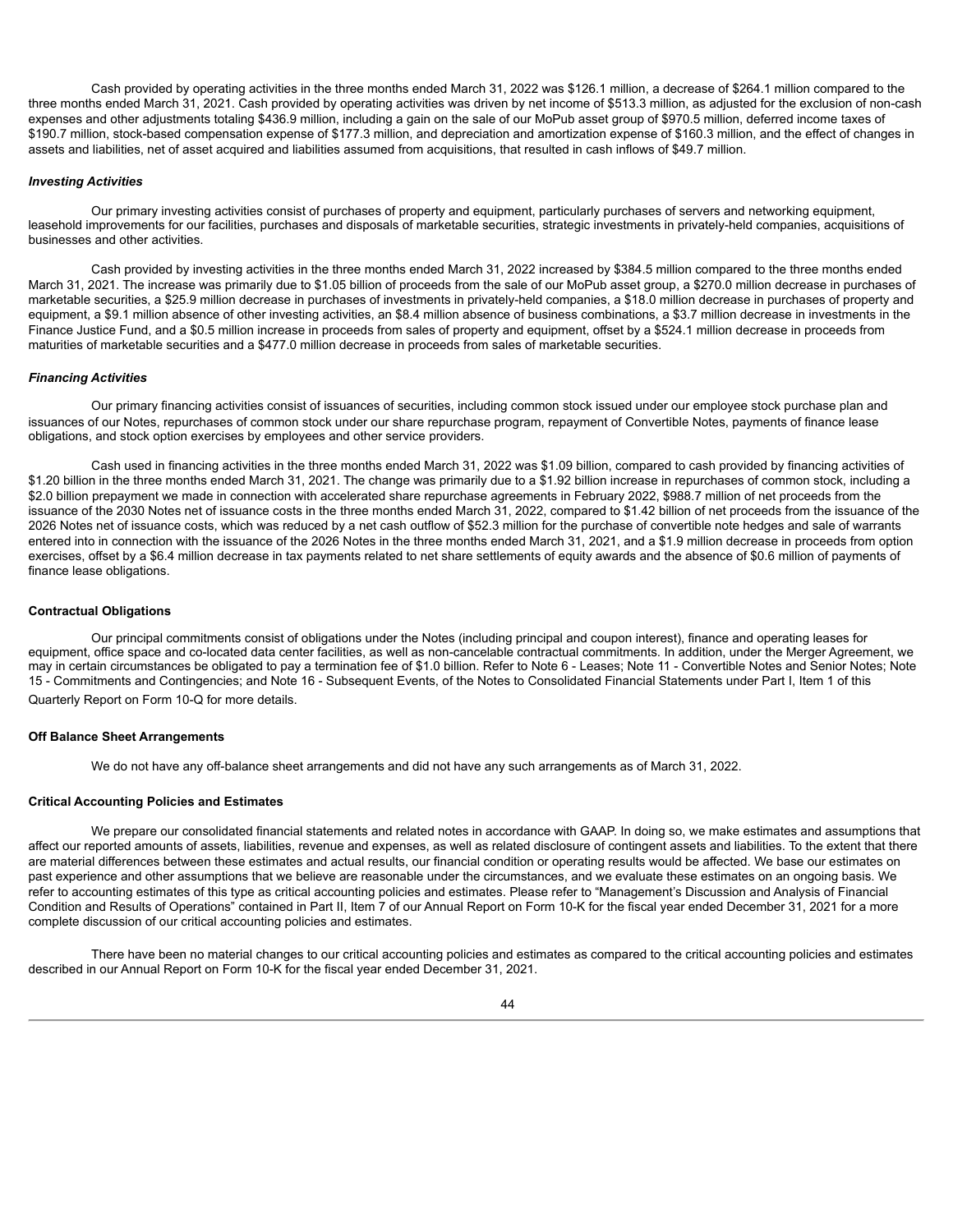Cash provided by operating activities in the three months ended March 31, 2022 was $126.1 million, a decrease of $264.1 million compared to the three months ended March 31, 2021. Cash provided by operating activities was driven by net income of $513.3 million, as adjusted for the exclusion of non-cash expenses and other adjustments totaling $436.9 million, including a gain on the sale of our MoPub asset group of $970.5 million, deferred income taxes of $190.7 million, stock-based compensation expense of $177.3 million, and depreciation and amortization expense of $160.3 million, and the effect of changes in assets and liabilities, net of asset acquired and liabilities assumed from acquisitions, that resulted in cash inflows of $49.7 million.

### *Investing Activities*

Our primary investing activities consist of purchases of property and equipment, particularly purchases of servers and networking equipment, leasehold improvements for our facilities, purchases and disposals of marketable securities, strategic investments in privately-held companies, acquisitions of businesses and other activities.

Cash provided by investing activities in the three months ended March 31, 2022 increased by $384.5 million compared to the three months ended March 31, 2021. The increase was primarily due to $1.05 billion of proceeds from the sale of our MoPub asset group, a $270.0 million decrease in purchases of marketable securities, a $25.9 million decrease in purchases of investments in privately-held companies, a $18.0 million decrease in purchases of property and equipment, a $9.1 million absence of other investing activities, an $8.4 million absence of business combinations, a $3.7 million decrease in investments in the Finance Justice Fund, and a $0.5 million increase in proceeds from sales of property and equipment, offset by a $524.1 million decrease in proceeds from maturities of marketable securities and a $477.0 million decrease in proceeds from sales of marketable securities.

### *Financing Activities*

Our primary financing activities consist of issuances of securities, including common stock issued under our employee stock purchase plan and issuances of our Notes, repurchases of common stock under our share repurchase program, repayment of Convertible Notes, payments of finance lease obligations, and stock option exercises by employees and other service providers.

Cash used in financing activities in the three months ended March 31, 2022 was $1.09 billion, compared to cash provided by financing activities of $1.20 billion in the three months ended March 31, 2021. The change was primarily due to a $1.92 billion increase in repurchases of common stock, including a $2.0 billion prepayment we made in connection with accelerated share repurchase agreements in February 2022, $988.7 million of net proceeds from the issuance of the 2030 Notes net of issuance costs in the three months ended March 31, 2022, compared to $1.42 billion of net proceeds from the issuance of the 2026 Notes net of issuance costs, which was reduced by a net cash outflow of $52.3 million for the purchase of convertible note hedges and sale of warrants entered into in connection with the issuance of the 2026 Notes in the three months ended March 31, 2021, and a $1.9 million decrease in proceeds from option exercises, offset by a $6.4 million decrease in tax payments related to net share settlements of equity awards and the absence of $0.6 million of payments of finance lease obligations.

## Contractual Obligations

Our principal commitments consist of obligations under the Notes (including principal and coupon interest), finance and operating leases for equipment, office space and co-located data center facilities, as well as non-cancelable contractual commitments. In addition, under the Merger Agreement, we may in certain circumstances be obligated to pay a termination fee of $1.0 billion. Refer to Note 6 - Leases; Note 11 - Convertible Notes and Senior Notes; Note 15 - Commitments and Contingencies; and Note 16 - Subsequent Events, of the Notes to Consolidated Financial Statements under Part I, Item 1 of this Quarterly Report on Form 10-Q for more details.

## Off Balance Sheet Arrangements

We do not have any off-balance sheet arrangements and did not have any such arrangements as of March 31, 2022.

## Critical Accounting Policies and Estimates

We prepare our consolidated financial statements and related notes in accordance with GAAP. In doing so, we make estimates and assumptions that affect our reported amounts of assets, liabilities, revenue and expenses, as well as related disclosure of contingent assets and liabilities. To the extent that there are material differences between these estimates and actual results, our financial condition or operating results would be affected. We base our estimates on past experience and other assumptions that we believe are reasonable under the circumstances, and we evaluate these estimates on an ongoing basis. We refer to accounting estimates of this type as critical accounting policies and estimates. Please refer to "Management's Discussion and Analysis of Financial Condition and Results of Operations" contained in Part II, Item 7 of our Annual Report on Form 10-K for the fiscal year ended December 31, 2021 for a more complete discussion of our critical accounting policies and estimates.

There have been no material changes to our critical accounting policies and estimates as compared to the critical accounting policies and estimates described in our Annual Report on Form 10-K for the fiscal year ended December 31, 2021.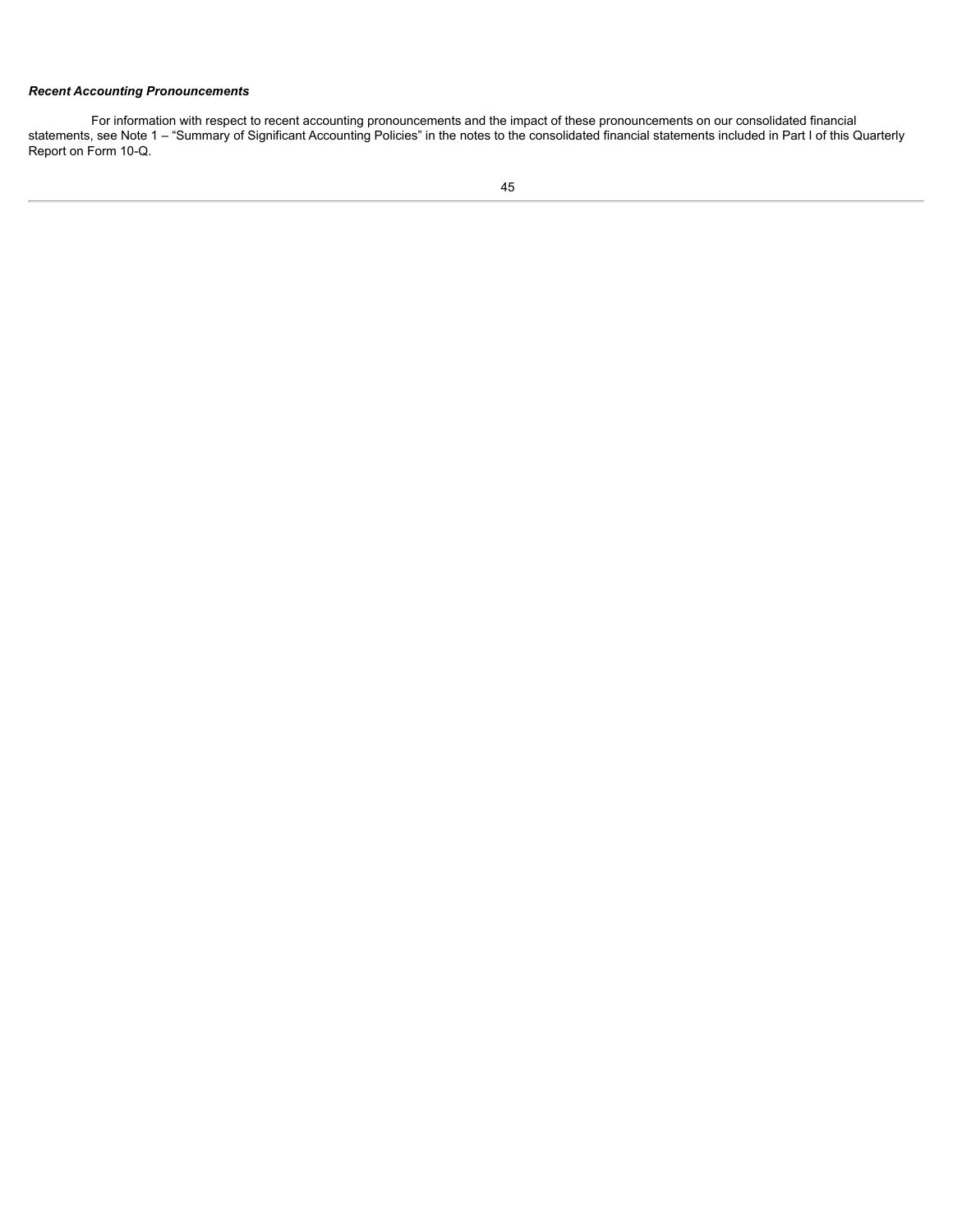***Recent Accounting Pronouncements***

For information with respect to recent accounting pronouncements and the impact of these pronouncements on our consolidated financial statements, see Note 1 – "Summary of Significant Accounting Policies" in the notes to the consolidated financial statements included in Part I of this Quarterly Report on Form 10-Q.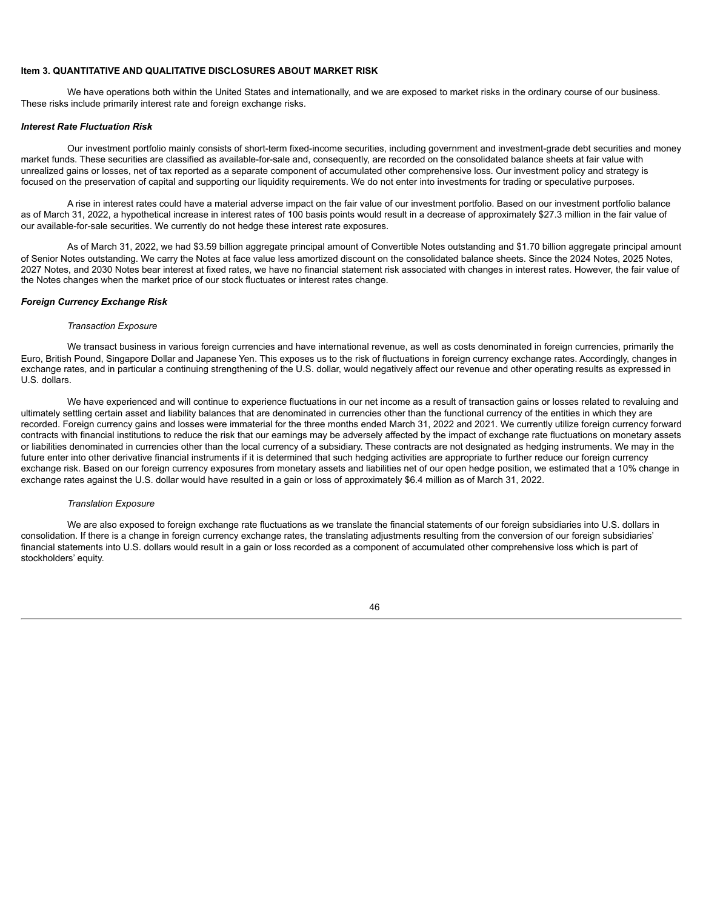## Item 3. QUANTITATIVE AND QUALITATIVE DISCLOSURES ABOUT MARKET RISK

We have operations both within the United States and internationally, and we are exposed to market risks in the ordinary course of our business. These risks include primarily interest rate and foreign exchange risks.

### *Interest Rate Fluctuation Risk*

Our investment portfolio mainly consists of short-term fixed-income securities, including government and investment-grade debt securities and money market funds. These securities are classified as available-for-sale and, consequently, are recorded on the consolidated balance sheets at fair value with unrealized gains or losses, net of tax reported as a separate component of accumulated other comprehensive loss. Our investment policy and strategy is focused on the preservation of capital and supporting our liquidity requirements. We do not enter into investments for trading or speculative purposes.

A rise in interest rates could have a material adverse impact on the fair value of our investment portfolio. Based on our investment portfolio balance as of March 31, 2022, a hypothetical increase in interest rates of 100 basis points would result in a decrease of approximately $27.3 million in the fair value of our available-for-sale securities. We currently do not hedge these interest rate exposures.

As of March 31, 2022, we had $3.59 billion aggregate principal amount of Convertible Notes outstanding and $1.70 billion aggregate principal amount of Senior Notes outstanding. We carry the Notes at face value less amortized discount on the consolidated balance sheets. Since the 2024 Notes, 2025 Notes, 2027 Notes, and 2030 Notes bear interest at fixed rates, we have no financial statement risk associated with changes in interest rates. However, the fair value of the Notes changes when the market price of our stock fluctuates or interest rates change.

### *Foreign Currency Exchange Risk*

*Transaction Exposure*

We transact business in various foreign currencies and have international revenue, as well as costs denominated in foreign currencies, primarily the Euro, British Pound, Singapore Dollar and Japanese Yen. This exposes us to the risk of fluctuations in foreign currency exchange rates. Accordingly, changes in exchange rates, and in particular a continuing strengthening of the U.S. dollar, would negatively affect our revenue and other operating results as expressed in U.S. dollars.

We have experienced and will continue to experience fluctuations in our net income as a result of transaction gains or losses related to revaluing and ultimately settling certain asset and liability balances that are denominated in currencies other than the functional currency of the entities in which they are recorded. Foreign currency gains and losses were immaterial for the three months ended March 31, 2022 and 2021. We currently utilize foreign currency forward contracts with financial institutions to reduce the risk that our earnings may be adversely affected by the impact of exchange rate fluctuations on monetary assets or liabilities denominated in currencies other than the local currency of a subsidiary. These contracts are not designated as hedging instruments. We may in the future enter into other derivative financial instruments if it is determined that such hedging activities are appropriate to further reduce our foreign currency exchange risk. Based on our foreign currency exposures from monetary assets and liabilities net of our open hedge position, we estimated that a 10% change in exchange rates against the U.S. dollar would have resulted in a gain or loss of approximately $6.4 million as of March 31, 2022.

*Translation Exposure*

We are also exposed to foreign exchange rate fluctuations as we translate the financial statements of our foreign subsidiaries into U.S. dollars in consolidation. If there is a change in foreign currency exchange rates, the translating adjustments resulting from the conversion of our foreign subsidiaries' financial statements into U.S. dollars would result in a gain or loss recorded as a component of accumulated other comprehensive loss which is part of stockholders' equity.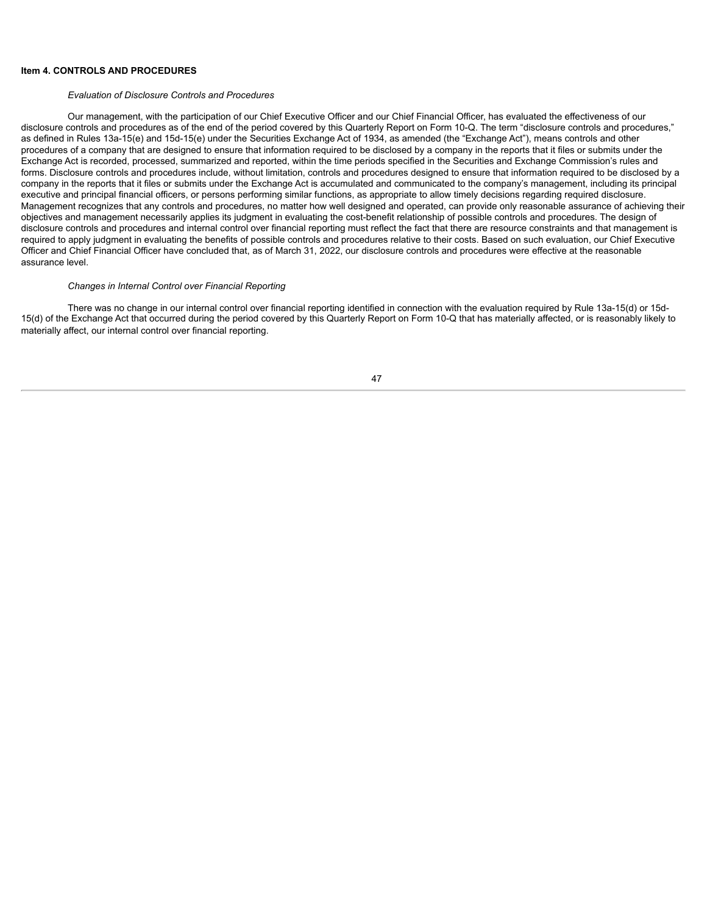### Item 4. CONTROLS AND PROCEDURES

*Evaluation of Disclosure Controls and Procedures*

Our management, with the participation of our Chief Executive Officer and our Chief Financial Officer, has evaluated the effectiveness of our disclosure controls and procedures as of the end of the period covered by this Quarterly Report on Form 10-Q. The term "disclosure controls and procedures," as defined in Rules 13a-15(e) and 15d-15(e) under the Securities Exchange Act of 1934, as amended (the "Exchange Act"), means controls and other procedures of a company that are designed to ensure that information required to be disclosed by a company in the reports that it files or submits under the Exchange Act is recorded, processed, summarized and reported, within the time periods specified in the Securities and Exchange Commission's rules and forms. Disclosure controls and procedures include, without limitation, controls and procedures designed to ensure that information required to be disclosed by a company in the reports that it files or submits under the Exchange Act is accumulated and communicated to the company's management, including its principal executive and principal financial officers, or persons performing similar functions, as appropriate to allow timely decisions regarding required disclosure. Management recognizes that any controls and procedures, no matter how well designed and operated, can provide only reasonable assurance of achieving their objectives and management necessarily applies its judgment in evaluating the cost-benefit relationship of possible controls and procedures. The design of disclosure controls and procedures and internal control over financial reporting must reflect the fact that there are resource constraints and that management is required to apply judgment in evaluating the benefits of possible controls and procedures relative to their costs. Based on such evaluation, our Chief Executive Officer and Chief Financial Officer have concluded that, as of March 31, 2022, our disclosure controls and procedures were effective at the reasonable assurance level.

*Changes in Internal Control over Financial Reporting*

There was no change in our internal control over financial reporting identified in connection with the evaluation required by Rule 13a-15(d) or 15d-15(d) of the Exchange Act that occurred during the period covered by this Quarterly Report on Form 10-Q that has materially affected, or is reasonably likely to materially affect, our internal control over financial reporting.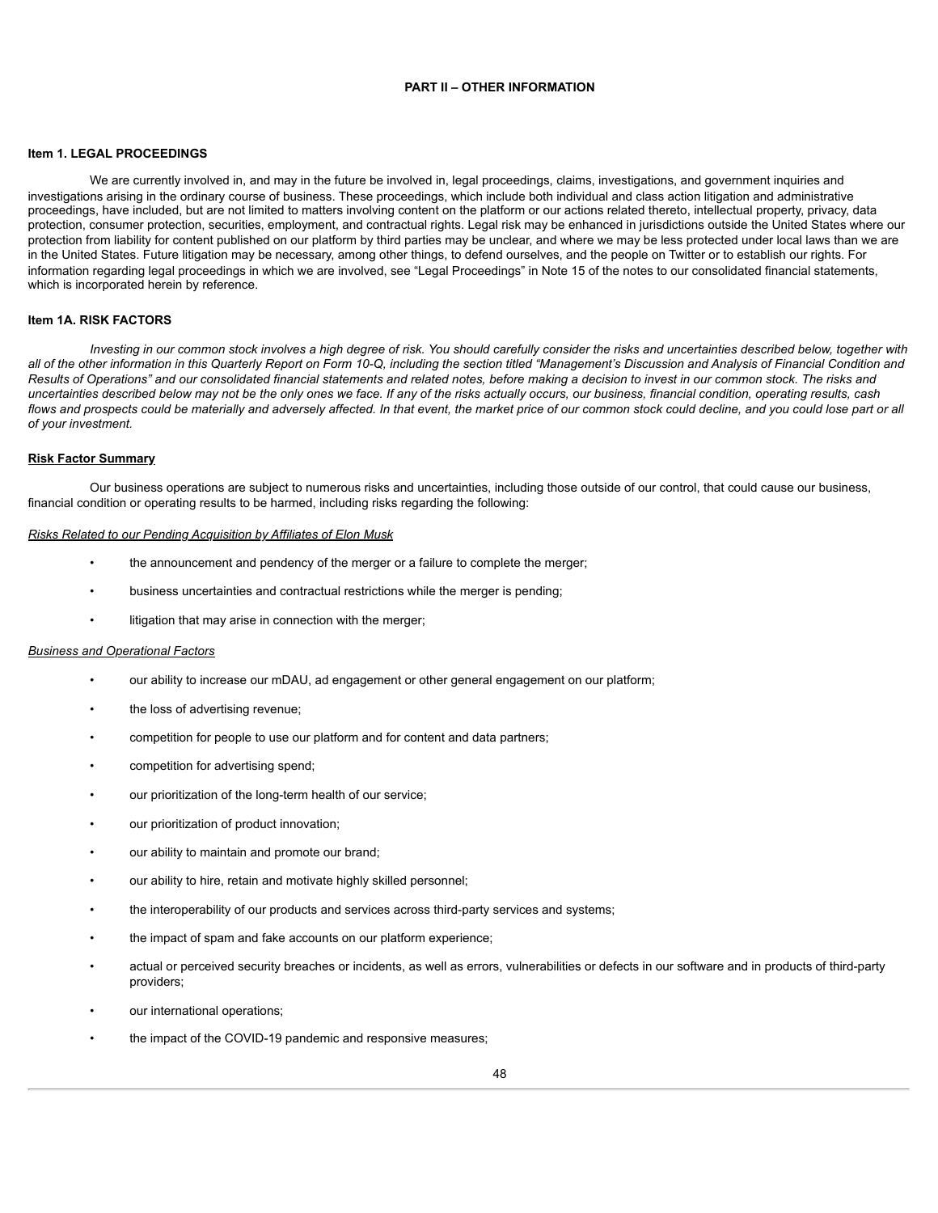# PART II – OTHER INFORMATION

## Item 1. LEGAL PROCEEDINGS

We are currently involved in, and may in the future be involved in, legal proceedings, claims, investigations, and government inquiries and investigations arising in the ordinary course of business. These proceedings, which include both individual and class action litigation and administrative proceedings, have included, but are not limited to matters involving content on the platform or our actions related thereto, intellectual property, privacy, data protection, consumer protection, securities, employment, and contractual rights. Legal risk may be enhanced in jurisdictions outside the United States where our protection from liability for content published on our platform by third parties may be unclear, and where we may be less protected under local laws than we are in the United States. Future litigation may be necessary, among other things, to defend ourselves, and the people on Twitter or to establish our rights. For information regarding legal proceedings in which we are involved, see "Legal Proceedings" in Note 15 of the notes to our consolidated financial statements, which is incorporated herein by reference.

## Item 1A. RISK FACTORS

*Investing in our common stock involves a high degree of risk. You should carefully consider the risks and uncertainties described below, together with all of the other information in this Quarterly Report on Form 10-Q, including the section titled "Management's Discussion and Analysis of Financial Condition and Results of Operations" and our consolidated financial statements and related notes, before making a decision to invest in our common stock. The risks and uncertainties described below may not be the only ones we face. If any of the risks actually occurs, our business, financial condition, operating results, cash flows and prospects could be materially and adversely affected. In that event, the market price of our common stock could decline, and you could lose part or all of your investment.*

### Risk Factor Summary

Our business operations are subject to numerous risks and uncertainties, including those outside of our control, that could cause our business, financial condition or operating results to be harmed, including risks regarding the following:

*Risks Related to our Pending Acquisition by Affiliates of Elon Musk*

- the announcement and pendency of the merger or a failure to complete the merger;
- business uncertainties and contractual restrictions while the merger is pending;
- litigation that may arise in connection with the merger;

*Business and Operational Factors*

- our ability to increase our mDAU, ad engagement or other general engagement on our platform;
- the loss of advertising revenue;
- competition for people to use our platform and for content and data partners;
- competition for advertising spend;
- our prioritization of the long-term health of our service;
- our prioritization of product innovation;
- our ability to maintain and promote our brand;
- our ability to hire, retain and motivate highly skilled personnel;
- the interoperability of our products and services across third-party services and systems;
- the impact of spam and fake accounts on our platform experience;
- actual or perceived security breaches or incidents, as well as errors, vulnerabilities or defects in our software and in products of third-party providers;
- our international operations;
- the impact of the COVID-19 pandemic and responsive measures;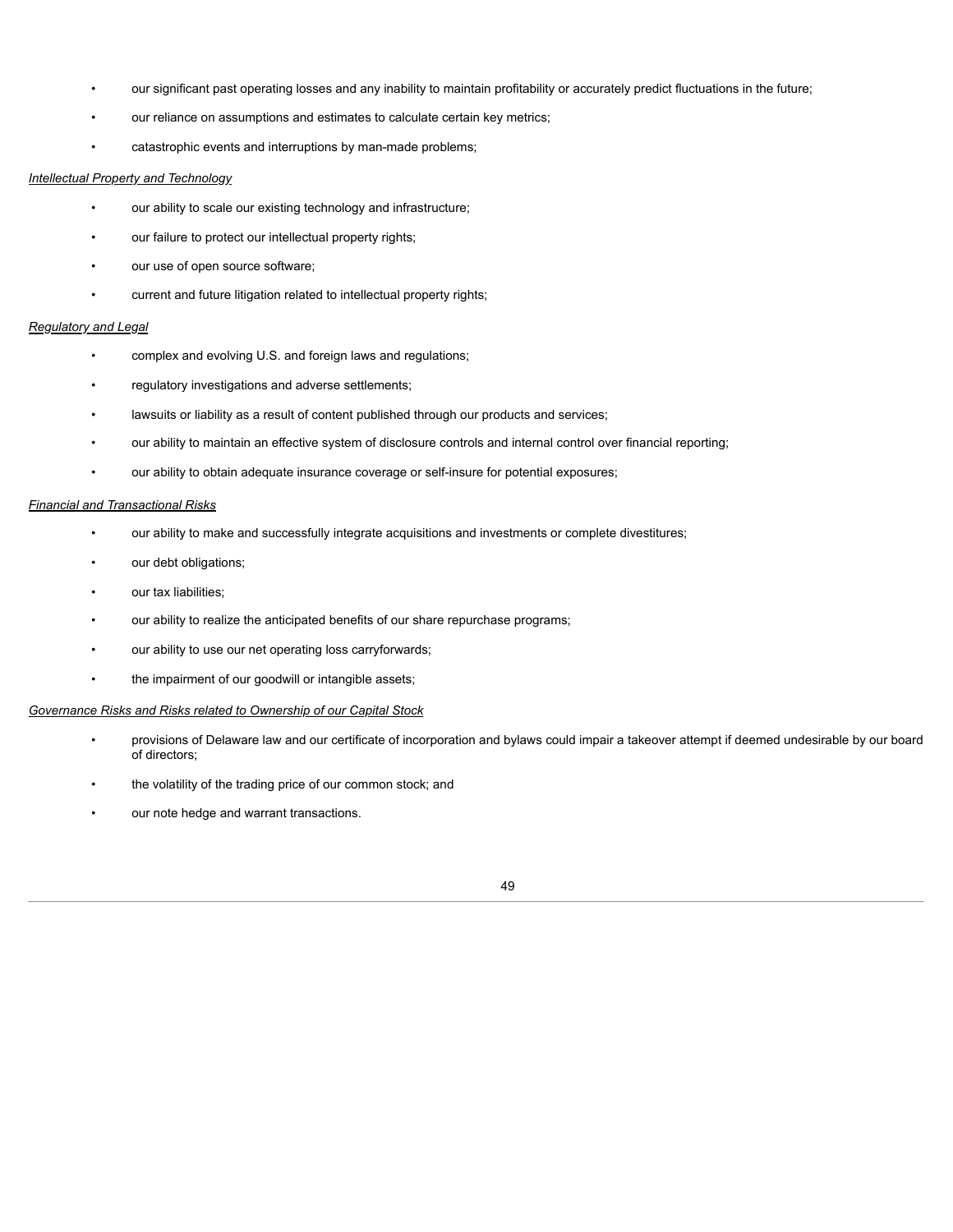- our significant past operating losses and any inability to maintain profitability or accurately predict fluctuations in the future;
- our reliance on assumptions and estimates to calculate certain key metrics;
- catastrophic events and interruptions by man-made problems;

*Intellectual Property and Technology*

- our ability to scale our existing technology and infrastructure;
- our failure to protect our intellectual property rights;
- our use of open source software;
- current and future litigation related to intellectual property rights;

*Regulatory and Legal*

- complex and evolving U.S. and foreign laws and regulations;
- regulatory investigations and adverse settlements;
- lawsuits or liability as a result of content published through our products and services;
- our ability to maintain an effective system of disclosure controls and internal control over financial reporting;
- our ability to obtain adequate insurance coverage or self-insure for potential exposures;

*Financial and Transactional Risks*

- our ability to make and successfully integrate acquisitions and investments or complete divestitures;
- our debt obligations;
- our tax liabilities;
- our ability to realize the anticipated benefits of our share repurchase programs;
- our ability to use our net operating loss carryforwards;
- the impairment of our goodwill or intangible assets;

*Governance Risks and Risks related to Ownership of our Capital Stock*

- provisions of Delaware law and our certificate of incorporation and bylaws could impair a takeover attempt if deemed undesirable by our board of directors;
- the volatility of the trading price of our common stock; and
- our note hedge and warrant transactions.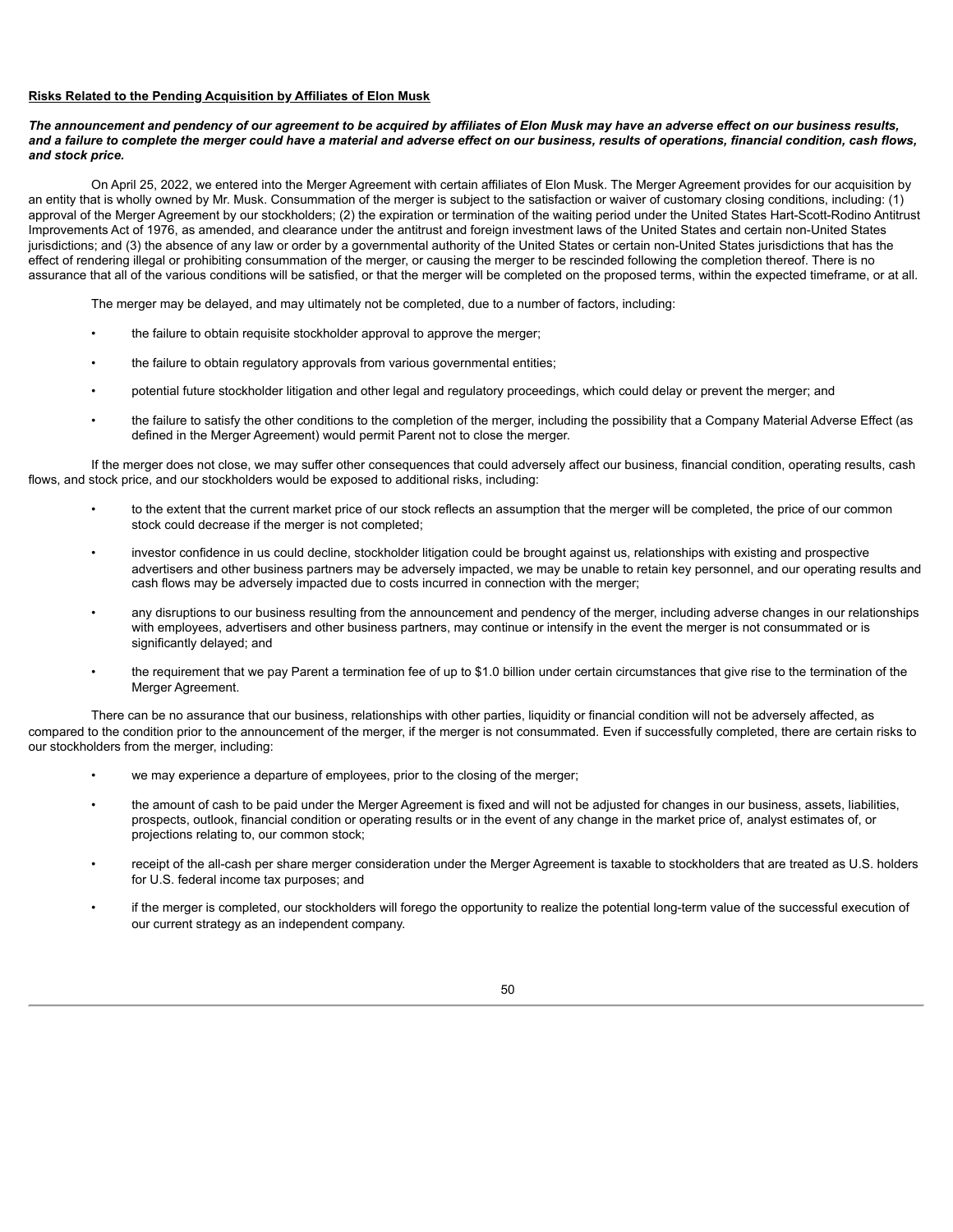**Risks Related to the Pending Acquisition by Affiliates of Elon Musk**

***The announcement and pendency of our agreement to be acquired by affiliates of Elon Musk may have an adverse effect on our business results, and a failure to complete the merger could have a material and adverse effect on our business, results of operations, financial condition, cash flows, and stock price.***

On April 25, 2022, we entered into the Merger Agreement with certain affiliates of Elon Musk. The Merger Agreement provides for our acquisition by an entity that is wholly owned by Mr. Musk. Consummation of the merger is subject to the satisfaction or waiver of customary closing conditions, including: (1) approval of the Merger Agreement by our stockholders; (2) the expiration or termination of the waiting period under the United States Hart-Scott-Rodino Antitrust Improvements Act of 1976, as amended, and clearance under the antitrust and foreign investment laws of the United States and certain non-United States jurisdictions; and (3) the absence of any law or order by a governmental authority of the United States or certain non-United States jurisdictions that has the effect of rendering illegal or prohibiting consummation of the merger, or causing the merger to be rescinded following the completion thereof. There is no assurance that all of the various conditions will be satisfied, or that the merger will be completed on the proposed terms, within the expected timeframe, or at all.

The merger may be delayed, and may ultimately not be completed, due to a number of factors, including:

- the failure to obtain requisite stockholder approval to approve the merger;
- the failure to obtain regulatory approvals from various governmental entities;
- potential future stockholder litigation and other legal and regulatory proceedings, which could delay or prevent the merger; and
- the failure to satisfy the other conditions to the completion of the merger, including the possibility that a Company Material Adverse Effect (as defined in the Merger Agreement) would permit Parent not to close the merger.

If the merger does not close, we may suffer other consequences that could adversely affect our business, financial condition, operating results, cash flows, and stock price, and our stockholders would be exposed to additional risks, including:

- to the extent that the current market price of our stock reflects an assumption that the merger will be completed, the price of our common stock could decrease if the merger is not completed;
- investor confidence in us could decline, stockholder litigation could be brought against us, relationships with existing and prospective advertisers and other business partners may be adversely impacted, we may be unable to retain key personnel, and our operating results and cash flows may be adversely impacted due to costs incurred in connection with the merger;
- any disruptions to our business resulting from the announcement and pendency of the merger, including adverse changes in our relationships with employees, advertisers and other business partners, may continue or intensify in the event the merger is not consummated or is significantly delayed; and
- the requirement that we pay Parent a termination fee of up to $1.0 billion under certain circumstances that give rise to the termination of the Merger Agreement.

There can be no assurance that our business, relationships with other parties, liquidity or financial condition will not be adversely affected, as compared to the condition prior to the announcement of the merger, if the merger is not consummated. Even if successfully completed, there are certain risks to our stockholders from the merger, including:

- we may experience a departure of employees, prior to the closing of the merger;
- the amount of cash to be paid under the Merger Agreement is fixed and will not be adjusted for changes in our business, assets, liabilities, prospects, outlook, financial condition or operating results or in the event of any change in the market price of, analyst estimates of, or projections relating to, our common stock;
- receipt of the all-cash per share merger consideration under the Merger Agreement is taxable to stockholders that are treated as U.S. holders for U.S. federal income tax purposes; and
- if the merger is completed, our stockholders will forego the opportunity to realize the potential long-term value of the successful execution of our current strategy as an independent company.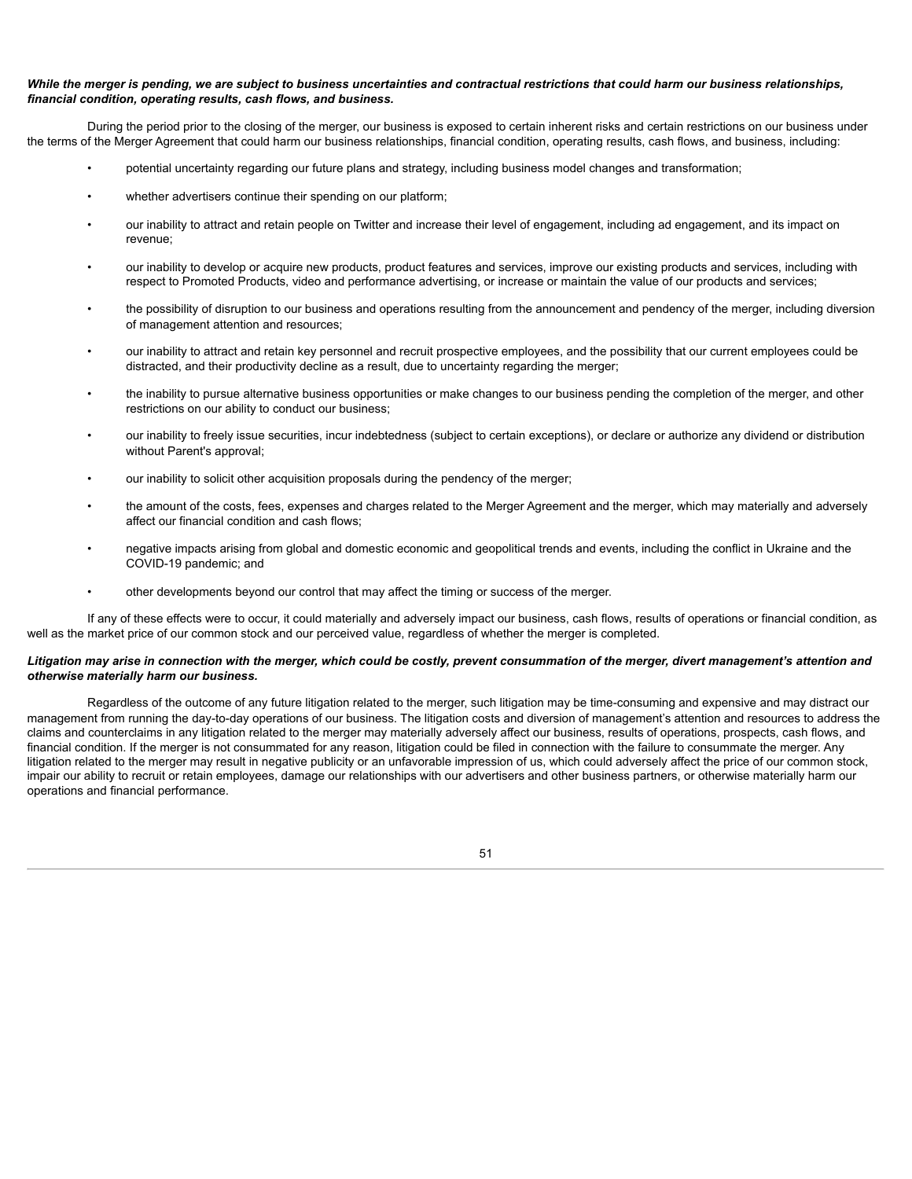***While the merger is pending, we are subject to business uncertainties and contractual restrictions that could harm our business relationships, financial condition, operating results, cash flows, and business.***

During the period prior to the closing of the merger, our business is exposed to certain inherent risks and certain restrictions on our business under the terms of the Merger Agreement that could harm our business relationships, financial condition, operating results, cash flows, and business, including:

- potential uncertainty regarding our future plans and strategy, including business model changes and transformation;
- whether advertisers continue their spending on our platform;
- our inability to attract and retain people on Twitter and increase their level of engagement, including ad engagement, and its impact on revenue;
- our inability to develop or acquire new products, product features and services, improve our existing products and services, including with respect to Promoted Products, video and performance advertising, or increase or maintain the value of our products and services;
- the possibility of disruption to our business and operations resulting from the announcement and pendency of the merger, including diversion of management attention and resources;
- our inability to attract and retain key personnel and recruit prospective employees, and the possibility that our current employees could be distracted, and their productivity decline as a result, due to uncertainty regarding the merger;
- the inability to pursue alternative business opportunities or make changes to our business pending the completion of the merger, and other restrictions on our ability to conduct our business;
- our inability to freely issue securities, incur indebtedness (subject to certain exceptions), or declare or authorize any dividend or distribution without Parent's approval;
- our inability to solicit other acquisition proposals during the pendency of the merger;
- the amount of the costs, fees, expenses and charges related to the Merger Agreement and the merger, which may materially and adversely affect our financial condition and cash flows;
- negative impacts arising from global and domestic economic and geopolitical trends and events, including the conflict in Ukraine and the COVID-19 pandemic; and
- other developments beyond our control that may affect the timing or success of the merger.

If any of these effects were to occur, it could materially and adversely impact our business, cash flows, results of operations or financial condition, as well as the market price of our common stock and our perceived value, regardless of whether the merger is completed.

***Litigation may arise in connection with the merger, which could be costly, prevent consummation of the merger, divert management's attention and otherwise materially harm our business.***

Regardless of the outcome of any future litigation related to the merger, such litigation may be time-consuming and expensive and may distract our management from running the day-to-day operations of our business. The litigation costs and diversion of management's attention and resources to address the claims and counterclaims in any litigation related to the merger may materially adversely affect our business, results of operations, prospects, cash flows, and financial condition. If the merger is not consummated for any reason, litigation could be filed in connection with the failure to consummate the merger. Any litigation related to the merger may result in negative publicity or an unfavorable impression of us, which could adversely affect the price of our common stock, impair our ability to recruit or retain employees, damage our relationships with our advertisers and other business partners, or otherwise materially harm our operations and financial performance.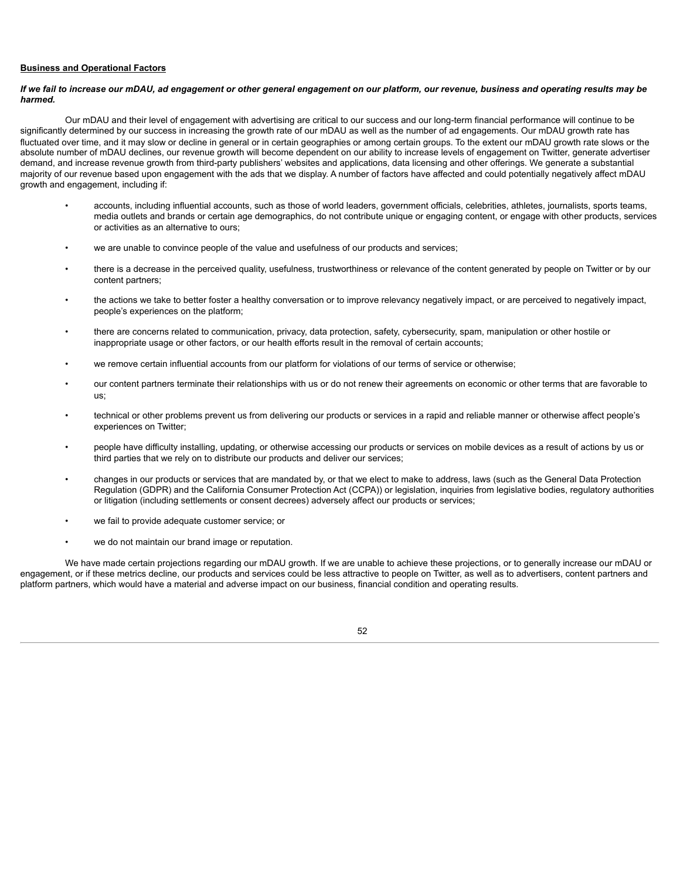**Business and Operational Factors**

***If we fail to increase our mDAU, ad engagement or other general engagement on our platform, our revenue, business and operating results may be harmed.***

Our mDAU and their level of engagement with advertising are critical to our success and our long-term financial performance will continue to be significantly determined by our success in increasing the growth rate of our mDAU as well as the number of ad engagements. Our mDAU growth rate has fluctuated over time, and it may slow or decline in general or in certain geographies or among certain groups. To the extent our mDAU growth rate slows or the absolute number of mDAU declines, our revenue growth will become dependent on our ability to increase levels of engagement on Twitter, generate advertiser demand, and increase revenue growth from third-party publishers' websites and applications, data licensing and other offerings. We generate a substantial majority of our revenue based upon engagement with the ads that we display. A number of factors have affected and could potentially negatively affect mDAU growth and engagement, including if:

- accounts, including influential accounts, such as those of world leaders, government officials, celebrities, athletes, journalists, sports teams, media outlets and brands or certain age demographics, do not contribute unique or engaging content, or engage with other products, services or activities as an alternative to ours;
- we are unable to convince people of the value and usefulness of our products and services;
- there is a decrease in the perceived quality, usefulness, trustworthiness or relevance of the content generated by people on Twitter or by our content partners;
- the actions we take to better foster a healthy conversation or to improve relevancy negatively impact, or are perceived to negatively impact, people's experiences on the platform;
- there are concerns related to communication, privacy, data protection, safety, cybersecurity, spam, manipulation or other hostile or inappropriate usage or other factors, or our health efforts result in the removal of certain accounts;
- we remove certain influential accounts from our platform for violations of our terms of service or otherwise;
- our content partners terminate their relationships with us or do not renew their agreements on economic or other terms that are favorable to us;
- technical or other problems prevent us from delivering our products or services in a rapid and reliable manner or otherwise affect people's experiences on Twitter;
- people have difficulty installing, updating, or otherwise accessing our products or services on mobile devices as a result of actions by us or third parties that we rely on to distribute our products and deliver our services;
- changes in our products or services that are mandated by, or that we elect to make to address, laws (such as the General Data Protection Regulation (GDPR) and the California Consumer Protection Act (CCPA)) or legislation, inquiries from legislative bodies, regulatory authorities or litigation (including settlements or consent decrees) adversely affect our products or services;
- we fail to provide adequate customer service; or
- we do not maintain our brand image or reputation.

We have made certain projections regarding our mDAU growth. If we are unable to achieve these projections, or to generally increase our mDAU or engagement, or if these metrics decline, our products and services could be less attractive to people on Twitter, as well as to advertisers, content partners and platform partners, which would have a material and adverse impact on our business, financial condition and operating results.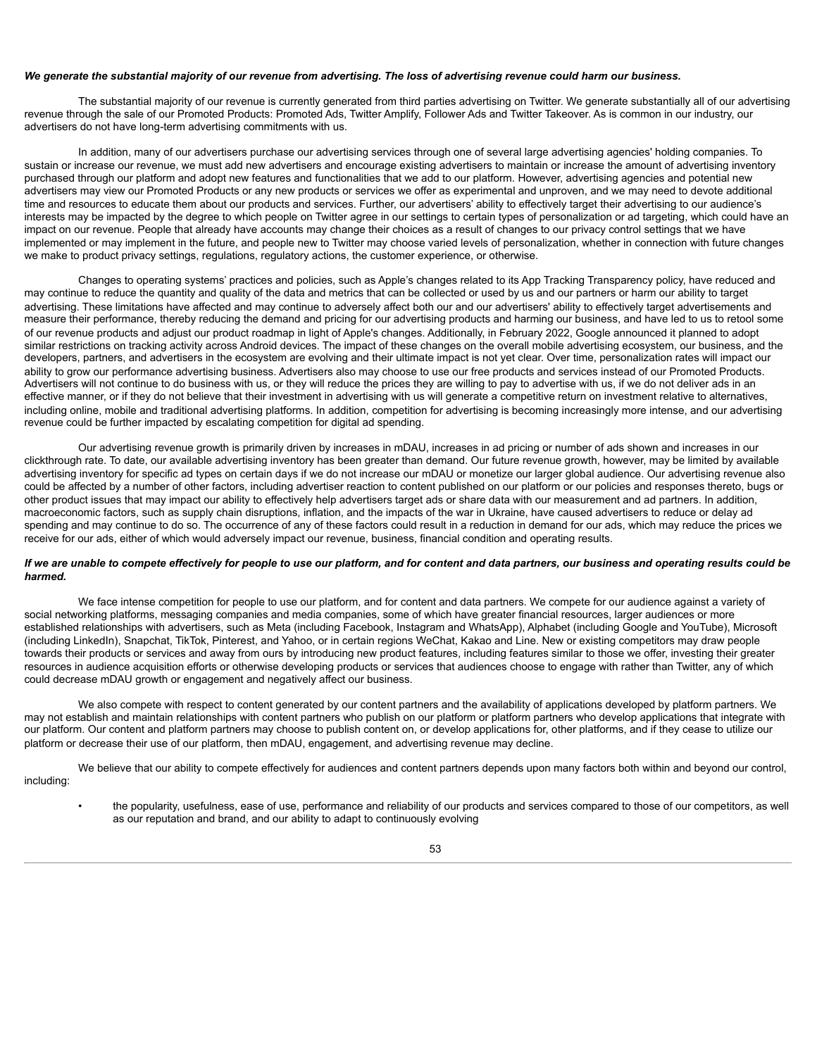***We generate the substantial majority of our revenue from advertising. The loss of advertising revenue could harm our business.***

The substantial majority of our revenue is currently generated from third parties advertising on Twitter. We generate substantially all of our advertising revenue through the sale of our Promoted Products: Promoted Ads, Twitter Amplify, Follower Ads and Twitter Takeover. As is common in our industry, our advertisers do not have long-term advertising commitments with us.

In addition, many of our advertisers purchase our advertising services through one of several large advertising agencies' holding companies. To sustain or increase our revenue, we must add new advertisers and encourage existing advertisers to maintain or increase the amount of advertising inventory purchased through our platform and adopt new features and functionalities that we add to our platform. However, advertising agencies and potential new advertisers may view our Promoted Products or any new products or services we offer as experimental and unproven, and we may need to devote additional time and resources to educate them about our products and services. Further, our advertisers' ability to effectively target their advertising to our audience's interests may be impacted by the degree to which people on Twitter agree in our settings to certain types of personalization or ad targeting, which could have an impact on our revenue. People that already have accounts may change their choices as a result of changes to our privacy control settings that we have implemented or may implement in the future, and people new to Twitter may choose varied levels of personalization, whether in connection with future changes we make to product privacy settings, regulations, regulatory actions, the customer experience, or otherwise.

Changes to operating systems' practices and policies, such as Apple's changes related to its App Tracking Transparency policy, have reduced and may continue to reduce the quantity and quality of the data and metrics that can be collected or used by us and our partners or harm our ability to target advertising. These limitations have affected and may continue to adversely affect both our and our advertisers' ability to effectively target advertisements and measure their performance, thereby reducing the demand and pricing for our advertising products and harming our business, and have led to us to retool some of our revenue products and adjust our product roadmap in light of Apple's changes. Additionally, in February 2022, Google announced it planned to adopt similar restrictions on tracking activity across Android devices. The impact of these changes on the overall mobile advertising ecosystem, our business, and the developers, partners, and advertisers in the ecosystem are evolving and their ultimate impact is not yet clear. Over time, personalization rates will impact our ability to grow our performance advertising business. Advertisers also may choose to use our free products and services instead of our Promoted Products. Advertisers will not continue to do business with us, or they will reduce the prices they are willing to pay to advertise with us, if we do not deliver ads in an effective manner, or if they do not believe that their investment in advertising with us will generate a competitive return on investment relative to alternatives, including online, mobile and traditional advertising platforms. In addition, competition for advertising is becoming increasingly more intense, and our advertising revenue could be further impacted by escalating competition for digital ad spending.

Our advertising revenue growth is primarily driven by increases in mDAU, increases in ad pricing or number of ads shown and increases in our clickthrough rate. To date, our available advertising inventory has been greater than demand. Our future revenue growth, however, may be limited by available advertising inventory for specific ad types on certain days if we do not increase our mDAU or monetize our larger global audience. Our advertising revenue also could be affected by a number of other factors, including advertiser reaction to content published on our platform or our policies and responses thereto, bugs or other product issues that may impact our ability to effectively help advertisers target ads or share data with our measurement and ad partners. In addition, macroeconomic factors, such as supply chain disruptions, inflation, and the impacts of the war in Ukraine, have caused advertisers to reduce or delay ad spending and may continue to do so. The occurrence of any of these factors could result in a reduction in demand for our ads, which may reduce the prices we receive for our ads, either of which would adversely impact our revenue, business, financial condition and operating results.

***If we are unable to compete effectively for people to use our platform, and for content and data partners, our business and operating results could be harmed.***

We face intense competition for people to use our platform, and for content and data partners. We compete for our audience against a variety of social networking platforms, messaging companies and media companies, some of which have greater financial resources, larger audiences or more established relationships with advertisers, such as Meta (including Facebook, Instagram and WhatsApp), Alphabet (including Google and YouTube), Microsoft (including LinkedIn), Snapchat, TikTok, Pinterest, and Yahoo, or in certain regions WeChat, Kakao and Line. New or existing competitors may draw people towards their products or services and away from ours by introducing new product features, including features similar to those we offer, investing their greater resources in audience acquisition efforts or otherwise developing products or services that audiences choose to engage with rather than Twitter, any of which could decrease mDAU growth or engagement and negatively affect our business.

We also compete with respect to content generated by our content partners and the availability of applications developed by platform partners. We may not establish and maintain relationships with content partners who publish on our platform or platform partners who develop applications that integrate with our platform. Our content and platform partners may choose to publish content on, or develop applications for, other platforms, and if they cease to utilize our platform or decrease their use of our platform, then mDAU, engagement, and advertising revenue may decline.

We believe that our ability to compete effectively for audiences and content partners depends upon many factors both within and beyond our control, including:

- the popularity, usefulness, ease of use, performance and reliability of our products and services compared to those of our competitors, as well as our reputation and brand, and our ability to adapt to continuously evolving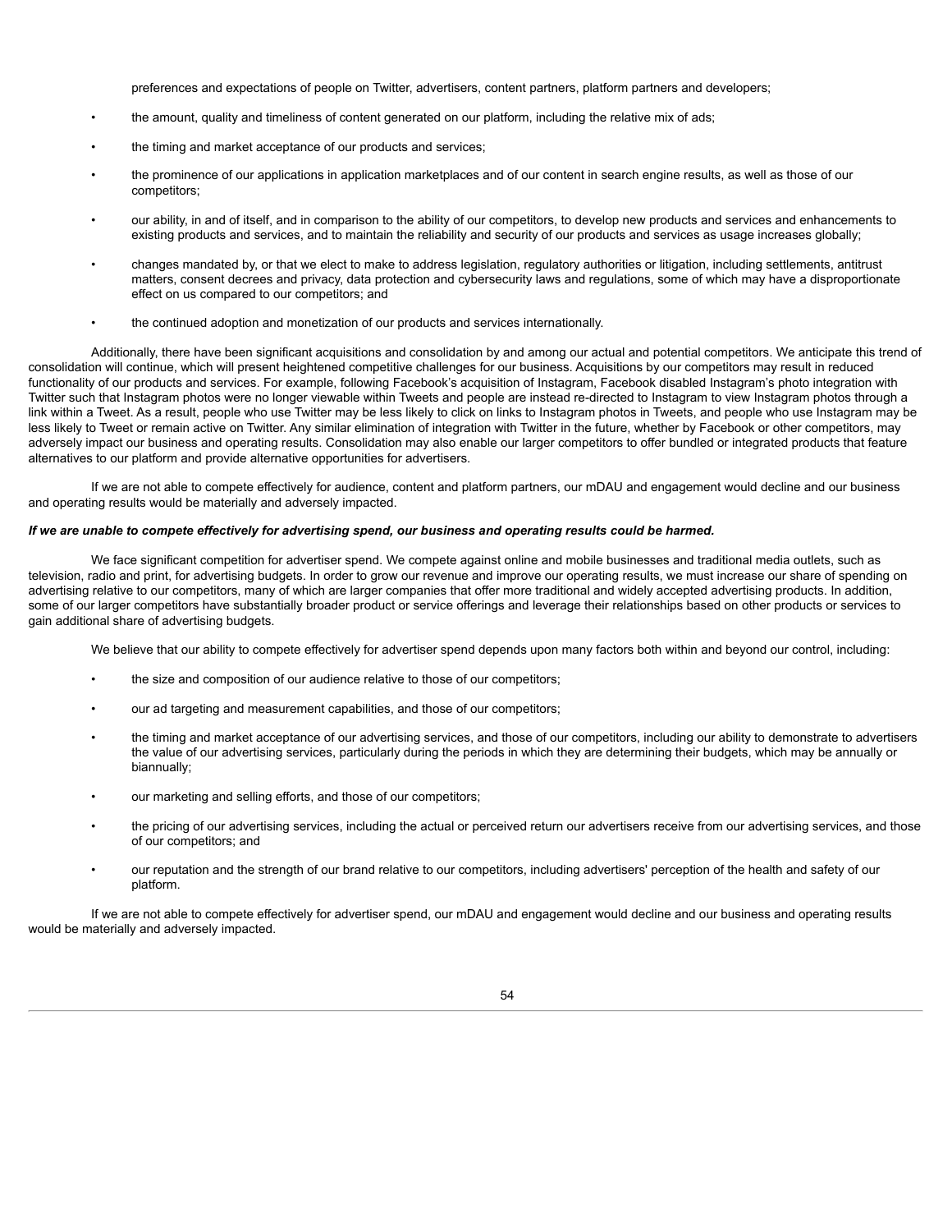preferences and expectations of people on Twitter, advertisers, content partners, platform partners and developers;

- the amount, quality and timeliness of content generated on our platform, including the relative mix of ads;
- the timing and market acceptance of our products and services;
- the prominence of our applications in application marketplaces and of our content in search engine results, as well as those of our competitors;
- our ability, in and of itself, and in comparison to the ability of our competitors, to develop new products and services and enhancements to existing products and services, and to maintain the reliability and security of our products and services as usage increases globally;
- changes mandated by, or that we elect to make to address legislation, regulatory authorities or litigation, including settlements, antitrust matters, consent decrees and privacy, data protection and cybersecurity laws and regulations, some of which may have a disproportionate effect on us compared to our competitors; and
- the continued adoption and monetization of our products and services internationally.

Additionally, there have been significant acquisitions and consolidation by and among our actual and potential competitors. We anticipate this trend of consolidation will continue, which will present heightened competitive challenges for our business. Acquisitions by our competitors may result in reduced functionality of our products and services. For example, following Facebook's acquisition of Instagram, Facebook disabled Instagram's photo integration with Twitter such that Instagram photos were no longer viewable within Tweets and people are instead re-directed to Instagram to view Instagram photos through a link within a Tweet. As a result, people who use Twitter may be less likely to click on links to Instagram photos in Tweets, and people who use Instagram may be less likely to Tweet or remain active on Twitter. Any similar elimination of integration with Twitter in the future, whether by Facebook or other competitors, may adversely impact our business and operating results. Consolidation may also enable our larger competitors to offer bundled or integrated products that feature alternatives to our platform and provide alternative opportunities for advertisers.

If we are not able to compete effectively for audience, content and platform partners, our mDAU and engagement would decline and our business and operating results would be materially and adversely impacted.

***If we are unable to compete effectively for advertising spend, our business and operating results could be harmed.***

We face significant competition for advertiser spend. We compete against online and mobile businesses and traditional media outlets, such as television, radio and print, for advertising budgets. In order to grow our revenue and improve our operating results, we must increase our share of spending on advertising relative to our competitors, many of which are larger companies that offer more traditional and widely accepted advertising products. In addition, some of our larger competitors have substantially broader product or service offerings and leverage their relationships based on other products or services to gain additional share of advertising budgets.

We believe that our ability to compete effectively for advertiser spend depends upon many factors both within and beyond our control, including:

- the size and composition of our audience relative to those of our competitors;
- our ad targeting and measurement capabilities, and those of our competitors;
- the timing and market acceptance of our advertising services, and those of our competitors, including our ability to demonstrate to advertisers the value of our advertising services, particularly during the periods in which they are determining their budgets, which may be annually or biannually;
- our marketing and selling efforts, and those of our competitors;
- the pricing of our advertising services, including the actual or perceived return our advertisers receive from our advertising services, and those of our competitors; and
- our reputation and the strength of our brand relative to our competitors, including advertisers' perception of the health and safety of our platform.

If we are not able to compete effectively for advertiser spend, our mDAU and engagement would decline and our business and operating results would be materially and adversely impacted.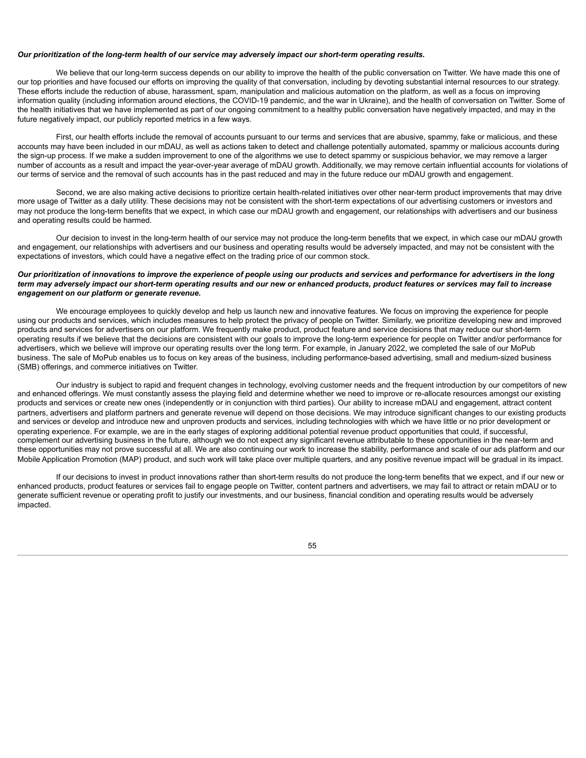***Our prioritization of the long-term health of our service may adversely impact our short-term operating results.***

We believe that our long-term success depends on our ability to improve the health of the public conversation on Twitter. We have made this one of our top priorities and have focused our efforts on improving the quality of that conversation, including by devoting substantial internal resources to our strategy. These efforts include the reduction of abuse, harassment, spam, manipulation and malicious automation on the platform, as well as a focus on improving information quality (including information around elections, the COVID-19 pandemic, and the war in Ukraine), and the health of conversation on Twitter. Some of the health initiatives that we have implemented as part of our ongoing commitment to a healthy public conversation have negatively impacted, and may in the future negatively impact, our publicly reported metrics in a few ways.

First, our health efforts include the removal of accounts pursuant to our terms and services that are abusive, spammy, fake or malicious, and these accounts may have been included in our mDAU, as well as actions taken to detect and challenge potentially automated, spammy or malicious accounts during the sign-up process. If we make a sudden improvement to one of the algorithms we use to detect spammy or suspicious behavior, we may remove a larger number of accounts as a result and impact the year-over-year average of mDAU growth. Additionally, we may remove certain influential accounts for violations of our terms of service and the removal of such accounts has in the past reduced and may in the future reduce our mDAU growth and engagement.

Second, we are also making active decisions to prioritize certain health-related initiatives over other near-term product improvements that may drive more usage of Twitter as a daily utility. These decisions may not be consistent with the short-term expectations of our advertising customers or investors and may not produce the long-term benefits that we expect, in which case our mDAU growth and engagement, our relationships with advertisers and our business and operating results could be harmed.

Our decision to invest in the long-term health of our service may not produce the long-term benefits that we expect, in which case our mDAU growth and engagement, our relationships with advertisers and our business and operating results would be adversely impacted, and may not be consistent with the expectations of investors, which could have a negative effect on the trading price of our common stock.

***Our prioritization of innovations to improve the experience of people using our products and services and performance for advertisers in the long term may adversely impact our short-term operating results and our new or enhanced products, product features or services may fail to increase engagement on our platform or generate revenue.***

We encourage employees to quickly develop and help us launch new and innovative features. We focus on improving the experience for people using our products and services, which includes measures to help protect the privacy of people on Twitter. Similarly, we prioritize developing new and improved products and services for advertisers on our platform. We frequently make product, product feature and service decisions that may reduce our short-term operating results if we believe that the decisions are consistent with our goals to improve the long-term experience for people on Twitter and/or performance for advertisers, which we believe will improve our operating results over the long term. For example, in January 2022, we completed the sale of our MoPub business. The sale of MoPub enables us to focus on key areas of the business, including performance-based advertising, small and medium-sized business (SMB) offerings, and commerce initiatives on Twitter.

Our industry is subject to rapid and frequent changes in technology, evolving customer needs and the frequent introduction by our competitors of new and enhanced offerings. We must constantly assess the playing field and determine whether we need to improve or re-allocate resources amongst our existing products and services or create new ones (independently or in conjunction with third parties). Our ability to increase mDAU and engagement, attract content partners, advertisers and platform partners and generate revenue will depend on those decisions. We may introduce significant changes to our existing products and services or develop and introduce new and unproven products and services, including technologies with which we have little or no prior development or operating experience. For example, we are in the early stages of exploring additional potential revenue product opportunities that could, if successful, complement our advertising business in the future, although we do not expect any significant revenue attributable to these opportunities in the near-term and these opportunities may not prove successful at all. We are also continuing our work to increase the stability, performance and scale of our ads platform and our Mobile Application Promotion (MAP) product, and such work will take place over multiple quarters, and any positive revenue impact will be gradual in its impact.

If our decisions to invest in product innovations rather than short-term results do not produce the long-term benefits that we expect, and if our new or enhanced products, product features or services fail to engage people on Twitter, content partners and advertisers, we may fail to attract or retain mDAU or to generate sufficient revenue or operating profit to justify our investments, and our business, financial condition and operating results would be adversely impacted.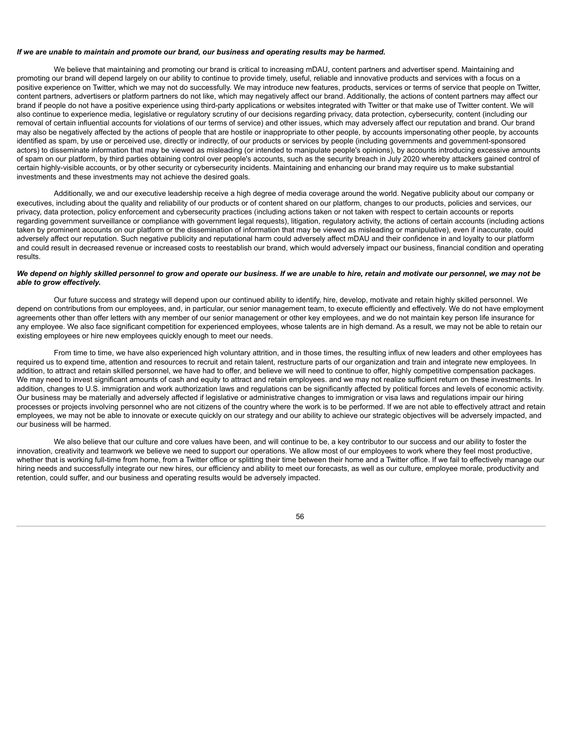***If we are unable to maintain and promote our brand, our business and operating results may be harmed.***

We believe that maintaining and promoting our brand is critical to increasing mDAU, content partners and advertiser spend. Maintaining and promoting our brand will depend largely on our ability to continue to provide timely, useful, reliable and innovative products and services with a focus on a positive experience on Twitter, which we may not do successfully. We may introduce new features, products, services or terms of service that people on Twitter, content partners, advertisers or platform partners do not like, which may negatively affect our brand. Additionally, the actions of content partners may affect our brand if people do not have a positive experience using third-party applications or websites integrated with Twitter or that make use of Twitter content. We will also continue to experience media, legislative or regulatory scrutiny of our decisions regarding privacy, data protection, cybersecurity, content (including our removal of certain influential accounts for violations of our terms of service) and other issues, which may adversely affect our reputation and brand. Our brand may also be negatively affected by the actions of people that are hostile or inappropriate to other people, by accounts impersonating other people, by accounts identified as spam, by use or perceived use, directly or indirectly, of our products or services by people (including governments and government-sponsored actors) to disseminate information that may be viewed as misleading (or intended to manipulate people's opinions), by accounts introducing excessive amounts of spam on our platform, by third parties obtaining control over people's accounts, such as the security breach in July 2020 whereby attackers gained control of certain highly-visible accounts, or by other security or cybersecurity incidents. Maintaining and enhancing our brand may require us to make substantial investments and these investments may not achieve the desired goals.

Additionally, we and our executive leadership receive a high degree of media coverage around the world. Negative publicity about our company or executives, including about the quality and reliability of our products or of content shared on our platform, changes to our products, policies and services, our privacy, data protection, policy enforcement and cybersecurity practices (including actions taken or not taken with respect to certain accounts or reports regarding government surveillance or compliance with government legal requests), litigation, regulatory activity, the actions of certain accounts (including actions taken by prominent accounts on our platform or the dissemination of information that may be viewed as misleading or manipulative), even if inaccurate, could adversely affect our reputation. Such negative publicity and reputational harm could adversely affect mDAU and their confidence in and loyalty to our platform and could result in decreased revenue or increased costs to reestablish our brand, which would adversely impact our business, financial condition and operating results.

***We depend on highly skilled personnel to grow and operate our business. If we are unable to hire, retain and motivate our personnel, we may not be able to grow effectively.***

Our future success and strategy will depend upon our continued ability to identify, hire, develop, motivate and retain highly skilled personnel. We depend on contributions from our employees, and, in particular, our senior management team, to execute efficiently and effectively. We do not have employment agreements other than offer letters with any member of our senior management or other key employees, and we do not maintain key person life insurance for any employee. We also face significant competition for experienced employees, whose talents are in high demand. As a result, we may not be able to retain our existing employees or hire new employees quickly enough to meet our needs.

From time to time, we have also experienced high voluntary attrition, and in those times, the resulting influx of new leaders and other employees has required us to expend time, attention and resources to recruit and retain talent, restructure parts of our organization and train and integrate new employees. In addition, to attract and retain skilled personnel, we have had to offer, and believe we will need to continue to offer, highly competitive compensation packages. We may need to invest significant amounts of cash and equity to attract and retain employees. and we may not realize sufficient return on these investments. In addition, changes to U.S. immigration and work authorization laws and regulations can be significantly affected by political forces and levels of economic activity. Our business may be materially and adversely affected if legislative or administrative changes to immigration or visa laws and regulations impair our hiring processes or projects involving personnel who are not citizens of the country where the work is to be performed. If we are not able to effectively attract and retain employees, we may not be able to innovate or execute quickly on our strategy and our ability to achieve our strategic objectives will be adversely impacted, and our business will be harmed.

We also believe that our culture and core values have been, and will continue to be, a key contributor to our success and our ability to foster the innovation, creativity and teamwork we believe we need to support our operations. We allow most of our employees to work where they feel most productive, whether that is working full-time from home, from a Twitter office or splitting their time between their home and a Twitter office. If we fail to effectively manage our hiring needs and successfully integrate our new hires, our efficiency and ability to meet our forecasts, as well as our culture, employee morale, productivity and retention, could suffer, and our business and operating results would be adversely impacted.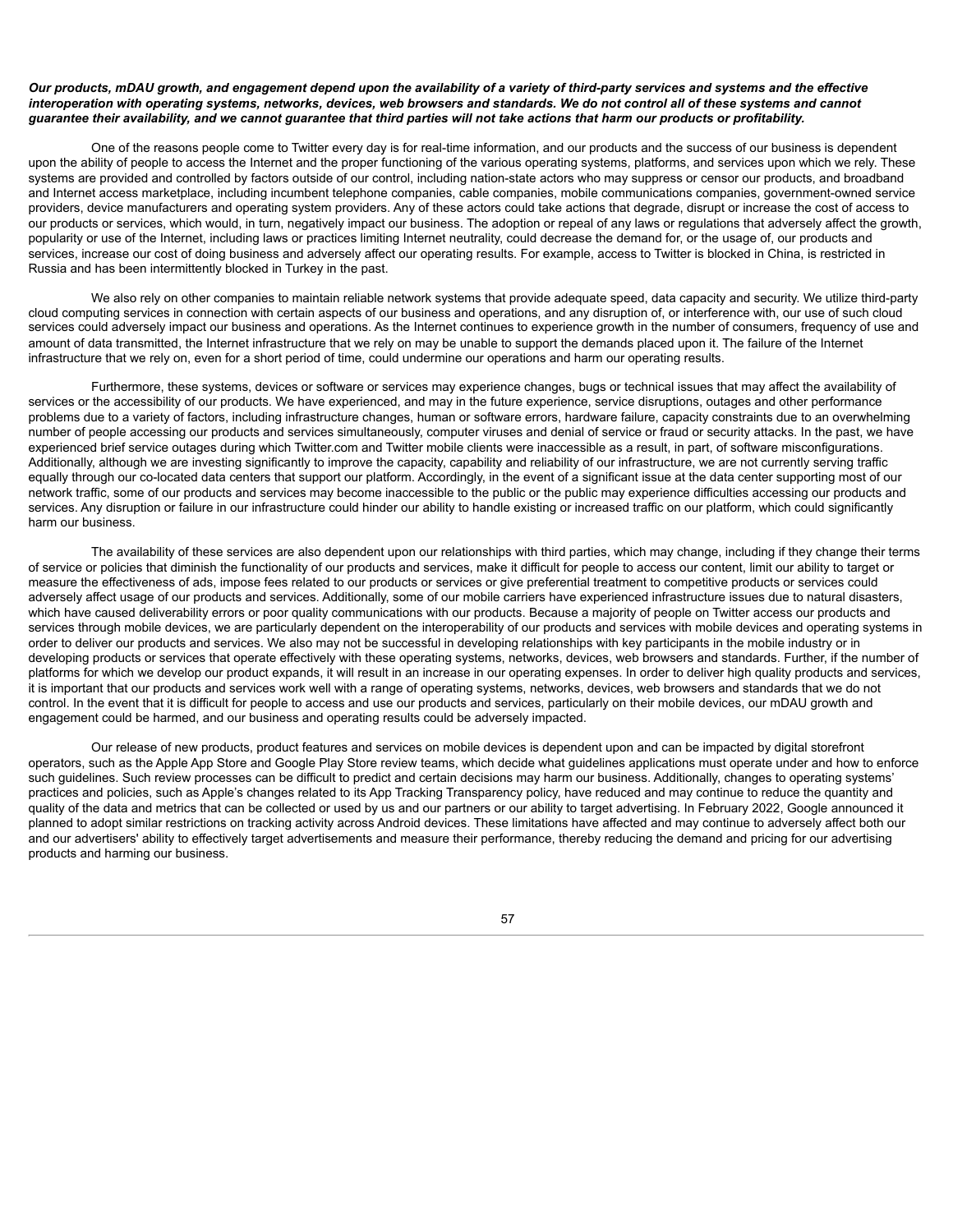***Our products, mDAU growth, and engagement depend upon the availability of a variety of third-party services and systems and the effective interoperation with operating systems, networks, devices, web browsers and standards. We do not control all of these systems and cannot guarantee their availability, and we cannot guarantee that third parties will not take actions that harm our products or profitability.***

One of the reasons people come to Twitter every day is for real-time information, and our products and the success of our business is dependent upon the ability of people to access the Internet and the proper functioning of the various operating systems, platforms, and services upon which we rely. These systems are provided and controlled by factors outside of our control, including nation-state actors who may suppress or censor our products, and broadband and Internet access marketplace, including incumbent telephone companies, cable companies, mobile communications companies, government-owned service providers, device manufacturers and operating system providers. Any of these actors could take actions that degrade, disrupt or increase the cost of access to our products or services, which would, in turn, negatively impact our business. The adoption or repeal of any laws or regulations that adversely affect the growth, popularity or use of the Internet, including laws or practices limiting Internet neutrality, could decrease the demand for, or the usage of, our products and services, increase our cost of doing business and adversely affect our operating results. For example, access to Twitter is blocked in China, is restricted in Russia and has been intermittently blocked in Turkey in the past.

We also rely on other companies to maintain reliable network systems that provide adequate speed, data capacity and security. We utilize third-party cloud computing services in connection with certain aspects of our business and operations, and any disruption of, or interference with, our use of such cloud services could adversely impact our business and operations. As the Internet continues to experience growth in the number of consumers, frequency of use and amount of data transmitted, the Internet infrastructure that we rely on may be unable to support the demands placed upon it. The failure of the Internet infrastructure that we rely on, even for a short period of time, could undermine our operations and harm our operating results.

Furthermore, these systems, devices or software or services may experience changes, bugs or technical issues that may affect the availability of services or the accessibility of our products. We have experienced, and may in the future experience, service disruptions, outages and other performance problems due to a variety of factors, including infrastructure changes, human or software errors, hardware failure, capacity constraints due to an overwhelming number of people accessing our products and services simultaneously, computer viruses and denial of service or fraud or security attacks. In the past, we have experienced brief service outages during which Twitter.com and Twitter mobile clients were inaccessible as a result, in part, of software misconfigurations. Additionally, although we are investing significantly to improve the capacity, capability and reliability of our infrastructure, we are not currently serving traffic equally through our co-located data centers that support our platform. Accordingly, in the event of a significant issue at the data center supporting most of our network traffic, some of our products and services may become inaccessible to the public or the public may experience difficulties accessing our products and services. Any disruption or failure in our infrastructure could hinder our ability to handle existing or increased traffic on our platform, which could significantly harm our business.

The availability of these services are also dependent upon our relationships with third parties, which may change, including if they change their terms of service or policies that diminish the functionality of our products and services, make it difficult for people to access our content, limit our ability to target or measure the effectiveness of ads, impose fees related to our products or services or give preferential treatment to competitive products or services could adversely affect usage of our products and services. Additionally, some of our mobile carriers have experienced infrastructure issues due to natural disasters, which have caused deliverability errors or poor quality communications with our products. Because a majority of people on Twitter access our products and services through mobile devices, we are particularly dependent on the interoperability of our products and services with mobile devices and operating systems in order to deliver our products and services. We also may not be successful in developing relationships with key participants in the mobile industry or in developing products or services that operate effectively with these operating systems, networks, devices, web browsers and standards. Further, if the number of platforms for which we develop our product expands, it will result in an increase in our operating expenses. In order to deliver high quality products and services, it is important that our products and services work well with a range of operating systems, networks, devices, web browsers and standards that we do not control. In the event that it is difficult for people to access and use our products and services, particularly on their mobile devices, our mDAU growth and engagement could be harmed, and our business and operating results could be adversely impacted.

Our release of new products, product features and services on mobile devices is dependent upon and can be impacted by digital storefront operators, such as the Apple App Store and Google Play Store review teams, which decide what guidelines applications must operate under and how to enforce such guidelines. Such review processes can be difficult to predict and certain decisions may harm our business. Additionally, changes to operating systems' practices and policies, such as Apple's changes related to its App Tracking Transparency policy, have reduced and may continue to reduce the quantity and quality of the data and metrics that can be collected or used by us and our partners or our ability to target advertising. In February 2022, Google announced it planned to adopt similar restrictions on tracking activity across Android devices. These limitations have affected and may continue to adversely affect both our and our advertisers' ability to effectively target advertisements and measure their performance, thereby reducing the demand and pricing for our advertising products and harming our business.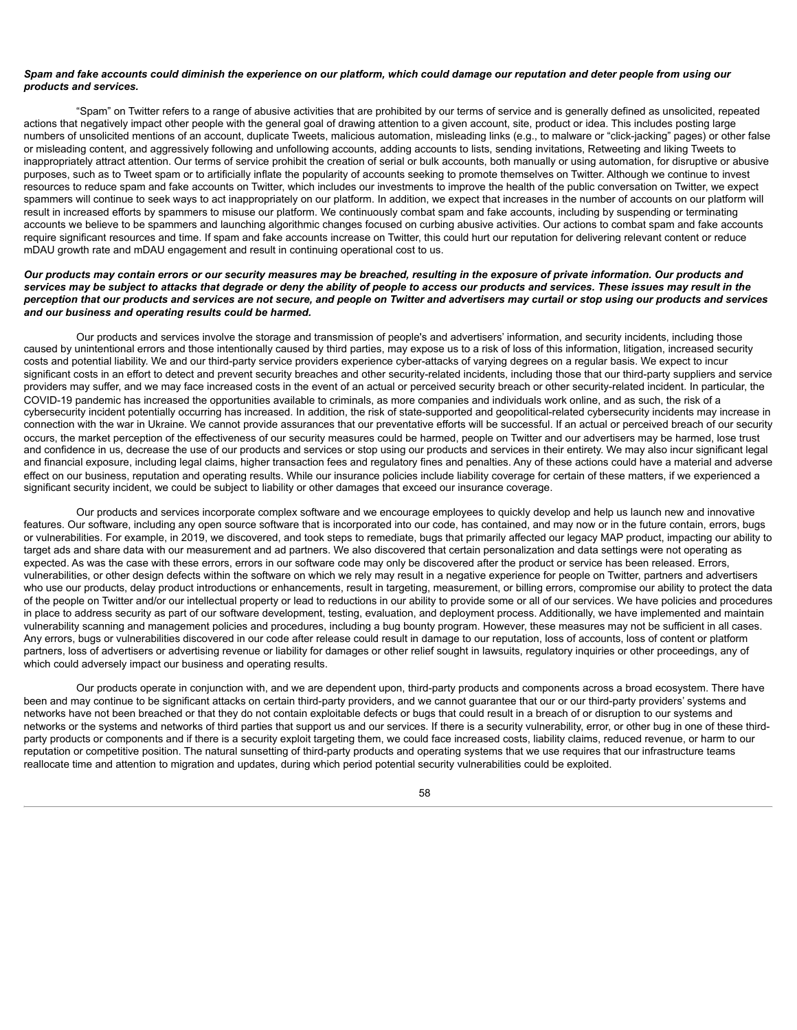***Spam and fake accounts could diminish the experience on our platform, which could damage our reputation and deter people from using our products and services.***

"Spam" on Twitter refers to a range of abusive activities that are prohibited by our terms of service and is generally defined as unsolicited, repeated actions that negatively impact other people with the general goal of drawing attention to a given account, site, product or idea. This includes posting large numbers of unsolicited mentions of an account, duplicate Tweets, malicious automation, misleading links (e.g., to malware or "click-jacking" pages) or other false or misleading content, and aggressively following and unfollowing accounts, adding accounts to lists, sending invitations, Retweeting and liking Tweets to inappropriately attract attention. Our terms of service prohibit the creation of serial or bulk accounts, both manually or using automation, for disruptive or abusive purposes, such as to Tweet spam or to artificially inflate the popularity of accounts seeking to promote themselves on Twitter. Although we continue to invest resources to reduce spam and fake accounts on Twitter, which includes our investments to improve the health of the public conversation on Twitter, we expect spammers will continue to seek ways to act inappropriately on our platform. In addition, we expect that increases in the number of accounts on our platform will result in increased efforts by spammers to misuse our platform. We continuously combat spam and fake accounts, including by suspending or terminating accounts we believe to be spammers and launching algorithmic changes focused on curbing abusive activities. Our actions to combat spam and fake accounts require significant resources and time. If spam and fake accounts increase on Twitter, this could hurt our reputation for delivering relevant content or reduce mDAU growth rate and mDAU engagement and result in continuing operational cost to us.

***Our products may contain errors or our security measures may be breached, resulting in the exposure of private information. Our products and services may be subject to attacks that degrade or deny the ability of people to access our products and services. These issues may result in the perception that our products and services are not secure, and people on Twitter and advertisers may curtail or stop using our products and services and our business and operating results could be harmed.***

Our products and services involve the storage and transmission of people's and advertisers' information, and security incidents, including those caused by unintentional errors and those intentionally caused by third parties, may expose us to a risk of loss of this information, litigation, increased security costs and potential liability. We and our third-party service providers experience cyber-attacks of varying degrees on a regular basis. We expect to incur significant costs in an effort to detect and prevent security breaches and other security-related incidents, including those that our third-party suppliers and service providers may suffer, and we may face increased costs in the event of an actual or perceived security breach or other security-related incident. In particular, the COVID-19 pandemic has increased the opportunities available to criminals, as more companies and individuals work online, and as such, the risk of a cybersecurity incident potentially occurring has increased. In addition, the risk of state-supported and geopolitical-related cybersecurity incidents may increase in connection with the war in Ukraine. We cannot provide assurances that our preventative efforts will be successful. If an actual or perceived breach of our security occurs, the market perception of the effectiveness of our security measures could be harmed, people on Twitter and our advertisers may be harmed, lose trust and confidence in us, decrease the use of our products and services or stop using our products and services in their entirety. We may also incur significant legal and financial exposure, including legal claims, higher transaction fees and regulatory fines and penalties. Any of these actions could have a material and adverse effect on our business, reputation and operating results. While our insurance policies include liability coverage for certain of these matters, if we experienced a significant security incident, we could be subject to liability or other damages that exceed our insurance coverage.

Our products and services incorporate complex software and we encourage employees to quickly develop and help us launch new and innovative features. Our software, including any open source software that is incorporated into our code, has contained, and may now or in the future contain, errors, bugs or vulnerabilities. For example, in 2019, we discovered, and took steps to remediate, bugs that primarily affected our legacy MAP product, impacting our ability to target ads and share data with our measurement and ad partners. We also discovered that certain personalization and data settings were not operating as expected. As was the case with these errors, errors in our software code may only be discovered after the product or service has been released. Errors, vulnerabilities, or other design defects within the software on which we rely may result in a negative experience for people on Twitter, partners and advertisers who use our products, delay product introductions or enhancements, result in targeting, measurement, or billing errors, compromise our ability to protect the data of the people on Twitter and/or our intellectual property or lead to reductions in our ability to provide some or all of our services. We have policies and procedures in place to address security as part of our software development, testing, evaluation, and deployment process. Additionally, we have implemented and maintain vulnerability scanning and management policies and procedures, including a bug bounty program. However, these measures may not be sufficient in all cases. Any errors, bugs or vulnerabilities discovered in our code after release could result in damage to our reputation, loss of accounts, loss of content or platform partners, loss of advertisers or advertising revenue or liability for damages or other relief sought in lawsuits, regulatory inquiries or other proceedings, any of which could adversely impact our business and operating results.

Our products operate in conjunction with, and we are dependent upon, third-party products and components across a broad ecosystem. There have been and may continue to be significant attacks on certain third-party providers, and we cannot guarantee that our or our third-party providers' systems and networks have not been breached or that they do not contain exploitable defects or bugs that could result in a breach of or disruption to our systems and networks or the systems and networks of third parties that support us and our services. If there is a security vulnerability, error, or other bug in one of these third-party products or components and if there is a security exploit targeting them, we could face increased costs, liability claims, reduced revenue, or harm to our reputation or competitive position. The natural sunsetting of third-party products and operating systems that we use requires that our infrastructure teams reallocate time and attention to migration and updates, during which period potential security vulnerabilities could be exploited.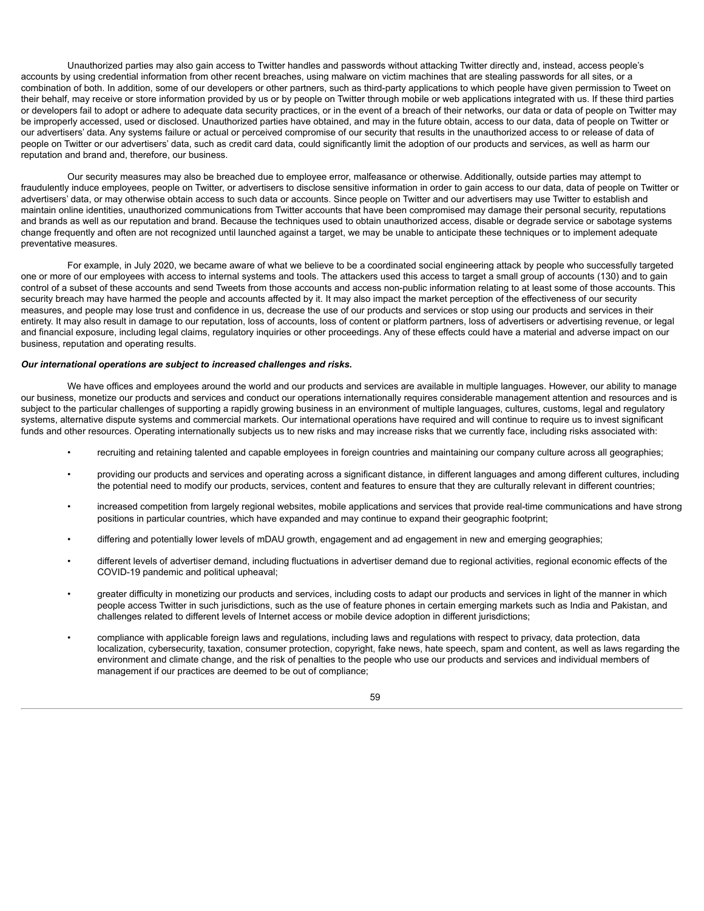Unauthorized parties may also gain access to Twitter handles and passwords without attacking Twitter directly and, instead, access people's accounts by using credential information from other recent breaches, using malware on victim machines that are stealing passwords for all sites, or a combination of both. In addition, some of our developers or other partners, such as third-party applications to which people have given permission to Tweet on their behalf, may receive or store information provided by us or by people on Twitter through mobile or web applications integrated with us. If these third parties or developers fail to adopt or adhere to adequate data security practices, or in the event of a breach of their networks, our data or data of people on Twitter may be improperly accessed, used or disclosed. Unauthorized parties have obtained, and may in the future obtain, access to our data, data of people on Twitter or our advertisers' data. Any systems failure or actual or perceived compromise of our security that results in the unauthorized access to or release of data of people on Twitter or our advertisers' data, such as credit card data, could significantly limit the adoption of our products and services, as well as harm our reputation and brand and, therefore, our business.

Our security measures may also be breached due to employee error, malfeasance or otherwise. Additionally, outside parties may attempt to fraudulently induce employees, people on Twitter, or advertisers to disclose sensitive information in order to gain access to our data, data of people on Twitter or advertisers' data, or may otherwise obtain access to such data or accounts. Since people on Twitter and our advertisers may use Twitter to establish and maintain online identities, unauthorized communications from Twitter accounts that have been compromised may damage their personal security, reputations and brands as well as our reputation and brand. Because the techniques used to obtain unauthorized access, disable or degrade service or sabotage systems change frequently and often are not recognized until launched against a target, we may be unable to anticipate these techniques or to implement adequate preventative measures.

For example, in July 2020, we became aware of what we believe to be a coordinated social engineering attack by people who successfully targeted one or more of our employees with access to internal systems and tools. The attackers used this access to target a small group of accounts (130) and to gain control of a subset of these accounts and send Tweets from those accounts and access non-public information relating to at least some of those accounts. This security breach may have harmed the people and accounts affected by it. It may also impact the market perception of the effectiveness of our security measures, and people may lose trust and confidence in us, decrease the use of our products and services or stop using our products and services in their entirety. It may also result in damage to our reputation, loss of accounts, loss of content or platform partners, loss of advertisers or advertising revenue, or legal and financial exposure, including legal claims, regulatory inquiries or other proceedings. Any of these effects could have a material and adverse impact on our business, reputation and operating results.

***Our international operations are subject to increased challenges and risks.***

We have offices and employees around the world and our products and services are available in multiple languages. However, our ability to manage our business, monetize our products and services and conduct our operations internationally requires considerable management attention and resources and is subject to the particular challenges of supporting a rapidly growing business in an environment of multiple languages, cultures, customs, legal and regulatory systems, alternative dispute systems and commercial markets. Our international operations have required and will continue to require us to invest significant funds and other resources. Operating internationally subjects us to new risks and may increase risks that we currently face, including risks associated with:

- recruiting and retaining talented and capable employees in foreign countries and maintaining our company culture across all geographies;
- providing our products and services and operating across a significant distance, in different languages and among different cultures, including the potential need to modify our products, services, content and features to ensure that they are culturally relevant in different countries;
- increased competition from largely regional websites, mobile applications and services that provide real-time communications and have strong positions in particular countries, which have expanded and may continue to expand their geographic footprint;
- differing and potentially lower levels of mDAU growth, engagement and ad engagement in new and emerging geographies;
- different levels of advertiser demand, including fluctuations in advertiser demand due to regional activities, regional economic effects of the COVID-19 pandemic and political upheaval;
- greater difficulty in monetizing our products and services, including costs to adapt our products and services in light of the manner in which people access Twitter in such jurisdictions, such as the use of feature phones in certain emerging markets such as India and Pakistan, and challenges related to different levels of Internet access or mobile device adoption in different jurisdictions;
- compliance with applicable foreign laws and regulations, including laws and regulations with respect to privacy, data protection, data localization, cybersecurity, taxation, consumer protection, copyright, fake news, hate speech, spam and content, as well as laws regarding the environment and climate change, and the risk of penalties to the people who use our products and services and individual members of management if our practices are deemed to be out of compliance;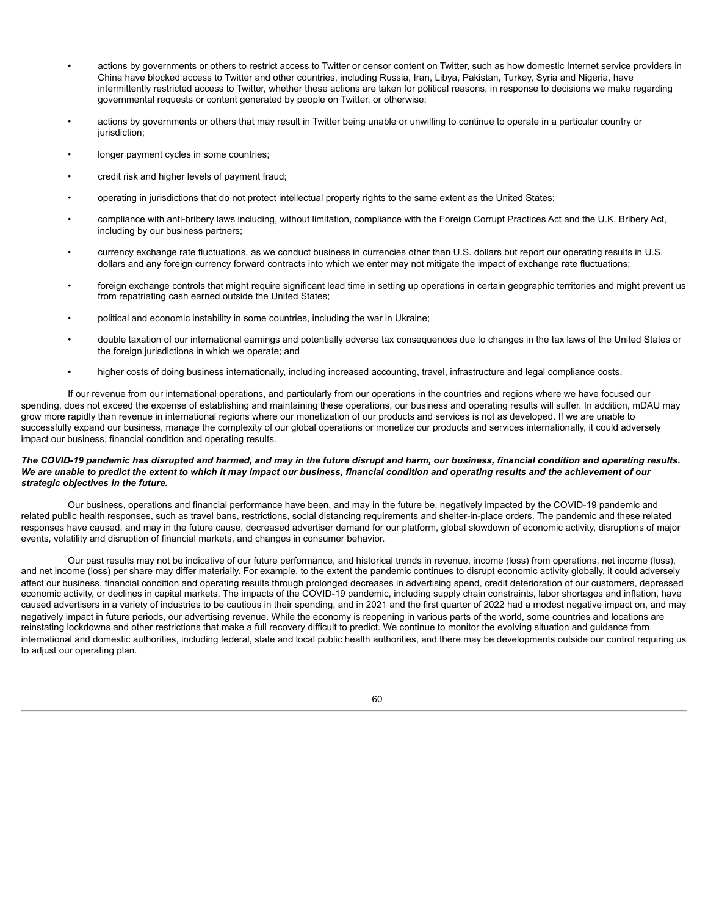- actions by governments or others to restrict access to Twitter or censor content on Twitter, such as how domestic Internet service providers in China have blocked access to Twitter and other countries, including Russia, Iran, Libya, Pakistan, Turkey, Syria and Nigeria, have intermittently restricted access to Twitter, whether these actions are taken for political reasons, in response to decisions we make regarding governmental requests or content generated by people on Twitter, or otherwise;
- actions by governments or others that may result in Twitter being unable or unwilling to continue to operate in a particular country or jurisdiction;
- longer payment cycles in some countries;
- credit risk and higher levels of payment fraud;
- operating in jurisdictions that do not protect intellectual property rights to the same extent as the United States;
- compliance with anti-bribery laws including, without limitation, compliance with the Foreign Corrupt Practices Act and the U.K. Bribery Act, including by our business partners;
- currency exchange rate fluctuations, as we conduct business in currencies other than U.S. dollars but report our operating results in U.S. dollars and any foreign currency forward contracts into which we enter may not mitigate the impact of exchange rate fluctuations;
- foreign exchange controls that might require significant lead time in setting up operations in certain geographic territories and might prevent us from repatriating cash earned outside the United States;
- political and economic instability in some countries, including the war in Ukraine;
- double taxation of our international earnings and potentially adverse tax consequences due to changes in the tax laws of the United States or the foreign jurisdictions in which we operate; and
- higher costs of doing business internationally, including increased accounting, travel, infrastructure and legal compliance costs.

If our revenue from our international operations, and particularly from our operations in the countries and regions where we have focused our spending, does not exceed the expense of establishing and maintaining these operations, our business and operating results will suffer. In addition, mDAU may grow more rapidly than revenue in international regions where our monetization of our products and services is not as developed. If we are unable to successfully expand our business, manage the complexity of our global operations or monetize our products and services internationally, it could adversely impact our business, financial condition and operating results.

***The COVID-19 pandemic has disrupted and harmed, and may in the future disrupt and harm, our business, financial condition and operating results. We are unable to predict the extent to which it may impact our business, financial condition and operating results and the achievement of our strategic objectives in the future.***

Our business, operations and financial performance have been, and may in the future be, negatively impacted by the COVID-19 pandemic and related public health responses, such as travel bans, restrictions, social distancing requirements and shelter-in-place orders. The pandemic and these related responses have caused, and may in the future cause, decreased advertiser demand for our platform, global slowdown of economic activity, disruptions of major events, volatility and disruption of financial markets, and changes in consumer behavior.

Our past results may not be indicative of our future performance, and historical trends in revenue, income (loss) from operations, net income (loss), and net income (loss) per share may differ materially. For example, to the extent the pandemic continues to disrupt economic activity globally, it could adversely affect our business, financial condition and operating results through prolonged decreases in advertising spend, credit deterioration of our customers, depressed economic activity, or declines in capital markets. The impacts of the COVID-19 pandemic, including supply chain constraints, labor shortages and inflation, have caused advertisers in a variety of industries to be cautious in their spending, and in 2021 and the first quarter of 2022 had a modest negative impact on, and may negatively impact in future periods, our advertising revenue. While the economy is reopening in various parts of the world, some countries and locations are reinstating lockdowns and other restrictions that make a full recovery difficult to predict. We continue to monitor the evolving situation and guidance from international and domestic authorities, including federal, state and local public health authorities, and there may be developments outside our control requiring us to adjust our operating plan.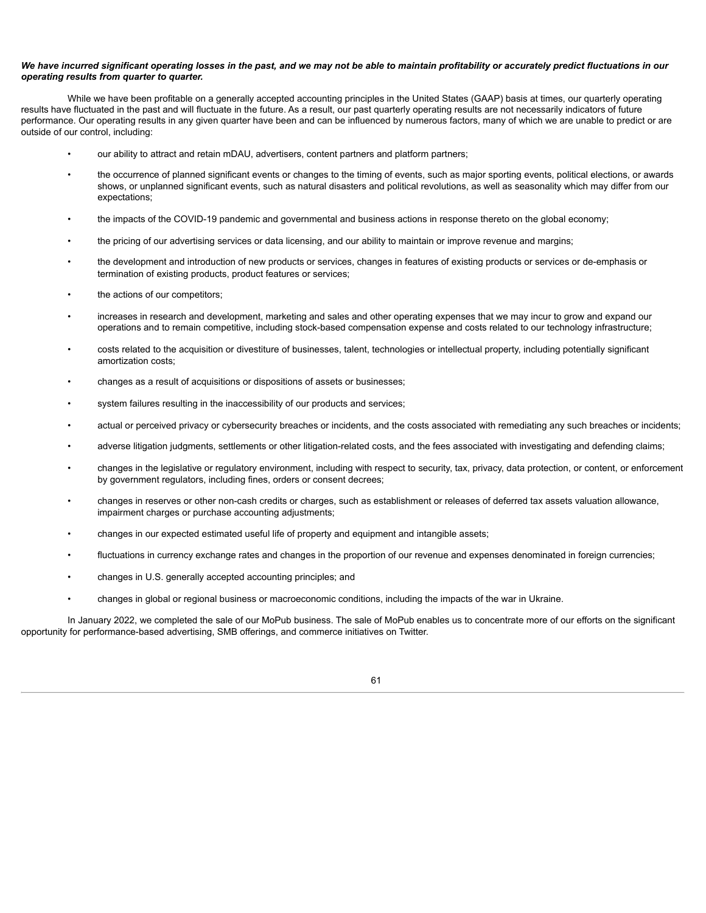***We have incurred significant operating losses in the past, and we may not be able to maintain profitability or accurately predict fluctuations in our operating results from quarter to quarter.***

While we have been profitable on a generally accepted accounting principles in the United States (GAAP) basis at times, our quarterly operating results have fluctuated in the past and will fluctuate in the future. As a result, our past quarterly operating results are not necessarily indicators of future performance. Our operating results in any given quarter have been and can be influenced by numerous factors, many of which we are unable to predict or are outside of our control, including:

- our ability to attract and retain mDAU, advertisers, content partners and platform partners;
- the occurrence of planned significant events or changes to the timing of events, such as major sporting events, political elections, or awards shows, or unplanned significant events, such as natural disasters and political revolutions, as well as seasonality which may differ from our expectations;
- the impacts of the COVID-19 pandemic and governmental and business actions in response thereto on the global economy;
- the pricing of our advertising services or data licensing, and our ability to maintain or improve revenue and margins;
- the development and introduction of new products or services, changes in features of existing products or services or de-emphasis or termination of existing products, product features or services;
- the actions of our competitors;
- increases in research and development, marketing and sales and other operating expenses that we may incur to grow and expand our operations and to remain competitive, including stock-based compensation expense and costs related to our technology infrastructure;
- costs related to the acquisition or divestiture of businesses, talent, technologies or intellectual property, including potentially significant amortization costs;
- changes as a result of acquisitions or dispositions of assets or businesses;
- system failures resulting in the inaccessibility of our products and services;
- actual or perceived privacy or cybersecurity breaches or incidents, and the costs associated with remediating any such breaches or incidents;
- adverse litigation judgments, settlements or other litigation-related costs, and the fees associated with investigating and defending claims;
- changes in the legislative or regulatory environment, including with respect to security, tax, privacy, data protection, or content, or enforcement by government regulators, including fines, orders or consent decrees;
- changes in reserves or other non-cash credits or charges, such as establishment or releases of deferred tax assets valuation allowance, impairment charges or purchase accounting adjustments;
- changes in our expected estimated useful life of property and equipment and intangible assets;
- fluctuations in currency exchange rates and changes in the proportion of our revenue and expenses denominated in foreign currencies;
- changes in U.S. generally accepted accounting principles; and
- changes in global or regional business or macroeconomic conditions, including the impacts of the war in Ukraine.

In January 2022, we completed the sale of our MoPub business. The sale of MoPub enables us to concentrate more of our efforts on the significant opportunity for performance-based advertising, SMB offerings, and commerce initiatives on Twitter.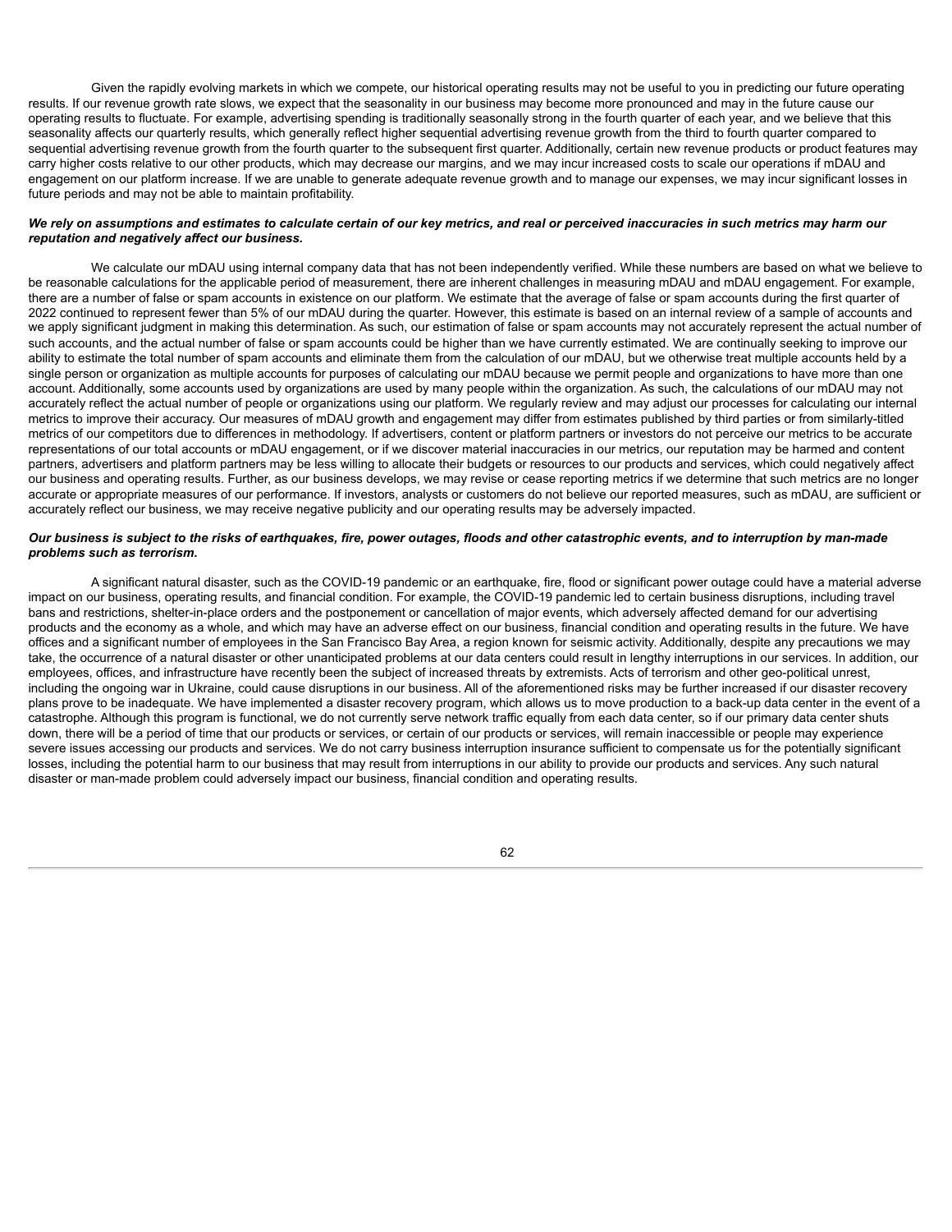Given the rapidly evolving markets in which we compete, our historical operating results may not be useful to you in predicting our future operating results. If our revenue growth rate slows, we expect that the seasonality in our business may become more pronounced and may in the future cause our operating results to fluctuate. For example, advertising spending is traditionally seasonally strong in the fourth quarter of each year, and we believe that this seasonality affects our quarterly results, which generally reflect higher sequential advertising revenue growth from the third to fourth quarter compared to sequential advertising revenue growth from the fourth quarter to the subsequent first quarter. Additionally, certain new revenue products or product features may carry higher costs relative to our other products, which may decrease our margins, and we may incur increased costs to scale our operations if mDAU and engagement on our platform increase. If we are unable to generate adequate revenue growth and to manage our expenses, we may incur significant losses in future periods and may not be able to maintain profitability.

***We rely on assumptions and estimates to calculate certain of our key metrics, and real or perceived inaccuracies in such metrics may harm our reputation and negatively affect our business.***

We calculate our mDAU using internal company data that has not been independently verified. While these numbers are based on what we believe to be reasonable calculations for the applicable period of measurement, there are inherent challenges in measuring mDAU and mDAU engagement. For example, there are a number of false or spam accounts in existence on our platform. We estimate that the average of false or spam accounts during the first quarter of 2022 continued to represent fewer than 5% of our mDAU during the quarter. However, this estimate is based on an internal review of a sample of accounts and we apply significant judgment in making this determination. As such, our estimation of false or spam accounts may not accurately represent the actual number of such accounts, and the actual number of false or spam accounts could be higher than we have currently estimated. We are continually seeking to improve our ability to estimate the total number of spam accounts and eliminate them from the calculation of our mDAU, but we otherwise treat multiple accounts held by a single person or organization as multiple accounts for purposes of calculating our mDAU because we permit people and organizations to have more than one account. Additionally, some accounts used by organizations are used by many people within the organization. As such, the calculations of our mDAU may not accurately reflect the actual number of people or organizations using our platform. We regularly review and may adjust our processes for calculating our internal metrics to improve their accuracy. Our measures of mDAU growth and engagement may differ from estimates published by third parties or from similarly-titled metrics of our competitors due to differences in methodology. If advertisers, content or platform partners or investors do not perceive our metrics to be accurate representations of our total accounts or mDAU engagement, or if we discover material inaccuracies in our metrics, our reputation may be harmed and content partners, advertisers and platform partners may be less willing to allocate their budgets or resources to our products and services, which could negatively affect our business and operating results. Further, as our business develops, we may revise or cease reporting metrics if we determine that such metrics are no longer accurate or appropriate measures of our performance. If investors, analysts or customers do not believe our reported measures, such as mDAU, are sufficient or accurately reflect our business, we may receive negative publicity and our operating results may be adversely impacted.

***Our business is subject to the risks of earthquakes, fire, power outages, floods and other catastrophic events, and to interruption by man-made problems such as terrorism.***

A significant natural disaster, such as the COVID-19 pandemic or an earthquake, fire, flood or significant power outage could have a material adverse impact on our business, operating results, and financial condition. For example, the COVID-19 pandemic led to certain business disruptions, including travel bans and restrictions, shelter-in-place orders and the postponement or cancellation of major events, which adversely affected demand for our advertising products and the economy as a whole, and which may have an adverse effect on our business, financial condition and operating results in the future. We have offices and a significant number of employees in the San Francisco Bay Area, a region known for seismic activity. Additionally, despite any precautions we may take, the occurrence of a natural disaster or other unanticipated problems at our data centers could result in lengthy interruptions in our services. In addition, our employees, offices, and infrastructure have recently been the subject of increased threats by extremists. Acts of terrorism and other geo-political unrest, including the ongoing war in Ukraine, could cause disruptions in our business. All of the aforementioned risks may be further increased if our disaster recovery plans prove to be inadequate. We have implemented a disaster recovery program, which allows us to move production to a back-up data center in the event of a catastrophe. Although this program is functional, we do not currently serve network traffic equally from each data center, so if our primary data center shuts down, there will be a period of time that our products or services, or certain of our products or services, will remain inaccessible or people may experience severe issues accessing our products and services. We do not carry business interruption insurance sufficient to compensate us for the potentially significant losses, including the potential harm to our business that may result from interruptions in our ability to provide our products and services. Any such natural disaster or man-made problem could adversely impact our business, financial condition and operating results.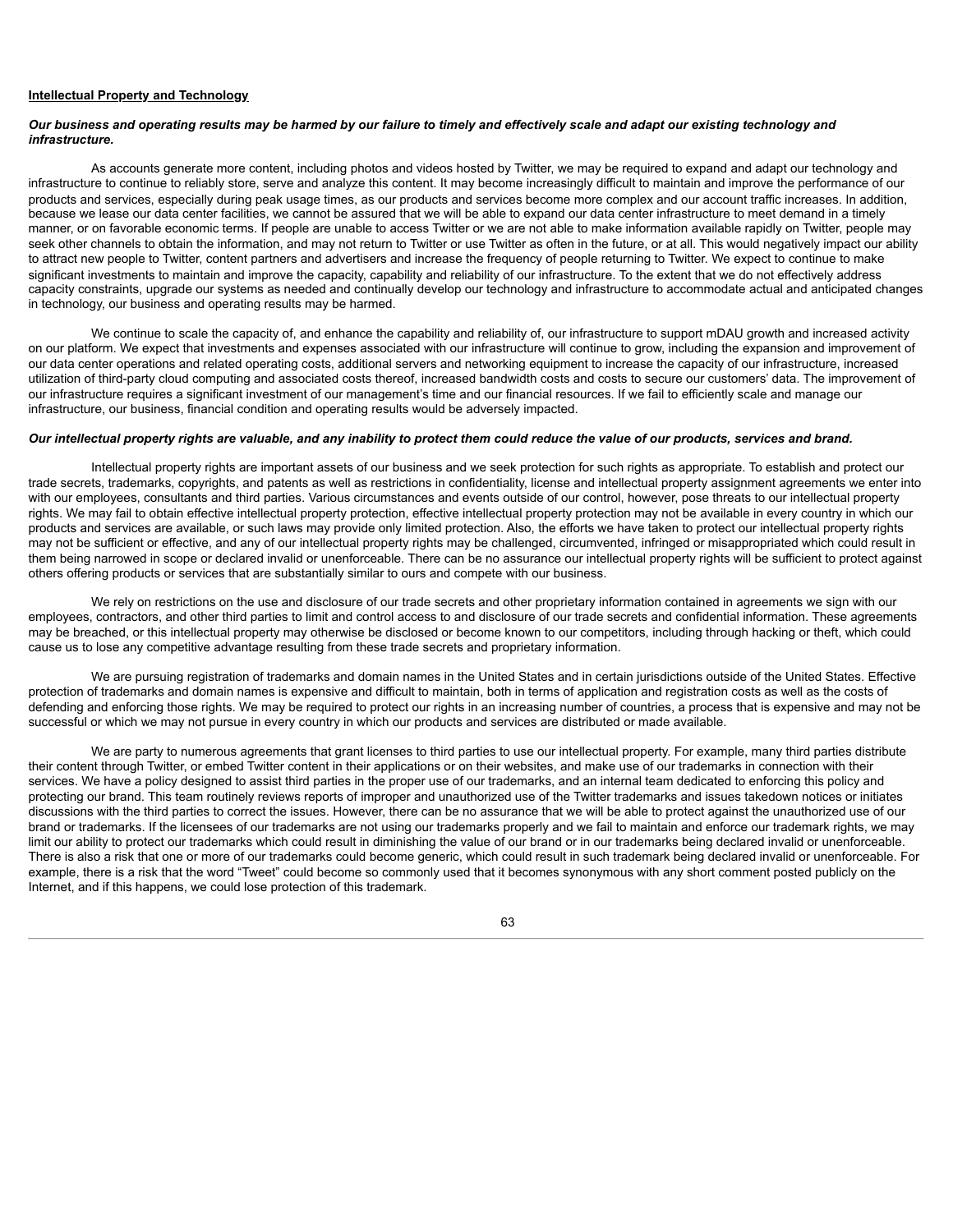**Intellectual Property and Technology**

***Our business and operating results may be harmed by our failure to timely and effectively scale and adapt our existing technology and infrastructure.***

As accounts generate more content, including photos and videos hosted by Twitter, we may be required to expand and adapt our technology and infrastructure to continue to reliably store, serve and analyze this content. It may become increasingly difficult to maintain and improve the performance of our products and services, especially during peak usage times, as our products and services become more complex and our account traffic increases. In addition, because we lease our data center facilities, we cannot be assured that we will be able to expand our data center infrastructure to meet demand in a timely manner, or on favorable economic terms. If people are unable to access Twitter or we are not able to make information available rapidly on Twitter, people may seek other channels to obtain the information, and may not return to Twitter or use Twitter as often in the future, or at all. This would negatively impact our ability to attract new people to Twitter, content partners and advertisers and increase the frequency of people returning to Twitter. We expect to continue to make significant investments to maintain and improve the capacity, capability and reliability of our infrastructure. To the extent that we do not effectively address capacity constraints, upgrade our systems as needed and continually develop our technology and infrastructure to accommodate actual and anticipated changes in technology, our business and operating results may be harmed.

We continue to scale the capacity of, and enhance the capability and reliability of, our infrastructure to support mDAU growth and increased activity on our platform. We expect that investments and expenses associated with our infrastructure will continue to grow, including the expansion and improvement of our data center operations and related operating costs, additional servers and networking equipment to increase the capacity of our infrastructure, increased utilization of third-party cloud computing and associated costs thereof, increased bandwidth costs and costs to secure our customers' data. The improvement of our infrastructure requires a significant investment of our management's time and our financial resources. If we fail to efficiently scale and manage our infrastructure, our business, financial condition and operating results would be adversely impacted.

***Our intellectual property rights are valuable, and any inability to protect them could reduce the value of our products, services and brand.***

Intellectual property rights are important assets of our business and we seek protection for such rights as appropriate. To establish and protect our trade secrets, trademarks, copyrights, and patents as well as restrictions in confidentiality, license and intellectual property assignment agreements we enter into with our employees, consultants and third parties. Various circumstances and events outside of our control, however, pose threats to our intellectual property rights. We may fail to obtain effective intellectual property protection, effective intellectual property protection may not be available in every country in which our products and services are available, or such laws may provide only limited protection. Also, the efforts we have taken to protect our intellectual property rights may not be sufficient or effective, and any of our intellectual property rights may be challenged, circumvented, infringed or misappropriated which could result in them being narrowed in scope or declared invalid or unenforceable. There can be no assurance our intellectual property rights will be sufficient to protect against others offering products or services that are substantially similar to ours and compete with our business.

We rely on restrictions on the use and disclosure of our trade secrets and other proprietary information contained in agreements we sign with our employees, contractors, and other third parties to limit and control access to and disclosure of our trade secrets and confidential information. These agreements may be breached, or this intellectual property may otherwise be disclosed or become known to our competitors, including through hacking or theft, which could cause us to lose any competitive advantage resulting from these trade secrets and proprietary information.

We are pursuing registration of trademarks and domain names in the United States and in certain jurisdictions outside of the United States. Effective protection of trademarks and domain names is expensive and difficult to maintain, both in terms of application and registration costs as well as the costs of defending and enforcing those rights. We may be required to protect our rights in an increasing number of countries, a process that is expensive and may not be successful or which we may not pursue in every country in which our products and services are distributed or made available.

We are party to numerous agreements that grant licenses to third parties to use our intellectual property. For example, many third parties distribute their content through Twitter, or embed Twitter content in their applications or on their websites, and make use of our trademarks in connection with their services. We have a policy designed to assist third parties in the proper use of our trademarks, and an internal team dedicated to enforcing this policy and protecting our brand. This team routinely reviews reports of improper and unauthorized use of the Twitter trademarks and issues takedown notices or initiates discussions with the third parties to correct the issues. However, there can be no assurance that we will be able to protect against the unauthorized use of our brand or trademarks. If the licensees of our trademarks are not using our trademarks properly and we fail to maintain and enforce our trademark rights, we may limit our ability to protect our trademarks which could result in diminishing the value of our brand or in our trademarks being declared invalid or unenforceable. There is also a risk that one or more of our trademarks could become generic, which could result in such trademark being declared invalid or unenforceable. For example, there is a risk that the word "Tweet" could become so commonly used that it becomes synonymous with any short comment posted publicly on the Internet, and if this happens, we could lose protection of this trademark.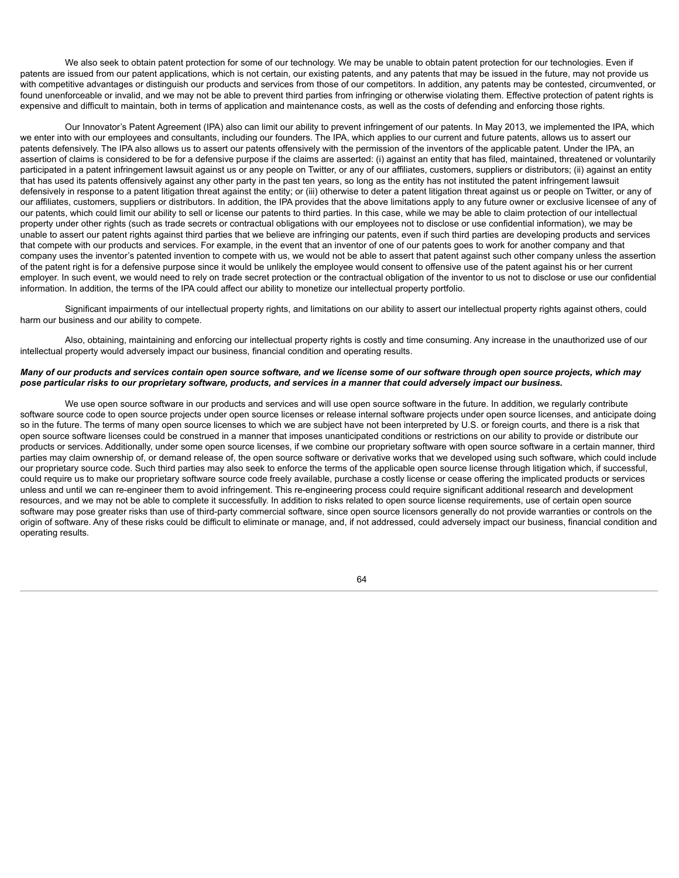We also seek to obtain patent protection for some of our technology. We may be unable to obtain patent protection for our technologies. Even if patents are issued from our patent applications, which is not certain, our existing patents, and any patents that may be issued in the future, may not provide us with competitive advantages or distinguish our products and services from those of our competitors. In addition, any patents may be contested, circumvented, or found unenforceable or invalid, and we may not be able to prevent third parties from infringing or otherwise violating them. Effective protection of patent rights is expensive and difficult to maintain, both in terms of application and maintenance costs, as well as the costs of defending and enforcing those rights.

Our Innovator's Patent Agreement (IPA) also can limit our ability to prevent infringement of our patents. In May 2013, we implemented the IPA, which we enter into with our employees and consultants, including our founders. The IPA, which applies to our current and future patents, allows us to assert our patents defensively. The IPA also allows us to assert our patents offensively with the permission of the inventors of the applicable patent. Under the IPA, an assertion of claims is considered to be for a defensive purpose if the claims are asserted: (i) against an entity that has filed, maintained, threatened or voluntarily participated in a patent infringement lawsuit against us or any people on Twitter, or any of our affiliates, customers, suppliers or distributors; (ii) against an entity that has used its patents offensively against any other party in the past ten years, so long as the entity has not instituted the patent infringement lawsuit defensively in response to a patent litigation threat against the entity; or (iii) otherwise to deter a patent litigation threat against us or people on Twitter, or any of our affiliates, customers, suppliers or distributors. In addition, the IPA provides that the above limitations apply to any future owner or exclusive licensee of any of our patents, which could limit our ability to sell or license our patents to third parties. In this case, while we may be able to claim protection of our intellectual property under other rights (such as trade secrets or contractual obligations with our employees not to disclose or use confidential information), we may be unable to assert our patent rights against third parties that we believe are infringing our patents, even if such third parties are developing products and services that compete with our products and services. For example, in the event that an inventor of one of our patents goes to work for another company and that company uses the inventor's patented invention to compete with us, we would not be able to assert that patent against such other company unless the assertion of the patent right is for a defensive purpose since it would be unlikely the employee would consent to offensive use of the patent against his or her current employer. In such event, we would need to rely on trade secret protection or the contractual obligation of the inventor to us not to disclose or use our confidential information. In addition, the terms of the IPA could affect our ability to monetize our intellectual property portfolio.

Significant impairments of our intellectual property rights, and limitations on our ability to assert our intellectual property rights against others, could harm our business and our ability to compete.

Also, obtaining, maintaining and enforcing our intellectual property rights is costly and time consuming. Any increase in the unauthorized use of our intellectual property would adversely impact our business, financial condition and operating results.

***Many of our products and services contain open source software, and we license some of our software through open source projects, which may pose particular risks to our proprietary software, products, and services in a manner that could adversely impact our business.***

We use open source software in our products and services and will use open source software in the future. In addition, we regularly contribute software source code to open source projects under open source licenses or release internal software projects under open source licenses, and anticipate doing so in the future. The terms of many open source licenses to which we are subject have not been interpreted by U.S. or foreign courts, and there is a risk that open source software licenses could be construed in a manner that imposes unanticipated conditions or restrictions on our ability to provide or distribute our products or services. Additionally, under some open source licenses, if we combine our proprietary software with open source software in a certain manner, third parties may claim ownership of, or demand release of, the open source software or derivative works that we developed using such software, which could include our proprietary source code. Such third parties may also seek to enforce the terms of the applicable open source license through litigation which, if successful, could require us to make our proprietary software source code freely available, purchase a costly license or cease offering the implicated products or services unless and until we can re-engineer them to avoid infringement. This re-engineering process could require significant additional research and development resources, and we may not be able to complete it successfully. In addition to risks related to open source license requirements, use of certain open source software may pose greater risks than use of third-party commercial software, since open source licensors generally do not provide warranties or controls on the origin of software. Any of these risks could be difficult to eliminate or manage, and, if not addressed, could adversely impact our business, financial condition and operating results.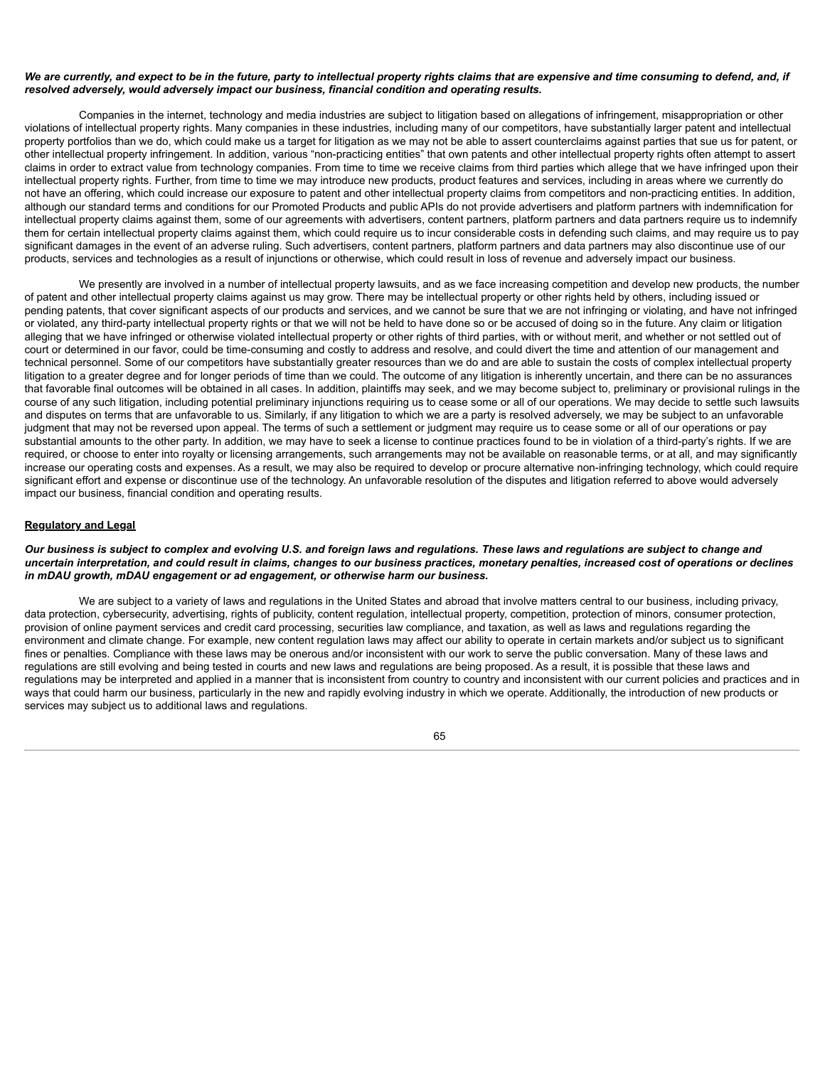***We are currently, and expect to be in the future, party to intellectual property rights claims that are expensive and time consuming to defend, and, if resolved adversely, would adversely impact our business, financial condition and operating results.***

Companies in the internet, technology and media industries are subject to litigation based on allegations of infringement, misappropriation or other violations of intellectual property rights. Many companies in these industries, including many of our competitors, have substantially larger patent and intellectual property portfolios than we do, which could make us a target for litigation as we may not be able to assert counterclaims against parties that sue us for patent, or other intellectual property infringement. In addition, various "non-practicing entities" that own patents and other intellectual property rights often attempt to assert claims in order to extract value from technology companies. From time to time we receive claims from third parties which allege that we have infringed upon their intellectual property rights. Further, from time to time we may introduce new products, product features and services, including in areas where we currently do not have an offering, which could increase our exposure to patent and other intellectual property claims from competitors and non-practicing entities. In addition, although our standard terms and conditions for our Promoted Products and public APIs do not provide advertisers and platform partners with indemnification for intellectual property claims against them, some of our agreements with advertisers, content partners, platform partners and data partners require us to indemnify them for certain intellectual property claims against them, which could require us to incur considerable costs in defending such claims, and may require us to pay significant damages in the event of an adverse ruling. Such advertisers, content partners, platform partners and data partners may also discontinue use of our products, services and technologies as a result of injunctions or otherwise, which could result in loss of revenue and adversely impact our business.

We presently are involved in a number of intellectual property lawsuits, and as we face increasing competition and develop new products, the number of patent and other intellectual property claims against us may grow. There may be intellectual property or other rights held by others, including issued or pending patents, that cover significant aspects of our products and services, and we cannot be sure that we are not infringing or violating, and have not infringed or violated, any third-party intellectual property rights or that we will not be held to have done so or be accused of doing so in the future. Any claim or litigation alleging that we have infringed or otherwise violated intellectual property or other rights of third parties, with or without merit, and whether or not settled out of court or determined in our favor, could be time-consuming and costly to address and resolve, and could divert the time and attention of our management and technical personnel. Some of our competitors have substantially greater resources than we do and are able to sustain the costs of complex intellectual property litigation to a greater degree and for longer periods of time than we could. The outcome of any litigation is inherently uncertain, and there can be no assurances that favorable final outcomes will be obtained in all cases. In addition, plaintiffs may seek, and we may become subject to, preliminary or provisional rulings in the course of any such litigation, including potential preliminary injunctions requiring us to cease some or all of our operations. We may decide to settle such lawsuits and disputes on terms that are unfavorable to us. Similarly, if any litigation to which we are a party is resolved adversely, we may be subject to an unfavorable judgment that may not be reversed upon appeal. The terms of such a settlement or judgment may require us to cease some or all of our operations or pay substantial amounts to the other party. In addition, we may have to seek a license to continue practices found to be in violation of a third-party's rights. If we are required, or choose to enter into royalty or licensing arrangements, such arrangements may not be available on reasonable terms, or at all, and may significantly increase our operating costs and expenses. As a result, we may also be required to develop or procure alternative non-infringing technology, which could require significant effort and expense or discontinue use of the technology. An unfavorable resolution of the disputes and litigation referred to above would adversely impact our business, financial condition and operating results.

## Regulatory and Legal

***Our business is subject to complex and evolving U.S. and foreign laws and regulations. These laws and regulations are subject to change and uncertain interpretation, and could result in claims, changes to our business practices, monetary penalties, increased cost of operations or declines in mDAU growth, mDAU engagement or ad engagement, or otherwise harm our business.***

We are subject to a variety of laws and regulations in the United States and abroad that involve matters central to our business, including privacy, data protection, cybersecurity, advertising, rights of publicity, content regulation, intellectual property, competition, protection of minors, consumer protection, provision of online payment services and credit card processing, securities law compliance, and taxation, as well as laws and regulations regarding the environment and climate change. For example, new content regulation laws may affect our ability to operate in certain markets and/or subject us to significant fines or penalties. Compliance with these laws may be onerous and/or inconsistent with our work to serve the public conversation. Many of these laws and regulations are still evolving and being tested in courts and new laws and regulations are being proposed. As a result, it is possible that these laws and regulations may be interpreted and applied in a manner that is inconsistent from country to country and inconsistent with our current policies and practices and in ways that could harm our business, particularly in the new and rapidly evolving industry in which we operate. Additionally, the introduction of new products or services may subject us to additional laws and regulations.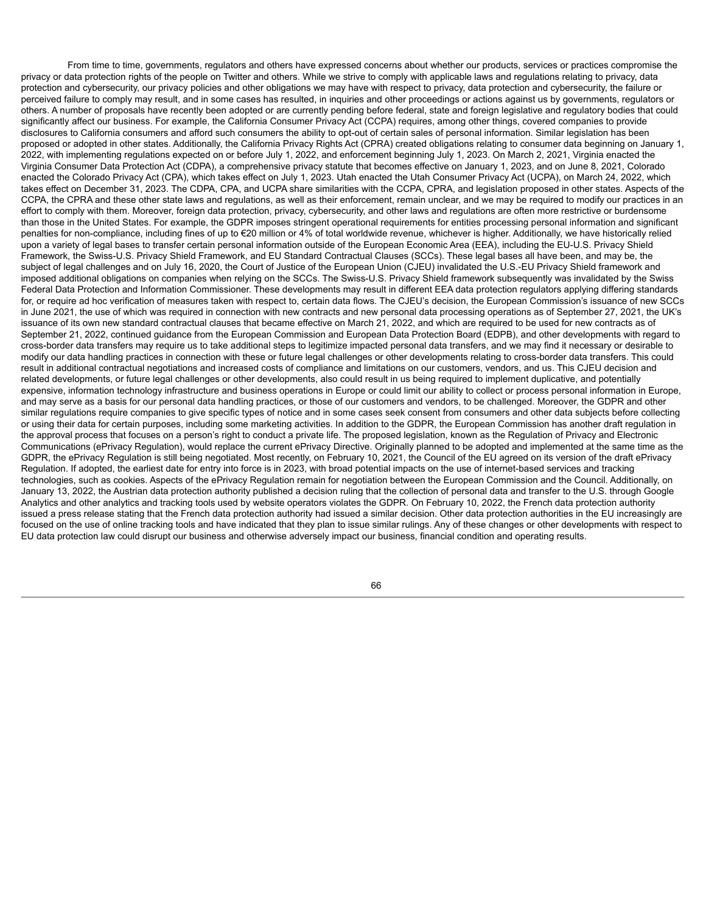From time to time, governments, regulators and others have expressed concerns about whether our products, services or practices compromise the privacy or data protection rights of the people on Twitter and others. While we strive to comply with applicable laws and regulations relating to privacy, data protection and cybersecurity, our privacy policies and other obligations we may have with respect to privacy, data protection and cybersecurity, the failure or perceived failure to comply may result, and in some cases has resulted, in inquiries and other proceedings or actions against us by governments, regulators or others. A number of proposals have recently been adopted or are currently pending before federal, state and foreign legislative and regulatory bodies that could significantly affect our business. For example, the California Consumer Privacy Act (CCPA) requires, among other things, covered companies to provide disclosures to California consumers and afford such consumers the ability to opt-out of certain sales of personal information. Similar legislation has been proposed or adopted in other states. Additionally, the California Privacy Rights Act (CPRA) created obligations relating to consumer data beginning on January 1, 2022, with implementing regulations expected on or before July 1, 2022, and enforcement beginning July 1, 2023. On March 2, 2021, Virginia enacted the Virginia Consumer Data Protection Act (CDPA), a comprehensive privacy statute that becomes effective on January 1, 2023, and on June 8, 2021, Colorado enacted the Colorado Privacy Act (CPA), which takes effect on July 1, 2023. Utah enacted the Utah Consumer Privacy Act (UCPA), on March 24, 2022, which takes effect on December 31, 2023. The CDPA, CPA, and UCPA share similarities with the CCPA, CPRA, and legislation proposed in other states. Aspects of the CCPA, the CPRA and these other state laws and regulations, as well as their enforcement, remain unclear, and we may be required to modify our practices in an effort to comply with them. Moreover, foreign data protection, privacy, cybersecurity, and other laws and regulations are often more restrictive or burdensome than those in the United States. For example, the GDPR imposes stringent operational requirements for entities processing personal information and significant penalties for non-compliance, including fines of up to €20 million or 4% of total worldwide revenue, whichever is higher. Additionally, we have historically relied upon a variety of legal bases to transfer certain personal information outside of the European Economic Area (EEA), including the EU-U.S. Privacy Shield Framework, the Swiss-U.S. Privacy Shield Framework, and EU Standard Contractual Clauses (SCCs). These legal bases all have been, and may be, the subject of legal challenges and on July 16, 2020, the Court of Justice of the European Union (CJEU) invalidated the U.S.-EU Privacy Shield framework and imposed additional obligations on companies when relying on the SCCs. The Swiss-U.S. Privacy Shield framework subsequently was invalidated by the Swiss Federal Data Protection and Information Commissioner. These developments may result in different EEA data protection regulators applying differing standards for, or require ad hoc verification of measures taken with respect to, certain data flows. The CJEU's decision, the European Commission's issuance of new SCCs in June 2021, the use of which was required in connection with new contracts and new personal data processing operations as of September 27, 2021, the UK's issuance of its own new standard contractual clauses that became effective on March 21, 2022, and which are required to be used for new contracts as of September 21, 2022, continued guidance from the European Commission and European Data Protection Board (EDPB), and other developments with regard to cross-border data transfers may require us to take additional steps to legitimize impacted personal data transfers, and we may find it necessary or desirable to modify our data handling practices in connection with these or future legal challenges or other developments relating to cross-border data transfers. This could result in additional contractual negotiations and increased costs of compliance and limitations on our customers, vendors, and us. This CJEU decision and related developments, or future legal challenges or other developments, also could result in us being required to implement duplicative, and potentially expensive, information technology infrastructure and business operations in Europe or could limit our ability to collect or process personal information in Europe, and may serve as a basis for our personal data handling practices, or those of our customers and vendors, to be challenged. Moreover, the GDPR and other similar regulations require companies to give specific types of notice and in some cases seek consent from consumers and other data subjects before collecting or using their data for certain purposes, including some marketing activities. In addition to the GDPR, the European Commission has another draft regulation in the approval process that focuses on a person's right to conduct a private life. The proposed legislation, known as the Regulation of Privacy and Electronic Communications (ePrivacy Regulation), would replace the current ePrivacy Directive. Originally planned to be adopted and implemented at the same time as the GDPR, the ePrivacy Regulation is still being negotiated. Most recently, on February 10, 2021, the Council of the EU agreed on its version of the draft ePrivacy Regulation. If adopted, the earliest date for entry into force is in 2023, with broad potential impacts on the use of internet-based services and tracking technologies, such as cookies. Aspects of the ePrivacy Regulation remain for negotiation between the European Commission and the Council. Additionally, on January 13, 2022, the Austrian data protection authority published a decision ruling that the collection of personal data and transfer to the U.S. through Google Analytics and other analytics and tracking tools used by website operators violates the GDPR. On February 10, 2022, the French data protection authority issued a press release stating that the French data protection authority had issued a similar decision. Other data protection authorities in the EU increasingly are focused on the use of online tracking tools and have indicated that they plan to issue similar rulings. Any of these changes or other developments with respect to EU data protection law could disrupt our business and otherwise adversely impact our business, financial condition and operating results.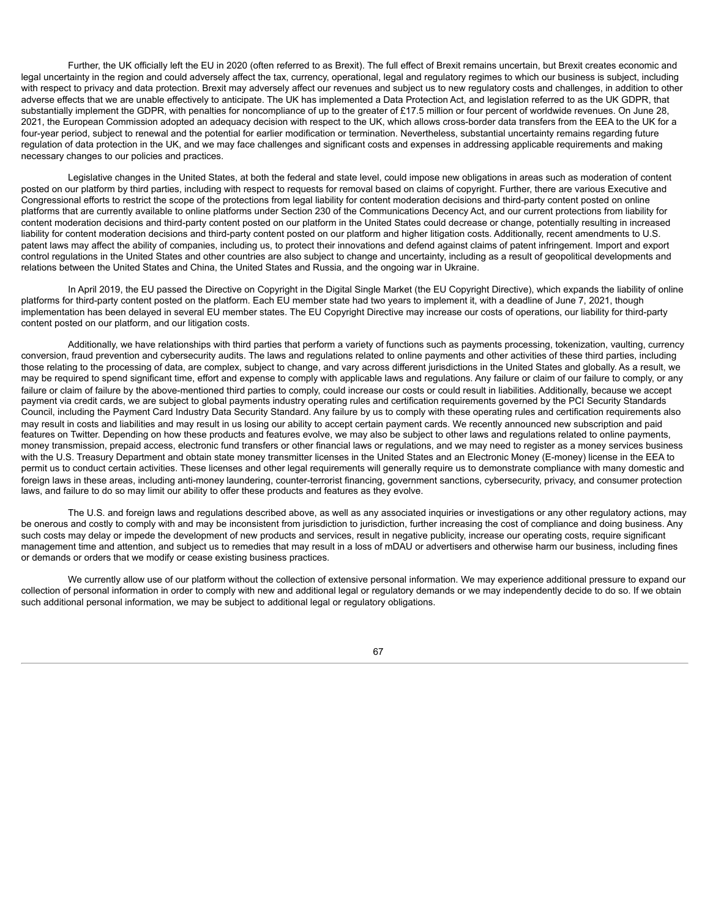Further, the UK officially left the EU in 2020 (often referred to as Brexit). The full effect of Brexit remains uncertain, but Brexit creates economic and legal uncertainty in the region and could adversely affect the tax, currency, operational, legal and regulatory regimes to which our business is subject, including with respect to privacy and data protection. Brexit may adversely affect our revenues and subject us to new regulatory costs and challenges, in addition to other adverse effects that we are unable effectively to anticipate. The UK has implemented a Data Protection Act, and legislation referred to as the UK GDPR, that substantially implement the GDPR, with penalties for noncompliance of up to the greater of £17.5 million or four percent of worldwide revenues. On June 28, 2021, the European Commission adopted an adequacy decision with respect to the UK, which allows cross-border data transfers from the EEA to the UK for a four-year period, subject to renewal and the potential for earlier modification or termination. Nevertheless, substantial uncertainty remains regarding future regulation of data protection in the UK, and we may face challenges and significant costs and expenses in addressing applicable requirements and making necessary changes to our policies and practices.

Legislative changes in the United States, at both the federal and state level, could impose new obligations in areas such as moderation of content posted on our platform by third parties, including with respect to requests for removal based on claims of copyright. Further, there are various Executive and Congressional efforts to restrict the scope of the protections from legal liability for content moderation decisions and third-party content posted on online platforms that are currently available to online platforms under Section 230 of the Communications Decency Act, and our current protections from liability for content moderation decisions and third-party content posted on our platform in the United States could decrease or change, potentially resulting in increased liability for content moderation decisions and third-party content posted on our platform and higher litigation costs. Additionally, recent amendments to U.S. patent laws may affect the ability of companies, including us, to protect their innovations and defend against claims of patent infringement. Import and export control regulations in the United States and other countries are also subject to change and uncertainty, including as a result of geopolitical developments and relations between the United States and China, the United States and Russia, and the ongoing war in Ukraine.

In April 2019, the EU passed the Directive on Copyright in the Digital Single Market (the EU Copyright Directive), which expands the liability of online platforms for third-party content posted on the platform. Each EU member state had two years to implement it, with a deadline of June 7, 2021, though implementation has been delayed in several EU member states. The EU Copyright Directive may increase our costs of operations, our liability for third-party content posted on our platform, and our litigation costs.

Additionally, we have relationships with third parties that perform a variety of functions such as payments processing, tokenization, vaulting, currency conversion, fraud prevention and cybersecurity audits. The laws and regulations related to online payments and other activities of these third parties, including those relating to the processing of data, are complex, subject to change, and vary across different jurisdictions in the United States and globally. As a result, we may be required to spend significant time, effort and expense to comply with applicable laws and regulations. Any failure or claim of our failure to comply, or any failure or claim of failure by the above-mentioned third parties to comply, could increase our costs or could result in liabilities. Additionally, because we accept payment via credit cards, we are subject to global payments industry operating rules and certification requirements governed by the PCI Security Standards Council, including the Payment Card Industry Data Security Standard. Any failure by us to comply with these operating rules and certification requirements also may result in costs and liabilities and may result in us losing our ability to accept certain payment cards. We recently announced new subscription and paid features on Twitter. Depending on how these products and features evolve, we may also be subject to other laws and regulations related to online payments, money transmission, prepaid access, electronic fund transfers or other financial laws or regulations, and we may need to register as a money services business with the U.S. Treasury Department and obtain state money transmitter licenses in the United States and an Electronic Money (E-money) license in the EEA to permit us to conduct certain activities. These licenses and other legal requirements will generally require us to demonstrate compliance with many domestic and foreign laws in these areas, including anti-money laundering, counter-terrorist financing, government sanctions, cybersecurity, privacy, and consumer protection laws, and failure to do so may limit our ability to offer these products and features as they evolve.

The U.S. and foreign laws and regulations described above, as well as any associated inquiries or investigations or any other regulatory actions, may be onerous and costly to comply with and may be inconsistent from jurisdiction to jurisdiction, further increasing the cost of compliance and doing business. Any such costs may delay or impede the development of new products and services, result in negative publicity, increase our operating costs, require significant management time and attention, and subject us to remedies that may result in a loss of mDAU or advertisers and otherwise harm our business, including fines or demands or orders that we modify or cease existing business practices.

We currently allow use of our platform without the collection of extensive personal information. We may experience additional pressure to expand our collection of personal information in order to comply with new and additional legal or regulatory demands or we may independently decide to do so. If we obtain such additional personal information, we may be subject to additional legal or regulatory obligations.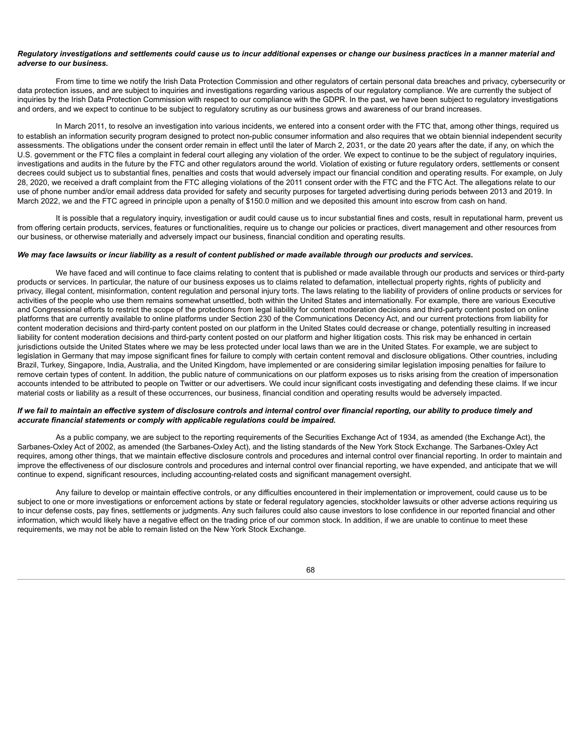***Regulatory investigations and settlements could cause us to incur additional expenses or change our business practices in a manner material and adverse to our business.***

From time to time we notify the Irish Data Protection Commission and other regulators of certain personal data breaches and privacy, cybersecurity or data protection issues, and are subject to inquiries and investigations regarding various aspects of our regulatory compliance. We are currently the subject of inquiries by the Irish Data Protection Commission with respect to our compliance with the GDPR. In the past, we have been subject to regulatory investigations and orders, and we expect to continue to be subject to regulatory scrutiny as our business grows and awareness of our brand increases.

In March 2011, to resolve an investigation into various incidents, we entered into a consent order with the FTC that, among other things, required us to establish an information security program designed to protect non-public consumer information and also requires that we obtain biennial independent security assessments. The obligations under the consent order remain in effect until the later of March 2, 2031, or the date 20 years after the date, if any, on which the U.S. government or the FTC files a complaint in federal court alleging any violation of the order. We expect to continue to be the subject of regulatory inquiries, investigations and audits in the future by the FTC and other regulators around the world. Violation of existing or future regulatory orders, settlements or consent decrees could subject us to substantial fines, penalties and costs that would adversely impact our financial condition and operating results. For example, on July 28, 2020, we received a draft complaint from the FTC alleging violations of the 2011 consent order with the FTC and the FTC Act. The allegations relate to our use of phone number and/or email address data provided for safety and security purposes for targeted advertising during periods between 2013 and 2019. In March 2022, we and the FTC agreed in principle upon a penalty of $150.0 million and we deposited this amount into escrow from cash on hand.

It is possible that a regulatory inquiry, investigation or audit could cause us to incur substantial fines and costs, result in reputational harm, prevent us from offering certain products, services, features or functionalities, require us to change our policies or practices, divert management and other resources from our business, or otherwise materially and adversely impact our business, financial condition and operating results.

***We may face lawsuits or incur liability as a result of content published or made available through our products and services.***

We have faced and will continue to face claims relating to content that is published or made available through our products and services or third-party products or services. In particular, the nature of our business exposes us to claims related to defamation, intellectual property rights, rights of publicity and privacy, illegal content, misinformation, content regulation and personal injury torts. The laws relating to the liability of providers of online products or services for activities of the people who use them remains somewhat unsettled, both within the United States and internationally. For example, there are various Executive and Congressional efforts to restrict the scope of the protections from legal liability for content moderation decisions and third-party content posted on online platforms that are currently available to online platforms under Section 230 of the Communications Decency Act, and our current protections from liability for content moderation decisions and third-party content posted on our platform in the United States could decrease or change, potentially resulting in increased liability for content moderation decisions and third-party content posted on our platform and higher litigation costs. This risk may be enhanced in certain jurisdictions outside the United States where we may be less protected under local laws than we are in the United States. For example, we are subject to legislation in Germany that may impose significant fines for failure to comply with certain content removal and disclosure obligations. Other countries, including Brazil, Turkey, Singapore, India, Australia, and the United Kingdom, have implemented or are considering similar legislation imposing penalties for failure to remove certain types of content. In addition, the public nature of communications on our platform exposes us to risks arising from the creation of impersonation accounts intended to be attributed to people on Twitter or our advertisers. We could incur significant costs investigating and defending these claims. If we incur material costs or liability as a result of these occurrences, our business, financial condition and operating results would be adversely impacted.

***If we fail to maintain an effective system of disclosure controls and internal control over financial reporting, our ability to produce timely and accurate financial statements or comply with applicable regulations could be impaired.***

As a public company, we are subject to the reporting requirements of the Securities Exchange Act of 1934, as amended (the Exchange Act), the Sarbanes-Oxley Act of 2002, as amended (the Sarbanes-Oxley Act), and the listing standards of the New York Stock Exchange. The Sarbanes-Oxley Act requires, among other things, that we maintain effective disclosure controls and procedures and internal control over financial reporting. In order to maintain and improve the effectiveness of our disclosure controls and procedures and internal control over financial reporting, we have expended, and anticipate that we will continue to expend, significant resources, including accounting-related costs and significant management oversight.

Any failure to develop or maintain effective controls, or any difficulties encountered in their implementation or improvement, could cause us to be subject to one or more investigations or enforcement actions by state or federal regulatory agencies, stockholder lawsuits or other adverse actions requiring us to incur defense costs, pay fines, settlements or judgments. Any such failures could also cause investors to lose confidence in our reported financial and other information, which would likely have a negative effect on the trading price of our common stock. In addition, if we are unable to continue to meet these requirements, we may not be able to remain listed on the New York Stock Exchange.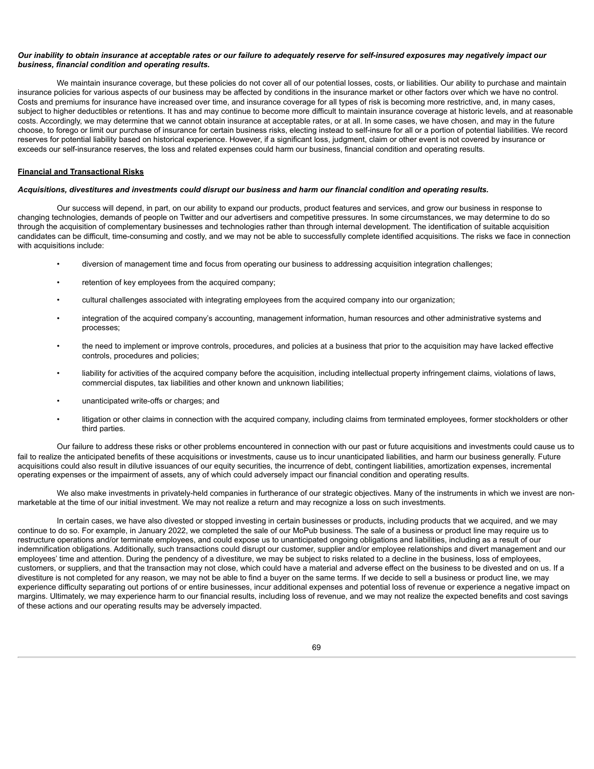***Our inability to obtain insurance at acceptable rates or our failure to adequately reserve for self-insured exposures may negatively impact our business, financial condition and operating results.***

We maintain insurance coverage, but these policies do not cover all of our potential losses, costs, or liabilities. Our ability to purchase and maintain insurance policies for various aspects of our business may be affected by conditions in the insurance market or other factors over which we have no control. Costs and premiums for insurance have increased over time, and insurance coverage for all types of risk is becoming more restrictive, and, in many cases, subject to higher deductibles or retentions. It has and may continue to become more difficult to maintain insurance coverage at historic levels, and at reasonable costs. Accordingly, we may determine that we cannot obtain insurance at acceptable rates, or at all. In some cases, we have chosen, and may in the future choose, to forego or limit our purchase of insurance for certain business risks, electing instead to self-insure for all or a portion of potential liabilities. We record reserves for potential liability based on historical experience. However, if a significant loss, judgment, claim or other event is not covered by insurance or exceeds our self-insurance reserves, the loss and related expenses could harm our business, financial condition and operating results.

## Financial and Transactional Risks

***Acquisitions, divestitures and investments could disrupt our business and harm our financial condition and operating results.***

Our success will depend, in part, on our ability to expand our products, product features and services, and grow our business in response to changing technologies, demands of people on Twitter and our advertisers and competitive pressures. In some circumstances, we may determine to do so through the acquisition of complementary businesses and technologies rather than through internal development. The identification of suitable acquisition candidates can be difficult, time-consuming and costly, and we may not be able to successfully complete identified acquisitions. The risks we face in connection with acquisitions include:

- diversion of management time and focus from operating our business to addressing acquisition integration challenges;
- retention of key employees from the acquired company;
- cultural challenges associated with integrating employees from the acquired company into our organization;
- integration of the acquired company's accounting, management information, human resources and other administrative systems and processes;
- the need to implement or improve controls, procedures, and policies at a business that prior to the acquisition may have lacked effective controls, procedures and policies;
- liability for activities of the acquired company before the acquisition, including intellectual property infringement claims, violations of laws, commercial disputes, tax liabilities and other known and unknown liabilities;
- unanticipated write-offs or charges; and
- litigation or other claims in connection with the acquired company, including claims from terminated employees, former stockholders or other third parties.

Our failure to address these risks or other problems encountered in connection with our past or future acquisitions and investments could cause us to fail to realize the anticipated benefits of these acquisitions or investments, cause us to incur unanticipated liabilities, and harm our business generally. Future acquisitions could also result in dilutive issuances of our equity securities, the incurrence of debt, contingent liabilities, amortization expenses, incremental operating expenses or the impairment of assets, any of which could adversely impact our financial condition and operating results.

We also make investments in privately-held companies in furtherance of our strategic objectives. Many of the instruments in which we invest are non-marketable at the time of our initial investment. We may not realize a return and may recognize a loss on such investments.

In certain cases, we have also divested or stopped investing in certain businesses or products, including products that we acquired, and we may continue to do so. For example, in January 2022, we completed the sale of our MoPub business. The sale of a business or product line may require us to restructure operations and/or terminate employees, and could expose us to unanticipated ongoing obligations and liabilities, including as a result of our indemnification obligations. Additionally, such transactions could disrupt our customer, supplier and/or employee relationships and divert management and our employees' time and attention. During the pendency of a divestiture, we may be subject to risks related to a decline in the business, loss of employees, customers, or suppliers, and that the transaction may not close, which could have a material and adverse effect on the business to be divested and on us. If a divestiture is not completed for any reason, we may not be able to find a buyer on the same terms. If we decide to sell a business or product line, we may experience difficulty separating out portions of or entire businesses, incur additional expenses and potential loss of revenue or experience a negative impact on margins. Ultimately, we may experience harm to our financial results, including loss of revenue, and we may not realize the expected benefits and cost savings of these actions and our operating results may be adversely impacted.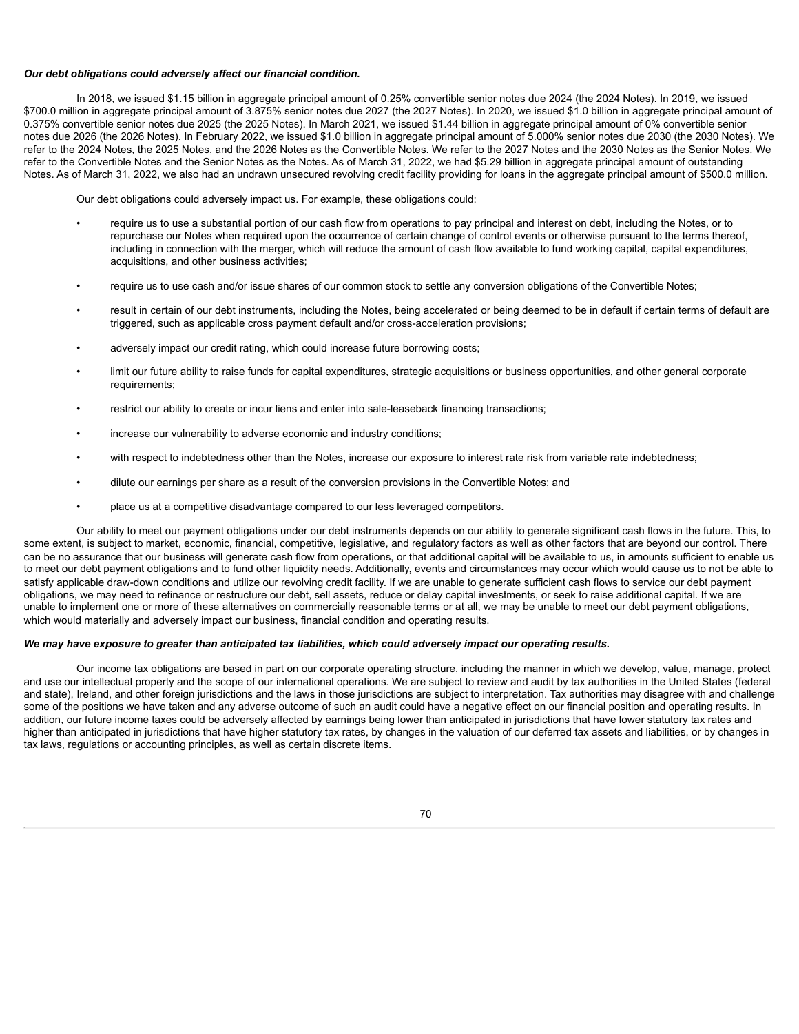***Our debt obligations could adversely affect our financial condition.***

In 2018, we issued $1.15 billion in aggregate principal amount of 0.25% convertible senior notes due 2024 (the 2024 Notes). In 2019, we issued $700.0 million in aggregate principal amount of 3.875% senior notes due 2027 (the 2027 Notes). In 2020, we issued $1.0 billion in aggregate principal amount of 0.375% convertible senior notes due 2025 (the 2025 Notes). In March 2021, we issued $1.44 billion in aggregate principal amount of 0% convertible senior notes due 2026 (the 2026 Notes). In February 2022, we issued $1.0 billion in aggregate principal amount of 5.000% senior notes due 2030 (the 2030 Notes). We refer to the 2024 Notes, the 2025 Notes, and the 2026 Notes as the Convertible Notes. We refer to the 2027 Notes and the 2030 Notes as the Senior Notes. We refer to the Convertible Notes and the Senior Notes as the Notes. As of March 31, 2022, we had $5.29 billion in aggregate principal amount of outstanding Notes. As of March 31, 2022, we also had an undrawn unsecured revolving credit facility providing for loans in the aggregate principal amount of $500.0 million.

Our debt obligations could adversely impact us. For example, these obligations could:

- require us to use a substantial portion of our cash flow from operations to pay principal and interest on debt, including the Notes, or to repurchase our Notes when required upon the occurrence of certain change of control events or otherwise pursuant to the terms thereof, including in connection with the merger, which will reduce the amount of cash flow available to fund working capital, capital expenditures, acquisitions, and other business activities;
- require us to use cash and/or issue shares of our common stock to settle any conversion obligations of the Convertible Notes;
- result in certain of our debt instruments, including the Notes, being accelerated or being deemed to be in default if certain terms of default are triggered, such as applicable cross payment default and/or cross-acceleration provisions;
- adversely impact our credit rating, which could increase future borrowing costs;
- limit our future ability to raise funds for capital expenditures, strategic acquisitions or business opportunities, and other general corporate requirements;
- restrict our ability to create or incur liens and enter into sale-leaseback financing transactions;
- increase our vulnerability to adverse economic and industry conditions;
- with respect to indebtedness other than the Notes, increase our exposure to interest rate risk from variable rate indebtedness;
- dilute our earnings per share as a result of the conversion provisions in the Convertible Notes; and
- place us at a competitive disadvantage compared to our less leveraged competitors.

Our ability to meet our payment obligations under our debt instruments depends on our ability to generate significant cash flows in the future. This, to some extent, is subject to market, economic, financial, competitive, legislative, and regulatory factors as well as other factors that are beyond our control. There can be no assurance that our business will generate cash flow from operations, or that additional capital will be available to us, in amounts sufficient to enable us to meet our debt payment obligations and to fund other liquidity needs. Additionally, events and circumstances may occur which would cause us to not be able to satisfy applicable draw-down conditions and utilize our revolving credit facility. If we are unable to generate sufficient cash flows to service our debt payment obligations, we may need to refinance or restructure our debt, sell assets, reduce or delay capital investments, or seek to raise additional capital. If we are unable to implement one or more of these alternatives on commercially reasonable terms or at all, we may be unable to meet our debt payment obligations, which would materially and adversely impact our business, financial condition and operating results.

***We may have exposure to greater than anticipated tax liabilities, which could adversely impact our operating results.***

Our income tax obligations are based in part on our corporate operating structure, including the manner in which we develop, value, manage, protect and use our intellectual property and the scope of our international operations. We are subject to review and audit by tax authorities in the United States (federal and state), Ireland, and other foreign jurisdictions and the laws in those jurisdictions are subject to interpretation. Tax authorities may disagree with and challenge some of the positions we have taken and any adverse outcome of such an audit could have a negative effect on our financial position and operating results. In addition, our future income taxes could be adversely affected by earnings being lower than anticipated in jurisdictions that have lower statutory tax rates and higher than anticipated in jurisdictions that have higher statutory tax rates, by changes in the valuation of our deferred tax assets and liabilities, or by changes in tax laws, regulations or accounting principles, as well as certain discrete items.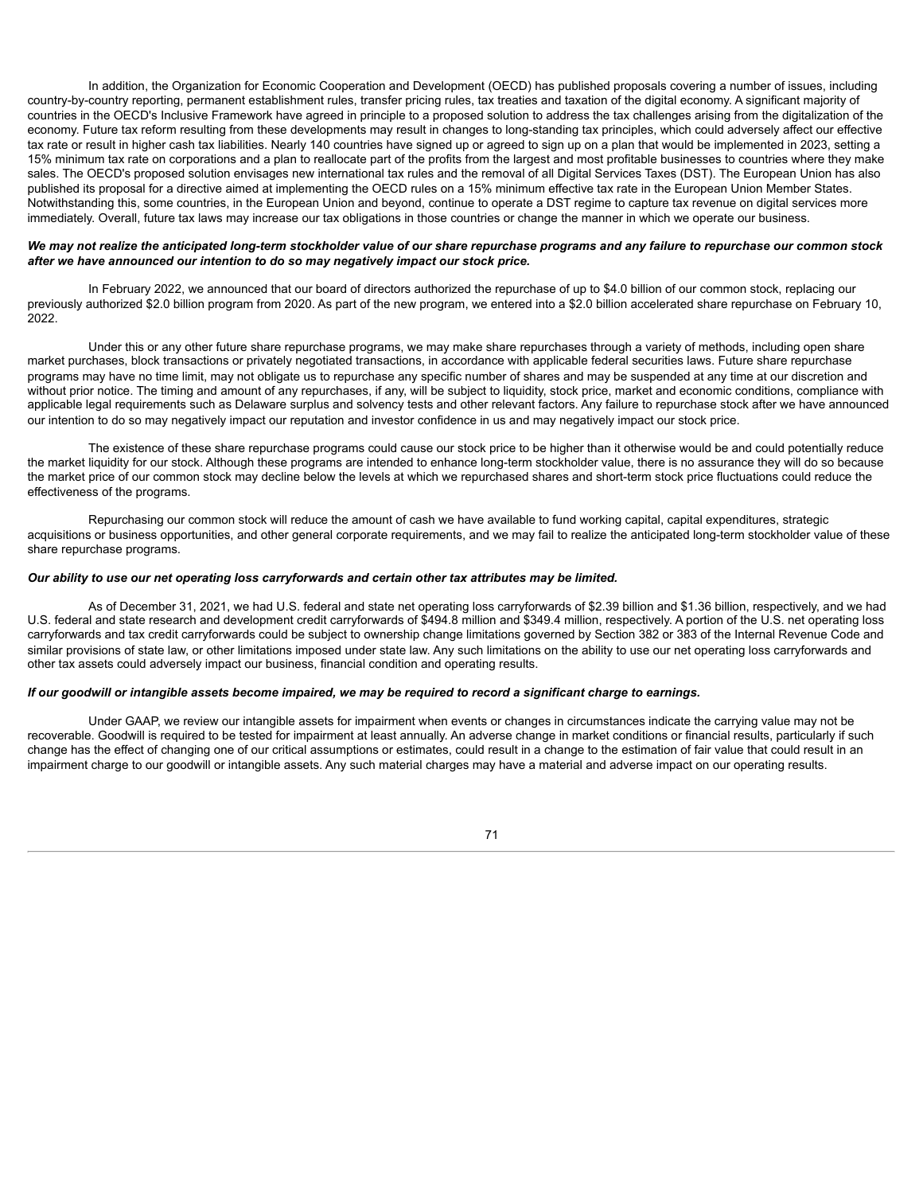In addition, the Organization for Economic Cooperation and Development (OECD) has published proposals covering a number of issues, including country-by-country reporting, permanent establishment rules, transfer pricing rules, tax treaties and taxation of the digital economy. A significant majority of countries in the OECD's Inclusive Framework have agreed in principle to a proposed solution to address the tax challenges arising from the digitalization of the economy. Future tax reform resulting from these developments may result in changes to long-standing tax principles, which could adversely affect our effective tax rate or result in higher cash tax liabilities. Nearly 140 countries have signed up or agreed to sign up on a plan that would be implemented in 2023, setting a 15% minimum tax rate on corporations and a plan to reallocate part of the profits from the largest and most profitable businesses to countries where they make sales. The OECD's proposed solution envisages new international tax rules and the removal of all Digital Services Taxes (DST). The European Union has also published its proposal for a directive aimed at implementing the OECD rules on a 15% minimum effective tax rate in the European Union Member States. Notwithstanding this, some countries, in the European Union and beyond, continue to operate a DST regime to capture tax revenue on digital services more immediately. Overall, future tax laws may increase our tax obligations in those countries or change the manner in which we operate our business.

***We may not realize the anticipated long-term stockholder value of our share repurchase programs and any failure to repurchase our common stock after we have announced our intention to do so may negatively impact our stock price.***

In February 2022, we announced that our board of directors authorized the repurchase of up to $4.0 billion of our common stock, replacing our previously authorized $2.0 billion program from 2020. As part of the new program, we entered into a $2.0 billion accelerated share repurchase on February 10, 2022.

Under this or any other future share repurchase programs, we may make share repurchases through a variety of methods, including open share market purchases, block transactions or privately negotiated transactions, in accordance with applicable federal securities laws. Future share repurchase programs may have no time limit, may not obligate us to repurchase any specific number of shares and may be suspended at any time at our discretion and without prior notice. The timing and amount of any repurchases, if any, will be subject to liquidity, stock price, market and economic conditions, compliance with applicable legal requirements such as Delaware surplus and solvency tests and other relevant factors. Any failure to repurchase stock after we have announced our intention to do so may negatively impact our reputation and investor confidence in us and may negatively impact our stock price.

The existence of these share repurchase programs could cause our stock price to be higher than it otherwise would be and could potentially reduce the market liquidity for our stock. Although these programs are intended to enhance long-term stockholder value, there is no assurance they will do so because the market price of our common stock may decline below the levels at which we repurchased shares and short-term stock price fluctuations could reduce the effectiveness of the programs.

Repurchasing our common stock will reduce the amount of cash we have available to fund working capital, capital expenditures, strategic acquisitions or business opportunities, and other general corporate requirements, and we may fail to realize the anticipated long-term stockholder value of these share repurchase programs.

***Our ability to use our net operating loss carryforwards and certain other tax attributes may be limited.***

As of December 31, 2021, we had U.S. federal and state net operating loss carryforwards of $2.39 billion and $1.36 billion, respectively, and we had U.S. federal and state research and development credit carryforwards of $494.8 million and $349.4 million, respectively. A portion of the U.S. net operating loss carryforwards and tax credit carryforwards could be subject to ownership change limitations governed by Section 382 or 383 of the Internal Revenue Code and similar provisions of state law, or other limitations imposed under state law. Any such limitations on the ability to use our net operating loss carryforwards and other tax assets could adversely impact our business, financial condition and operating results.

***If our goodwill or intangible assets become impaired, we may be required to record a significant charge to earnings.***

Under GAAP, we review our intangible assets for impairment when events or changes in circumstances indicate the carrying value may not be recoverable. Goodwill is required to be tested for impairment at least annually. An adverse change in market conditions or financial results, particularly if such change has the effect of changing one of our critical assumptions or estimates, could result in a change to the estimation of fair value that could result in an impairment charge to our goodwill or intangible assets. Any such material charges may have a material and adverse impact on our operating results.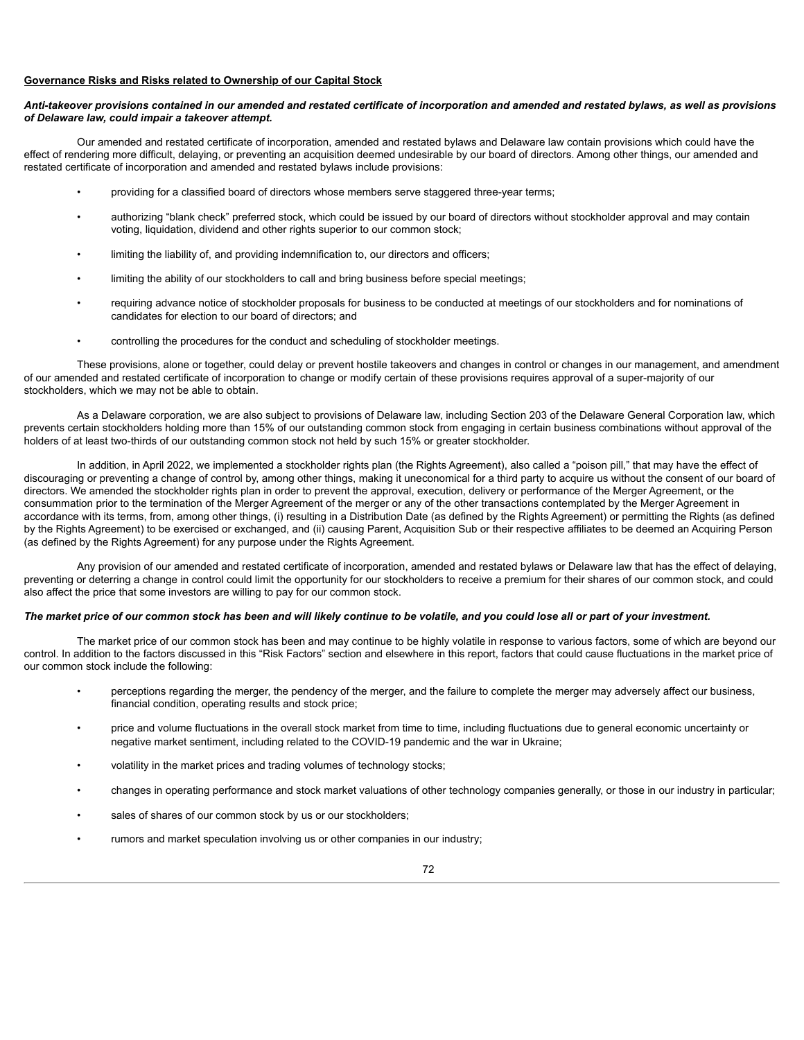**Governance Risks and Risks related to Ownership of our Capital Stock**

***Anti-takeover provisions contained in our amended and restated certificate of incorporation and amended and restated bylaws, as well as provisions of Delaware law, could impair a takeover attempt.***

Our amended and restated certificate of incorporation, amended and restated bylaws and Delaware law contain provisions which could have the effect of rendering more difficult, delaying, or preventing an acquisition deemed undesirable by our board of directors. Among other things, our amended and restated certificate of incorporation and amended and restated bylaws include provisions:

- providing for a classified board of directors whose members serve staggered three-year terms;
- authorizing "blank check" preferred stock, which could be issued by our board of directors without stockholder approval and may contain voting, liquidation, dividend and other rights superior to our common stock;
- limiting the liability of, and providing indemnification to, our directors and officers;
- limiting the ability of our stockholders to call and bring business before special meetings;
- requiring advance notice of stockholder proposals for business to be conducted at meetings of our stockholders and for nominations of candidates for election to our board of directors; and
- controlling the procedures for the conduct and scheduling of stockholder meetings.

These provisions, alone or together, could delay or prevent hostile takeovers and changes in control or changes in our management, and amendment of our amended and restated certificate of incorporation to change or modify certain of these provisions requires approval of a super-majority of our stockholders, which we may not be able to obtain.

As a Delaware corporation, we are also subject to provisions of Delaware law, including Section 203 of the Delaware General Corporation law, which prevents certain stockholders holding more than 15% of our outstanding common stock from engaging in certain business combinations without approval of the holders of at least two-thirds of our outstanding common stock not held by such 15% or greater stockholder.

In addition, in April 2022, we implemented a stockholder rights plan (the Rights Agreement), also called a "poison pill," that may have the effect of discouraging or preventing a change of control by, among other things, making it uneconomical for a third party to acquire us without the consent of our board of directors. We amended the stockholder rights plan in order to prevent the approval, execution, delivery or performance of the Merger Agreement, or the consummation prior to the termination of the Merger Agreement of the merger or any of the other transactions contemplated by the Merger Agreement in accordance with its terms, from, among other things, (i) resulting in a Distribution Date (as defined by the Rights Agreement) or permitting the Rights (as defined by the Rights Agreement) to be exercised or exchanged, and (ii) causing Parent, Acquisition Sub or their respective affiliates to be deemed an Acquiring Person (as defined by the Rights Agreement) for any purpose under the Rights Agreement.

Any provision of our amended and restated certificate of incorporation, amended and restated bylaws or Delaware law that has the effect of delaying, preventing or deterring a change in control could limit the opportunity for our stockholders to receive a premium for their shares of our common stock, and could also affect the price that some investors are willing to pay for our common stock.

***The market price of our common stock has been and will likely continue to be volatile, and you could lose all or part of your investment.***

The market price of our common stock has been and may continue to be highly volatile in response to various factors, some of which are beyond our control. In addition to the factors discussed in this "Risk Factors" section and elsewhere in this report, factors that could cause fluctuations in the market price of our common stock include the following:

- perceptions regarding the merger, the pendency of the merger, and the failure to complete the merger may adversely affect our business, financial condition, operating results and stock price;
- price and volume fluctuations in the overall stock market from time to time, including fluctuations due to general economic uncertainty or negative market sentiment, including related to the COVID-19 pandemic and the war in Ukraine;
- volatility in the market prices and trading volumes of technology stocks;
- changes in operating performance and stock market valuations of other technology companies generally, or those in our industry in particular;
- sales of shares of our common stock by us or our stockholders;
- rumors and market speculation involving us or other companies in our industry;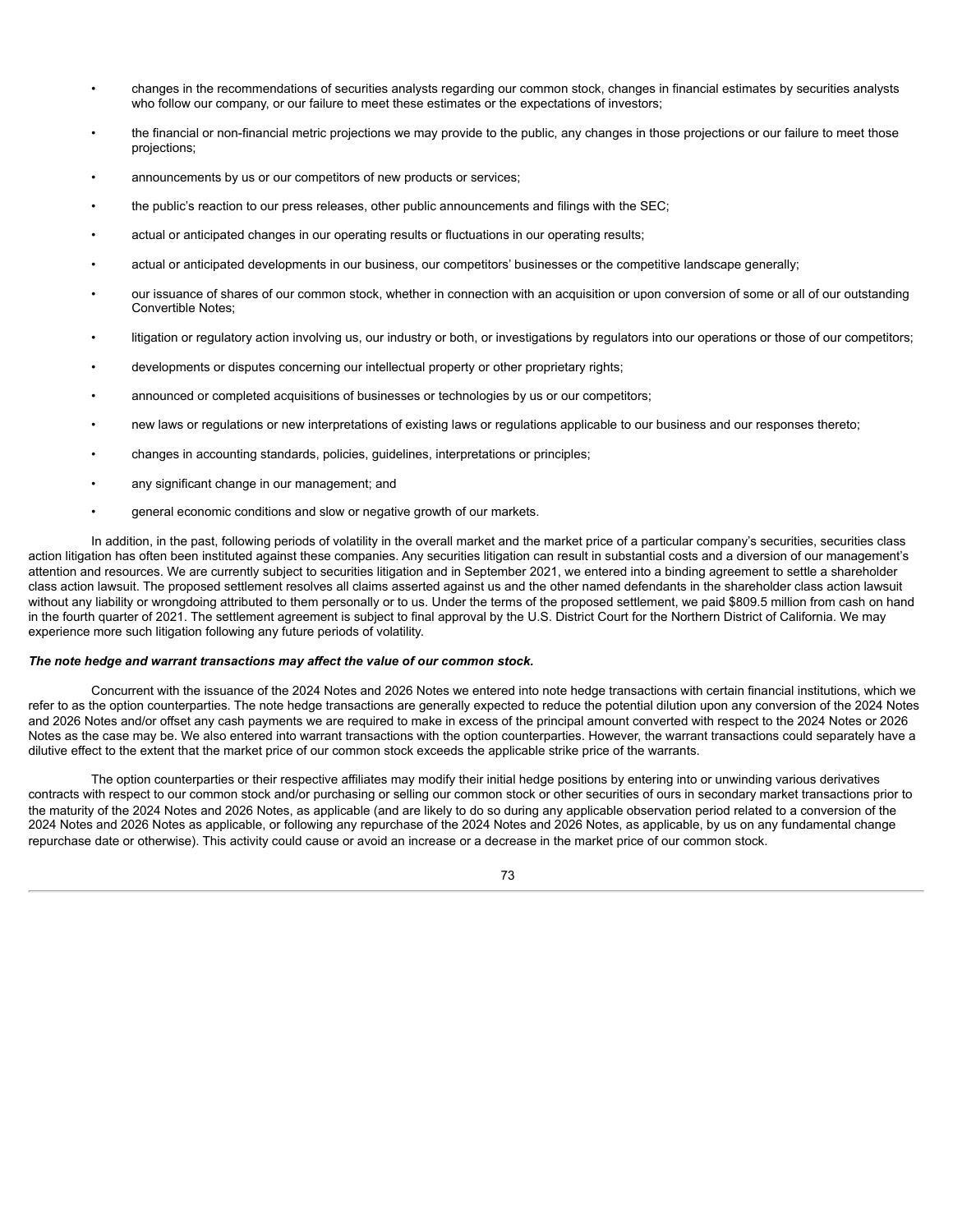- changes in the recommendations of securities analysts regarding our common stock, changes in financial estimates by securities analysts who follow our company, or our failure to meet these estimates or the expectations of investors;
- the financial or non-financial metric projections we may provide to the public, any changes in those projections or our failure to meet those projections;
- announcements by us or our competitors of new products or services;
- the public's reaction to our press releases, other public announcements and filings with the SEC;
- actual or anticipated changes in our operating results or fluctuations in our operating results;
- actual or anticipated developments in our business, our competitors' businesses or the competitive landscape generally;
- our issuance of shares of our common stock, whether in connection with an acquisition or upon conversion of some or all of our outstanding Convertible Notes;
- litigation or regulatory action involving us, our industry or both, or investigations by regulators into our operations or those of our competitors;
- developments or disputes concerning our intellectual property or other proprietary rights;
- announced or completed acquisitions of businesses or technologies by us or our competitors;
- new laws or regulations or new interpretations of existing laws or regulations applicable to our business and our responses thereto;
- changes in accounting standards, policies, guidelines, interpretations or principles;
- any significant change in our management; and
- general economic conditions and slow or negative growth of our markets.

In addition, in the past, following periods of volatility in the overall market and the market price of a particular company's securities, securities class action litigation has often been instituted against these companies. Any securities litigation can result in substantial costs and a diversion of our management's attention and resources. We are currently subject to securities litigation and in September 2021, we entered into a binding agreement to settle a shareholder class action lawsuit. The proposed settlement resolves all claims asserted against us and the other named defendants in the shareholder class action lawsuit without any liability or wrongdoing attributed to them personally or to us. Under the terms of the proposed settlement, we paid $809.5 million from cash on hand in the fourth quarter of 2021. The settlement agreement is subject to final approval by the U.S. District Court for the Northern District of California. We may experience more such litigation following any future periods of volatility.

***The note hedge and warrant transactions may affect the value of our common stock.***

Concurrent with the issuance of the 2024 Notes and 2026 Notes we entered into note hedge transactions with certain financial institutions, which we refer to as the option counterparties. The note hedge transactions are generally expected to reduce the potential dilution upon any conversion of the 2024 Notes and 2026 Notes and/or offset any cash payments we are required to make in excess of the principal amount converted with respect to the 2024 Notes or 2026 Notes as the case may be. We also entered into warrant transactions with the option counterparties. However, the warrant transactions could separately have a dilutive effect to the extent that the market price of our common stock exceeds the applicable strike price of the warrants.

The option counterparties or their respective affiliates may modify their initial hedge positions by entering into or unwinding various derivatives contracts with respect to our common stock and/or purchasing or selling our common stock or other securities of ours in secondary market transactions prior to the maturity of the 2024 Notes and 2026 Notes, as applicable (and are likely to do so during any applicable observation period related to a conversion of the 2024 Notes and 2026 Notes as applicable, or following any repurchase of the 2024 Notes and 2026 Notes, as applicable, by us on any fundamental change repurchase date or otherwise). This activity could cause or avoid an increase or a decrease in the market price of our common stock.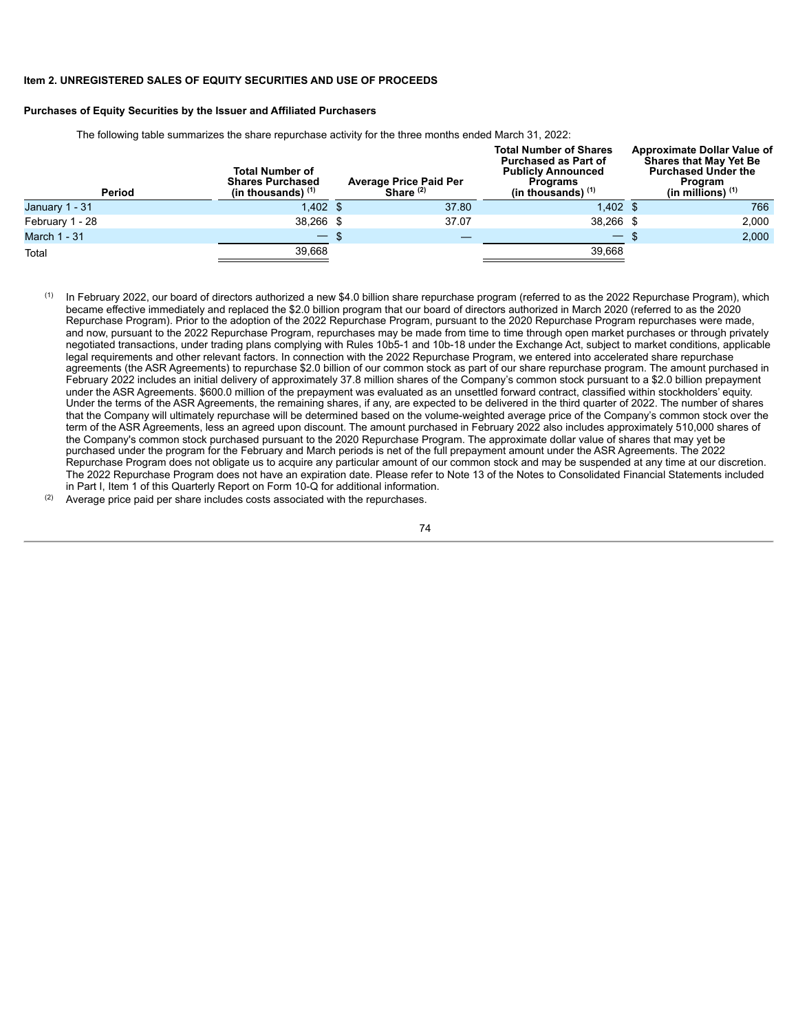### Item 2. UNREGISTERED SALES OF EQUITY SECURITIES AND USE OF PROCEEDS

#### Purchases of Equity Securities by the Issuer and Affiliated Purchasers

The following table summarizes the share repurchase activity for the three months ended March 31, 2022:

| Period | Total Number of Shares Purchased (in thousands) [(1)] | Average Price Paid Per Share [(2)] | Total Number of Shares Purchased as Part of Publicly Announced Programs (in thousands) [(1)] | Approximate Dollar Value of Shares that May Yet Be Purchased Under the Program (in millions) [(1)] |
|---|---|---|---|---|
| January 1 - 31 | 1,402 | $ 37.80 | 1,402 | $ 766 |
| February 1 - 28 | 38,266 | $ 37.07 | 38,266 | $ 2,000 |
| March 1 - 31 | — | $ — | — | $ 2,000 |
| Total | 39,668 | | 39,668 | |

(1) In February 2022, our board of directors authorized a new $4.0 billion share repurchase program (referred to as the 2022 Repurchase Program), which became effective immediately and replaced the $2.0 billion program that our board of directors authorized in March 2020 (referred to as the 2020 Repurchase Program). Prior to the adoption of the 2022 Repurchase Program, pursuant to the 2020 Repurchase Program repurchases were made, and now, pursuant to the 2022 Repurchase Program, repurchases may be made from time to time through open market purchases or through privately negotiated transactions, under trading plans complying with Rules 10b5-1 and 10b-18 under the Exchange Act, subject to market conditions, applicable legal requirements and other relevant factors. In connection with the 2022 Repurchase Program, we entered into accelerated share repurchase agreements (the ASR Agreements) to repurchase $2.0 billion of our common stock as part of our share repurchase program. The amount purchased in February 2022 includes an initial delivery of approximately 37.8 million shares of the Company's common stock pursuant to a $2.0 billion prepayment under the ASR Agreements. $600.0 million of the prepayment was evaluated as an unsettled forward contract, classified within stockholders' equity. Under the terms of the ASR Agreements, the remaining shares, if any, are expected to be delivered in the third quarter of 2022. The number of shares that the Company will ultimately repurchase will be determined based on the volume-weighted average price of the Company's common stock over the term of the ASR Agreements, less an agreed upon discount. The amount purchased in February 2022 also includes approximately 510,000 shares of the Company's common stock purchased pursuant to the 2020 Repurchase Program. The approximate dollar value of shares that may yet be purchased under the program for the February and March periods is net of the full prepayment amount under the ASR Agreements. The 2022 Repurchase Program does not obligate us to acquire any particular amount of our common stock and may be suspended at any time at our discretion. The 2022 Repurchase Program does not have an expiration date. Please refer to Note 13 of the Notes to Consolidated Financial Statements included in Part I, Item 1 of this Quarterly Report on Form 10-Q for additional information.

(2) Average price paid per share includes costs associated with the repurchases.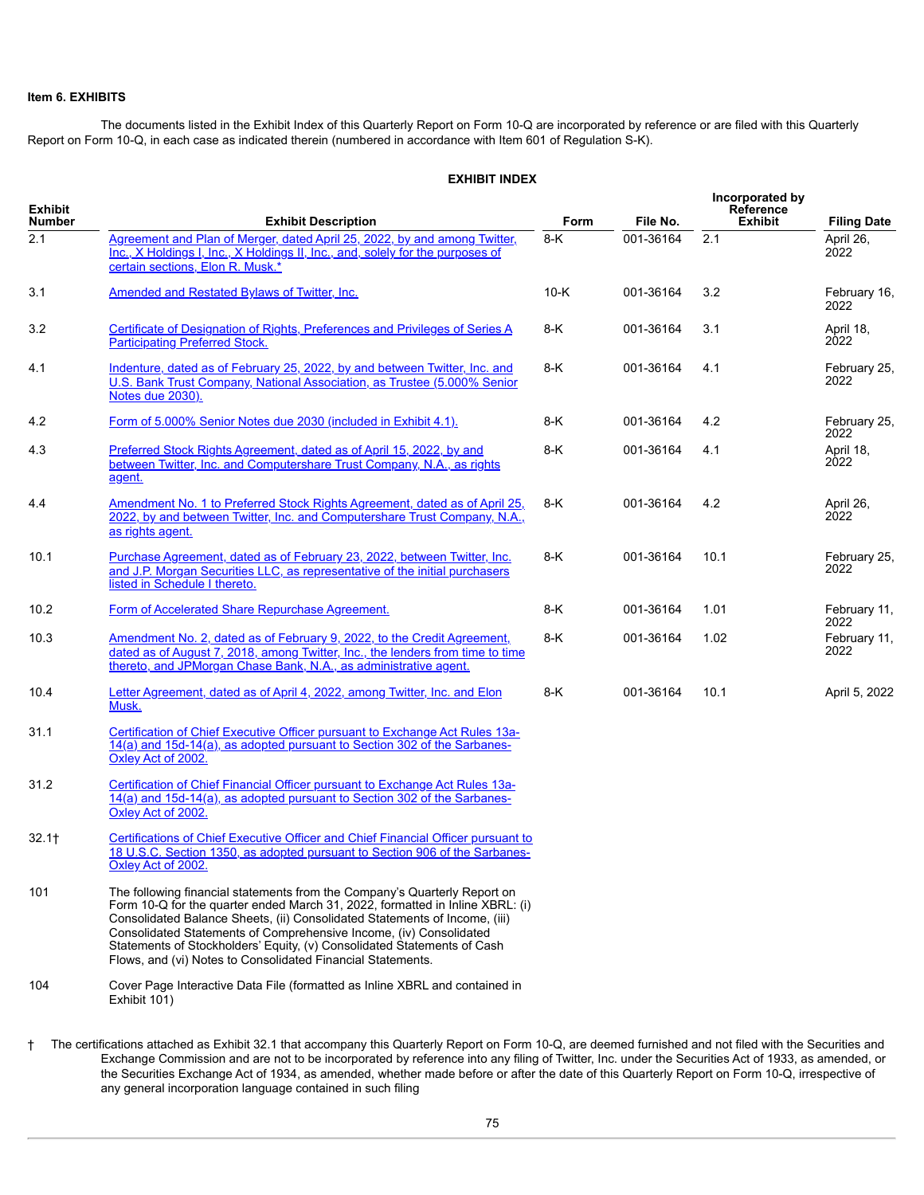**Item 6. EXHIBITS**

The documents listed in the Exhibit Index of this Quarterly Report on Form 10-Q are incorporated by reference or are filed with this Quarterly Report on Form 10-Q, in each case as indicated therein (numbered in accordance with Item 601 of Regulation S-K).

**EXHIBIT INDEX**

| Exhibit Number | Exhibit Description | Form | File No. | Incorporated by Reference Exhibit | Filing Date |
|---|---|---|---|---|---|
| 2.1 | Agreement and Plan of Merger, dated April 25, 2022, by and among Twitter, Inc., X Holdings I, Inc., X Holdings II, Inc., and, solely for the purposes of certain sections, Elon R. Musk.* | 8-K | 001-36164 | 2.1 | April 26, 2022 |
| 3.1 | Amended and Restated Bylaws of Twitter, Inc. | 10-K | 001-36164 | 3.2 | February 16, 2022 |
| 3.2 | Certificate of Designation of Rights, Preferences and Privileges of Series A Participating Preferred Stock. | 8-K | 001-36164 | 3.1 | April 18, 2022 |
| 4.1 | Indenture, dated as of February 25, 2022, by and between Twitter, Inc. and U.S. Bank Trust Company, National Association, as Trustee (5.000% Senior Notes due 2030). | 8-K | 001-36164 | 4.1 | February 25, 2022 |
| 4.2 | Form of 5.000% Senior Notes due 2030 (included in Exhibit 4.1). | 8-K | 001-36164 | 4.2 | February 25, 2022 |
| 4.3 | Preferred Stock Rights Agreement, dated as of April 15, 2022, by and between Twitter, Inc. and Computershare Trust Company, N.A., as rights agent. | 8-K | 001-36164 | 4.1 | April 18, 2022 |
| 4.4 | Amendment No. 1 to Preferred Stock Rights Agreement, dated as of April 25, 2022, by and between Twitter, Inc. and Computershare Trust Company, N.A., as rights agent. | 8-K | 001-36164 | 4.2 | April 26, 2022 |
| 10.1 | Purchase Agreement, dated as of February 23, 2022, between Twitter, Inc. and J.P. Morgan Securities LLC, as representative of the initial purchasers listed in Schedule I thereto. | 8-K | 001-36164 | 10.1 | February 25, 2022 |
| 10.2 | Form of Accelerated Share Repurchase Agreement. | 8-K | 001-36164 | 1.01 | February 11, 2022 |
| 10.3 | Amendment No. 2, dated as of February 9, 2022, to the Credit Agreement, dated as of August 7, 2018, among Twitter, Inc., the lenders from time to time thereto, and JPMorgan Chase Bank, N.A., as administrative agent. | 8-K | 001-36164 | 1.02 | February 11, 2022 |
| 10.4 | Letter Agreement, dated as of April 4, 2022, among Twitter, Inc. and Elon Musk. | 8-K | 001-36164 | 10.1 | April 5, 2022 |
| 31.1 | Certification of Chief Executive Officer pursuant to Exchange Act Rules 13a-14(a) and 15d-14(a), as adopted pursuant to Section 302 of the Sarbanes-Oxley Act of 2002. | | | | |
| 31.2 | Certification of Chief Financial Officer pursuant to Exchange Act Rules 13a-14(a) and 15d-14(a), as adopted pursuant to Section 302 of the Sarbanes-Oxley Act of 2002. | | | | |
| 32.1† | Certifications of Chief Executive Officer and Chief Financial Officer pursuant to 18 U.S.C. Section 1350, as adopted pursuant to Section 906 of the Sarbanes-Oxley Act of 2002. | | | | |
| 101 | The following financial statements from the Company's Quarterly Report on Form 10-Q for the quarter ended March 31, 2022, formatted in Inline XBRL: (i) Consolidated Balance Sheets, (ii) Consolidated Statements of Income, (iii) Consolidated Statements of Comprehensive Income, (iv) Consolidated Statements of Stockholders' Equity, (v) Consolidated Statements of Cash Flows, and (vi) Notes to Consolidated Financial Statements. | | | | |
| 104 | Cover Page Interactive Data File (formatted as Inline XBRL and contained in Exhibit 101) | | | | |

† The certifications attached as Exhibit 32.1 that accompany this Quarterly Report on Form 10-Q, are deemed furnished and not filed with the Securities and Exchange Commission and are not to be incorporated by reference into any filing of Twitter, Inc. under the Securities Act of 1933, as amended, or the Securities Exchange Act of 1934, as amended, whether made before or after the date of this Quarterly Report on Form 10-Q, irrespective of any general incorporation language contained in such filing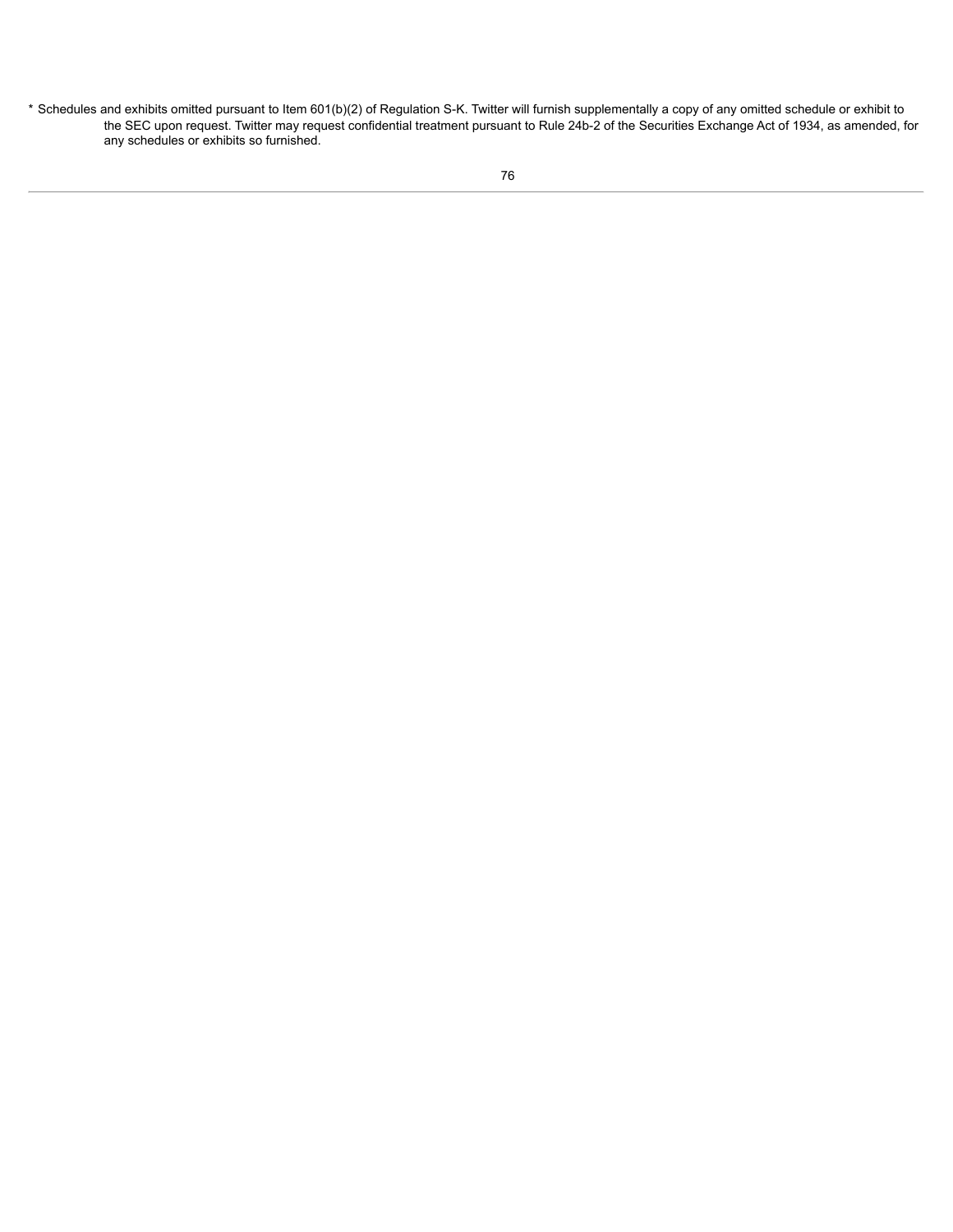* Schedules and exhibits omitted pursuant to Item 601(b)(2) of Regulation S-K. Twitter will furnish supplementally a copy of any omitted schedule or exhibit to the SEC upon request. Twitter may request confidential treatment pursuant to Rule 24b-2 of the Securities Exchange Act of 1934, as amended, for any schedules or exhibits so furnished.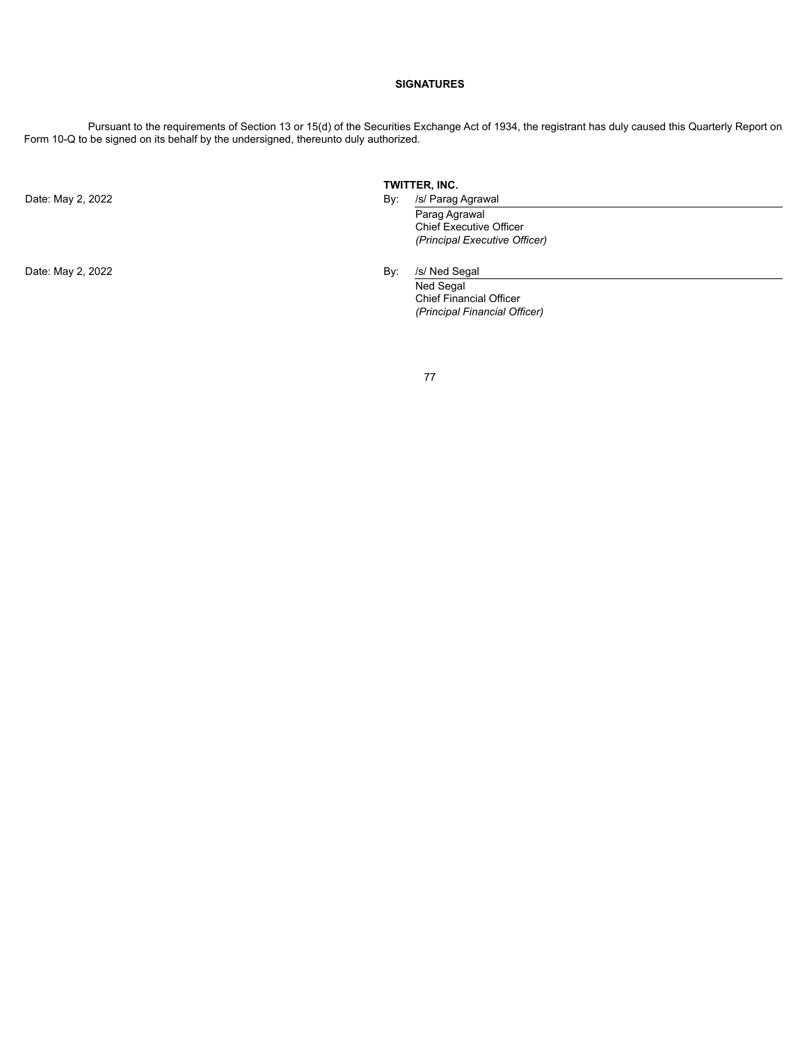## SIGNATURES

Pursuant to the requirements of Section 13 or 15(d) of the Securities Exchange Act of 1934, the registrant has duly caused this Quarterly Report on Form 10-Q to be signed on its behalf by the undersigned, thereunto duly authorized.

**TWITTER, INC.**

Date: May 2, 2022

By: /s/ Parag Agrawal
Parag Agrawal
Chief Executive Officer
*(Principal Executive Officer)*

Date: May 2, 2022

By: /s/ Ned Segal
Ned Segal
Chief Financial Officer
*(Principal Financial Officer)*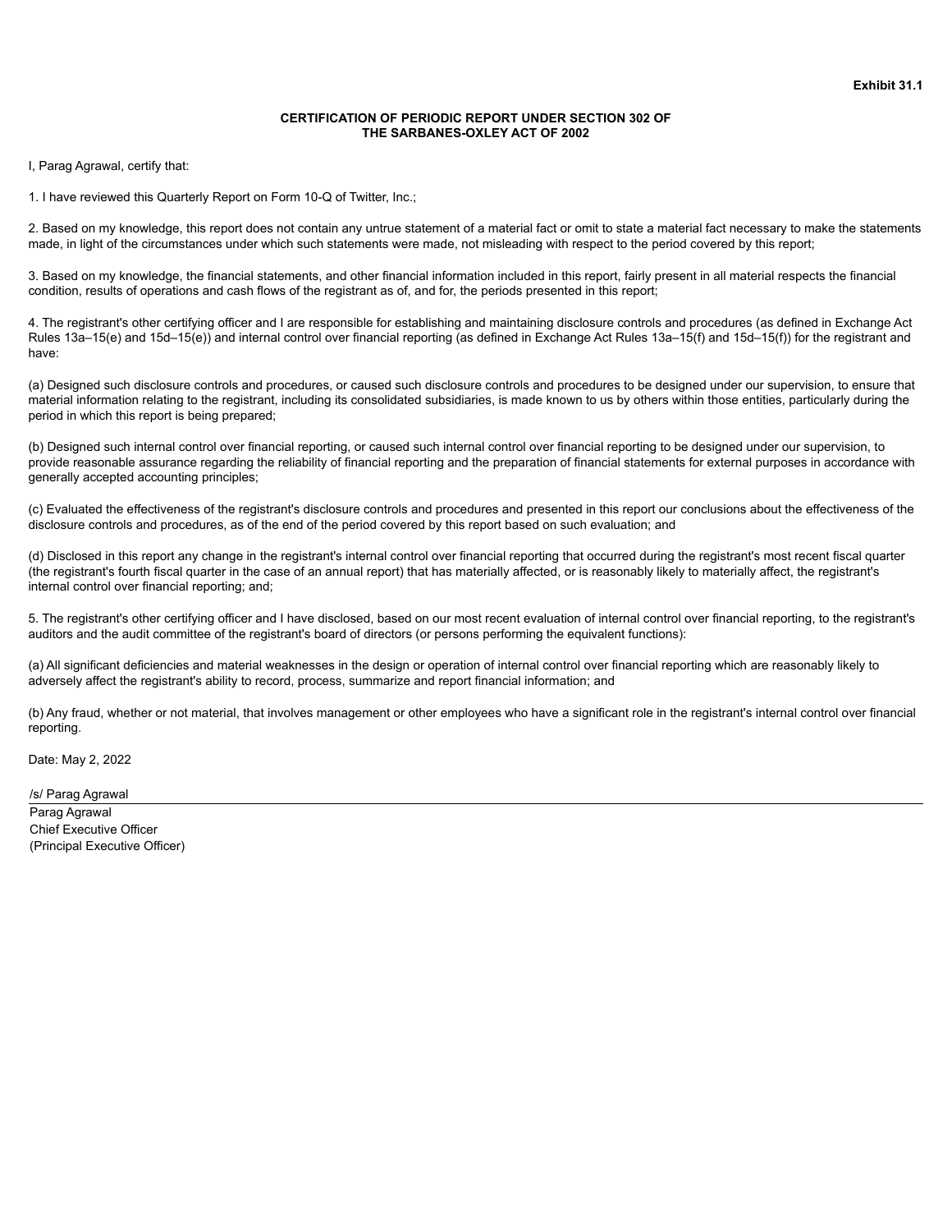**Exhibit 31.1**

**CERTIFICATION OF PERIODIC REPORT UNDER SECTION 302 OF THE SARBANES-OXLEY ACT OF 2002**

I, Parag Agrawal, certify that:

1. I have reviewed this Quarterly Report on Form 10-Q of Twitter, Inc.;

2. Based on my knowledge, this report does not contain any untrue statement of a material fact or omit to state a material fact necessary to make the statements made, in light of the circumstances under which such statements were made, not misleading with respect to the period covered by this report;

3. Based on my knowledge, the financial statements, and other financial information included in this report, fairly present in all material respects the financial condition, results of operations and cash flows of the registrant as of, and for, the periods presented in this report;

4. The registrant's other certifying officer and I are responsible for establishing and maintaining disclosure controls and procedures (as defined in Exchange Act Rules 13a–15(e) and 15d–15(e)) and internal control over financial reporting (as defined in Exchange Act Rules 13a–15(f) and 15d–15(f)) for the registrant and have:

(a) Designed such disclosure controls and procedures, or caused such disclosure controls and procedures to be designed under our supervision, to ensure that material information relating to the registrant, including its consolidated subsidiaries, is made known to us by others within those entities, particularly during the period in which this report is being prepared;

(b) Designed such internal control over financial reporting, or caused such internal control over financial reporting to be designed under our supervision, to provide reasonable assurance regarding the reliability of financial reporting and the preparation of financial statements for external purposes in accordance with generally accepted accounting principles;

(c) Evaluated the effectiveness of the registrant's disclosure controls and procedures and presented in this report our conclusions about the effectiveness of the disclosure controls and procedures, as of the end of the period covered by this report based on such evaluation; and

(d) Disclosed in this report any change in the registrant's internal control over financial reporting that occurred during the registrant's most recent fiscal quarter (the registrant's fourth fiscal quarter in the case of an annual report) that has materially affected, or is reasonably likely to materially affect, the registrant's internal control over financial reporting; and;

5. The registrant's other certifying officer and I have disclosed, based on our most recent evaluation of internal control over financial reporting, to the registrant's auditors and the audit committee of the registrant's board of directors (or persons performing the equivalent functions):

(a) All significant deficiencies and material weaknesses in the design or operation of internal control over financial reporting which are reasonably likely to adversely affect the registrant's ability to record, process, summarize and report financial information; and

(b) Any fraud, whether or not material, that involves management or other employees who have a significant role in the registrant's internal control over financial reporting.

Date: May 2, 2022

/s/ Parag Agrawal

Parag Agrawal
Chief Executive Officer
(Principal Executive Officer)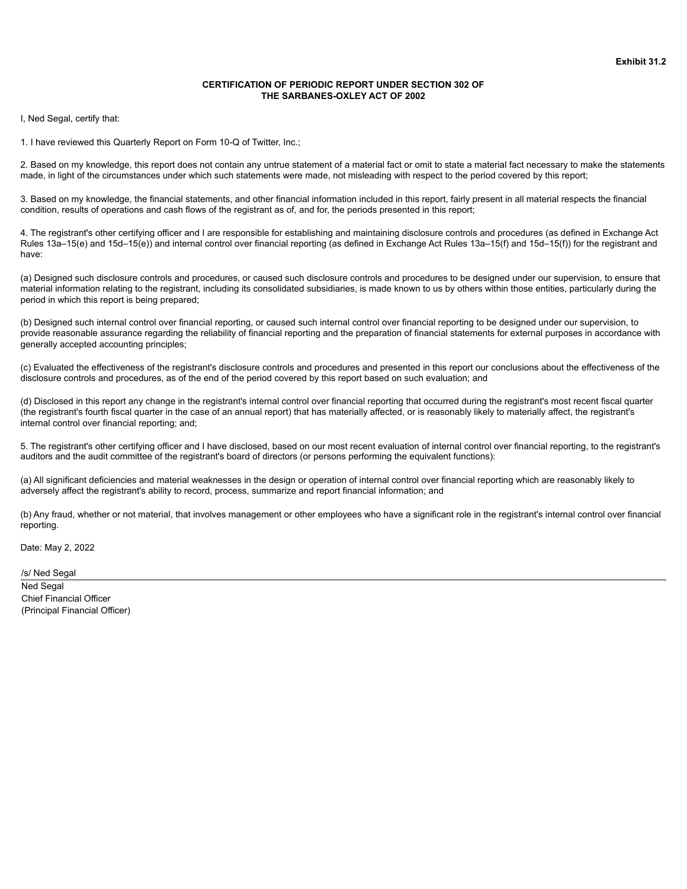**Exhibit 31.2**

**CERTIFICATION OF PERIODIC REPORT UNDER SECTION 302 OF THE SARBANES-OXLEY ACT OF 2002**

I, Ned Segal, certify that:

1. I have reviewed this Quarterly Report on Form 10-Q of Twitter, Inc.;

2. Based on my knowledge, this report does not contain any untrue statement of a material fact or omit to state a material fact necessary to make the statements made, in light of the circumstances under which such statements were made, not misleading with respect to the period covered by this report;

3. Based on my knowledge, the financial statements, and other financial information included in this report, fairly present in all material respects the financial condition, results of operations and cash flows of the registrant as of, and for, the periods presented in this report;

4. The registrant's other certifying officer and I are responsible for establishing and maintaining disclosure controls and procedures (as defined in Exchange Act Rules 13a–15(e) and 15d–15(e)) and internal control over financial reporting (as defined in Exchange Act Rules 13a–15(f) and 15d–15(f)) for the registrant and have:

(a) Designed such disclosure controls and procedures, or caused such disclosure controls and procedures to be designed under our supervision, to ensure that material information relating to the registrant, including its consolidated subsidiaries, is made known to us by others within those entities, particularly during the period in which this report is being prepared;

(b) Designed such internal control over financial reporting, or caused such internal control over financial reporting to be designed under our supervision, to provide reasonable assurance regarding the reliability of financial reporting and the preparation of financial statements for external purposes in accordance with generally accepted accounting principles;

(c) Evaluated the effectiveness of the registrant's disclosure controls and procedures and presented in this report our conclusions about the effectiveness of the disclosure controls and procedures, as of the end of the period covered by this report based on such evaluation; and

(d) Disclosed in this report any change in the registrant's internal control over financial reporting that occurred during the registrant's most recent fiscal quarter (the registrant's fourth fiscal quarter in the case of an annual report) that has materially affected, or is reasonably likely to materially affect, the registrant's internal control over financial reporting; and;

5. The registrant's other certifying officer and I have disclosed, based on our most recent evaluation of internal control over financial reporting, to the registrant's auditors and the audit committee of the registrant's board of directors (or persons performing the equivalent functions):

(a) All significant deficiencies and material weaknesses in the design or operation of internal control over financial reporting which are reasonably likely to adversely affect the registrant's ability to record, process, summarize and report financial information; and

(b) Any fraud, whether or not material, that involves management or other employees who have a significant role in the registrant's internal control over financial reporting.

Date: May 2, 2022

/s/ Ned Segal

Ned Segal
Chief Financial Officer
(Principal Financial Officer)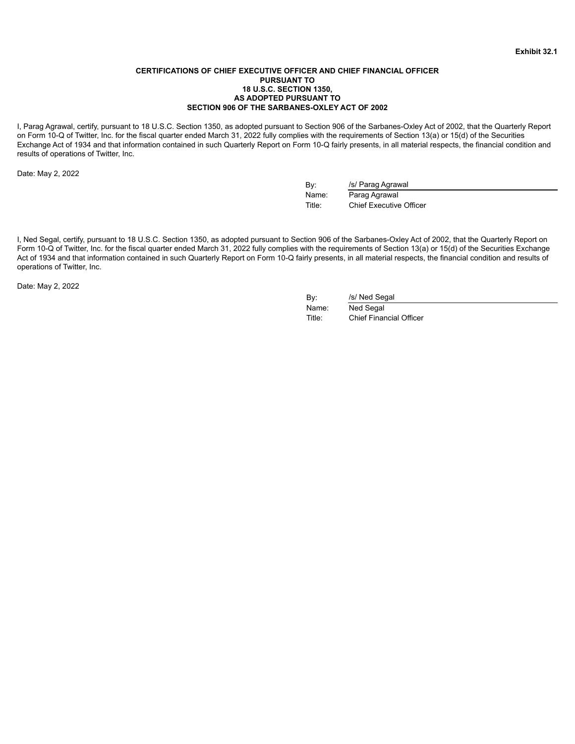**Exhibit 32.1**

**CERTIFICATIONS OF CHIEF EXECUTIVE OFFICER AND CHIEF FINANCIAL OFFICER
PURSUANT TO
18 U.S.C. SECTION 1350,
AS ADOPTED PURSUANT TO
SECTION 906 OF THE SARBANES-OXLEY ACT OF 2002**

I, Parag Agrawal, certify, pursuant to 18 U.S.C. Section 1350, as adopted pursuant to Section 906 of the Sarbanes-Oxley Act of 2002, that the Quarterly Report on Form 10-Q of Twitter, Inc. for the fiscal quarter ended March 31, 2022 fully complies with the requirements of Section 13(a) or 15(d) of the Securities Exchange Act of 1934 and that information contained in such Quarterly Report on Form 10-Q fairly presents, in all material respects, the financial condition and results of operations of Twitter, Inc.

Date: May 2, 2022

| | |
|---|---|
| By: | /s/ Parag Agrawal |
| Name: | Parag Agrawal |
| Title: | Chief Executive Officer |

I, Ned Segal, certify, pursuant to 18 U.S.C. Section 1350, as adopted pursuant to Section 906 of the Sarbanes-Oxley Act of 2002, that the Quarterly Report on Form 10-Q of Twitter, Inc. for the fiscal quarter ended March 31, 2022 fully complies with the requirements of Section 13(a) or 15(d) of the Securities Exchange Act of 1934 and that information contained in such Quarterly Report on Form 10-Q fairly presents, in all material respects, the financial condition and results of operations of Twitter, Inc.

Date: May 2, 2022

| | |
|---|---|
| By: | /s/ Ned Segal |
| Name: | Ned Segal |
| Title: | Chief Financial Officer |